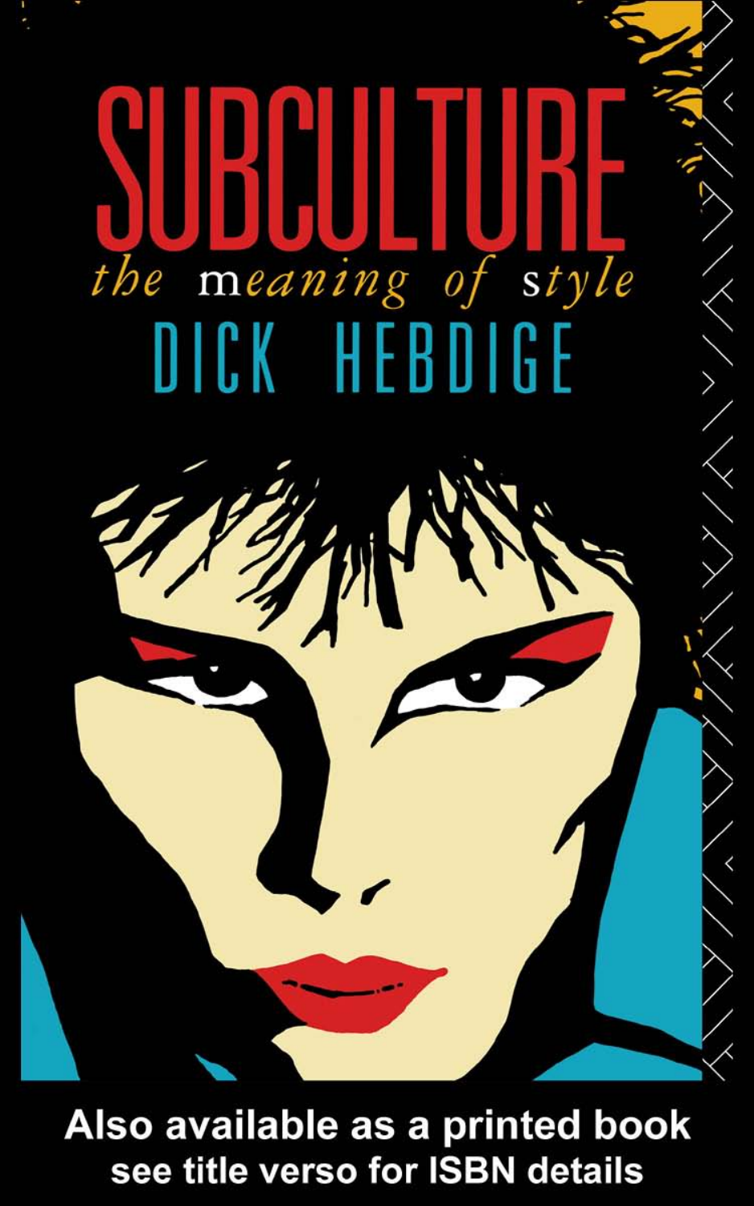# SUBCULTURE

*the meaning of style*

## DICK HEBDIGE

**Also available as a printed book see title verso for ISBN details**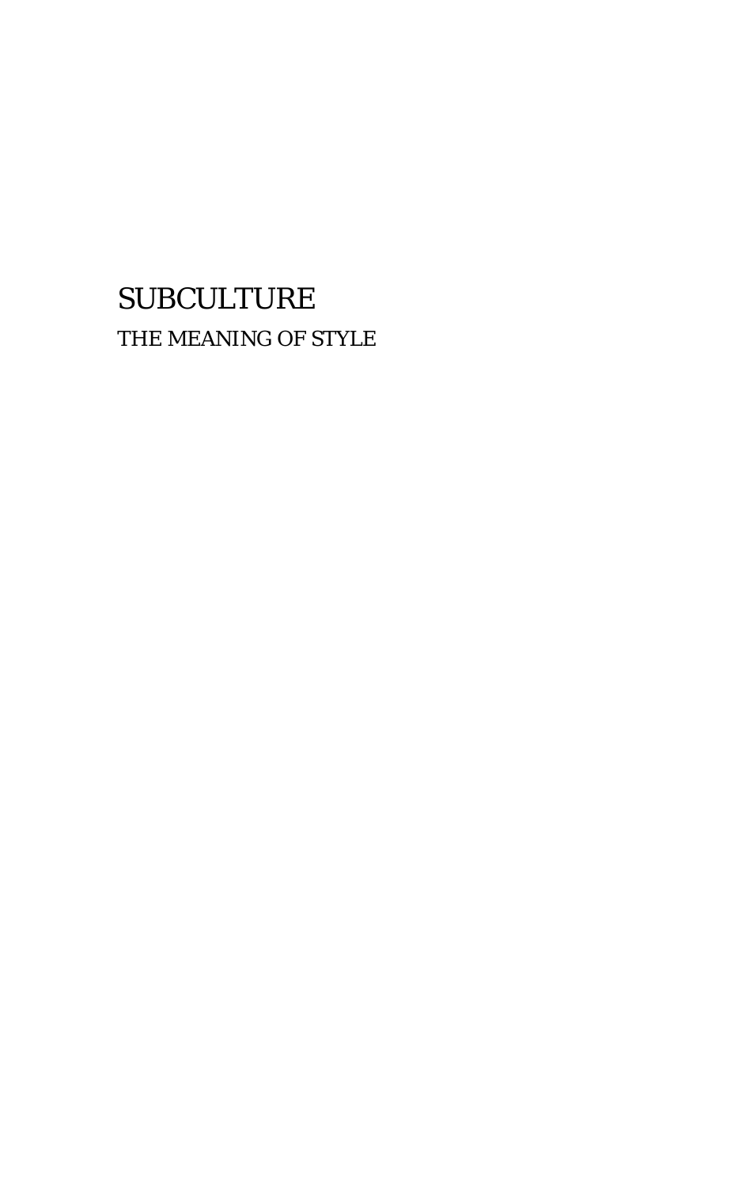# SUBCULTURE

## THE MEANING OF STYLE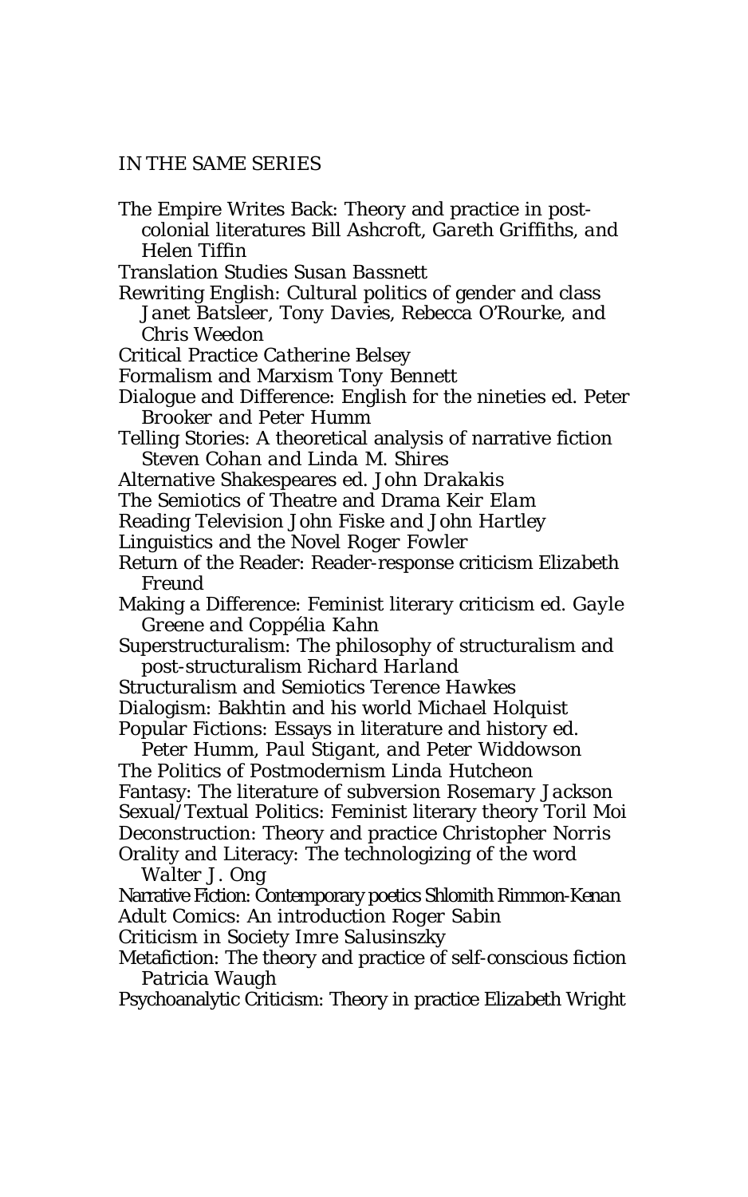IN THE SAME SERIES

The Empire Writes Back: Theory and practice in post-colonial literatures *Bill Ashcroft, Gareth Griffiths, and Helen Tiffin*

Translation Studies *Susan Bassnett*

Rewriting English: Cultural politics of gender and class *Janet Batsleer, Tony Davies, Rebecca O'Rourke, and Chris Weedon*

Critical Practice *Catherine Belsey*

Formalism and Marxism *Tony Bennett*

Dialogue and Difference: English for the nineties *ed. Peter Brooker and Peter Humm*

Telling Stories: A theoretical analysis of narrative fiction *Steven Cohan and Linda M. Shires*

Alternative Shakespeares *ed. John Drakakis*

The Semiotics of Theatre and Drama *Keir Elam*

Reading Television *John Fiske and John Hartley*

Linguistics and the Novel *Roger Fowler*

Return of the Reader: Reader-response criticism *Elizabeth Freund*

Making a Difference: Feminist literary criticism *ed. Gayle Greene and Coppélia Kahn*

Superstructuralism: The philosophy of structuralism and post-structuralism *Richard Harland*

Structuralism and Semiotics *Terence Hawkes*

Dialogism: Bakhtin and his world *Michael Holquist*

Popular Fictions: Essays in literature and history *ed. Peter Humm, Paul Stigant, and Peter Widdowson*

The Politics of Postmodernism *Linda Hutcheon*

Fantasy: The literature of subversion *Rosemary Jackson*

Sexual/Textual Politics: Feminist literary theory *Toril Moi*

Deconstruction: Theory and practice *Christopher Norris*

Orality and Literacy: The technologizing of the word *Walter J. Ong*

Narrative Fiction: Contemporary poetics *Shlomith Rimmon-Kenan*

Adult Comics: An introduction *Roger Sabin*

Criticism in Society *Imre Salusinszky*

Metafiction: The theory and practice of self-conscious fiction *Patricia Waugh*

Psychoanalytic Criticism: Theory in practice *Elizabeth Wright*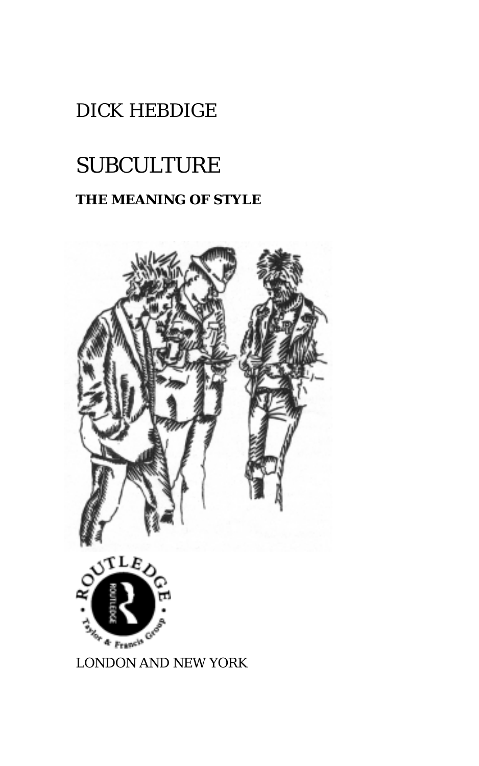DICK HEBDIGE

# SUBCULTURE

**THE MEANING OF STYLE**

LONDON AND NEW YORK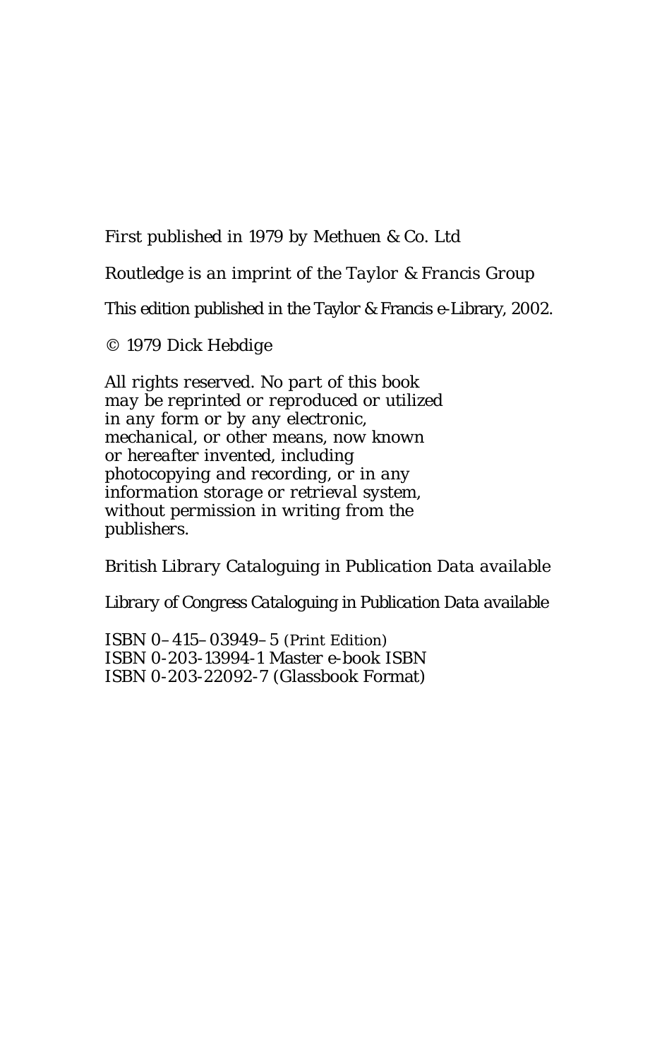First published in 1979 by Methuen & Co. Ltd

Routledge is an imprint of the Taylor & Francis Group

This edition published in the Taylor & Francis e-Library, 2002.

© 1979 Dick Hebdige

All rights reserved. No part of this book may be reprinted or reproduced or utilized in any form or by any electronic, mechanical, or other means, now known or hereafter invented, including photocopying and recording, or in any information storage or retrieval system, without permission in writing from the publishers.

British Library Cataloguing in Publication Data available

Library of Congress Cataloguing in Publication Data available

ISBN 0–415–03949–5 (Print Edition)
ISBN 0-203-13994-1 Master e-book ISBN
ISBN 0-203-22092-7 (Glassbook Format)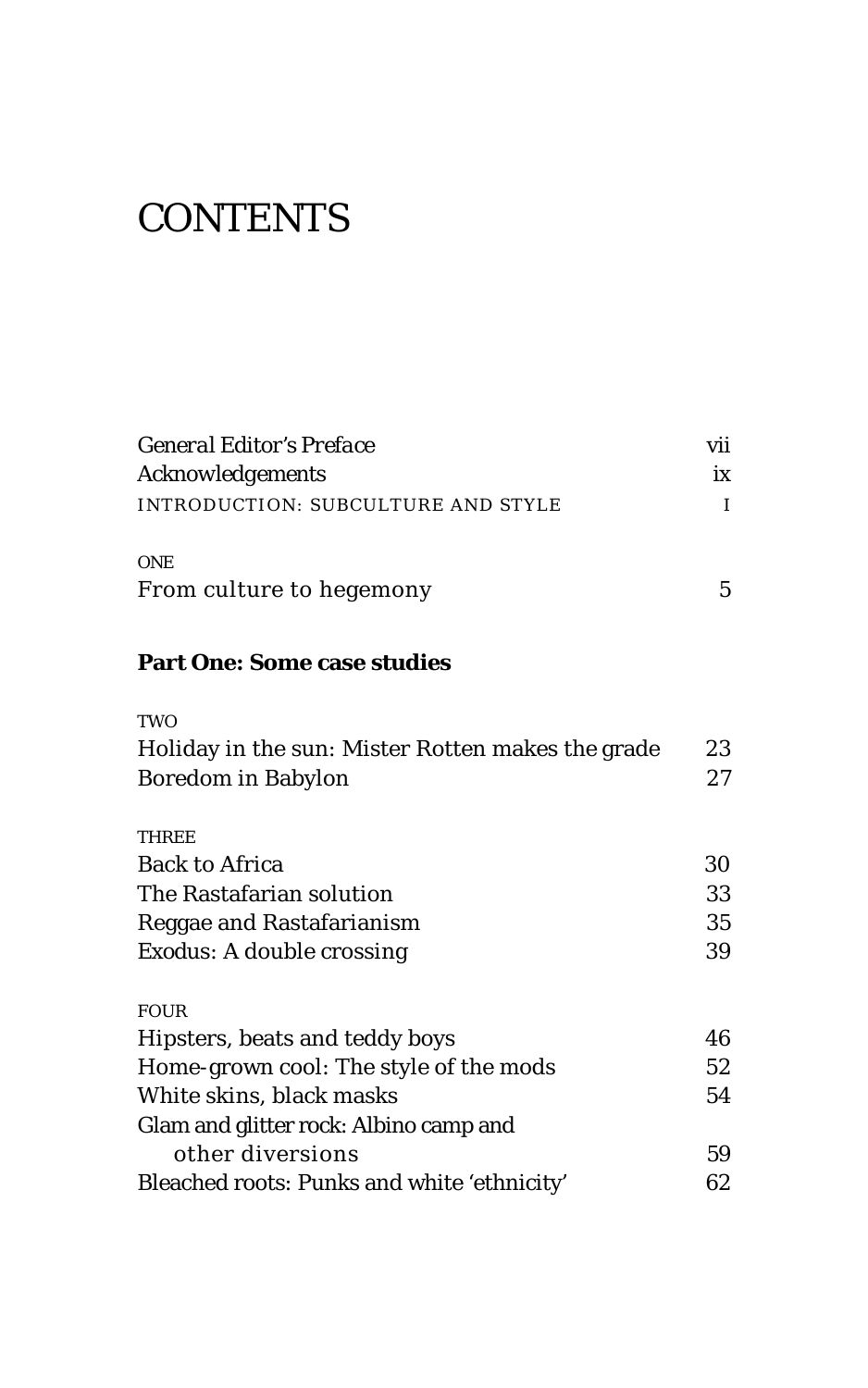# CONTENTS

| | |
|---|---|
| *General Editor's Preface* | vii |
| Acknowledgements | ix |
| INTRODUCTION: SUBCULTURE AND STYLE | I |
| | |
| ONE | |
| From culture to hegemony | 5 |

**Part One: Some case studies**

| | |
|---|---|
| TWO | |
| Holiday in the sun: Mister Rotten makes the grade | 23 |
| Boredom in Babylon | 27 |
| | |
| THREE | |
| Back to Africa | 30 |
| The Rastafarian solution | 33 |
| Reggae and Rastafarianism | 35 |
| Exodus: A double crossing | 39 |
| | |
| FOUR | |
| Hipsters, beats and teddy boys | 46 |
| Home-grown cool: The style of the mods | 52 |
| White skins, black masks | 54 |
| Glam and glitter rock: Albino camp and other diversions | 59 |
| Bleached roots: Punks and white 'ethnicity' | 62 |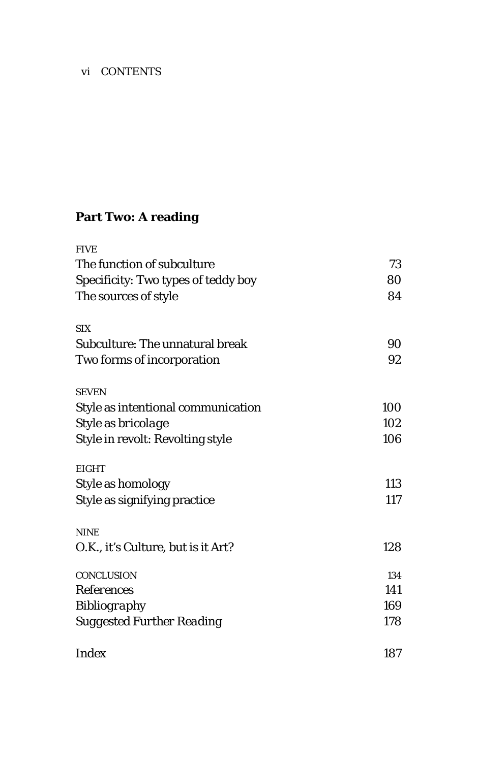## Part Two: A reading

FIVE

| | |
|---|---|
| The function of subculture | 73 |
| Specificity: Two types of teddy boy | 80 |
| The sources of style | 84 |

SIX

| | |
|---|---|
| Subculture: The unnatural break | 90 |
| Two forms of incorporation | 92 |

SEVEN

| | |
|---|---|
| Style as intentional communication | 100 |
| Style as *bricolage* | 102 |
| Style in revolt: Revolting style | 106 |

EIGHT

| | |
|---|---|
| Style as homology | 113 |
| Style as signifying practice | 117 |

NINE

| | |
|---|---|
| O.K., it's Culture, but is it Art? | 128 |

| | |
|---|---|
| CONCLUSION | 134 |
| *References* | 141 |
| *Bibliography* | 169 |
| *Suggested Further Reading* | 178 |
| *Index* | 187 |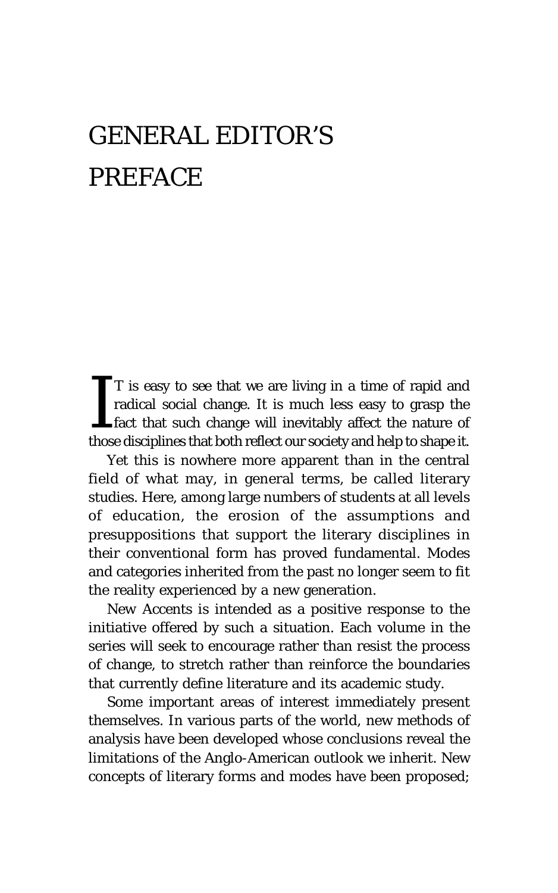# GENERAL EDITOR'S PREFACE

IT is easy to see that we are living in a time of rapid and radical social change. It is much less easy to grasp the fact that such change will inevitably affect the nature of those disciplines that both reflect our society and help to shape it.

Yet this is nowhere more apparent than in the central field of what may, in general terms, be called literary studies. Here, among large numbers of students at all levels of education, the erosion of the assumptions and presuppositions that support the literary disciplines in their conventional form has proved fundamental. Modes and categories inherited from the past no longer seem to fit the reality experienced by a new generation.

New Accents is intended as a positive response to the initiative offered by such a situation. Each volume in the series will seek to encourage rather than resist the process of change, to stretch rather than reinforce the boundaries that currently define literature and its academic study.

Some important areas of interest immediately present themselves. In various parts of the world, new methods of analysis have been developed whose conclusions reveal the limitations of the Anglo-American outlook we inherit. New concepts of literary forms and modes have been proposed;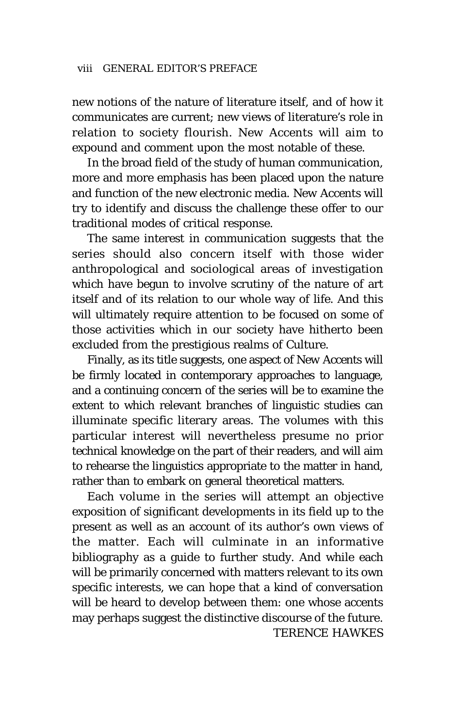new notions of the nature of literature itself, and of how it communicates are current; new views of literature's role in relation to society flourish. New Accents will aim to expound and comment upon the most notable of these.

In the broad field of the study of human communication, more and more emphasis has been placed upon the nature and function of the new electronic media. New Accents will try to identify and discuss the challenge these offer to our traditional modes of critical response.

The same interest in communication suggests that the series should also concern itself with those wider anthropological and sociological areas of investigation which have begun to involve scrutiny of the nature of art itself and of its relation to our whole way of life. And this will ultimately require attention to be focused on some of those activities which in our society have hitherto been excluded from the prestigious realms of Culture.

Finally, as its title suggests, one aspect of New Accents will be firmly located in contemporary approaches to language, and a continuing concern of the series will be to examine the extent to which relevant branches of linguistic studies can illuminate specific literary areas. The volumes with this particular interest will nevertheless presume no prior technical knowledge on the part of their readers, and will aim to rehearse the linguistics appropriate to the matter in hand, rather than to embark on general theoretical matters.

Each volume in the series will attempt an objective exposition of significant developments in its field up to the present as well as an account of its author's own views of the matter. Each will culminate in an informative bibliography as a guide to further study. And while each will be primarily concerned with matters relevant to its own specific interests, we can hope that a kind of conversation will be heard to develop between them: one whose accents may perhaps suggest the distinctive discourse of the future.

TERENCE HAWKES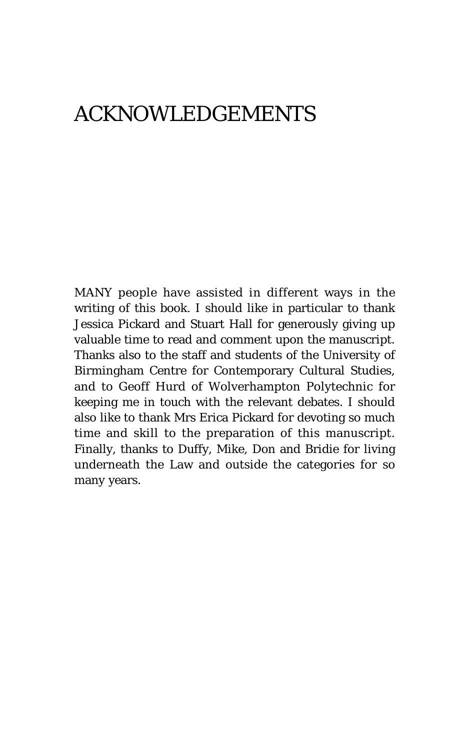# ACKNOWLEDGEMENTS

MANY people have assisted in different ways in the writing of this book. I should like in particular to thank Jessica Pickard and Stuart Hall for generously giving up valuable time to read and comment upon the manuscript. Thanks also to the staff and students of the University of Birmingham Centre for Contemporary Cultural Studies, and to Geoff Hurd of Wolverhampton Polytechnic for keeping me in touch with the relevant debates. I should also like to thank Mrs Erica Pickard for devoting so much time and skill to the preparation of this manuscript. Finally, thanks to Duffy, Mike, Don and Bridie for living underneath the Law and outside the categories for so many years.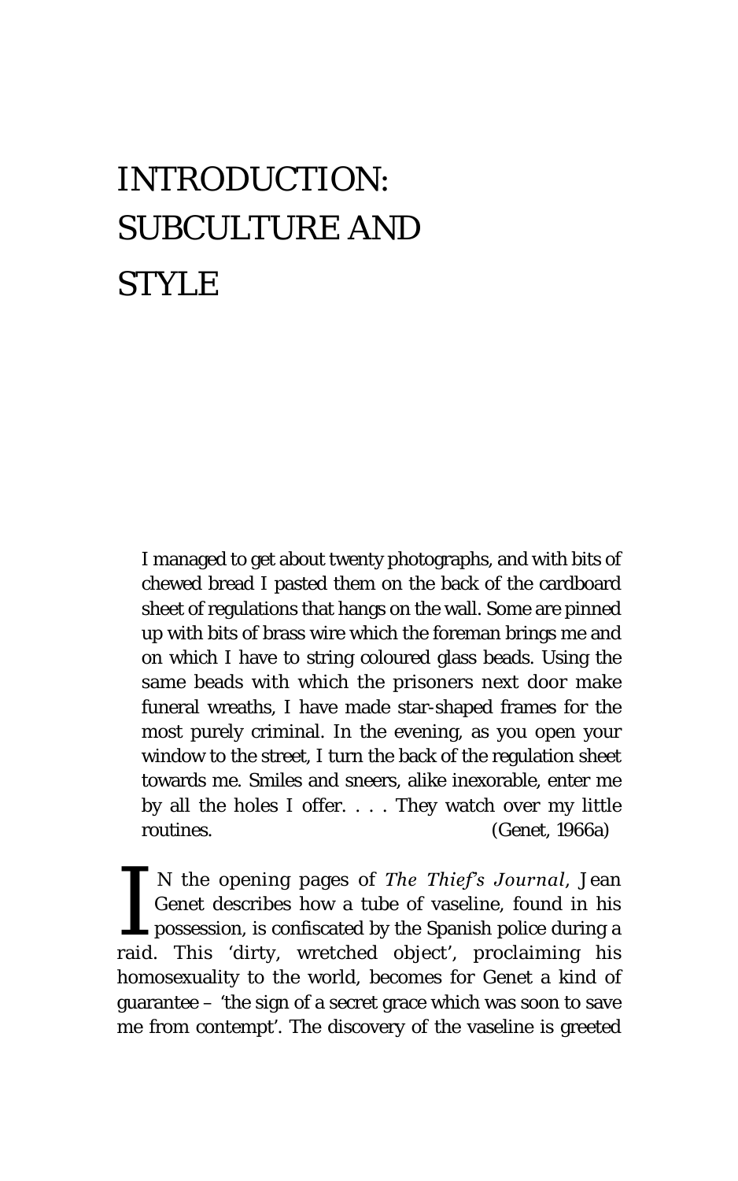# INTRODUCTION: SUBCULTURE AND STYLE

> I managed to get about twenty photographs, and with bits of chewed bread I pasted them on the back of the cardboard sheet of regulations that hangs on the wall. Some are pinned up with bits of brass wire which the foreman brings me and on which I have to string coloured glass beads. Using the same beads with which the prisoners next door make funeral wreaths, I have made star-shaped frames for the most purely criminal. In the evening, as you open your window to the street, I turn the back of the regulation sheet towards me. Smiles and sneers, alike inexorable, enter me by all the holes I offer. . . . They watch over my little routines. (Genet, 1966a)

IN the opening pages of *The Thief's Journal*, Jean Genet describes how a tube of vaseline, found in his possession, is confiscated by the Spanish police during a raid. This 'dirty, wretched object', proclaiming his homosexuality to the world, becomes for Genet a kind of guarantee – 'the sign of a secret grace which was soon to save me from contempt'. The discovery of the vaseline is greeted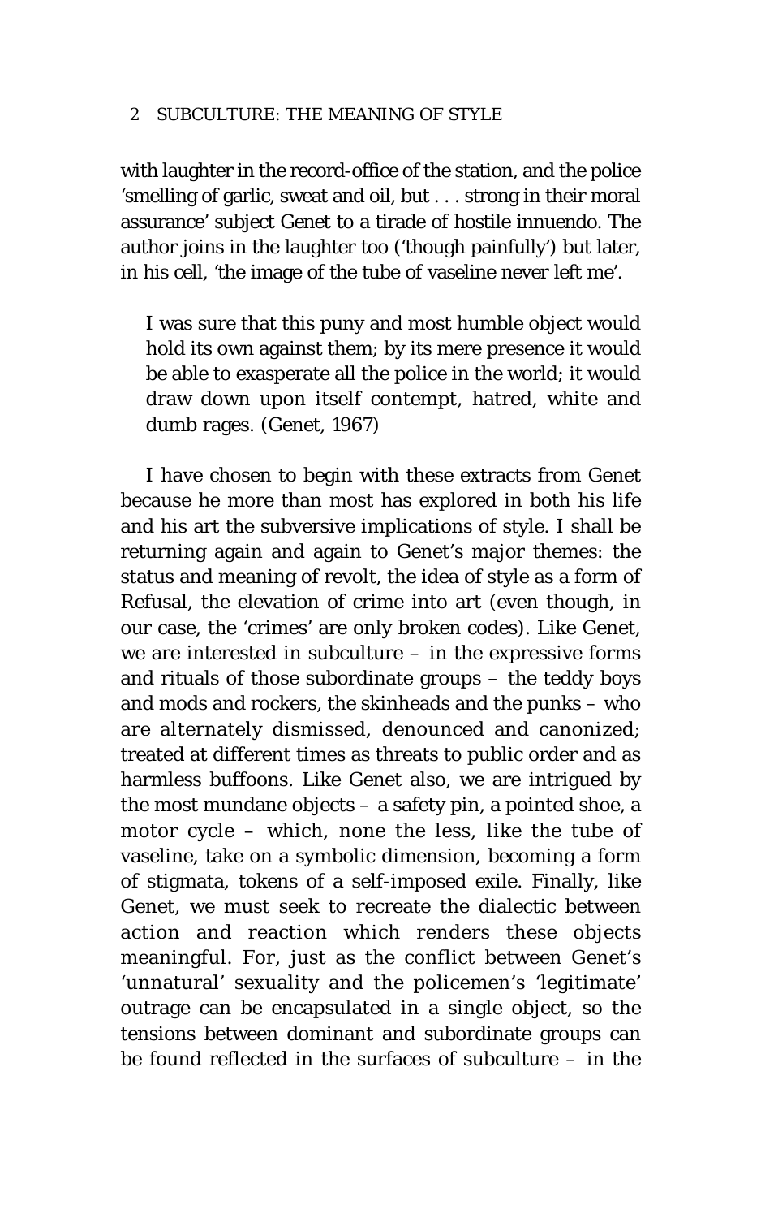with laughter in the record-office of the station, and the police 'smelling of garlic, sweat and oil, but . . . strong in their moral assurance' subject Genet to a tirade of hostile innuendo. The author joins in the laughter too ('though painfully') but later, in his cell, 'the image of the tube of vaseline never left me'.

> I was sure that this puny and most humble object would hold its own against them; by its mere presence it would be able to exasperate all the police in the world; it would draw down upon itself contempt, hatred, white and dumb rages. (Genet, 1967)

I have chosen to begin with these extracts from Genet because he more than most has explored in both his life and his art the subversive implications of style. I shall be returning again and again to Genet's major themes: the status and meaning of revolt, the idea of style as a form of Refusal, the elevation of crime into art (even though, in our case, the 'crimes' are only broken codes). Like Genet, we are interested in subculture – in the expressive forms and rituals of those subordinate groups – the teddy boys and mods and rockers, the skinheads and the punks – who are alternately dismissed, denounced and canonized; treated at different times as threats to public order and as harmless buffoons. Like Genet also, we are intrigued by the most mundane objects – a safety pin, a pointed shoe, a motor cycle – which, none the less, like the tube of vaseline, take on a symbolic dimension, becoming a form of stigmata, tokens of a self-imposed exile. Finally, like Genet, we must seek to recreate the dialectic between action and reaction which renders these objects meaningful. For, just as the conflict between Genet's 'unnatural' sexuality and the policemen's 'legitimate' outrage can be encapsulated in a single object, so the tensions between dominant and subordinate groups can be found reflected in the surfaces of subculture – in the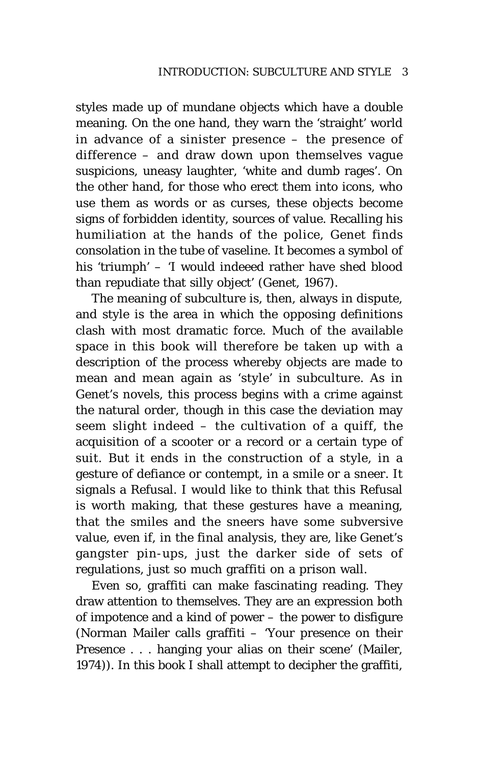styles made up of mundane objects which have a double meaning. On the one hand, they warn the 'straight' world in advance of a sinister presence – the presence of difference – and draw down upon themselves vague suspicions, uneasy laughter, 'white and dumb rages'. On the other hand, for those who erect them into icons, who use them as words or as curses, these objects become signs of forbidden identity, sources of value. Recalling his humiliation at the hands of the police, Genet finds consolation in the tube of vaseline. It becomes a symbol of his 'triumph' – 'I would indeeed rather have shed blood than repudiate that silly object' (Genet, 1967).

The meaning of subculture is, then, always in dispute, and style is the area in which the opposing definitions clash with most dramatic force. Much of the available space in this book will therefore be taken up with a description of the process whereby objects are made to mean and mean again as 'style' in subculture. As in Genet's novels, this process begins with a crime against the natural order, though in this case the deviation may seem slight indeed – the cultivation of a quiff, the acquisition of a scooter or a record or a certain type of suit. But it ends in the construction of a style, in a gesture of defiance or contempt, in a smile or a sneer. It signals a Refusal. I would like to think that this Refusal is worth making, that these gestures have a meaning, that the smiles and the sneers have some subversive value, even if, in the final analysis, they are, like Genet's gangster pin-ups, just the darker side of sets of regulations, just so much graffiti on a prison wall.

Even so, graffiti can make fascinating reading. They draw attention to themselves. They are an expression both of impotence and a kind of power – the power to disfigure (Norman Mailer calls graffiti – 'Your presence on their Presence . . . hanging your alias on their scene' (Mailer, 1974)). In this book I shall attempt to decipher the graffiti,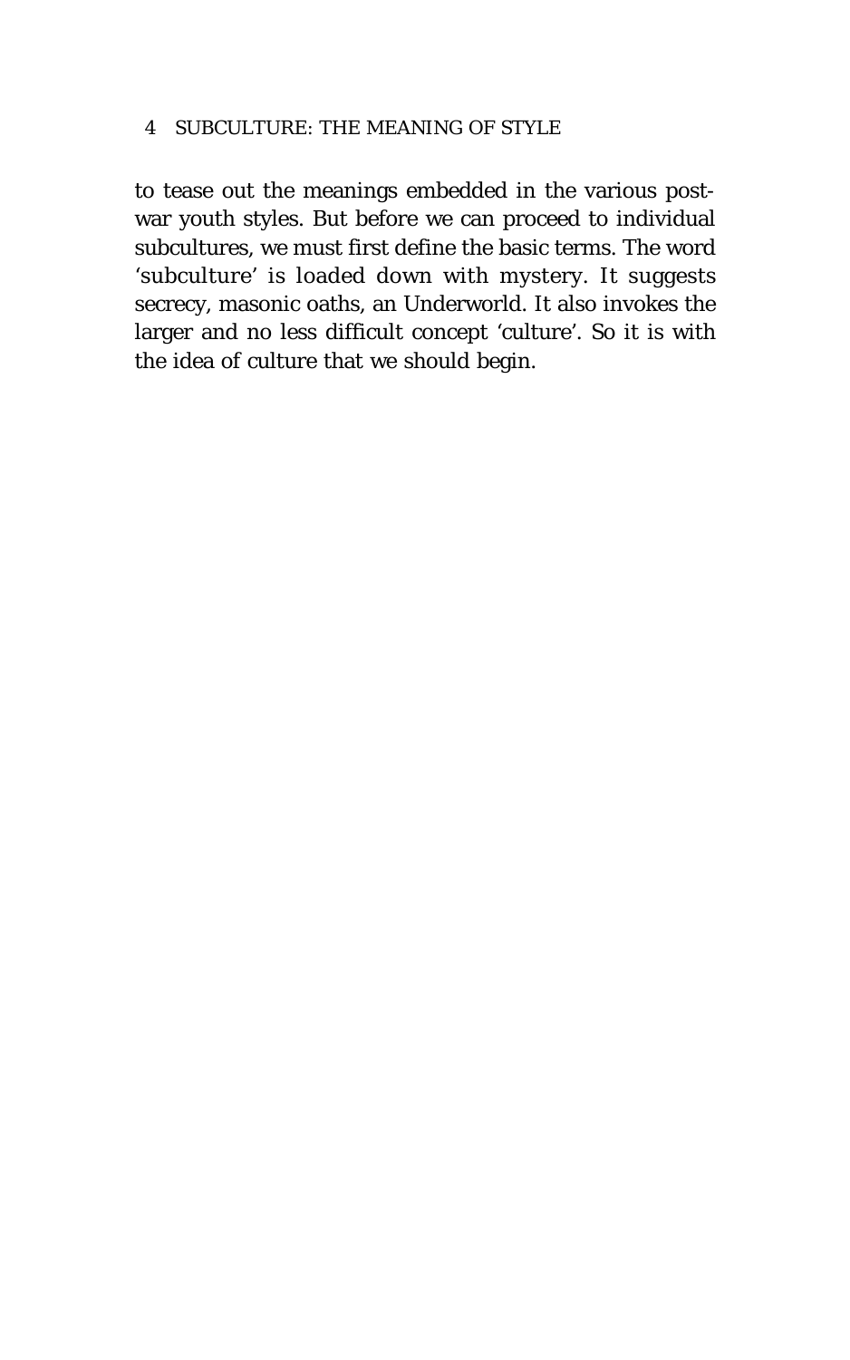to tease out the meanings embedded in the various post-war youth styles. But before we can proceed to individual subcultures, we must first define the basic terms. The word 'subculture' is loaded down with mystery. It suggests secrecy, masonic oaths, an Underworld. It also invokes the larger and no less difficult concept 'culture'. So it is with the idea of culture that we should begin.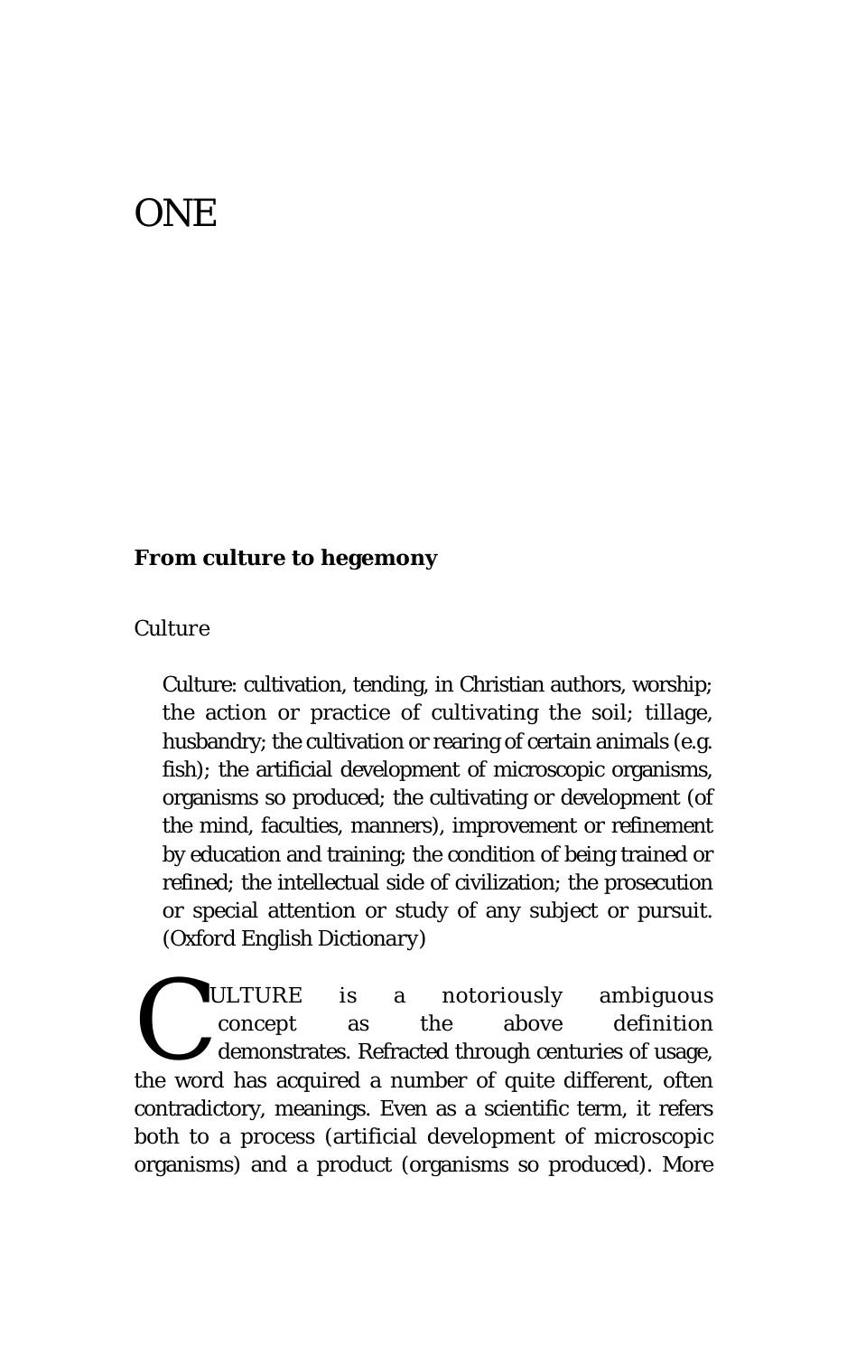# ONE

## From culture to hegemony

### *Culture*

> Culture: cultivation, tending, in Christian authors, worship; the action or practice of cultivating the soil; tillage, husbandry; the cultivation or rearing of certain animals (e.g. fish); the artificial development of microscopic organisms, organisms so produced; the cultivating or development (of the mind, faculties, manners), improvement or refinement by education and training; the condition of being trained or refined; the intellectual side of civilization; the prosecution or special attention or study of any subject or pursuit. (Oxford English Dictionary)

CULTURE is a notoriously ambiguous concept as the above definition demonstrates. Refracted through centuries of usage, the word has acquired a number of quite different, often contradictory, meanings. Even as a scientific term, it refers both to a process (artificial development of microscopic organisms) and a product (organisms so produced). More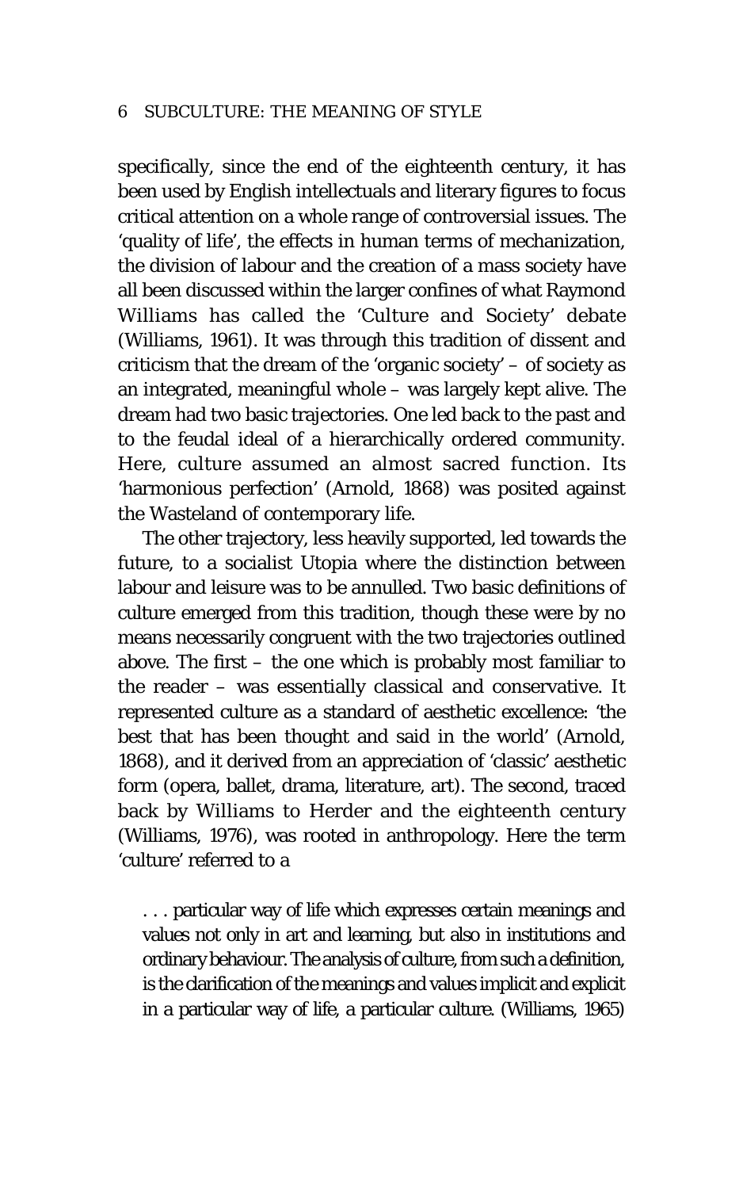specifically, since the end of the eighteenth century, it has been used by English intellectuals and literary figures to focus critical attention on a whole range of controversial issues. The 'quality of life', the effects in human terms of mechanization, the division of labour and the creation of a mass society have all been discussed within the larger confines of what Raymond Williams has called the 'Culture and Society' debate (Williams, 1961). It was through this tradition of dissent and criticism that the dream of the 'organic society' – of society as an integrated, meaningful whole – was largely kept alive. The dream had two basic trajectories. One led back to the past and to the feudal ideal of a hierarchically ordered community. Here, culture assumed an almost sacred function. Its 'harmonious perfection' (Arnold, 1868) was posited against the Wasteland of contemporary life.

The other trajectory, less heavily supported, led towards the future, to a socialist Utopia where the distinction between labour and leisure was to be annulled. Two basic definitions of culture emerged from this tradition, though these were by no means necessarily congruent with the two trajectories outlined above. The first – the one which is probably most familiar to the reader – was essentially classical and conservative. It represented culture as a standard of aesthetic excellence: 'the best that has been thought and said in the world' (Arnold, 1868), and it derived from an appreciation of 'classic' aesthetic form (opera, ballet, drama, literature, art). The second, traced back by Williams to Herder and the eighteenth century (Williams, 1976), was rooted in anthropology. Here the term 'culture' referred to a

> . . . particular way of life which expresses certain meanings and values not only in art and learning, but also in institutions and ordinary behaviour. The analysis of culture, from such a definition, is the clarification of the meanings and values implicit and explicit in a particular way of life, a particular culture. (Williams, 1965)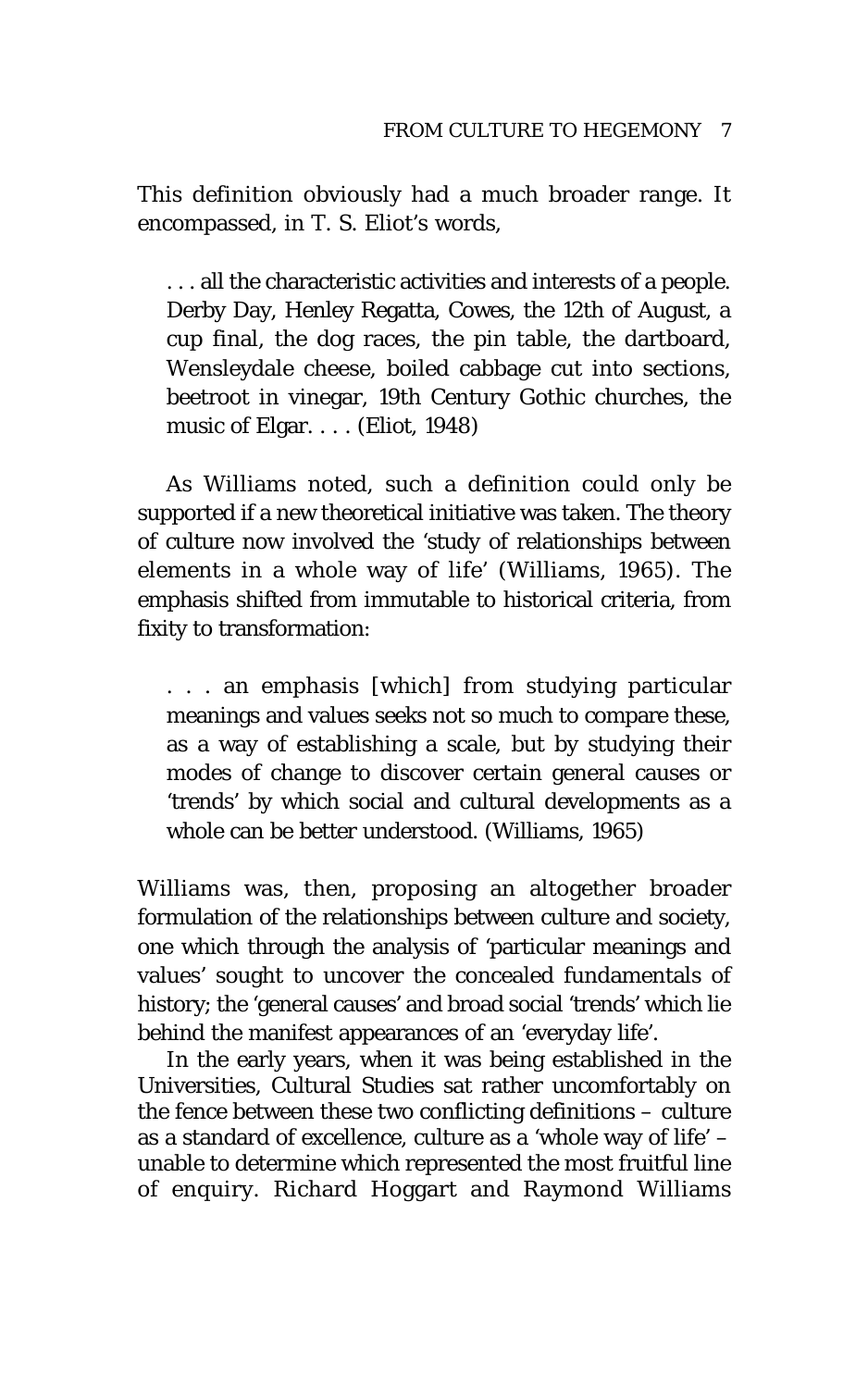This definition obviously had a much broader range. It encompassed, in T. S. Eliot's words,

> . . . all the characteristic activities and interests of a people. Derby Day, Henley Regatta, Cowes, the 12th of August, a cup final, the dog races, the pin table, the dartboard, Wensleydale cheese, boiled cabbage cut into sections, beetroot in vinegar, 19th Century Gothic churches, the music of Elgar. . . . (Eliot, 1948)

As Williams noted, such a definition could only be supported if a new theoretical initiative was taken. The theory of culture now involved the 'study of relationships between elements in a whole way of life' (Williams, 1965). The emphasis shifted from immutable to historical criteria, from fixity to transformation:

> . . . an emphasis [which] from studying particular meanings and values seeks not so much to compare these, as a way of establishing a scale, but by studying their modes of change to discover certain general causes or 'trends' by which social and cultural developments as a whole can be better understood. (Williams, 1965)

Williams was, then, proposing an altogether broader formulation of the relationships between culture and society, one which through the analysis of 'particular meanings and values' sought to uncover the concealed fundamentals of history; the 'general causes' and broad social 'trends' which lie behind the manifest appearances of an 'everyday life'.

In the early years, when it was being established in the Universities, Cultural Studies sat rather uncomfortably on the fence between these two conflicting definitions – culture as a standard of excellence, culture as a 'whole way of life' – unable to determine which represented the most fruitful line of enquiry. Richard Hoggart and Raymond Williams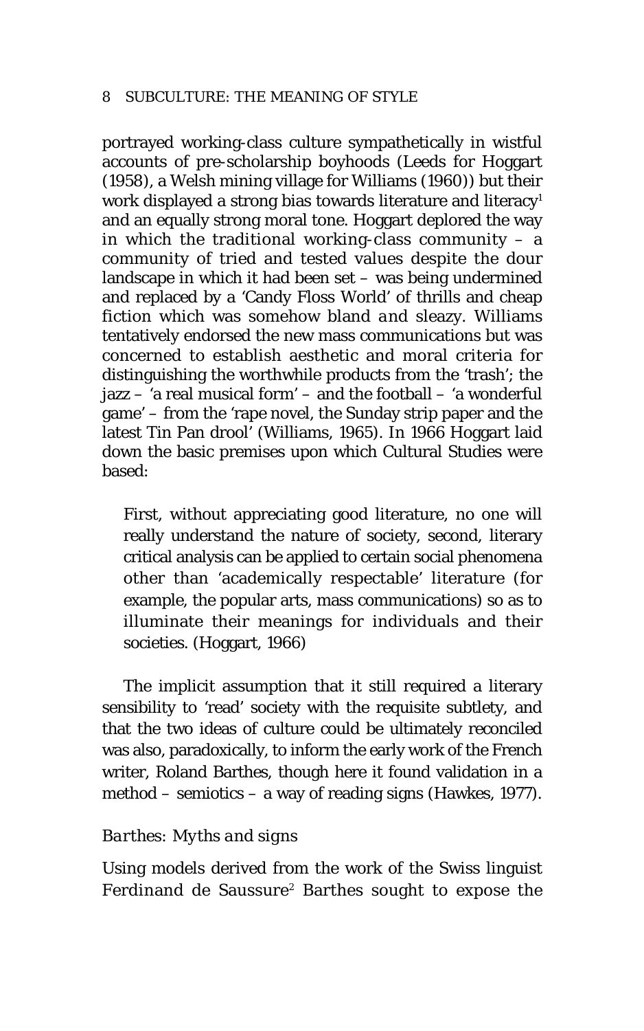portrayed working-class culture sympathetically in wistful accounts of pre-scholarship boyhoods (Leeds for Hoggart (1958), a Welsh mining village for Williams (1960)) but their work displayed a strong bias towards literature and literacy[1] and an equally strong moral tone. Hoggart deplored the way in which the traditional working-class community – a community of tried and tested values despite the dour landscape in which it had been set – was being undermined and replaced by a 'Candy Floss World' of thrills and cheap fiction which was somehow bland and sleazy. Williams tentatively endorsed the new mass communications but was concerned to establish aesthetic and moral criteria for distinguishing the worthwhile products from the 'trash'; the jazz – 'a real musical form' – and the football – 'a wonderful game' – from the 'rape novel, the Sunday strip paper and the latest Tin Pan drool' (Williams, 1965). In 1966 Hoggart laid down the basic premises upon which Cultural Studies were based:

> First, without appreciating good literature, no one will really understand the nature of society, second, literary critical analysis can be applied to certain social phenomena other than 'academically respectable' literature (for example, the popular arts, mass communications) so as to illuminate their meanings for individuals and their societies. (Hoggart, 1966)

The implicit assumption that it still required a literary sensibility to 'read' society with the requisite subtlety, and that the two ideas of culture could be ultimately reconciled was also, paradoxically, to inform the early work of the French writer, Roland Barthes, though here it found validation in a method – semiotics – a way of reading signs (Hawkes, 1977).

### *Barthes: Myths and signs*

Using models derived from the work of the Swiss linguist Ferdinand de Saussure[2] Barthes sought to expose the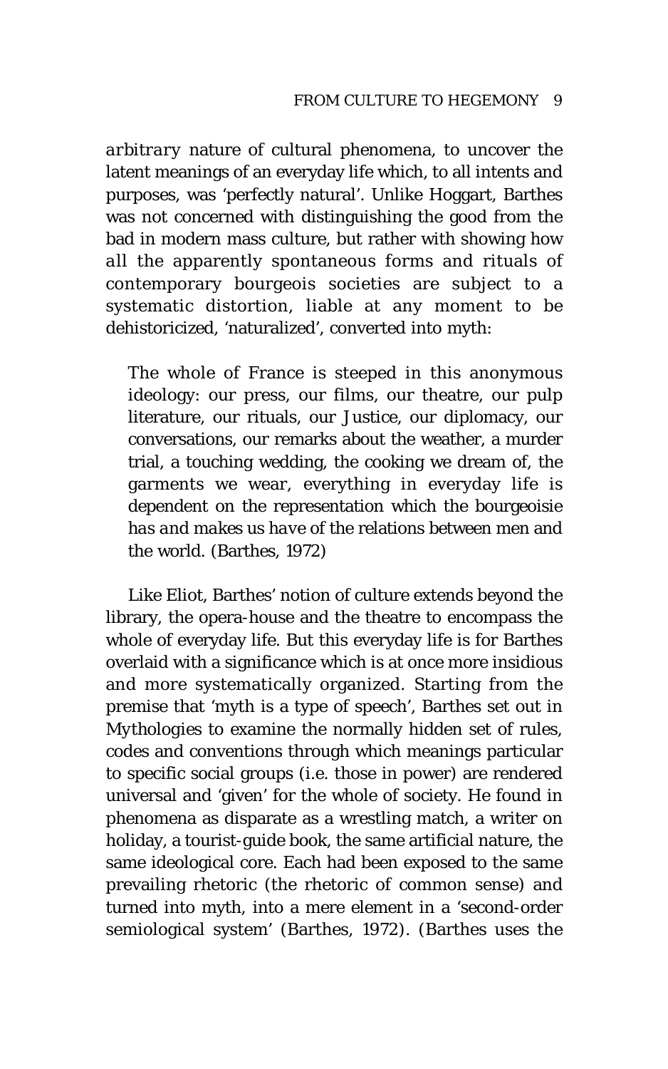*arbitrary* nature of cultural phenomena, to uncover the latent meanings of an everyday life which, to all intents and purposes, was 'perfectly natural'. Unlike Hoggart, Barthes was not concerned with distinguishing the good from the bad in modern mass culture, but rather with showing how *all* the apparently spontaneous forms and rituals of contemporary bourgeois societies are subject to a systematic distortion, liable at any moment to be dehistoricized, 'naturalized', converted into myth:

> The whole of France is steeped in this anonymous ideology: our press, our films, our theatre, our pulp literature, our rituals, our Justice, our diplomacy, our conversations, our remarks about the weather, a murder trial, a touching wedding, the cooking we dream of, the garments we wear, everything in everyday life is dependent on the representation which the bourgeoisie *has and makes us have* of the relations between men and the world. (Barthes, 1972)

Like Eliot, Barthes' notion of culture extends beyond the library, the opera-house and the theatre to encompass the whole of everyday life. But this everyday life is for Barthes overlaid with a significance which is at once more insidious and more systematically organized. Starting from the premise that 'myth is a type of speech', Barthes set out in *Mythologies* to examine the normally hidden set of rules, codes and conventions through which meanings particular to specific social groups (i.e. those in power) are rendered universal and 'given' for the whole of society. He found in phenomena as disparate as a wrestling match, a writer on holiday, a tourist-guide book, the same artificial nature, the same ideological core. Each had been exposed to the same prevailing rhetoric (the rhetoric of common sense) and turned into myth, into a mere element in a 'second-order semiological system' (Barthes, 1972). (Barthes uses the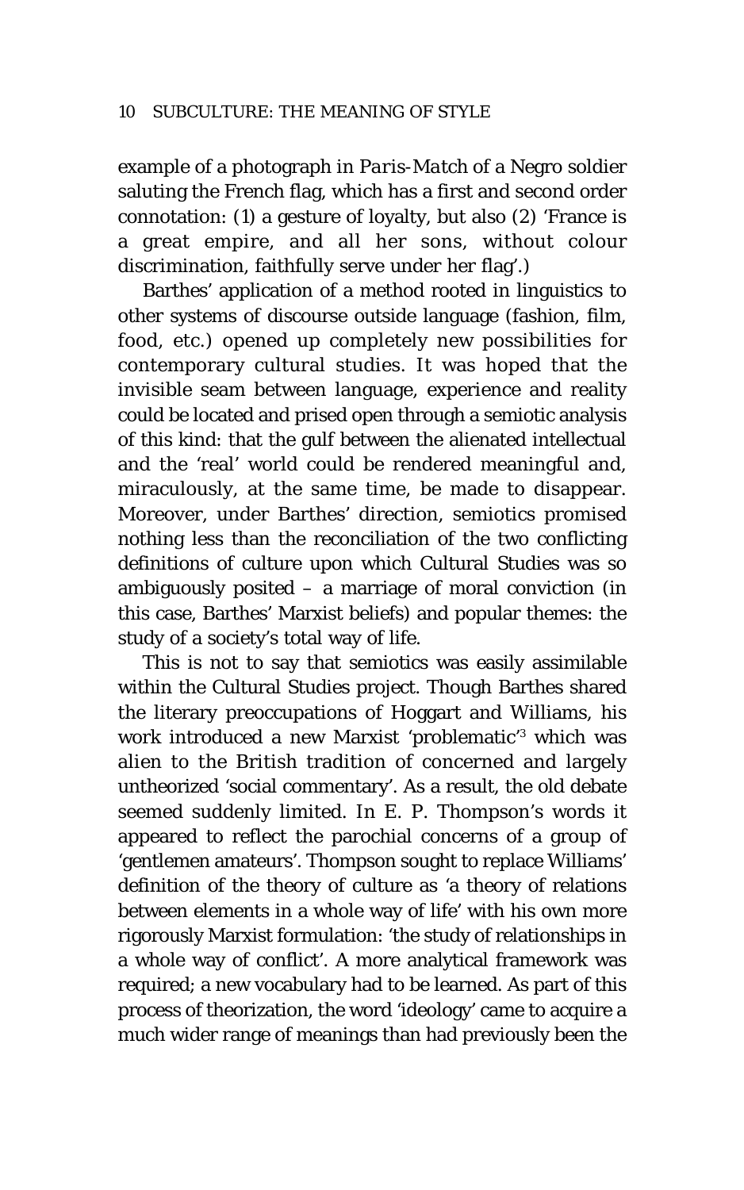example of a photograph in *Paris-Match* of a Negro soldier saluting the French flag, which has a first and second order connotation: (1) a gesture of loyalty, but also (2) 'France is a great empire, and all her sons, without colour discrimination, faithfully serve under her flag'.)

Barthes' application of a method rooted in linguistics to other systems of discourse outside language (fashion, film, food, etc.) opened up completely new possibilities for contemporary cultural studies. It was hoped that the invisible seam between language, experience and reality could be located and prised open through a semiotic analysis of this kind: that the gulf between the alienated intellectual and the 'real' world could be rendered meaningful and, miraculously, at the same time, be made to disappear. Moreover, under Barthes' direction, semiotics promised nothing less than the reconciliation of the two conflicting definitions of culture upon which Cultural Studies was so ambiguously posited – a marriage of moral conviction (in this case, Barthes' Marxist beliefs) and popular themes: the study of a society's total way of life.

This is not to say that semiotics was easily assimilable within the Cultural Studies project. Though Barthes shared the literary preoccupations of Hoggart and Williams, his work introduced a new Marxist 'problematic'[3] which was alien to the British tradition of concerned and largely untheorized 'social commentary'. As a result, the old debate seemed suddenly limited. In E. P. Thompson's words it appeared to reflect the parochial concerns of a group of 'gentlemen amateurs'. Thompson sought to replace Williams' definition of the theory of culture as 'a theory of relations between elements in a whole way of life' with his own more rigorously Marxist formulation: 'the study of relationships in a whole way of conflict'. A more analytical framework was required; a new vocabulary had to be learned. As part of this process of theorization, the word 'ideology' came to acquire a much wider range of meanings than had previously been the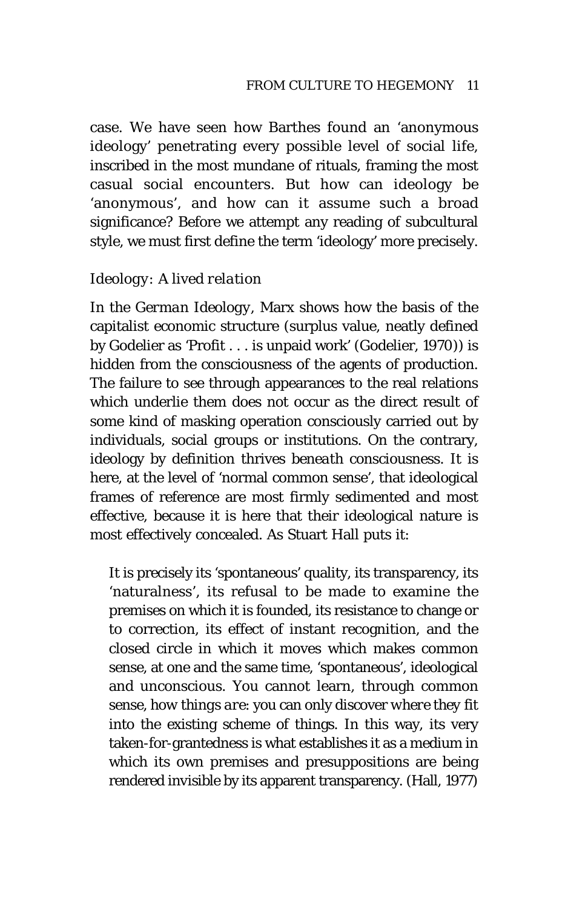case. We have seen how Barthes found an 'anonymous ideology' penetrating every possible level of social life, inscribed in the most mundane of rituals, framing the most casual social encounters. But how can ideology be 'anonymous', and how can it assume such a broad significance? Before we attempt any reading of subcultural style, we must first define the term 'ideology' more precisely.

### *Ideology: A lived relation*

In the *German Ideology*, Marx shows how the basis of the capitalist economic structure (surplus value, neatly defined by Godelier as 'Profit . . . is unpaid work' (Godelier, 1970)) is hidden from the consciousness of the agents of production. The failure to see through appearances to the real relations which underlie them does not occur as the direct result of some kind of masking operation consciously carried out by individuals, social groups or institutions. On the contrary, ideology by definition thrives *beneath* consciousness. It is here, at the level of 'normal common sense', that ideological frames of reference are most firmly sedimented and most effective, because it is here that their ideological nature is most effectively concealed. As Stuart Hall puts it:

> It is precisely its 'spontaneous' quality, its transparency, its 'naturalness', its refusal to be made to examine the premises on which it is founded, its resistance to change or to correction, its effect of instant recognition, and the closed circle in which it moves which makes common sense, at one and the same time, 'spontaneous', ideological and unconscious. You cannot learn, through common sense, *how things are*: you can only discover *where they fit* into the existing scheme of things. In this way, its very taken-for-grantedness is what establishes it as a medium in which its own premises and presuppositions are being rendered invisible by its apparent transparency. (Hall, 1977)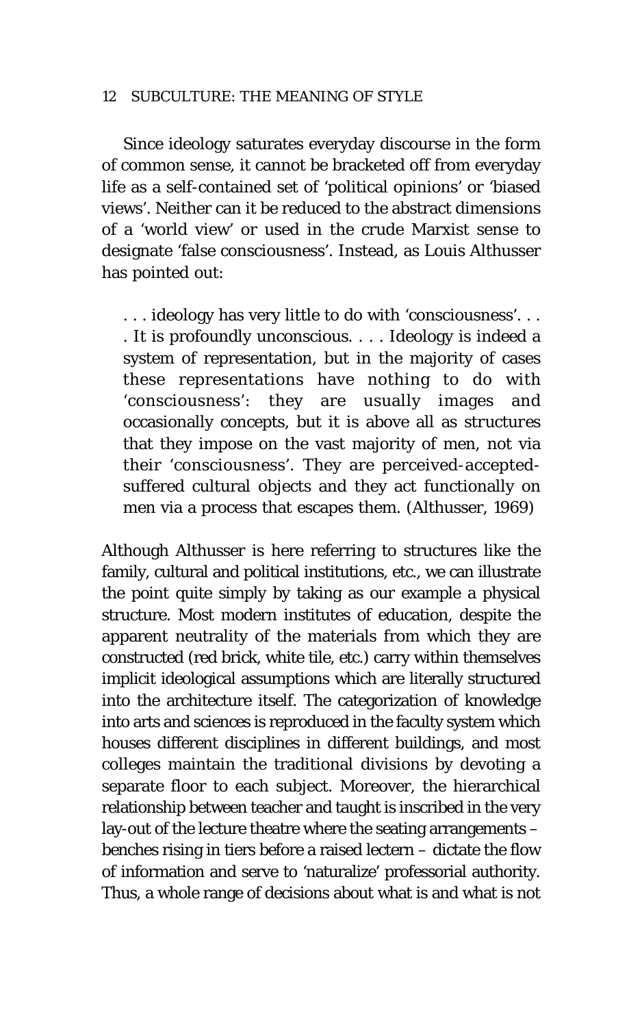Since ideology saturates everyday discourse in the form of common sense, it cannot be bracketed off from everyday life as a self-contained set of 'political opinions' or 'biased views'. Neither can it be reduced to the abstract dimensions of a 'world view' or used in the crude Marxist sense to designate 'false consciousness'. Instead, as Louis Althusser has pointed out:

> . . . ideology has very little to do with 'consciousness'. . . . It is profoundly unconscious. . . . Ideology is indeed a system of representation, but in the majority of cases these representations have nothing to do with 'consciousness': they are usually images and occasionally concepts, but it is above all as *structures* that they impose on the vast majority of men, not via their 'consciousness'. They are perceived-accepted-suffered cultural objects and they act functionally on men via a process that escapes them. (Althusser, 1969)

Although Althusser is here referring to structures like the family, cultural and political institutions, etc., we can illustrate the point quite simply by taking as our example a physical structure. Most modern institutes of education, despite the apparent neutrality of the materials from which they are constructed (red brick, white tile, etc.) carry within themselves implicit ideological assumptions which are literally structured into the architecture itself. The categorization of knowledge into arts and sciences is reproduced in the faculty system which houses different disciplines in different buildings, and most colleges maintain the traditional divisions by devoting a separate floor to each subject. Moreover, the hierarchical relationship between teacher and taught is inscribed in the very lay-out of the lecture theatre where the seating arrangements – benches rising in tiers before a raised lectern – dictate the flow of information and serve to 'naturalize' professorial authority. Thus, a whole range of decisions about what is and what is not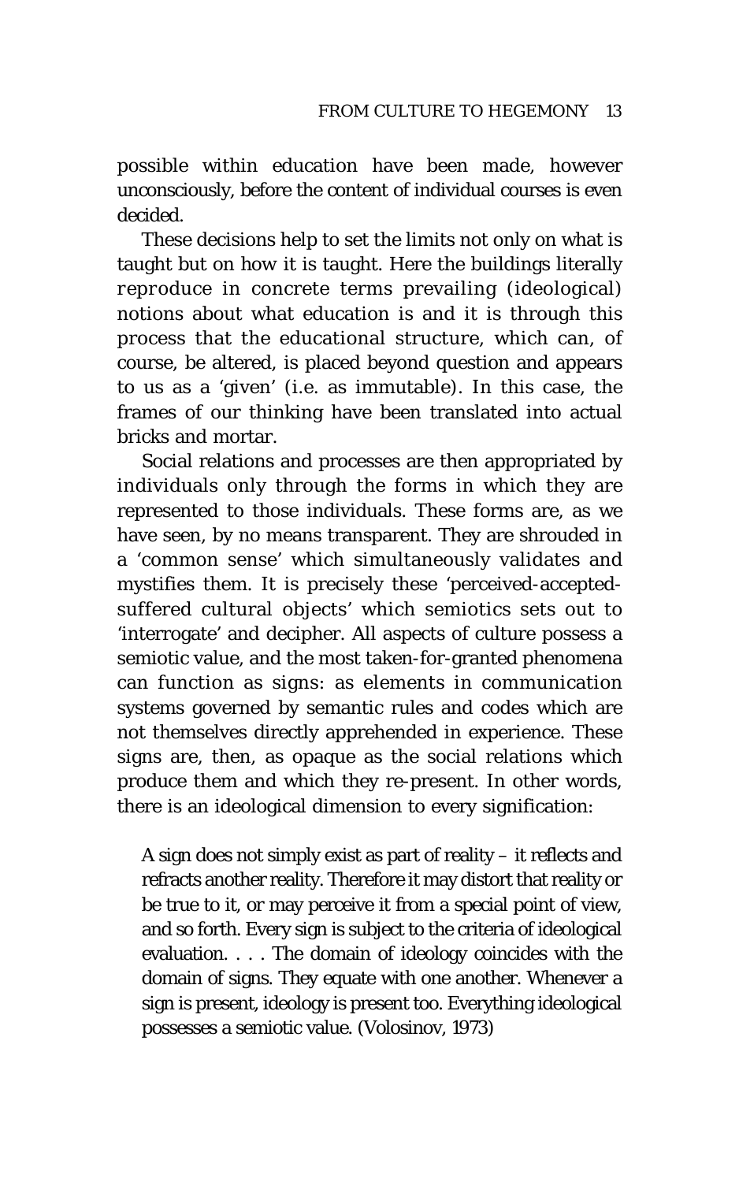possible within education have been made, however unconsciously, before the content of individual courses is even decided.

These decisions help to set the limits not only on what is taught but on how it is taught. Here the buildings literally *reproduce* in concrete terms prevailing (ideological) notions about what education is and it is through this process that the educational structure, which can, of course, be altered, is placed beyond question and appears to us as a 'given' (i.e. as immutable). In this case, the frames of our thinking have been translated into actual bricks and mortar.

Social relations and processes are then appropriated by individuals only through the forms in which they are represented to those individuals. These forms are, as we have seen, by no means transparent. They are shrouded in a 'common sense' which simultaneously validates and mystifies them. It is precisely these 'perceived-accepted-suffered cultural objects' which semiotics sets out to 'interrogate' and decipher. All aspects of culture possess a semiotic value, and the most taken-for-granted phenomena can function as signs: as elements in communication systems governed by semantic rules and codes which are not themselves directly apprehended in experience. These signs are, then, as opaque as the social relations which produce them and which they re-present. In other words, there is an ideological dimension to every signification:

> A sign does not simply exist as part of reality – it reflects and refracts another reality. Therefore it may distort that reality or be true to it, or may perceive it from a special point of view, and so forth. Every sign is subject to the criteria of ideological evaluation. . . . The domain of ideology coincides with the domain of signs. They equate with one another. Whenever a sign is present, ideology is present too. Everything ideological possesses a semiotic value. (Volosinov, 1973)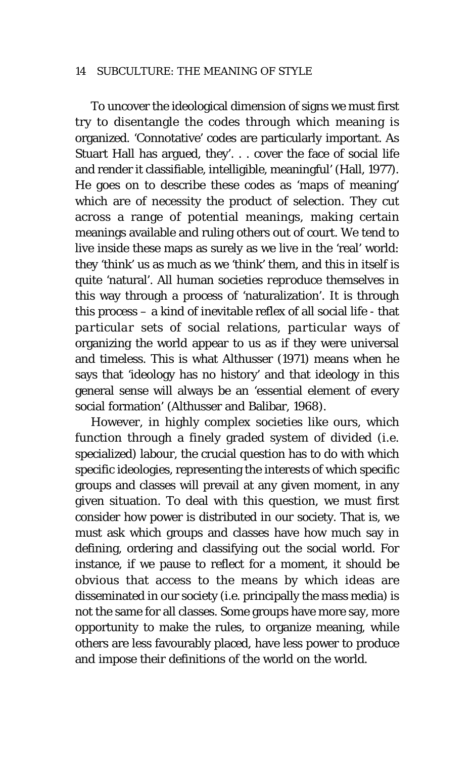To uncover the ideological dimension of signs we must first try to disentangle the codes through which meaning is organized. 'Connotative' codes are particularly important. As Stuart Hall has argued, they'. . . cover the face of social life and render it classifiable, intelligible, meaningful' (Hall, 1977). He goes on to describe these codes as 'maps of meaning' which are of necessity the product of selection. They cut across a range of potential meanings, making certain meanings available and ruling others out of court. We tend to live inside these maps as surely as we live in the 'real' world: they 'think' us as much as we 'think' them, and this in itself is quite 'natural'. All human societies reproduce themselves in this way through a process of 'naturalization'. It is through this process – a kind of inevitable reflex of all social life - that *particular* sets of social relations, *particular* ways of organizing the world appear to us as if they were universal and timeless. This is what Althusser (1971) means when he says that 'ideology has no history' and that ideology in this general sense will always be an 'essential element of every social formation' (Althusser and Balibar, 1968).

However, in highly complex societies like ours, which function through a finely graded system of divided (i.e. specialized) labour, the crucial question has to do with which specific ideologies, representing the interests of which specific groups and classes will prevail at any given moment, in any given situation. To deal with this question, we must first consider how power is distributed in our society. That is, we must ask which groups and classes have how much say in defining, ordering and classifying out the social world. For instance, if we pause to reflect for a moment, it should be obvious that access to the means by which ideas are disseminated in our society (i.e. principally the mass media) is not the same for all classes. Some groups have more say, more opportunity to make the rules, to organize meaning, while others are less favourably placed, have less power to produce and impose their definitions of the world on the world.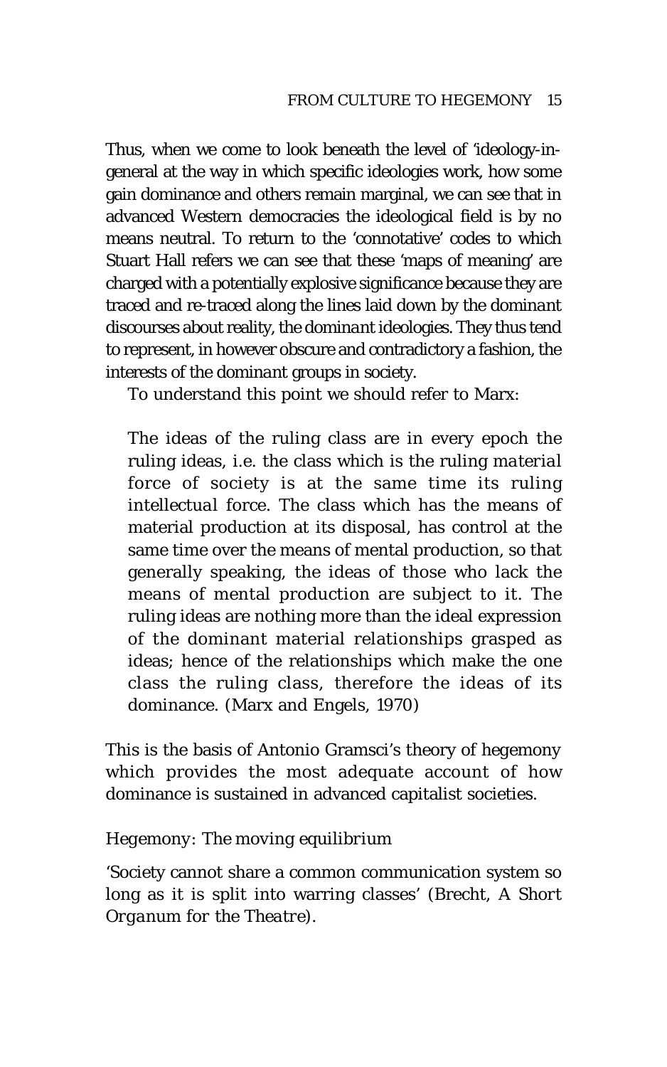Thus, when we come to look beneath the level of 'ideology-in-general at the way in which specific ideologies work, how some gain dominance and others remain marginal, we can see that in advanced Western democracies the ideological field is by no means neutral. To return to the 'connotative' codes to which Stuart Hall refers we can see that these 'maps of meaning' are charged with a potentially explosive significance because they are traced and re-traced along the lines laid down by the *dominant* discourses about reality, the *dominant* ideologies. They thus tend to represent, in however obscure and contradictory a fashion, the interests of the dominant groups in society.

To understand this point we should refer to Marx:

> The ideas of the ruling class are in every epoch the ruling ideas, i.e. the class which is the ruling *material* force of society is at the same time its ruling *intellectual* force. The class which has the means of material production at its disposal, has control at the same time over the means of mental production, so that generally speaking, the ideas of those who lack the means of mental production are subject to it. The ruling ideas are nothing more than the ideal expression of the dominant material relationships grasped as ideas; hence of the relationships which make the one class the ruling class, therefore the ideas of its dominance. (Marx and Engels, 1970)

This is the basis of Antonio Gramsci's theory of hegemony which provides the most adequate account of how dominance is sustained in advanced capitalist societies.

## Hegemony: The moving equilibrium

'Society cannot share a common communication system so long as it is split into warring classes' (Brecht, *A Short Organum for the Theatre*).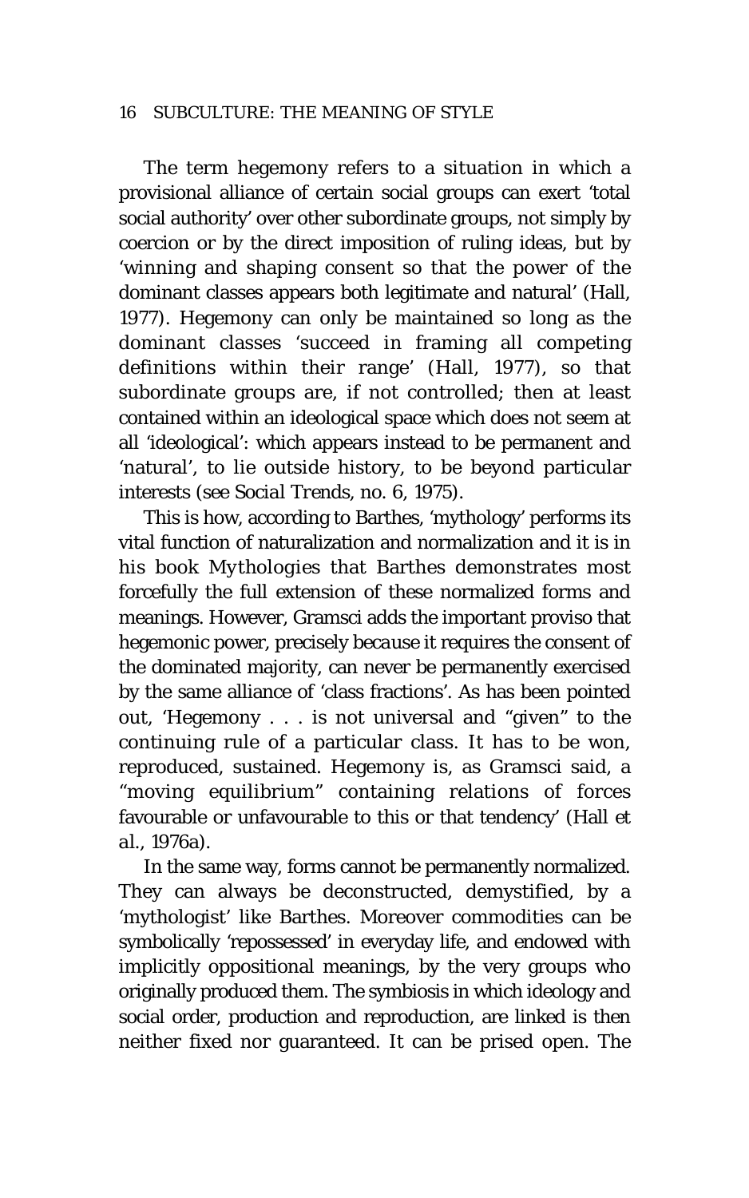The term hegemony refers to a situation in which a provisional alliance of certain social groups can exert 'total social authority' over other subordinate groups, not simply by coercion or by the direct imposition of ruling ideas, but by 'winning and shaping consent so that the power of the dominant classes appears both legitimate and natural' (Hall, 1977). Hegemony can only be maintained so long as the dominant classes 'succeed in framing all competing definitions within their range' (Hall, 1977), so that subordinate groups are, if not controlled; then at least contained within an ideological space which does not seem at all 'ideological': which appears instead to be permanent and 'natural', to lie outside history, to be beyond particular interests (see *Social Trends*, no. 6, 1975).

This is how, according to Barthes, 'mythology' performs its vital function of naturalization and normalization and it is in his book *Mythologies* that Barthes demonstrates most forcefully the full extension of these normalized forms and meanings. However, Gramsci adds the important proviso that hegemonic power, precisely *because* it requires the consent of the dominated majority, can never be permanently exercised by the same alliance of 'class fractions'. As has been pointed out, 'Hegemony . . . is not universal and "given" to the continuing rule of a particular class. It has to be won, reproduced, sustained. Hegemony is, as Gramsci said, a "moving equilibrium" containing relations of forces favourable or unfavourable to this or that tendency' (Hall *et al.*, 1976a).

In the same way, forms cannot be permanently normalized. They can always be deconstructed, demystified, by a 'mythologist' like Barthes. Moreover commodities can be symbolically 'repossessed' in everyday life, and endowed with implicitly oppositional meanings, by the very groups who originally produced them. The symbiosis in which ideology and social order, production and reproduction, are linked is then neither fixed nor guaranteed. It can be prised open. The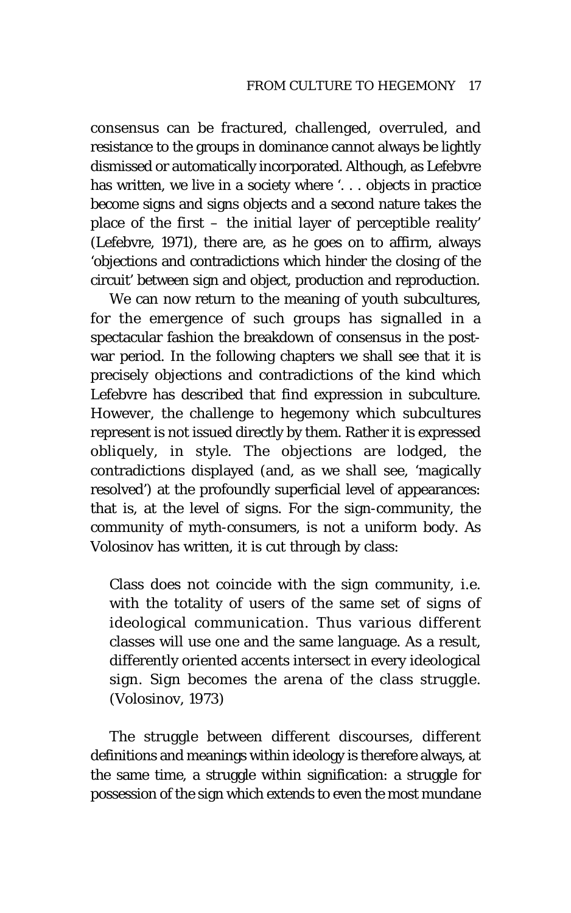consensus can be fractured, challenged, overruled, and resistance to the groups in dominance cannot always be lightly dismissed or automatically incorporated. Although, as Lefebvre has written, we live in a society where '. . . objects in practice become signs and signs objects and a second nature takes the place of the first – the initial layer of perceptible reality' (Lefebvre, 1971), there are, as he goes on to affirm, always 'objections and contradictions which hinder the closing of the circuit' between sign and object, production and reproduction.

We can now return to the meaning of youth subcultures, for the emergence of such groups has signalled in a spectacular fashion the breakdown of consensus in the post-war period. In the following chapters we shall see that it is precisely objections and contradictions of the kind which Lefebvre has described that find expression in subculture. However, the challenge to hegemony which subcultures represent is not issued directly by them. Rather it is expressed obliquely, in style. The objections are lodged, the contradictions displayed (and, as we shall see, 'magically resolved') at the profoundly superficial level of appearances: that is, at the level of signs. For the sign-community, the community of myth-consumers, is not a uniform body. As Volosinov has written, it is cut through by class:

> Class does not coincide with the sign community, i.e. with the totality of users of the same set of signs of ideological communication. Thus various different classes will use one and the same language. As a result, differently oriented accents intersect in every ideological sign. Sign becomes the arena of the class struggle. (Volosinov, 1973)

The struggle between different discourses, different definitions and meanings within ideology is therefore always, at the same time, a struggle within signification: a struggle for possession of the sign which extends to even the most mundane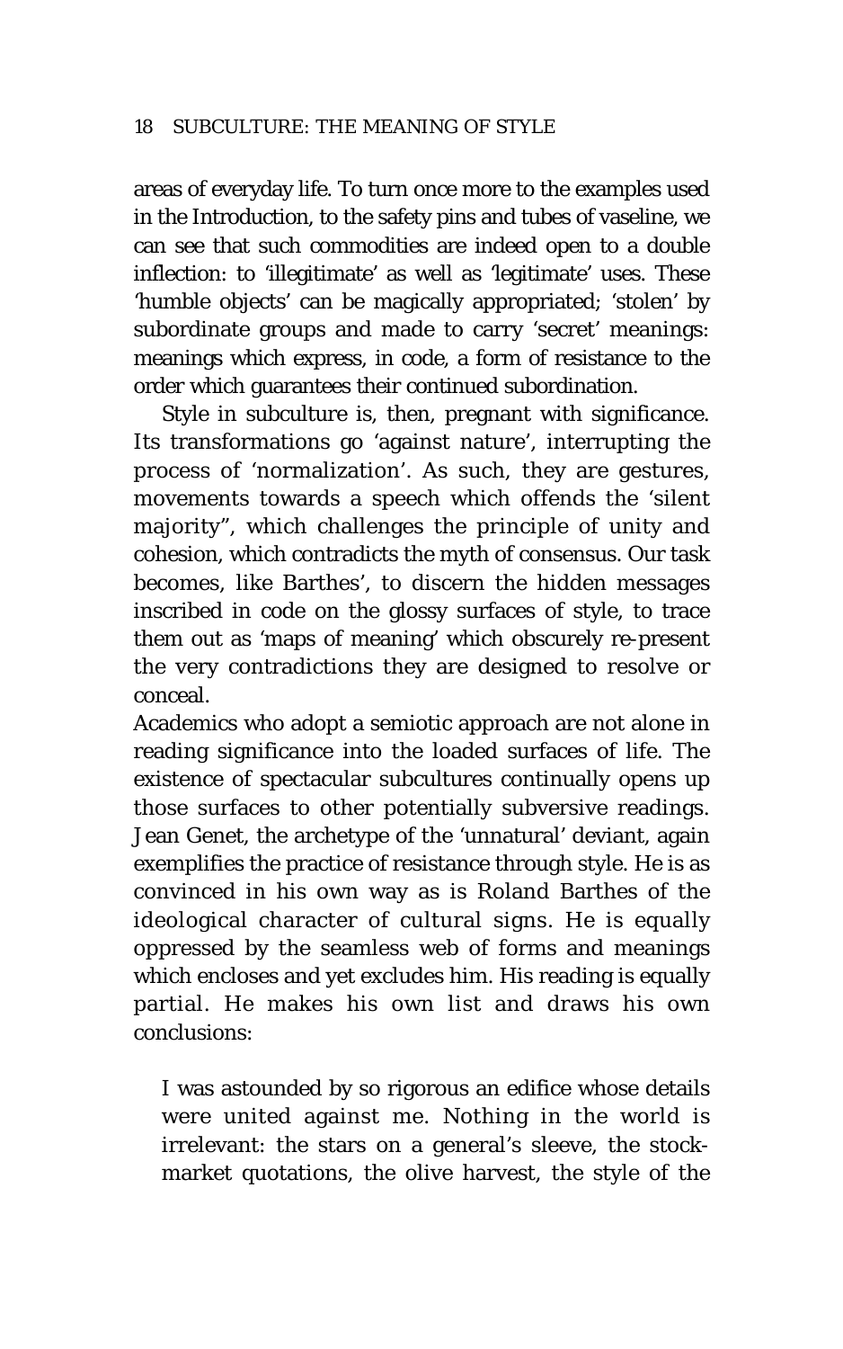areas of everyday life. To turn once more to the examples used in the Introduction, to the safety pins and tubes of vaseline, we can see that such commodities are indeed open to a double inflection: to 'illegitimate' as well as 'legitimate' uses. These 'humble objects' can be magically appropriated; 'stolen' by subordinate groups and made to carry 'secret' meanings: meanings which express, in code, a form of resistance to the order which guarantees their continued subordination.

Style in subculture is, then, pregnant with significance. Its transformations go 'against nature', interrupting the process of 'normalization'. As such, they are gestures, movements towards a speech which offends the 'silent majority", which challenges the principle of unity and cohesion, which contradicts the myth of consensus. Our task becomes, like Barthes', to discern the hidden messages inscribed in code on the glossy surfaces of style, to trace them out as 'maps of meaning' which obscurely re-present the very contradictions they are designed to resolve or conceal.

Academics who adopt a semiotic approach are not alone in reading significance into the loaded surfaces of life. The existence of spectacular subcultures continually opens up those surfaces to other potentially subversive readings. Jean Genet, the archetype of the 'unnatural' deviant, again exemplifies the practice of resistance through style. He is as convinced in his own way as is Roland Barthes of the ideological character of cultural signs. He is equally oppressed by the seamless web of forms and meanings which encloses and yet excludes him. His reading is equally partial. He makes his own list and draws his own conclusions:

> I was astounded by so rigorous an edifice whose details were united against me. Nothing in the world is irrelevant: the stars on a general's sleeve, the stock-market quotations, the olive harvest, the style of the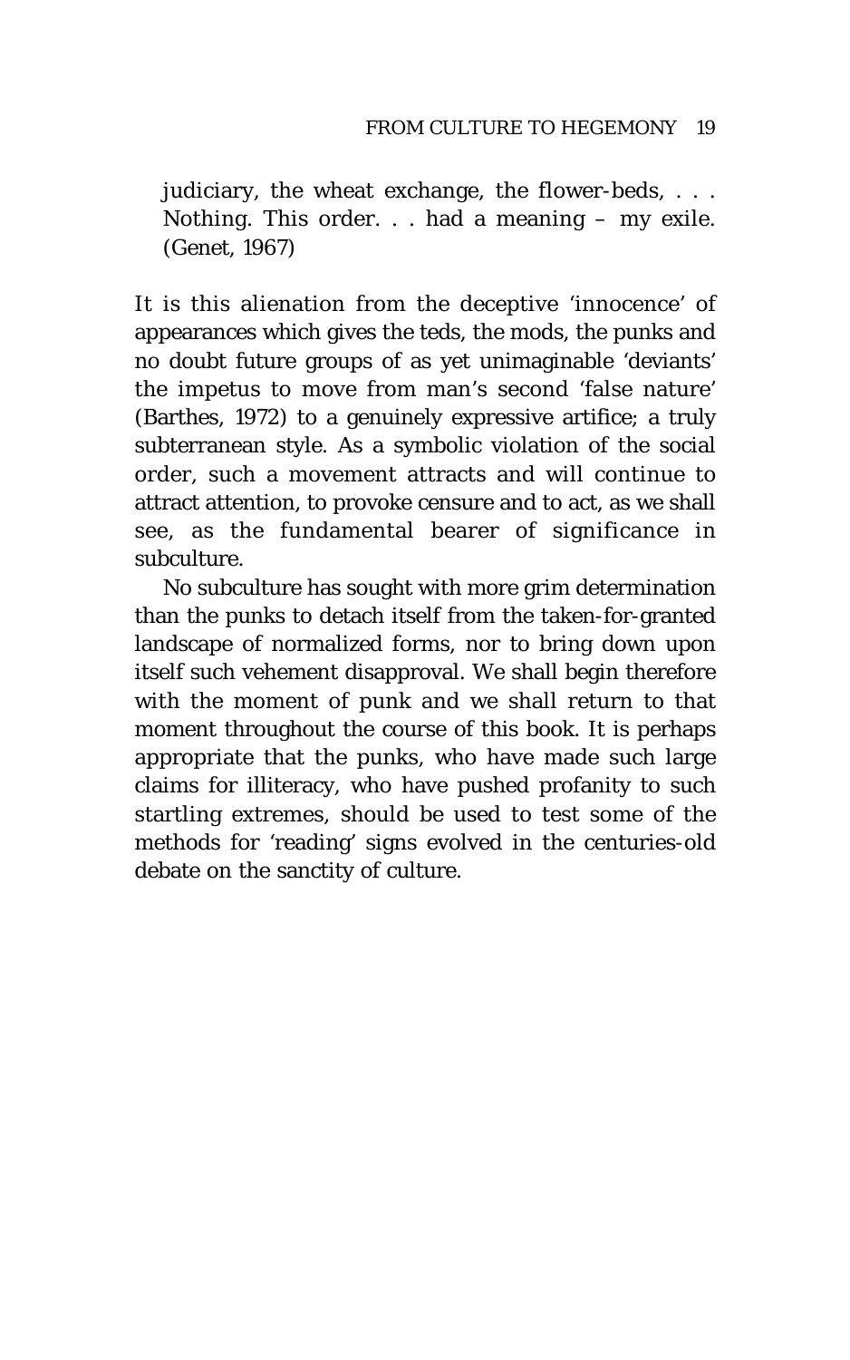> judiciary, the wheat exchange, the flower-beds, . . . Nothing. This order. . . had a meaning – my exile. (Genet, 1967)

It is this alienation from the deceptive 'innocence' of appearances which gives the teds, the mods, the punks and no doubt future groups of as yet unimaginable 'deviants' the impetus to move from man's second 'false nature' (Barthes, 1972) to a genuinely expressive artifice; a truly subterranean style. As a symbolic violation of the social order, such a movement attracts and will continue to attract attention, to provoke censure and to act, as we shall see, as the fundamental bearer of significance in subculture.

No subculture has sought with more grim determination than the punks to detach itself from the taken-for-granted landscape of normalized forms, nor to bring down upon itself such vehement disapproval. We shall begin therefore with the moment of punk and we shall return to that moment throughout the course of this book. It is perhaps appropriate that the punks, who have made such large claims for illiteracy, who have pushed profanity to such startling extremes, should be used to test some of the methods for 'reading' signs evolved in the centuries-old debate on the sanctity of culture.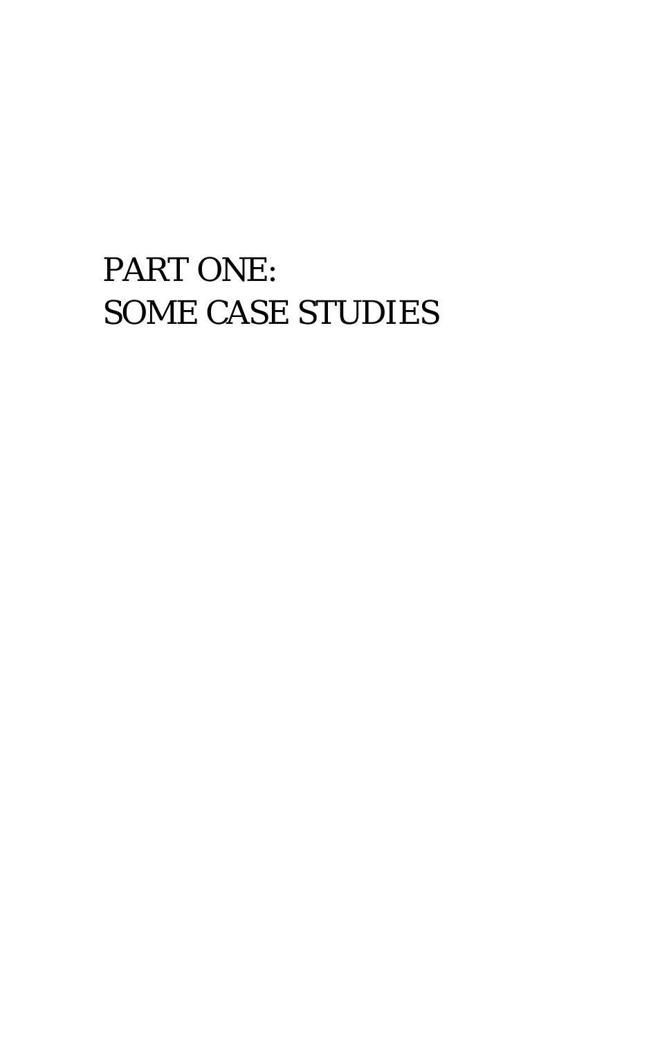# PART ONE:
# SOME CASE STUDIES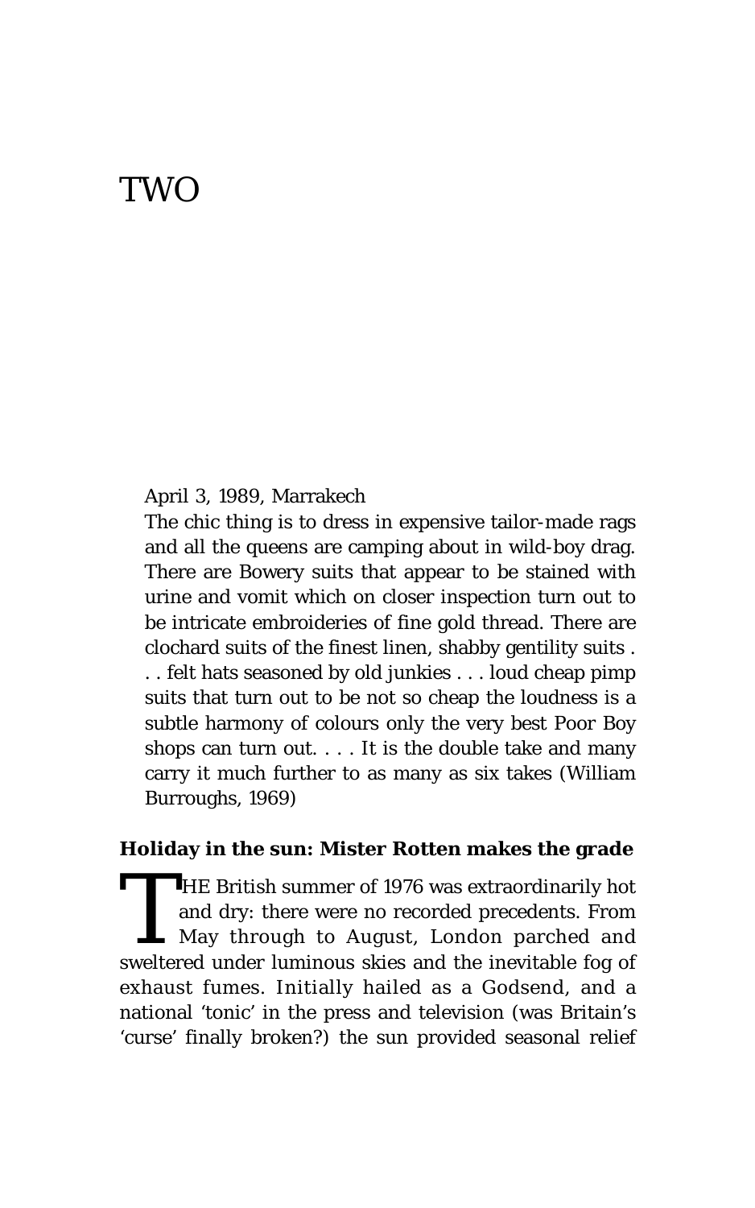# TWO

April 3, 1989, Marrakech

The chic thing is to dress in expensive tailor-made rags and all the queens are camping about in wild-boy drag. There are Bowery suits that appear to be stained with urine and vomit which on closer inspection turn out to be intricate embroideries of fine gold thread. There are clochard suits of the finest linen, shabby gentility suits . . . felt hats seasoned by old junkies . . . loud cheap pimp suits that turn out to be not so cheap the loudness is a subtle harmony of colours only the very best Poor Boy shops can turn out. . . . It is the double take and many carry it much further to as many as six takes (William Burroughs, 1969)

**Holiday in the sun: Mister Rotten makes the grade**

THE British summer of 1976 was extraordinarily hot and dry: there were no recorded precedents. From May through to August, London parched and sweltered under luminous skies and the inevitable fog of exhaust fumes. Initially hailed as a Godsend, and a national 'tonic' in the press and television (was Britain's 'curse' finally broken?) the sun provided seasonal relief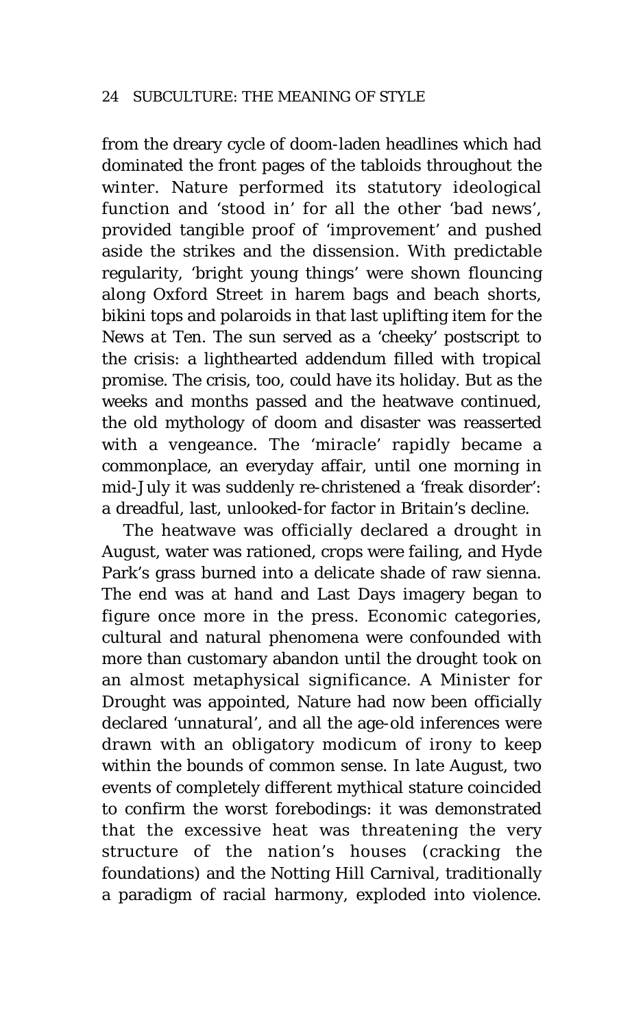from the dreary cycle of doom-laden headlines which had dominated the front pages of the tabloids throughout the winter. Nature performed its statutory ideological function and 'stood in' for all the other 'bad news', provided tangible proof of 'improvement' and pushed aside the strikes and the dissension. With predictable regularity, 'bright young things' were shown flouncing along Oxford Street in harem bags and beach shorts, bikini tops and polaroids in that last uplifting item for the *News at Ten*. The sun served as a 'cheeky' postscript to the crisis: a lighthearted addendum filled with tropical promise. The crisis, too, could have its holiday. But as the weeks and months passed and the heatwave continued, the old mythology of doom and disaster was reasserted with a vengeance. The 'miracle' rapidly became a commonplace, an everyday affair, until one morning in mid-July it was suddenly re-christened a 'freak disorder': a dreadful, last, unlooked-for factor in Britain's decline.

The heatwave was officially declared a drought in August, water was rationed, crops were failing, and Hyde Park's grass burned into a delicate shade of raw sienna. The end was at hand and Last Days imagery began to figure once more in the press. Economic categories, cultural and natural phenomena were confounded with more than customary abandon until the drought took on an almost metaphysical significance. A Minister for Drought was appointed, Nature had now been officially declared 'unnatural', and all the age-old inferences were drawn with an obligatory modicum of irony to keep within the bounds of common sense. In late August, two events of completely different mythical stature coincided to confirm the worst forebodings: it was demonstrated that the excessive heat was threatening the very structure of the nation's houses (cracking the foundations) and the Notting Hill Carnival, traditionally a paradigm of racial harmony, exploded into violence.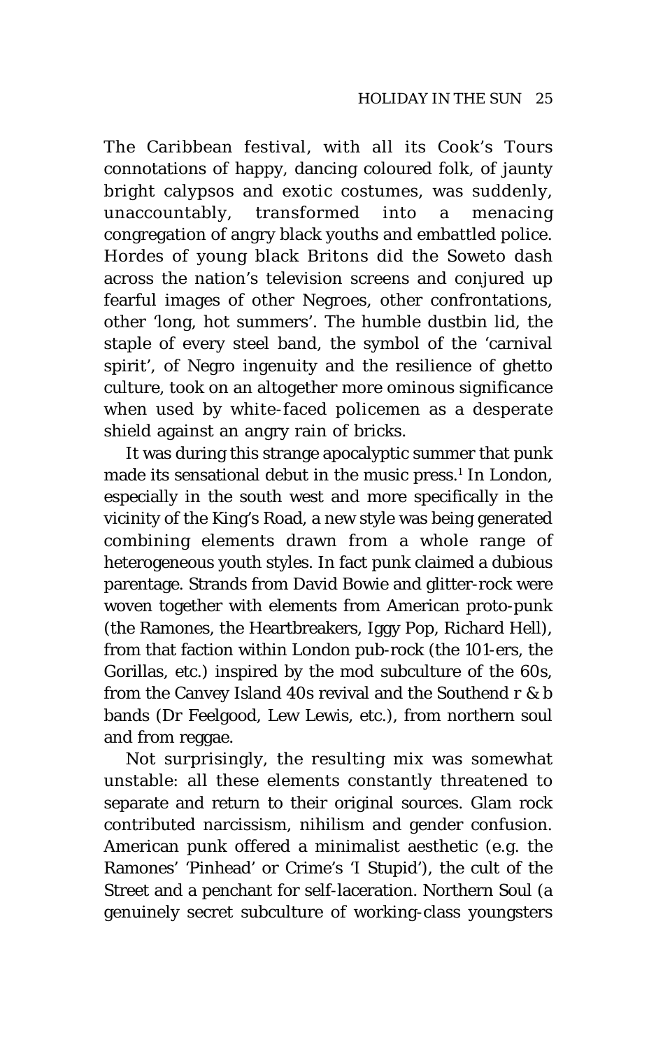The Caribbean festival, with all its Cook's Tours connotations of happy, dancing coloured folk, of jaunty bright calypsos and exotic costumes, was suddenly, unaccountably, transformed into a menacing congregation of angry black youths and embattled police. Hordes of young black Britons did the Soweto dash across the nation's television screens and conjured up fearful images of other Negroes, other confrontations, other 'long, hot summers'. The humble dustbin lid, the staple of every steel band, the symbol of the 'carnival spirit', of Negro ingenuity and the resilience of ghetto culture, took on an altogether more ominous significance when used by white-faced policemen as a desperate shield against an angry rain of bricks.

It was during this strange apocalyptic summer that punk made its sensational debut in the music press.[1] In London, especially in the south west and more specifically in the vicinity of the King's Road, a new style was being generated combining elements drawn from a whole range of heterogeneous youth styles. In fact punk claimed a dubious parentage. Strands from David Bowie and glitter-rock were woven together with elements from American proto-punk (the Ramones, the Heartbreakers, Iggy Pop, Richard Hell), from that faction within London pub-rock (the 101-ers, the Gorillas, etc.) inspired by the mod subculture of the 60s, from the Canvey Island 40s revival and the Southend r & b bands (Dr Feelgood, Lew Lewis, etc.), from northern soul and from reggae.

Not surprisingly, the resulting mix was somewhat unstable: all these elements constantly threatened to separate and return to their original sources. Glam rock contributed narcissism, nihilism and gender confusion. American punk offered a minimalist aesthetic (e.g. the Ramones' 'Pinhead' or Crime's 'I Stupid'), the cult of the Street and a penchant for self-laceration. Northern Soul (a genuinely secret subculture of working-class youngsters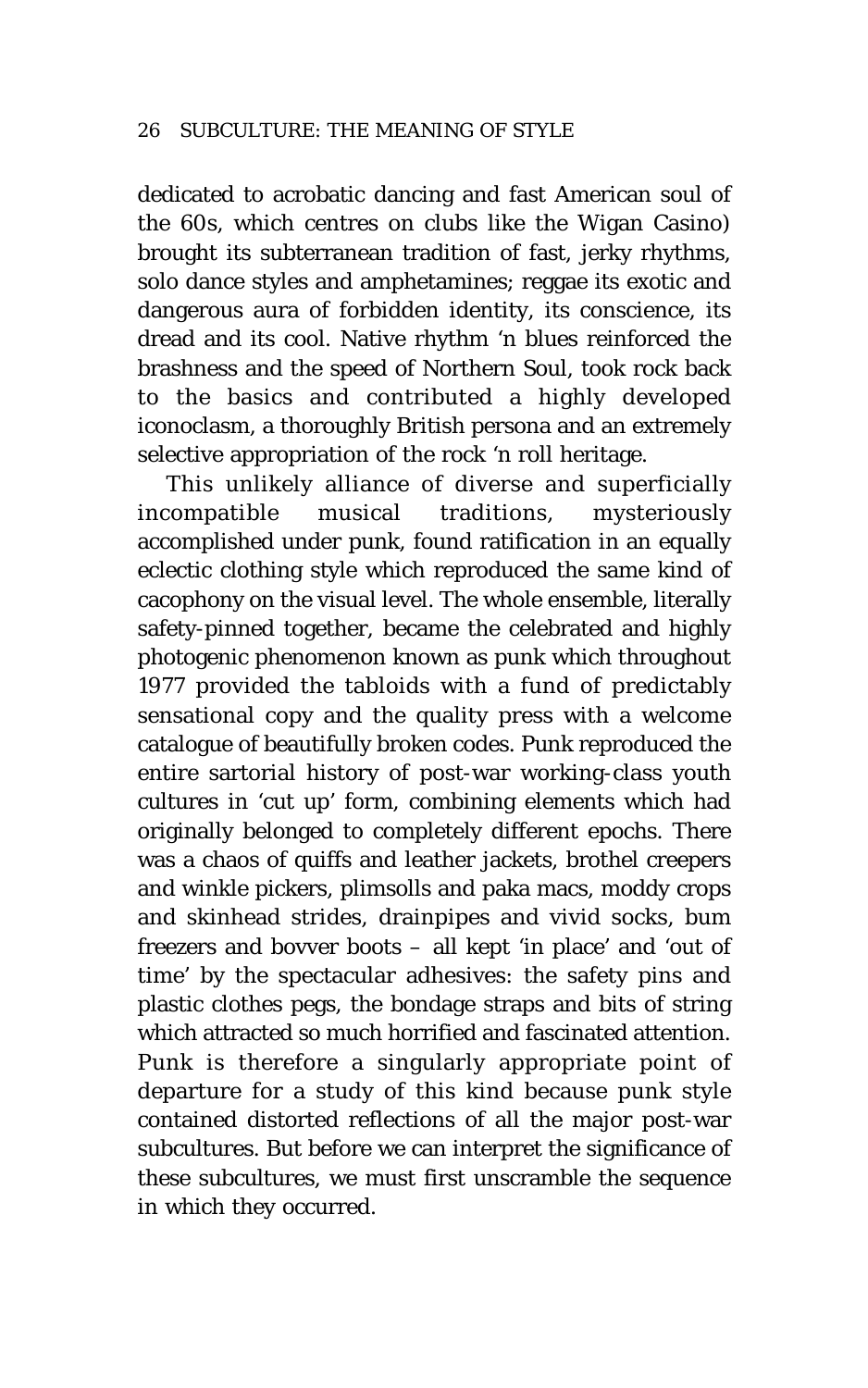dedicated to acrobatic dancing and fast American soul of the 60s, which centres on clubs like the Wigan Casino) brought its subterranean tradition of fast, jerky rhythms, solo dance styles and amphetamines; reggae its exotic and dangerous aura of forbidden identity, its conscience, its dread and its cool. Native rhythm 'n blues reinforced the brashness and the speed of Northern Soul, took rock back to the basics and contributed a highly developed iconoclasm, a thoroughly British persona and an extremely selective appropriation of the rock 'n roll heritage.

This unlikely alliance of diverse and superficially incompatible musical traditions, mysteriously accomplished under punk, found ratification in an equally eclectic clothing style which reproduced the same kind of cacophony on the visual level. The whole ensemble, literally safety-pinned together, became the celebrated and highly photogenic phenomenon known as punk which throughout 1977 provided the tabloids with a fund of predictably sensational copy and the quality press with a welcome catalogue of beautifully broken codes. Punk reproduced the entire sartorial history of post-war working-class youth cultures in 'cut up' form, combining elements which had originally belonged to completely different epochs. There was a chaos of quiffs and leather jackets, brothel creepers and winkle pickers, plimsolls and paka macs, moddy crops and skinhead strides, drainpipes and vivid socks, bum freezers and bovver boots – all kept 'in place' and 'out of time' by the spectacular adhesives: the safety pins and plastic clothes pegs, the bondage straps and bits of string which attracted so much horrified and fascinated attention. Punk is therefore a singularly appropriate point of departure for a study of this kind because punk style contained distorted reflections of all the major post-war subcultures. But before we can interpret the significance of these subcultures, we must first unscramble the sequence in which they occurred.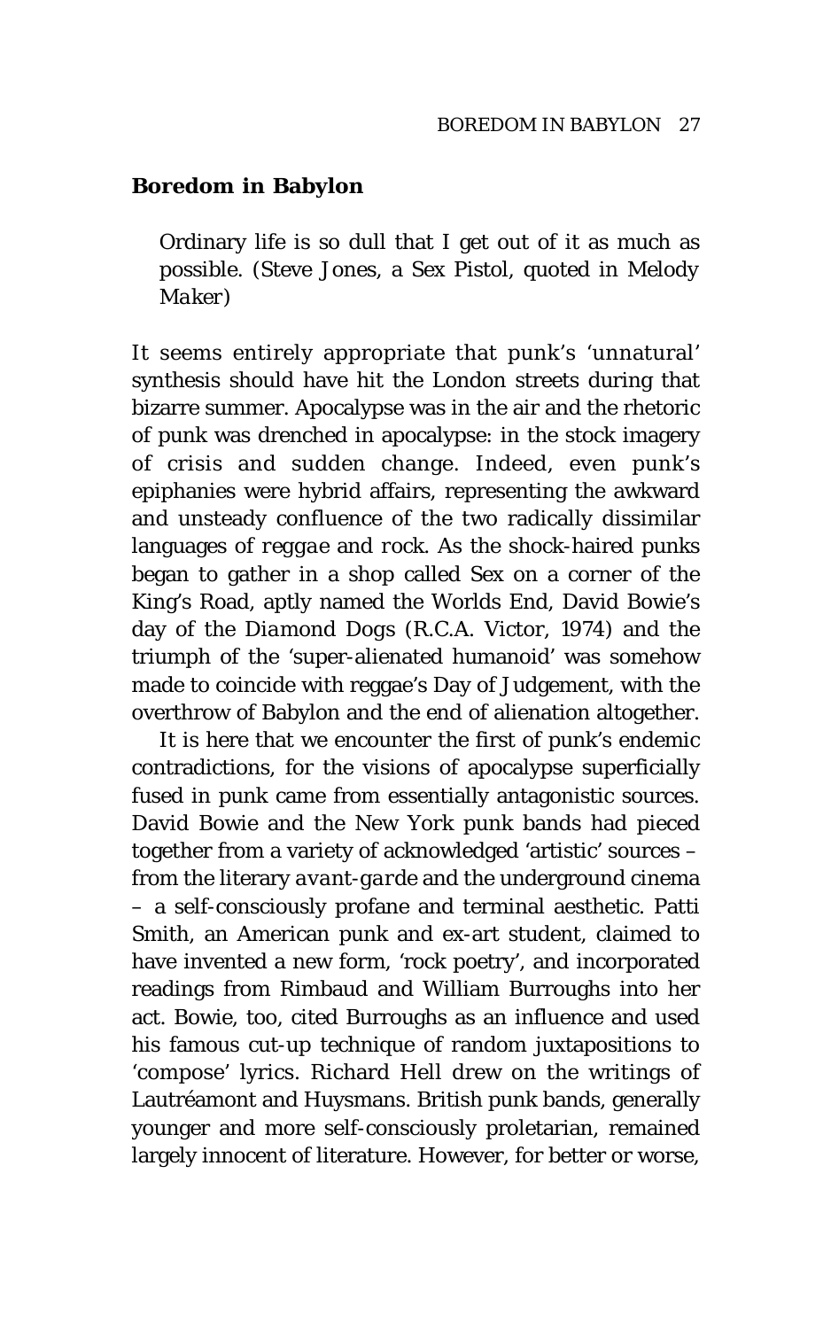## Boredom in Babylon

> Ordinary life is so dull that I get out of it as much as possible. (Steve Jones, a Sex Pistol, quoted in *Melody Maker*)

It seems entirely appropriate that punk's 'unnatural' synthesis should have hit the London streets during that bizarre summer. Apocalypse was in the air and the rhetoric of punk was drenched in apocalypse: in the stock imagery of crisis and sudden change. Indeed, even punk's epiphanies were hybrid affairs, representing the awkward and unsteady confluence of the two radically dissimilar languages of *reggae* and rock. As the shock-haired punks began to gather in a shop called Sex on a corner of the King's Road, aptly named the Worlds End, David Bowie's day of the *Diamond Dogs* (R.C.A. Victor, 1974) and the triumph of the 'super-alienated humanoid' was somehow made to coincide with reggae's Day of Judgement, with the overthrow of Babylon and the end of alienation altogether.

It is here that we encounter the first of punk's endemic contradictions, for the visions of apocalypse superficially fused in punk came from essentially antagonistic sources. David Bowie and the New York punk bands had pieced together from a variety of acknowledged 'artistic' sources – from the literary *avant-garde* and the underground cinema – a self-consciously profane and terminal aesthetic. Patti Smith, an American punk and ex-art student, claimed to have invented a new form, 'rock poetry', and incorporated readings from Rimbaud and William Burroughs into her act. Bowie, too, cited Burroughs as an influence and used his famous cut-up technique of random juxtapositions to 'compose' lyrics. Richard Hell drew on the writings of Lautréamont and Huysmans. British punk bands, generally younger and more self-consciously proletarian, remained largely innocent of literature. However, for better or worse,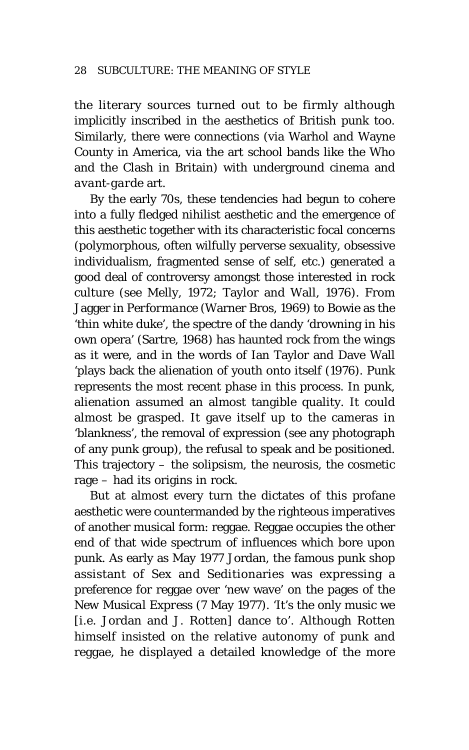the literary sources turned out to be firmly although implicitly inscribed in the aesthetics of British punk too. Similarly, there were connections (via Warhol and Wayne County in America, via the art school bands like the Who and the Clash in Britain) with underground cinema and *avant-garde* art.

By the early 70s, these tendencies had begun to cohere into a fully fledged nihilist aesthetic and the emergence of this aesthetic together with its characteristic focal concerns (polymorphous, often wilfully perverse sexuality, obsessive individualism, fragmented sense of self, etc.) generated a good deal of controversy amongst those interested in rock culture (see Melly, 1972; Taylor and Wall, 1976). From Jagger in *Performance* (Warner Bros, 1969) to Bowie as the 'thin white duke', the spectre of the dandy 'drowning in his own opera' (Sartre, 1968) has haunted rock from the wings as it were, and in the words of Ian Taylor and Dave Wall 'plays back the alienation of youth onto itself (1976). Punk represents the most recent phase in this process. In punk, alienation assumed an almost tangible quality. It could almost be grasped. It gave itself up to the cameras in 'blankness', the removal of expression (see any photograph of any punk group), the refusal to speak and be positioned. This trajectory – the solipsism, the neurosis, the cosmetic rage – had its origins in rock.

But at almost every turn the dictates of this profane aesthetic were countermanded by the righteous imperatives of another musical form: reggae. Reggae occupies the other end of that wide spectrum of influences which bore upon punk. As early as May 1977 Jordan, the famous punk shop assistant of Sex and Seditionaries was expressing a preference for reggae over 'new wave' on the pages of the New Musical Express (7 May 1977). 'It's the only music we [i.e. Jordan and J. Rotten] dance to'. Although Rotten himself insisted on the relative autonomy of punk and reggae, he displayed a detailed knowledge of the more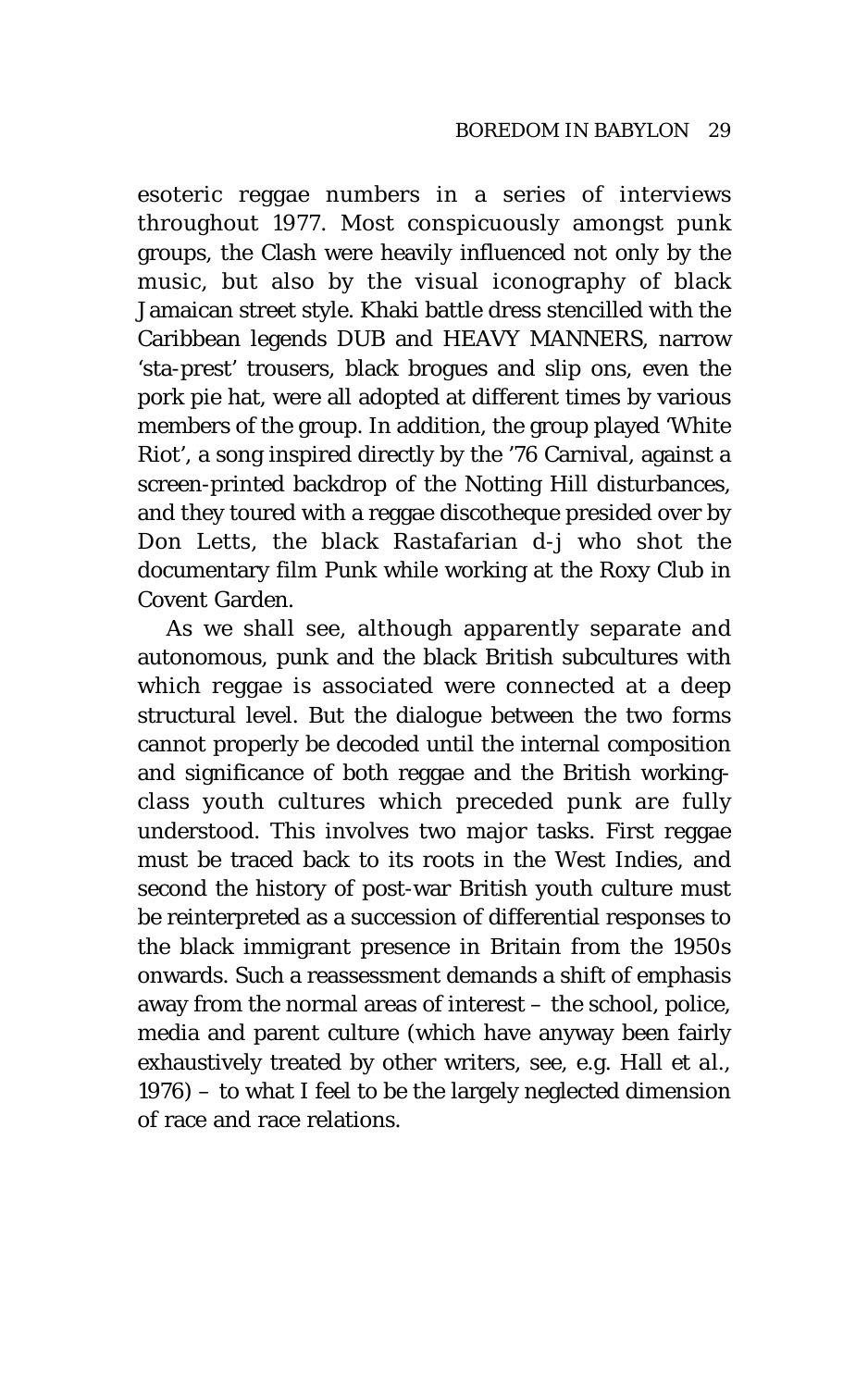esoteric reggae numbers in a series of interviews throughout 1977. Most conspicuously amongst punk groups, the Clash were heavily influenced not only by the music, but also by the visual iconography of black Jamaican street style. Khaki battle dress stencilled with the Caribbean legends DUB and HEAVY MANNERS, narrow 'sta-prest' trousers, black brogues and slip ons, even the pork pie hat, were all adopted at different times by various members of the group. In addition, the group played 'White Riot', a song inspired directly by the '76 Carnival, against a screen-printed backdrop of the Notting Hill disturbances, and they toured with a reggae discotheque presided over by Don Letts, the black Rastafarian d-j who shot the documentary film Punk while working at the Roxy Club in Covent Garden.

As we shall see, although apparently separate and autonomous, punk and the black British subcultures with which reggae is associated were connected at a deep structural level. But the dialogue between the two forms cannot properly be decoded until the internal composition and significance of both reggae and the British working-class youth cultures which preceded punk are fully understood. This involves two major tasks. First reggae must be traced back to its roots in the West Indies, and second the history of post-war British youth culture must be reinterpreted as a succession of differential responses to the black immigrant presence in Britain from the 1950s onwards. Such a reassessment demands a shift of emphasis away from the normal areas of interest – the school, police, media and parent culture (which have anyway been fairly exhaustively treated by other writers, see, e.g. Hall *et al.*, 1976) – to what I feel to be the largely neglected dimension of race and race relations.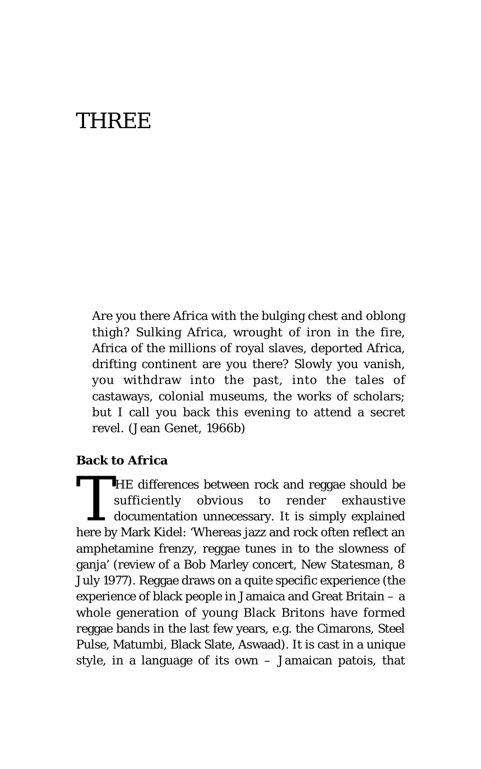# THREE

> Are you there Africa with the bulging chest and oblong thigh? Sulking Africa, wrought of iron in the fire, Africa of the millions of royal slaves, deported Africa, drifting continent are you there? Slowly you vanish, you withdraw into the past, into the tales of castaways, colonial museums, the works of scholars; but I call you back this evening to attend a secret revel. (Jean Genet, 1966b)

### Back to Africa

THE differences between rock and reggae should be sufficiently obvious to render exhaustive documentation unnecessary. It is simply explained here by Mark Kidel: 'Whereas jazz and rock often reflect an amphetamine frenzy, reggae tunes in to the slowness of ganja' (review of a Bob Marley concert, *New Statesman*, 8 July 1977). Reggae draws on a quite specific experience (the experience of black people in Jamaica and Great Britain – a whole generation of young Black Britons have formed reggae bands in the last few years, e.g. the Cimarons, Steel Pulse, Matumbi, Black Slate, Aswaad). It is cast in a unique style, in a language of its own – Jamaican patois, that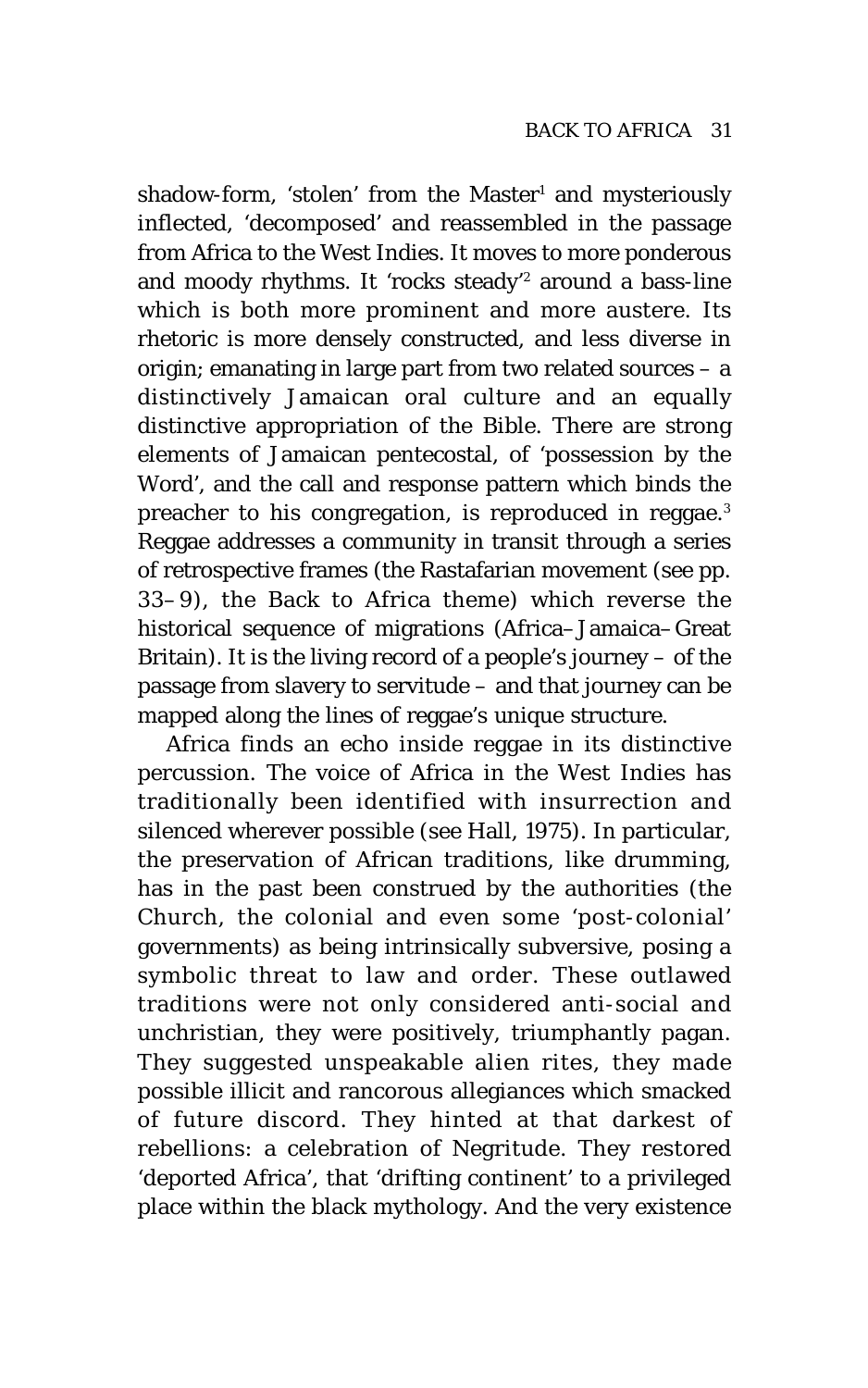shadow-form, 'stolen' from the Master[1] and mysteriously inflected, 'decomposed' and reassembled in the passage from Africa to the West Indies. It moves to more ponderous and moody rhythms. It 'rocks steady'[2] around a bass-line which is both more prominent and more austere. Its rhetoric is more densely constructed, and less diverse in origin; emanating in large part from two related sources – a distinctively Jamaican oral culture and an equally distinctive appropriation of the Bible. There are strong elements of Jamaican pentecostal, of 'possession by the Word', and the call and response pattern which binds the preacher to his congregation, is reproduced in reggae.[3] Reggae addresses a community in transit through a series of retrospective frames (the Rastafarian movement (see pp. 33–9), the Back to Africa theme) which reverse the historical sequence of migrations (Africa–Jamaica–Great Britain). It is the living record of a people's journey – of the passage from slavery to servitude – and that journey can be mapped along the lines of reggae's unique structure.

Africa finds an echo inside reggae in its distinctive percussion. The voice of Africa in the West Indies has traditionally been identified with insurrection and silenced wherever possible (see Hall, 1975). In particular, the preservation of African traditions, like drumming, has in the past been construed by the authorities (the Church, the colonial and even some 'post-colonial' governments) as being intrinsically subversive, posing a symbolic threat to law and order. These outlawed traditions were not only considered anti-social and unchristian, they were positively, triumphantly pagan. They suggested unspeakable alien rites, they made possible illicit and rancorous allegiances which smacked of future discord. They hinted at that darkest of rebellions: a celebration of Negritude. They restored 'deported Africa', that 'drifting continent' to a privileged place within the black mythology. And the very existence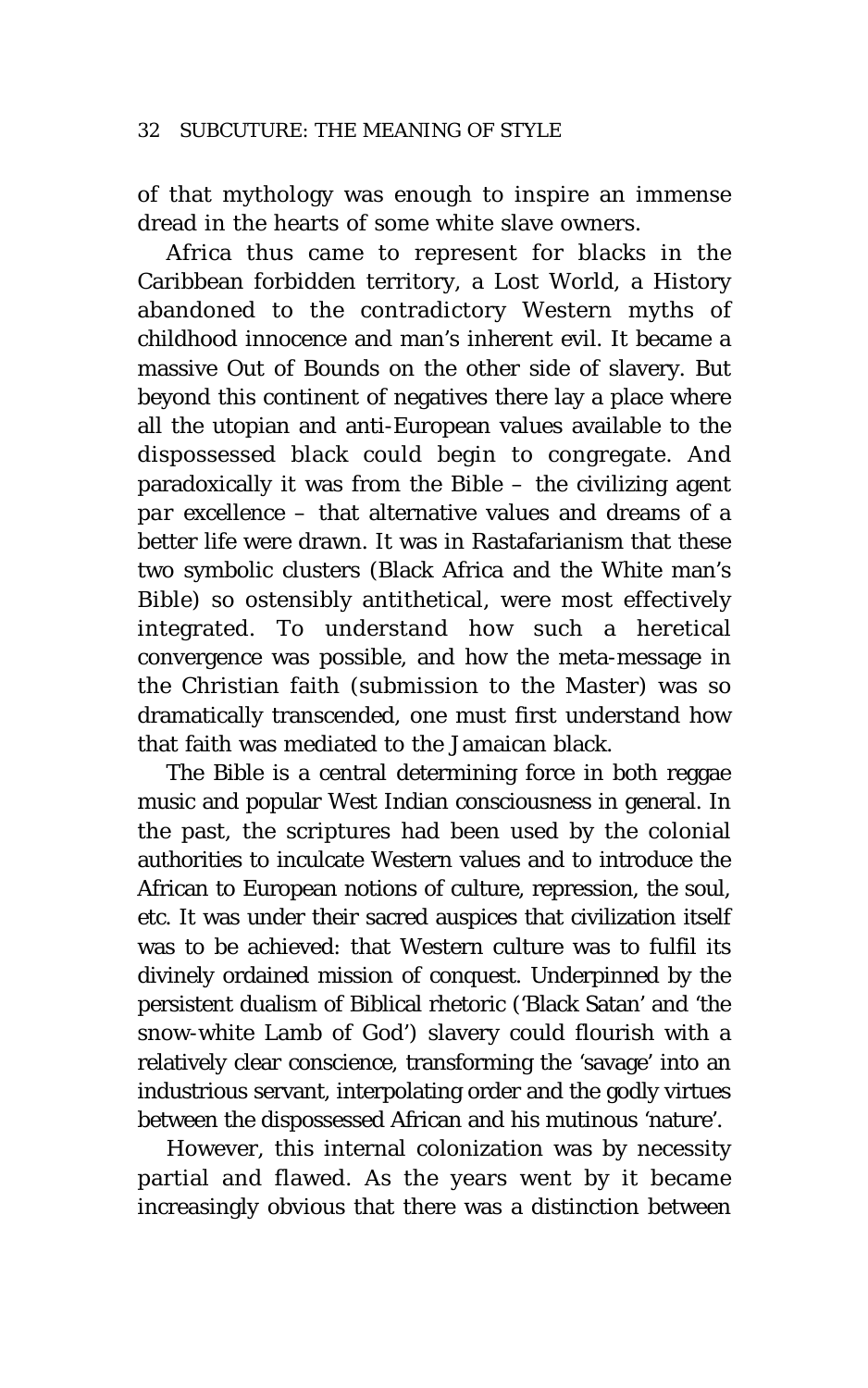of that mythology was enough to inspire an immense dread in the hearts of some white slave owners.

Africa thus came to represent for blacks in the Caribbean forbidden territory, a Lost World, a History abandoned to the contradictory Western myths of childhood innocence and man's inherent evil. It became a massive Out of Bounds on the other side of slavery. But beyond this continent of negatives there lay a place where all the utopian and anti-European values available to the dispossessed black could begin to congregate. And paradoxically it was from the Bible – the civilizing agent *par excellence* – that alternative values and dreams of a better life were drawn. It was in Rastafarianism that these two symbolic clusters (Black Africa and the White man's Bible) so ostensibly antithetical, were most effectively integrated. To understand how such a heretical convergence was possible, and how the meta-message in the Christian faith (submission to the Master) was so dramatically transcended, one must first understand how that faith was mediated to the Jamaican black.

The Bible is a central determining force in both reggae music and popular West Indian consciousness in general. In the past, the scriptures had been used by the colonial authorities to inculcate Western values and to introduce the African to European notions of culture, repression, the soul, etc. It was under their sacred auspices that civilization itself was to be achieved: that Western culture was to fulfil its divinely ordained mission of conquest. Underpinned by the persistent dualism of Biblical rhetoric ('Black Satan' and 'the snow-white Lamb of God') slavery could flourish with a relatively clear conscience, transforming the 'savage' into an industrious servant, interpolating order and the godly virtues between the dispossessed African and his mutinous 'nature'.

However, this internal colonization was by necessity partial and flawed. As the years went by it became increasingly obvious that there was a distinction between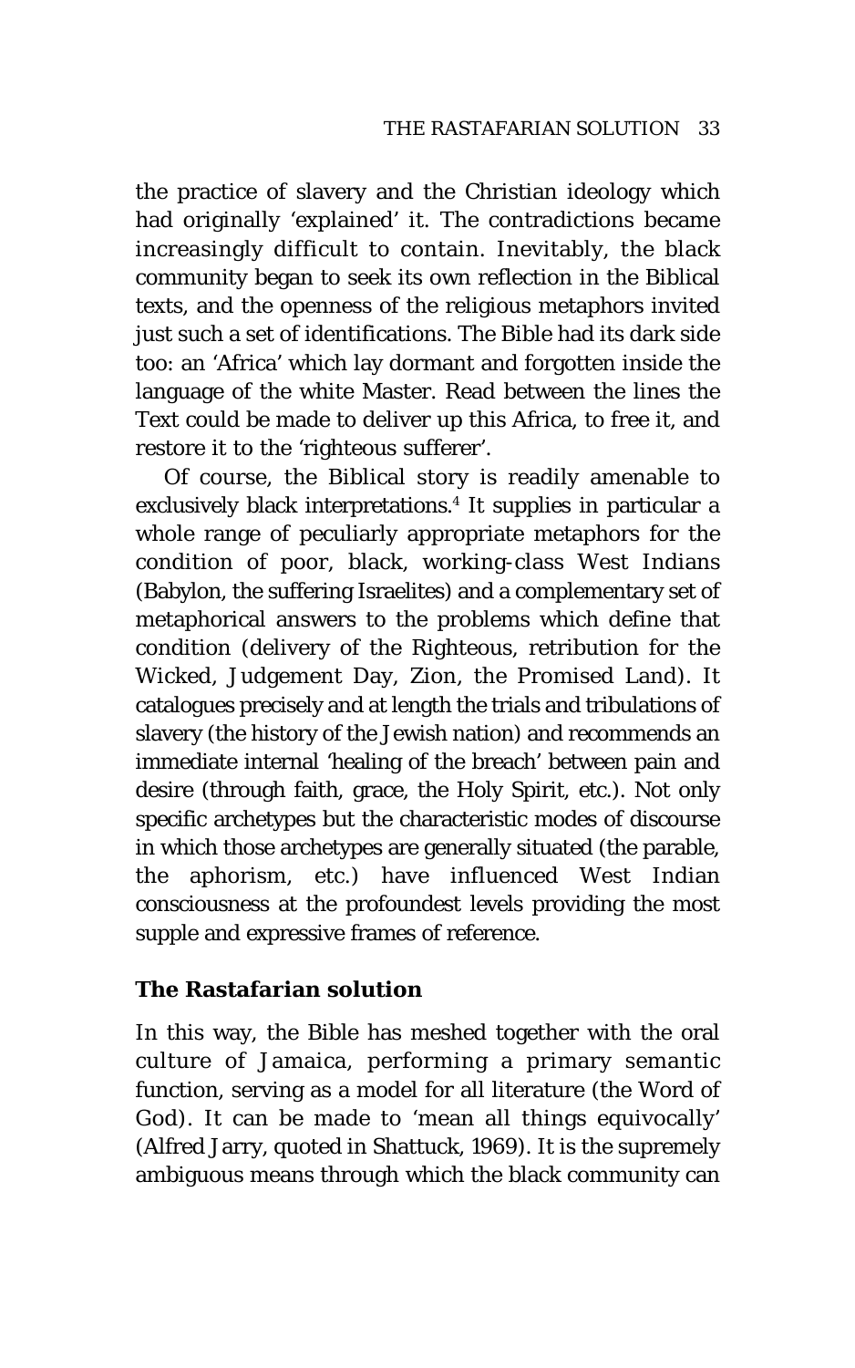the practice of slavery and the Christian ideology which had originally 'explained' it. The contradictions became increasingly difficult to contain. Inevitably, the black community began to seek its own reflection in the Biblical texts, and the openness of the religious metaphors invited just such a set of identifications. The Bible had its dark side too: an 'Africa' which lay dormant and forgotten inside the language of the white Master. Read between the lines the Text could be made to deliver up this Africa, to free it, and restore it to the 'righteous sufferer'.

Of course, the Biblical story is readily amenable to exclusively black interpretations.[4] It supplies in particular a whole range of peculiarly appropriate metaphors for the condition of poor, black, working-class West Indians (Babylon, the suffering Israelites) and a complementary set of metaphorical answers to the problems which define that condition (delivery of the Righteous, retribution for the Wicked, Judgement Day, Zion, the Promised Land). It catalogues precisely and at length the trials and tribulations of slavery (the history of the Jewish nation) and recommends an immediate internal 'healing of the breach' between pain and desire (through faith, grace, the Holy Spirit, etc.). Not only specific archetypes but the characteristic modes of discourse in which those archetypes are generally situated (the parable, the aphorism, etc.) have influenced West Indian consciousness at the profoundest levels providing the most supple and expressive frames of reference.

## The Rastafarian solution

In this way, the Bible has meshed together with the oral culture of Jamaica, performing a primary semantic function, serving as a model for all literature (the Word of God). It can be made to 'mean all things equivocally' (Alfred Jarry, quoted in Shattuck, 1969). It is the supremely ambiguous means through which the black community can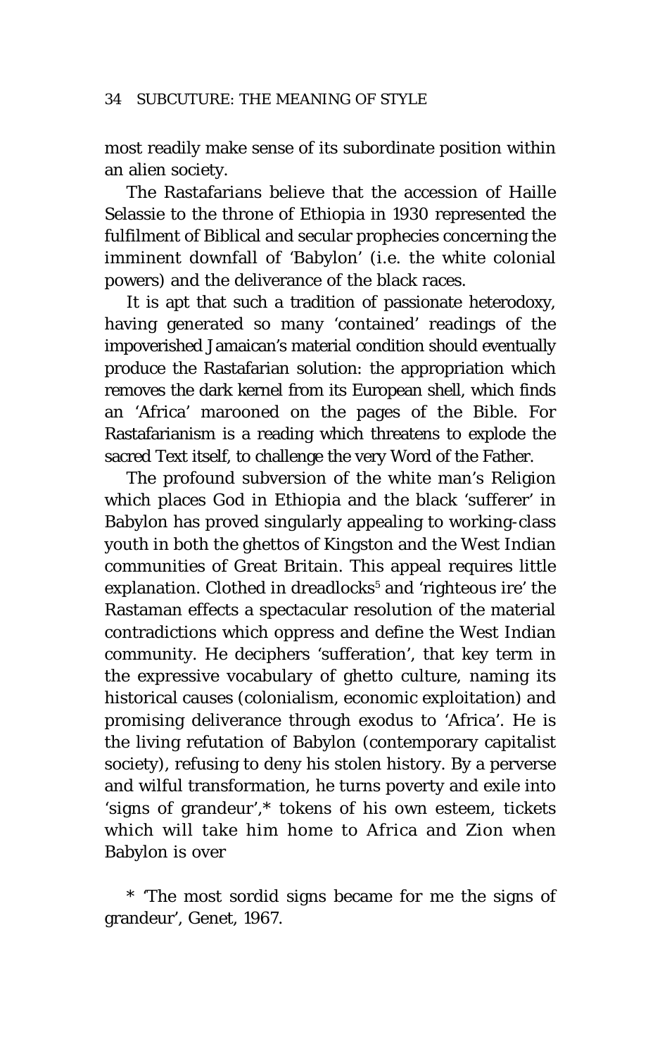most readily make sense of its subordinate position within an alien society.

The Rastafarians believe that the accession of Haille Selassie to the throne of Ethiopia in 1930 represented the fulfilment of Biblical and secular prophecies concerning the imminent downfall of 'Babylon' (i.e. the white colonial powers) and the deliverance of the black races.

It is apt that such a tradition of passionate heterodoxy, having generated so many 'contained' readings of the impoverished Jamaican's material condition should eventually produce the Rastafarian solution: the appropriation which removes the dark kernel from its European shell, which finds an 'Africa' marooned on the pages of the Bible. For Rastafarianism is a reading which threatens to explode the sacred Text itself, to challenge the very Word of the Father.

The profound subversion of the white man's Religion which places God in Ethiopia and the black 'sufferer' in Babylon has proved singularly appealing to working-class youth in both the ghettos of Kingston and the West Indian communities of Great Britain. This appeal requires little explanation. Clothed in dreadlocks[5] and 'righteous ire' the Rastaman effects a spectacular resolution of the material contradictions which oppress and define the West Indian community. He deciphers 'sufferation', that key term in the expressive vocabulary of ghetto culture, naming its historical causes (colonialism, economic exploitation) and promising deliverance through exodus to 'Africa'. He is the living refutation of Babylon (contemporary capitalist society), refusing to deny his stolen history. By a perverse and wilful transformation, he turns poverty and exile into 'signs of grandeur',* tokens of his own esteem, tickets which will take him home to Africa and Zion when Babylon is over

\* 'The most sordid signs became for me the signs of grandeur', Genet, 1967.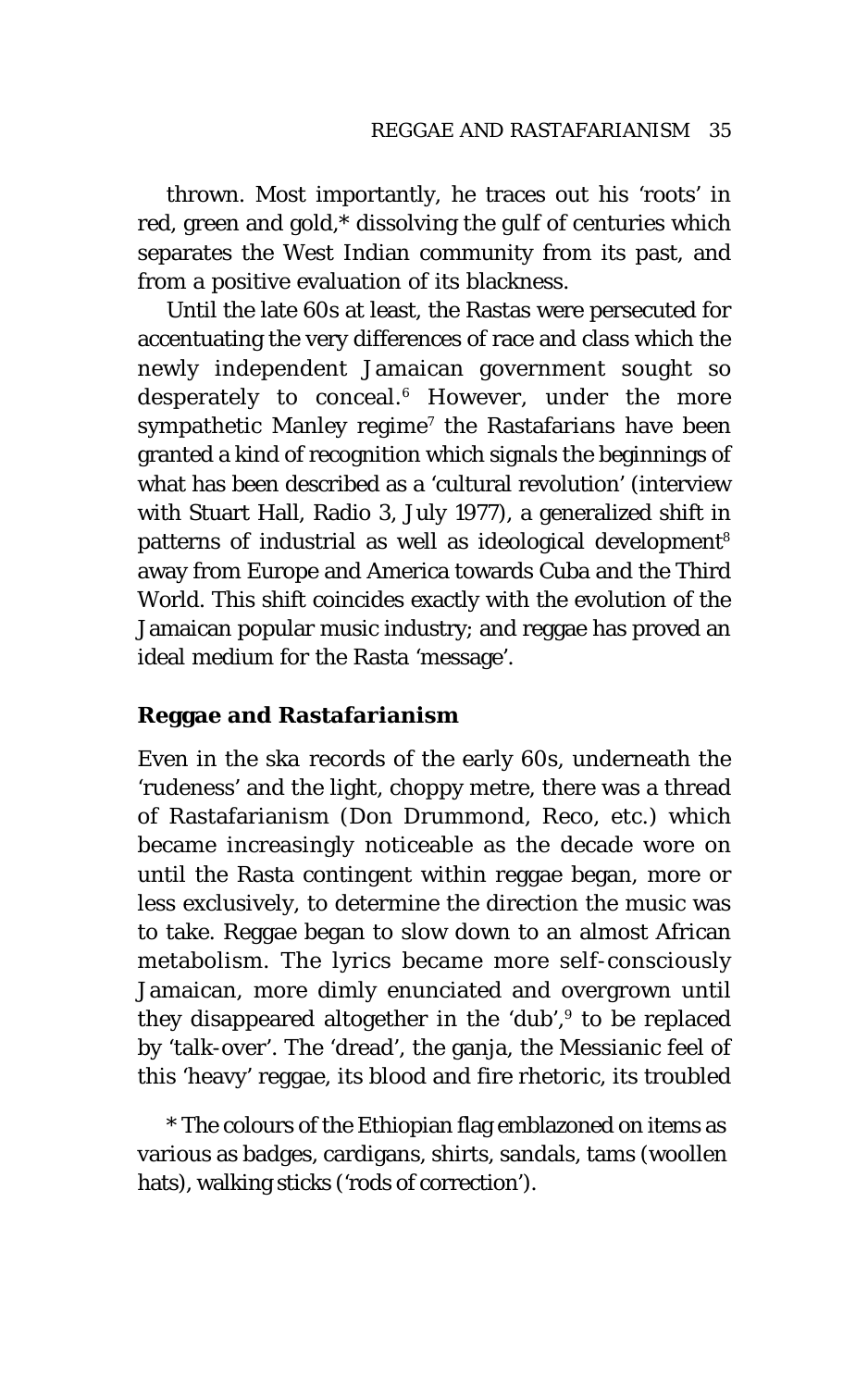thrown. Most importantly, he traces out his 'roots' in red, green and gold,* dissolving the gulf of centuries which separates the West Indian community from its past, and from a positive evaluation of its blackness.

Until the late 60s at least, the Rastas were persecuted for accentuating the very differences of race and class which the newly independent Jamaican government sought so desperately to conceal.[6] However, under the more sympathetic Manley regime[7] the Rastafarians have been granted a kind of recognition which signals the beginnings of what has been described as a 'cultural revolution' (interview with Stuart Hall, Radio 3, July 1977), a generalized shift in patterns of industrial as well as ideological development[8] away from Europe and America towards Cuba and the Third World. This shift coincides exactly with the evolution of the Jamaican popular music industry; and reggae has proved an ideal medium for the Rasta 'message'.

## Reggae and Rastafarianism

Even in the ska records of the early 60s, underneath the 'rudeness' and the light, choppy metre, there was a thread of Rastafarianism (Don Drummond, Reco, etc.) which became increasingly noticeable as the decade wore on until the Rasta contingent within reggae began, more or less exclusively, to determine the direction the music was to take. Reggae began to slow down to an almost African metabolism. The lyrics became more self-consciously Jamaican, more dimly enunciated and overgrown until they disappeared altogether in the 'dub',[9] to be replaced by 'talk-over'. The 'dread', the ganja, the Messianic feel of this 'heavy' reggae, its blood and fire rhetoric, its troubled

* The colours of the Ethiopian flag emblazoned on items as various as badges, cardigans, shirts, sandals, tams (woollen hats), walking sticks ('rods of correction').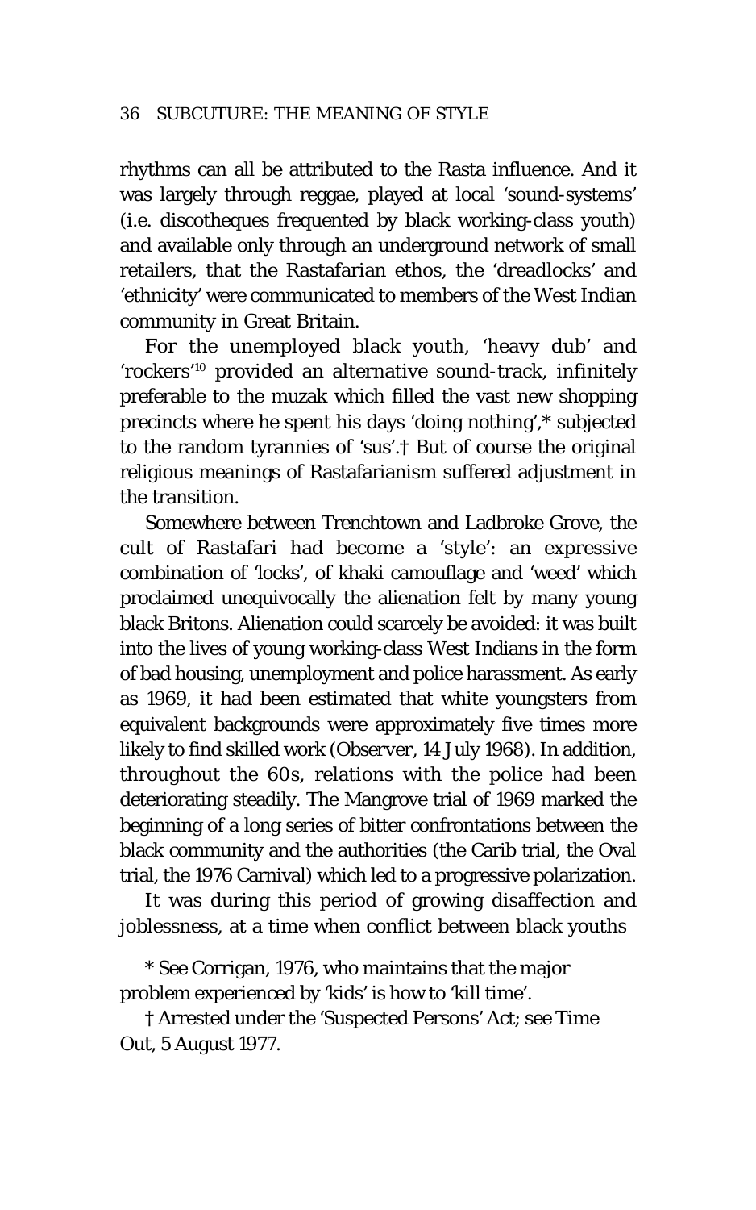rhythms can all be attributed to the Rasta influence. And it was largely through reggae, played at local 'sound-systems' (i.e. discotheques frequented by black working-class youth) and available only through an underground network of small retailers, that the Rastafarian ethos, the 'dreadlocks' and 'ethnicity' were communicated to members of the West Indian community in Great Britain.

For the unemployed black youth, 'heavy dub' and 'rockers'[10] provided an alternative sound-track, infinitely preferable to the muzak which filled the vast new shopping precincts where he spent his days 'doing nothing',* subjected to the random tyrannies of 'sus'.† But of course the original religious meanings of Rastafarianism suffered adjustment in the transition.

Somewhere between Trenchtown and Ladbroke Grove, the cult of Rastafari had become a 'style': an expressive combination of 'locks', of khaki camouflage and 'weed' which proclaimed unequivocally the alienation felt by many young black Britons. Alienation could scarcely be avoided: it was built into the lives of young working-class West Indians in the form of bad housing, unemployment and police harassment. As early as 1969, it had been estimated that white youngsters from equivalent backgrounds were approximately five times more likely to find skilled work (Observer, 14 July 1968). In addition, throughout the 60s, relations with the police had been deteriorating steadily. The Mangrove trial of 1969 marked the beginning of a long series of bitter confrontations between the black community and the authorities (the Carib trial, the Oval trial, the 1976 Carnival) which led to a progressive polarization.

It was during this period of growing disaffection and joblessness, at a time when conflict between black youths

* See Corrigan, 1976, who maintains that the major problem experienced by 'kids' is how to 'kill time'.

† Arrested under the 'Suspected Persons' Act; see Time Out, 5 August 1977.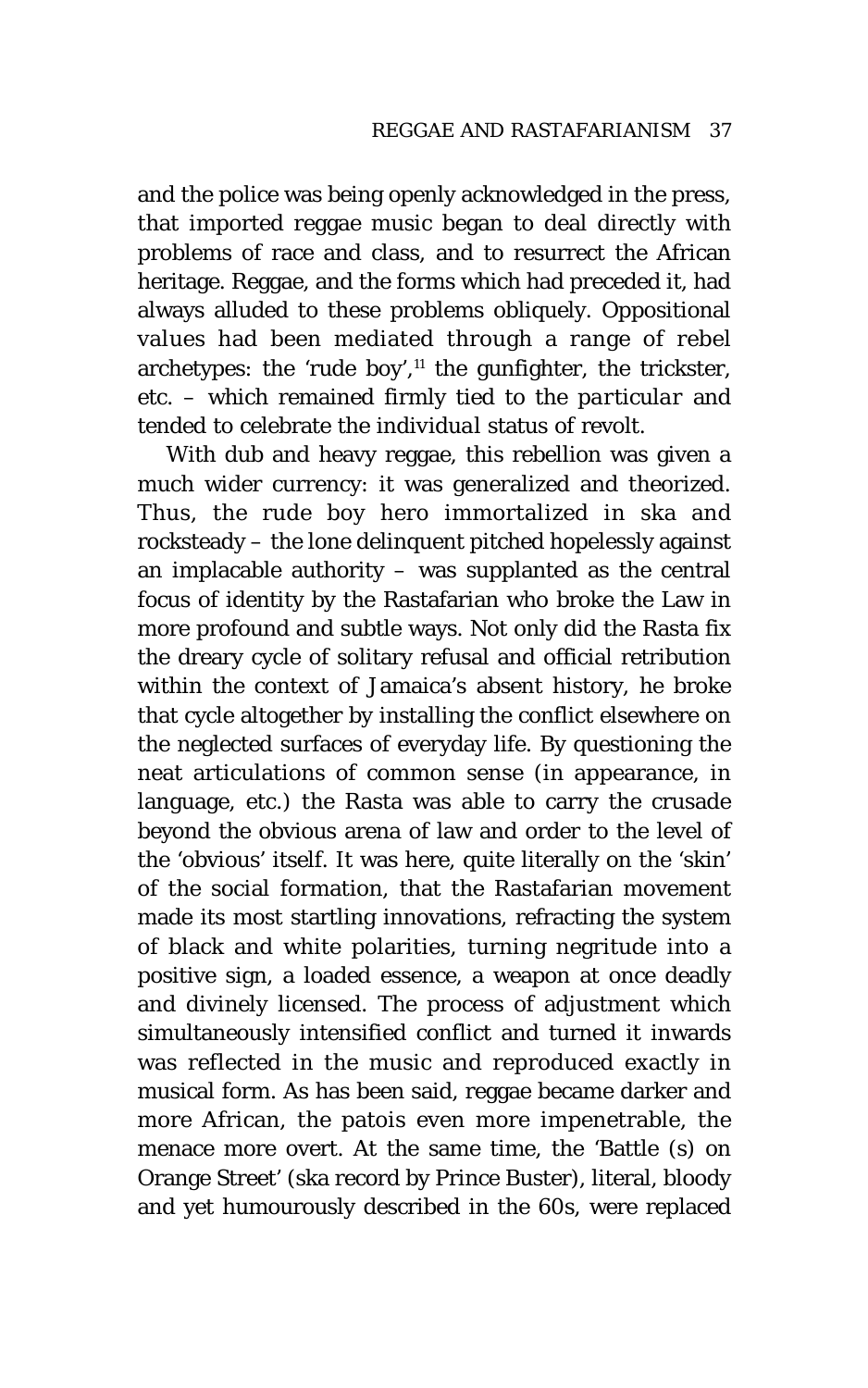and the police was being openly acknowledged in the press, that imported reggae music began to deal directly with problems of race and class, and to resurrect the African heritage. Reggae, and the forms which had preceded it, had always alluded to these problems obliquely. Oppositional values had been mediated through a range of rebel archetypes: the 'rude boy',[11] the gunfighter, the trickster, etc. – which remained firmly tied to the *particular* and tended to celebrate the *individual* status of revolt.

With dub and heavy reggae, this rebellion was given a much wider currency: it was generalized and theorized. Thus, the rude boy hero immortalized in ska and rocksteady – the lone delinquent pitched hopelessly against an implacable authority – was supplanted as the central focus of identity by the Rastafarian who broke the Law in more profound and subtle ways. Not only did the Rasta fix the dreary cycle of solitary refusal and official retribution within the context of Jamaica's absent history, he broke that cycle altogether by installing the conflict elsewhere on the neglected surfaces of everyday life. By questioning the neat articulations of common sense (in appearance, in language, etc.) the Rasta was able to carry the crusade beyond the obvious arena of law and order to the level of the 'obvious' itself. It was here, quite literally on the 'skin' of the social formation, that the Rastafarian movement made its most startling innovations, refracting the system of black and white polarities, turning negritude into a positive sign, a loaded essence, a weapon at once deadly and divinely licensed. The process of adjustment which simultaneously intensified conflict and turned it inwards was reflected in the music and reproduced exactly in musical form. As has been said, reggae became darker and more African, the patois even more impenetrable, the menace more overt. At the same time, the 'Battle (s) on Orange Street' (ska record by Prince Buster), literal, bloody and yet humourously described in the 60s, were replaced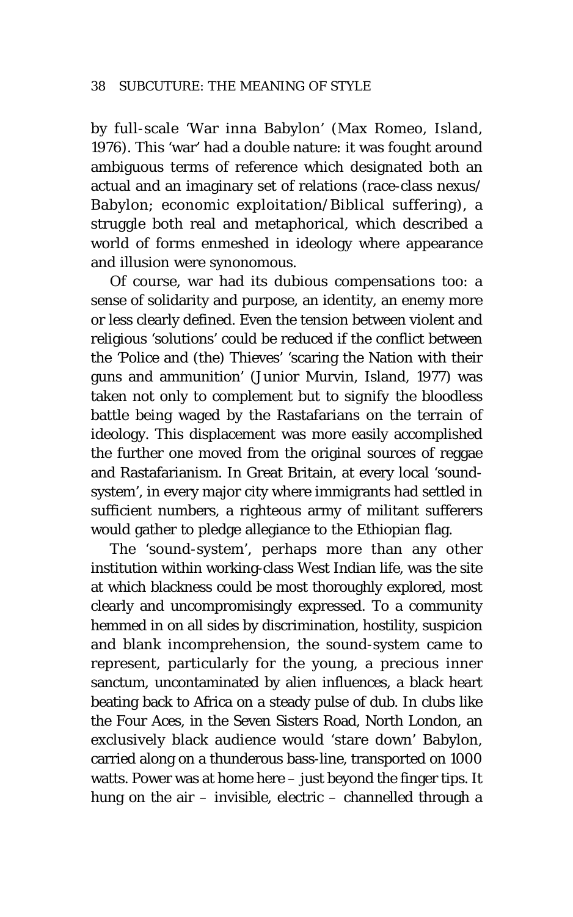by full-scale 'War inna Babylon' (Max Romeo, Island, 1976). This 'war' had a double nature: it was fought around ambiguous terms of reference which designated both an actual and an imaginary set of relations (race-class nexus/ Babylon; economic exploitation/Biblical suffering), a struggle both real and metaphorical, which described a world of forms enmeshed in ideology where appearance and illusion were synonomous.

Of course, war had its dubious compensations too: a sense of solidarity and purpose, an identity, an enemy more or less clearly defined. Even the tension between violent and religious 'solutions' could be reduced if the conflict between the 'Police and (the) Thieves' 'scaring the Nation with their guns and ammunition' (Junior Murvin, Island, 1977) was taken not only to complement but to signify the bloodless battle being waged by the Rastafarians on the terrain of ideology. This displacement was more easily accomplished the further one moved from the original sources of reggae and Rastafarianism. In Great Britain, at every local 'sound-system', in every major city where immigrants had settled in sufficient numbers, a righteous army of militant sufferers would gather to pledge allegiance to the Ethiopian flag.

The 'sound-system', perhaps more than any other institution within working-class West Indian life, was the site at which blackness could be most thoroughly explored, most clearly and uncompromisingly expressed. To a community hemmed in on all sides by discrimination, hostility, suspicion and blank incomprehension, the sound-system came to represent, particularly for the young, a precious inner sanctum, uncontaminated by alien influences, a black heart beating back to Africa on a steady pulse of dub. In clubs like the Four Aces, in the Seven Sisters Road, North London, an exclusively black audience would 'stare down' Babylon, carried along on a thunderous bass-line, transported on 1000 watts. Power was at home here – just beyond the finger tips. It hung on the air – invisible, electric – channelled through a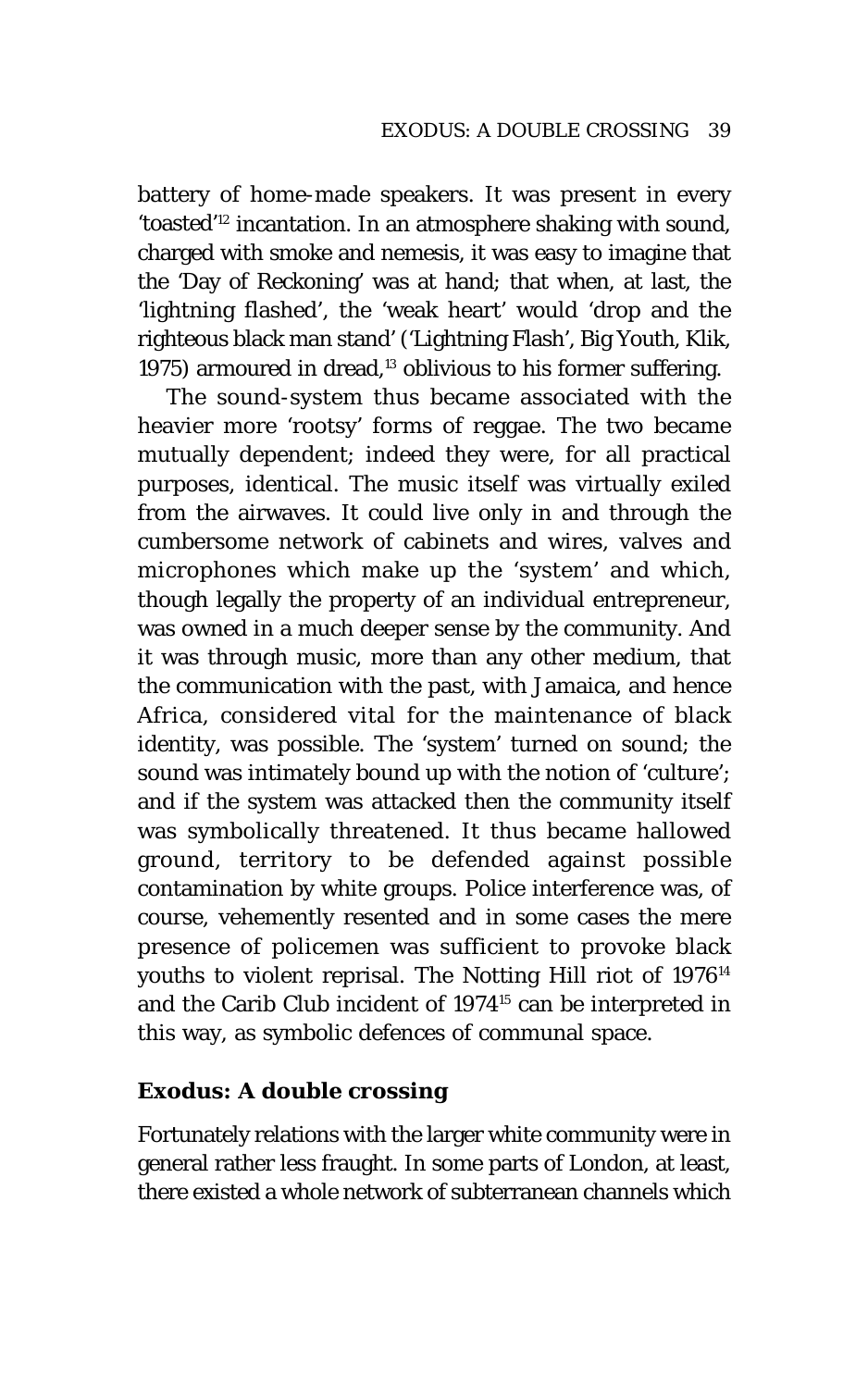battery of home-made speakers. It was present in every 'toasted'[12] incantation. In an atmosphere shaking with sound, charged with smoke and nemesis, it was easy to imagine that the 'Day of Reckoning' was at hand; that when, at last, the 'lightning flashed', the 'weak heart' would 'drop and the righteous black man stand' ('Lightning Flash', Big Youth, Klik, 1975) armoured in dread,[13] oblivious to his former suffering.

The sound-system thus became associated with the heavier more 'rootsy' forms of reggae. The two became mutually dependent; indeed they were, for all practical purposes, identical. The music itself was virtually exiled from the airwaves. It could live only in and through the cumbersome network of cabinets and wires, valves and microphones which make up the 'system' and which, though legally the property of an individual entrepreneur, was owned in a much deeper sense by the community. And it was through music, more than any other medium, that the communication with the past, with Jamaica, and hence Africa, considered vital for the maintenance of black identity, was possible. The 'system' turned on sound; the sound was intimately bound up with the notion of 'culture'; and if the system was attacked then the community itself was symbolically threatened. It thus became hallowed ground, territory to be defended against possible contamination by white groups. Police interference was, of course, vehemently resented and in some cases the mere presence of policemen was sufficient to provoke black youths to violent reprisal. The Notting Hill riot of 1976[14] and the Carib Club incident of 1974[15] can be interpreted in this way, as symbolic defences of communal space.

## Exodus: A double crossing

Fortunately relations with the larger white community were in general rather less fraught. In some parts of London, at least, there existed a whole network of subterranean channels which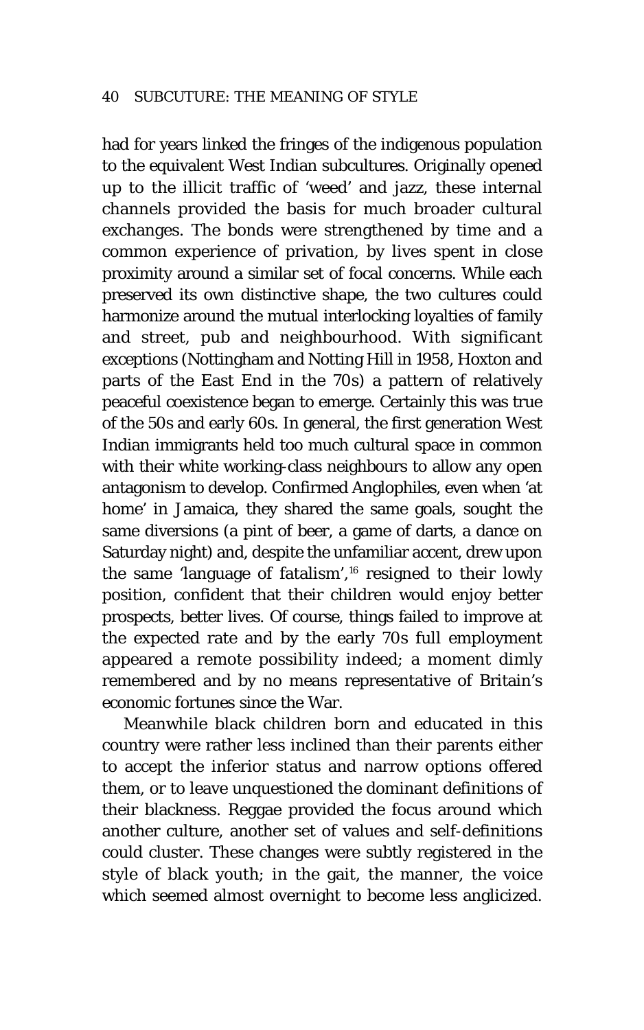had for years linked the fringes of the indigenous population to the equivalent West Indian subcultures. Originally opened up to the illicit traffic of 'weed' and jazz, these internal channels provided the basis for much broader cultural exchanges. The bonds were strengthened by time and a common experience of privation, by lives spent in close proximity around a similar set of focal concerns. While each preserved its own distinctive shape, the two cultures could harmonize around the mutual interlocking loyalties of family and street, pub and neighbourhood. With significant exceptions (Nottingham and Notting Hill in 1958, Hoxton and parts of the East End in the 70s) a pattern of relatively peaceful coexistence began to emerge. Certainly this was true of the 50s and early 60s. In general, the first generation West Indian immigrants held too much cultural space in common with their white working-class neighbours to allow any open antagonism to develop. Confirmed Anglophiles, even when 'at home' in Jamaica, they shared the same goals, sought the same diversions (a pint of beer, a game of darts, a dance on Saturday night) and, despite the unfamiliar accent, drew upon the same 'language of fatalism',[16] resigned to their lowly position, confident that their children would enjoy better prospects, better lives. Of course, things failed to improve at the expected rate and by the early 70s full employment appeared a remote possibility indeed; a moment dimly remembered and by no means representative of Britain's economic fortunes since the War.

Meanwhile black children born and educated in this country were rather less inclined than their parents either to accept the inferior status and narrow options offered them, or to leave unquestioned the dominant definitions of their blackness. Reggae provided the focus around which another culture, another set of values and self-definitions could cluster. These changes were subtly registered in the style of black youth; in the gait, the manner, the voice which seemed almost overnight to become less anglicized.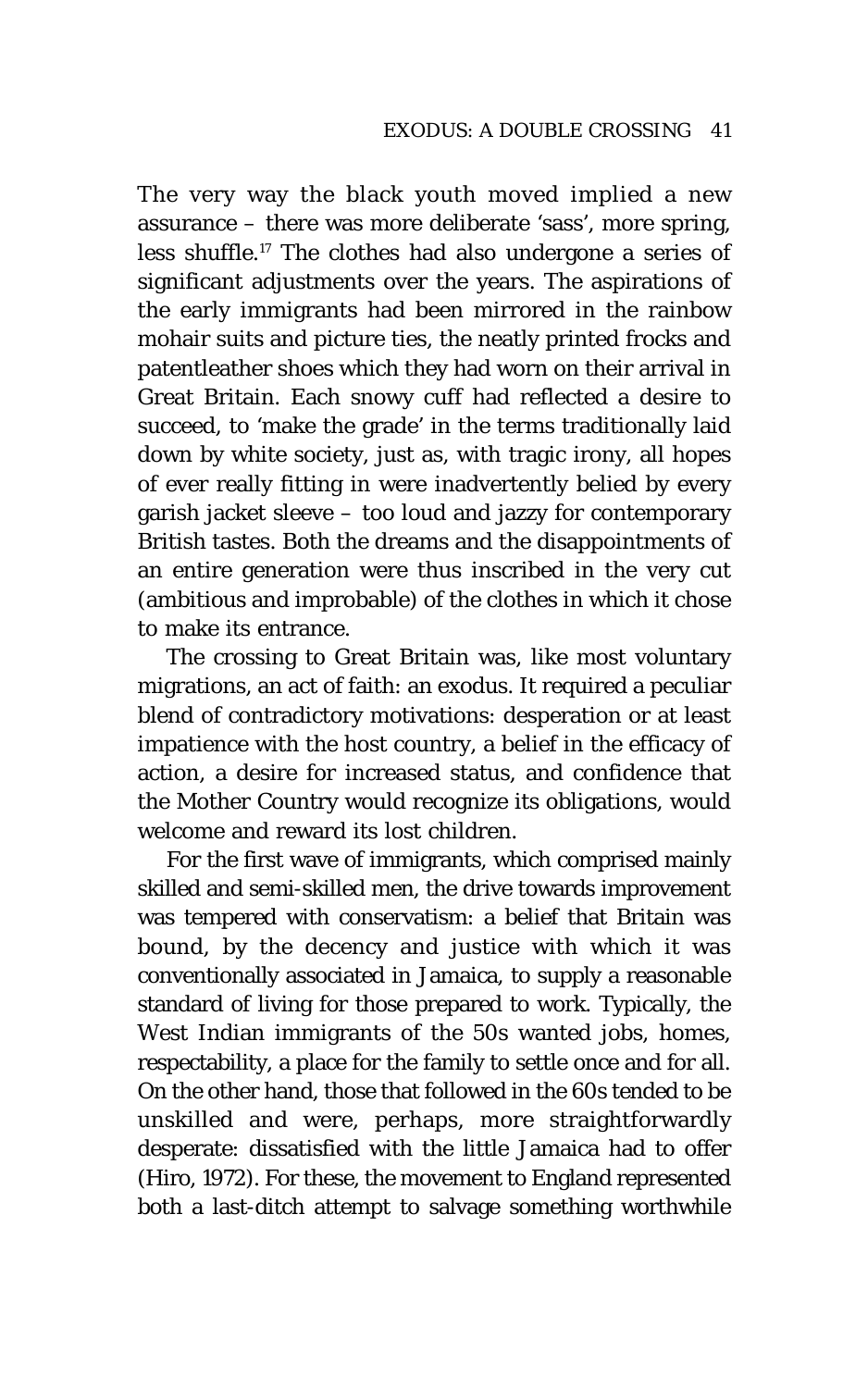The very way the black youth moved implied a new assurance – there was more deliberate 'sass', more spring, less shuffle.[17] The clothes had also undergone a series of significant adjustments over the years. The aspirations of the early immigrants had been mirrored in the rainbow mohair suits and picture ties, the neatly printed frocks and patentleather shoes which they had worn on their arrival in Great Britain. Each snowy cuff had reflected a desire to succeed, to 'make the grade' in the terms traditionally laid down by white society, just as, with tragic irony, all hopes of ever really fitting in were inadvertently belied by every garish jacket sleeve – too loud and jazzy for contemporary British tastes. Both the dreams and the disappointments of an entire generation were thus inscribed in the very cut (ambitious and improbable) of the clothes in which it chose to make its entrance.

The crossing to Great Britain was, like most voluntary migrations, an act of faith: an exodus. It required a peculiar blend of contradictory motivations: desperation or at least impatience with the host country, a belief in the efficacy of action, a desire for increased status, and confidence that the Mother Country would recognize its obligations, would welcome and reward its lost children.

For the first wave of immigrants, which comprised mainly skilled and semi-skilled men, the drive towards improvement was tempered with conservatism: a belief that Britain was bound, by the decency and justice with which it was conventionally associated in Jamaica, to supply a reasonable standard of living for those prepared to work. Typically, the West Indian immigrants of the 50s wanted jobs, homes, respectability, a place for the family to settle once and for all. On the other hand, those that followed in the 60s tended to be unskilled and were, perhaps, more straightforwardly desperate: dissatisfied with the little Jamaica had to offer (Hiro, 1972). For these, the movement to England represented both a last-ditch attempt to salvage something worthwhile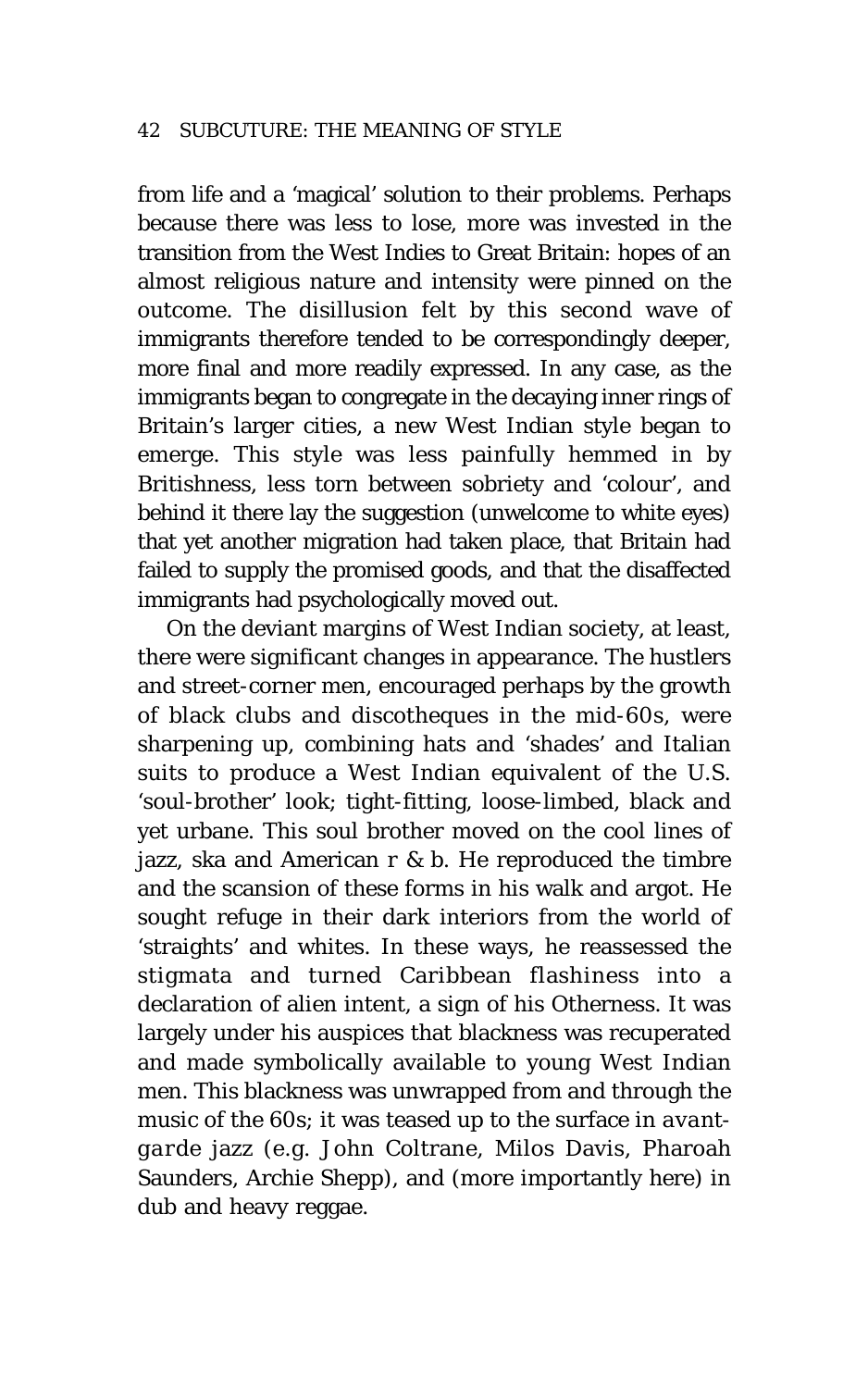from life and a 'magical' solution to their problems. Perhaps because there was less to lose, more was invested in the transition from the West Indies to Great Britain: hopes of an almost religious nature and intensity were pinned on the outcome. The disillusion felt by this second wave of immigrants therefore tended to be correspondingly deeper, more final and more readily expressed. In any case, as the immigrants began to congregate in the decaying inner rings of Britain's larger cities, a new West Indian style began to emerge. This style was less painfully hemmed in by Britishness, less torn between sobriety and 'colour', and behind it there lay the suggestion (unwelcome to white eyes) that yet another migration had taken place, that Britain had failed to supply the promised goods, and that the disaffected immigrants had psychologically moved out.

On the deviant margins of West Indian society, at least, there were significant changes in appearance. The hustlers and street-corner men, encouraged perhaps by the growth of black clubs and discotheques in the mid-60s, were sharpening up, combining hats and 'shades' and Italian suits to produce a West Indian equivalent of the U.S. 'soul-brother' look; tight-fitting, loose-limbed, black and yet urbane. This soul brother moved on the cool lines of jazz, ska and American r & b. He reproduced the timbre and the scansion of these forms in his walk and argot. He sought refuge in their dark interiors from the world of 'straights' and whites. In these ways, he reassessed the stigmata and turned Caribbean flashiness into a declaration of alien intent, a sign of his Otherness. It was largely under his auspices that blackness was recuperated and made symbolically available to young West Indian men. This blackness was unwrapped from and through the music of the 60s; it was teased up to the surface in *avant-garde* jazz (e.g. John Coltrane, Milos Davis, Pharoah Saunders, Archie Shepp), and (more importantly here) in dub and heavy reggae.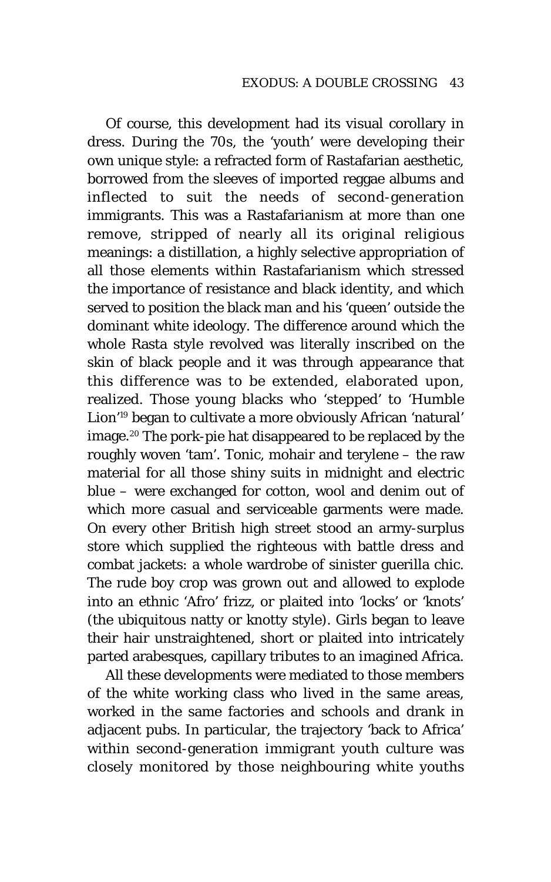Of course, this development had its visual corollary in dress. During the 70s, the 'youth' were developing their own unique style: a refracted form of Rastafarian aesthetic, borrowed from the sleeves of imported reggae albums and inflected to suit the needs of second-generation immigrants. This was a Rastafarianism at more than one remove, stripped of nearly all its original religious meanings: a distillation, a highly selective appropriation of all those elements within Rastafarianism which stressed the importance of resistance and black identity, and which served to position the black man and his 'queen' outside the dominant white ideology. The difference around which the whole Rasta style revolved was literally inscribed on the skin of black people and it was through appearance that this difference was to be extended, elaborated upon, realized. Those young blacks who 'stepped' to 'Humble Lion'[19] began to cultivate a more obviously African 'natural' image.[20] The pork-pie hat disappeared to be replaced by the roughly woven 'tam'. Tonic, mohair and terylene – the raw material for all those shiny suits in midnight and electric blue – were exchanged for cotton, wool and denim out of which more casual and serviceable garments were made. On every other British high street stood an army-surplus store which supplied the righteous with battle dress and combat jackets: a whole wardrobe of sinister guerilla chic. The rude boy crop was grown out and allowed to explode into an ethnic 'Afro' frizz, or plaited into 'locks' or 'knots' (the ubiquitous natty or knotty style). Girls began to leave their hair unstraightened, short or plaited into intricately parted arabesques, capillary tributes to an imagined Africa.

All these developments were mediated to those members of the white working class who lived in the same areas, worked in the same factories and schools and drank in adjacent pubs. In particular, the trajectory 'back to Africa' within second-generation immigrant youth culture was closely monitored by those neighbouring white youths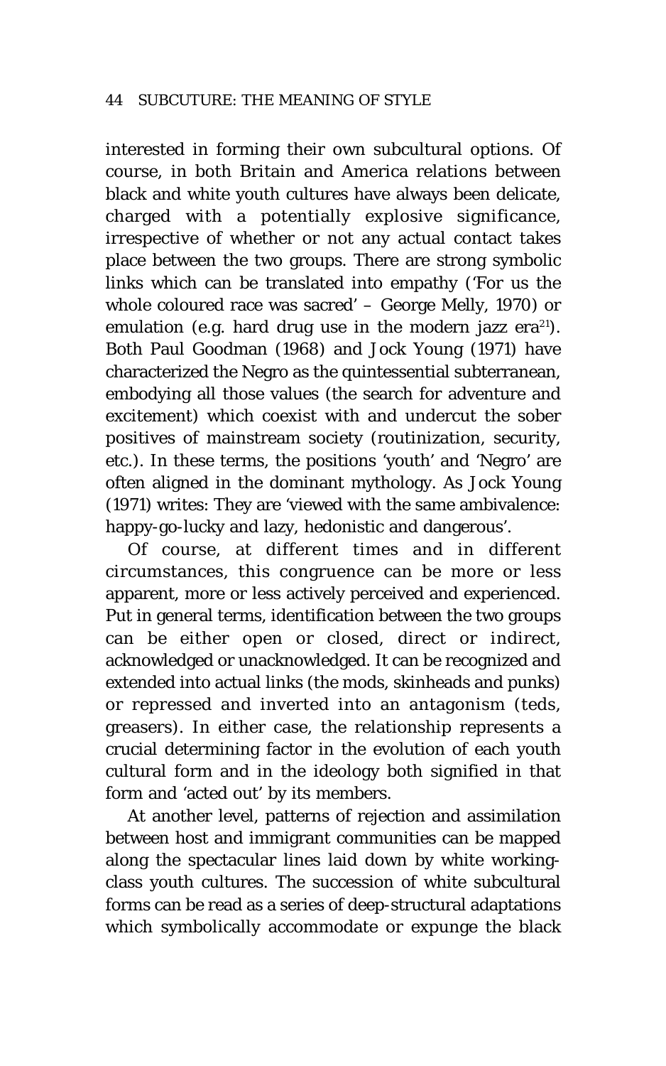interested in forming their own subcultural options. Of course, in both Britain and America relations between black and white youth cultures have always been delicate, charged with a potentially explosive significance, irrespective of whether or not any actual contact takes place between the two groups. There are strong symbolic links which can be translated into empathy ('For us the whole coloured race was sacred' – George Melly, 1970) or emulation (e.g. hard drug use in the modern jazz era[21]). Both Paul Goodman (1968) and Jock Young (1971) have characterized the Negro as the quintessential subterranean, embodying all those values (the search for adventure and excitement) which coexist with and undercut the sober positives of mainstream society (routinization, security, etc.). In these terms, the positions 'youth' and 'Negro' are often aligned in the dominant mythology. As Jock Young (1971) writes: They are 'viewed with the same ambivalence: happy-go-lucky and lazy, hedonistic and dangerous'.

Of course, at different times and in different circumstances, this congruence can be more or less apparent, more or less actively perceived and experienced. Put in general terms, identification between the two groups can be either open or closed, direct or indirect, acknowledged or unacknowledged. It can be recognized and extended into actual links (the mods, skinheads and punks) or repressed and inverted into an antagonism (teds, greasers). In either case, the relationship represents a crucial determining factor in the evolution of each youth cultural form and in the ideology both signified in that form and 'acted out' by its members.

At another level, patterns of rejection and assimilation between host and immigrant communities can be mapped along the spectacular lines laid down by white working-class youth cultures. The succession of white subcultural forms can be read as a series of deep-structural adaptations which symbolically accommodate or expunge the black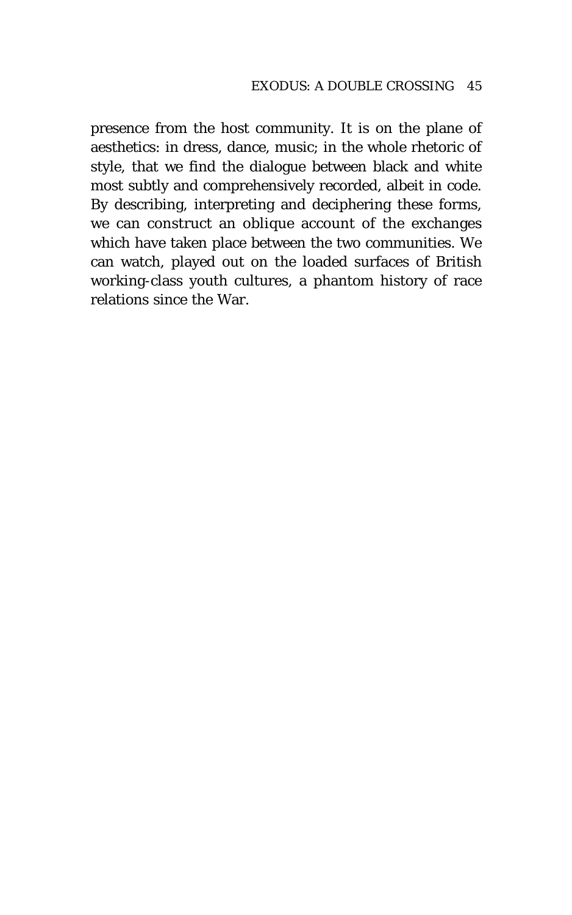presence from the host community. It is on the plane of aesthetics: in dress, dance, music; in the whole rhetoric of style, that we find the dialogue between black and white most subtly and comprehensively recorded, albeit in code. By describing, interpreting and deciphering these forms, we can construct an oblique account of the exchanges which have taken place between the two communities. We can watch, played out on the loaded surfaces of British working-class youth cultures, a phantom history of race relations since the War.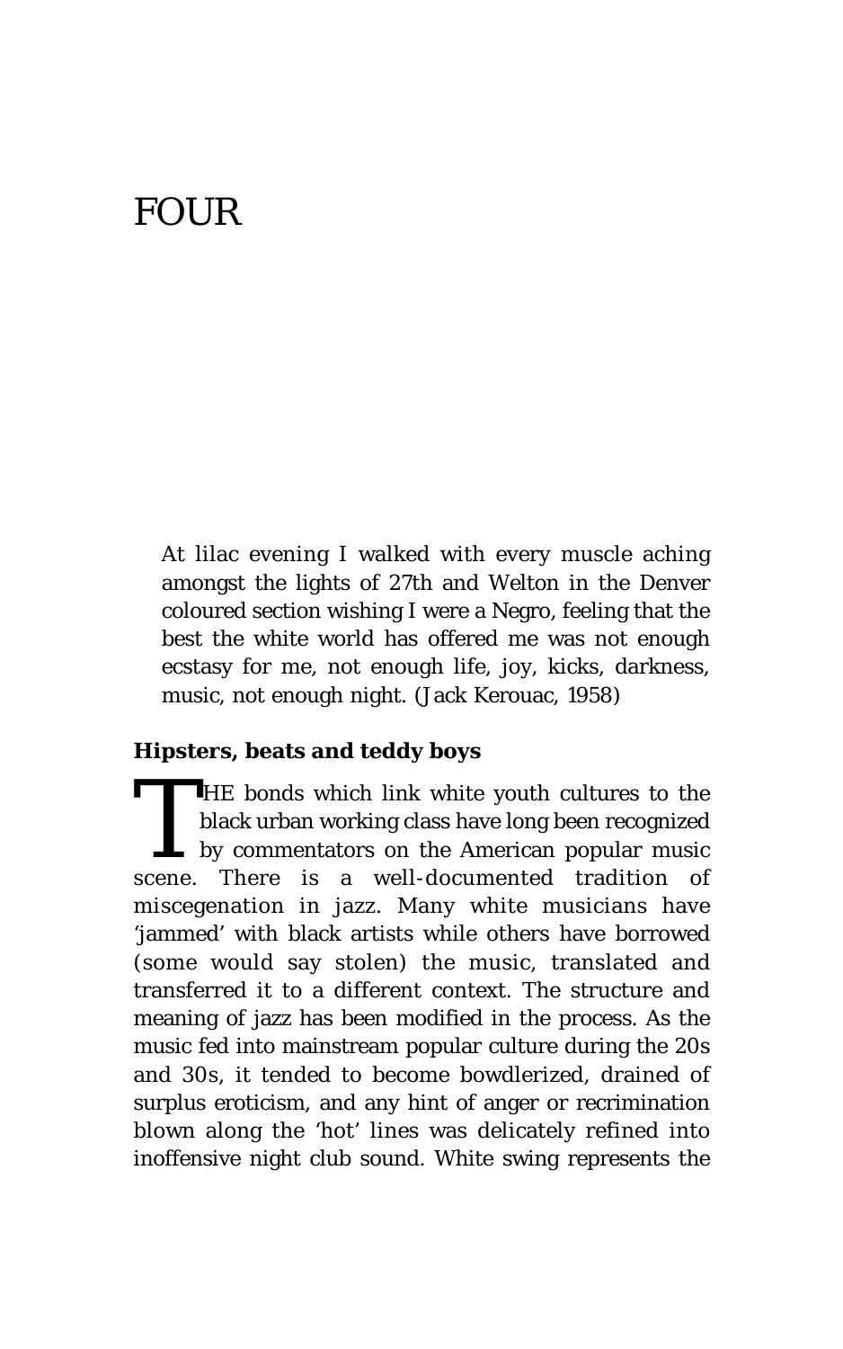# FOUR

> At lilac evening I walked with every muscle aching amongst the lights of 27th and Welton in the Denver coloured section wishing I were a Negro, feeling that the best the white world has offered me was not enough ecstasy for me, not enough life, joy, kicks, darkness, music, not enough night. (Jack Kerouac, 1958)

### Hipsters, beats and teddy boys

THE bonds which link white youth cultures to the black urban working class have long been recognized by commentators on the American popular music scene. There is a well-documented tradition of miscegenation in jazz. Many white musicians have 'jammed' with black artists while others have borrowed (some would say stolen) the music, translated and transferred it to a different context. The structure and meaning of jazz has been modified in the process. As the music fed into mainstream popular culture during the 20s and 30s, it tended to become bowdlerized, drained of surplus eroticism, and any hint of anger or recrimination blown along the 'hot' lines was delicately refined into inoffensive night club sound. White swing represents the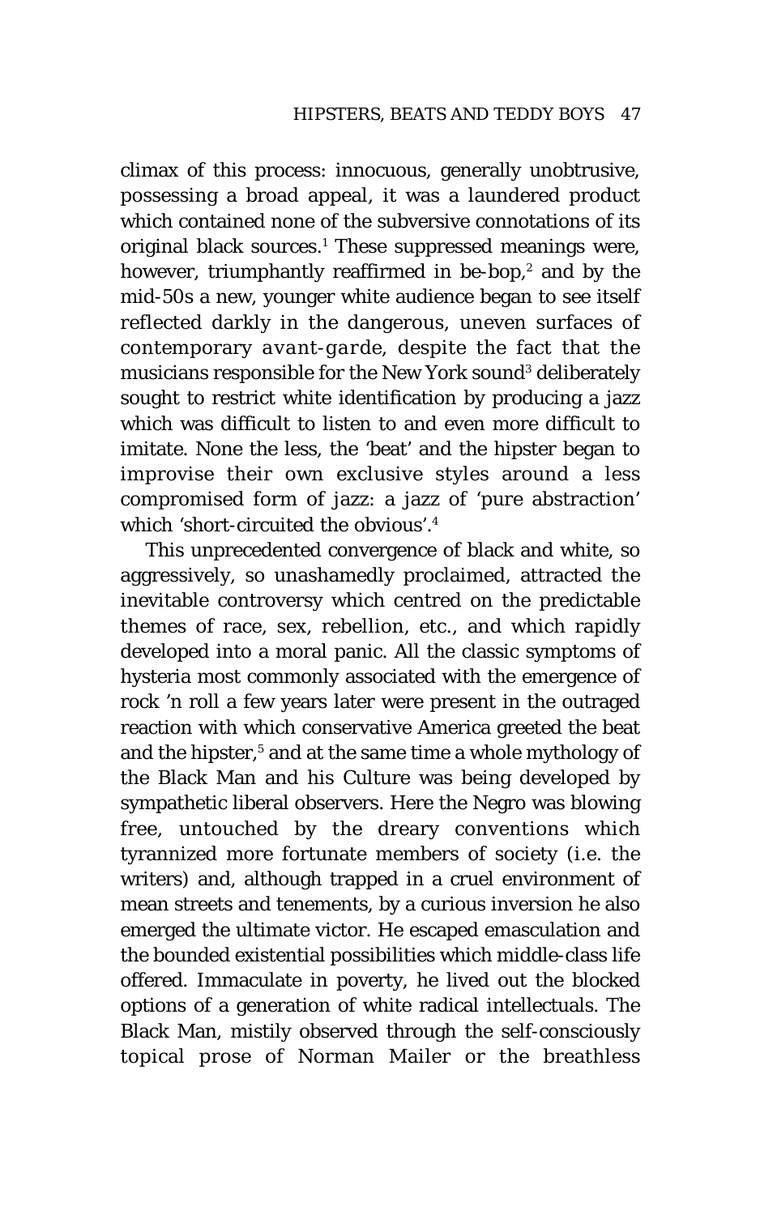climax of this process: innocuous, generally unobtrusive, possessing a broad appeal, it was a laundered product which contained none of the subversive connotations of its original black sources.[1] These suppressed meanings were, however, triumphantly reaffirmed in be-bop,[2] and by the mid-50s a new, younger white audience began to see itself reflected darkly in the dangerous, uneven surfaces of contemporary *avant-garde*, despite the fact that the musicians responsible for the New York sound[3] deliberately sought to restrict white identification by producing a jazz which was difficult to listen to and even more difficult to imitate. None the less, the 'beat' and the hipster began to improvise their own exclusive styles around a less compromised form of jazz: a jazz of 'pure abstraction' which 'short-circuited the obvious'.[4]

This unprecedented convergence of black and white, so aggressively, so unashamedly proclaimed, attracted the inevitable controversy which centred on the predictable themes of race, sex, rebellion, etc., and which rapidly developed into a moral panic. All the classic symptoms of hysteria most commonly associated with the emergence of rock 'n roll a few years later were present in the outraged reaction with which conservative America greeted the beat and the hipster,[5] and at the same time a whole mythology of the Black Man and his Culture was being developed by sympathetic liberal observers. Here the Negro was blowing free, untouched by the dreary conventions which tyrannized more fortunate members of society (i.e. the writers) and, although trapped in a cruel environment of mean streets and tenements, by a curious inversion he also emerged the ultimate victor. He escaped emasculation and the bounded existential possibilities which middle-class life offered. Immaculate in poverty, he lived out the blocked options of a generation of white radical intellectuals. The Black Man, mistily observed through the self-consciously topical prose of Norman Mailer or the breathless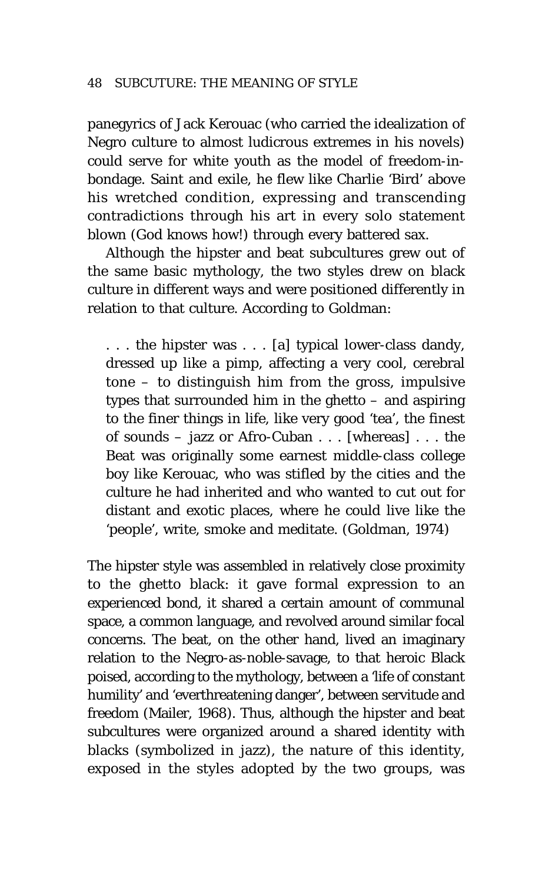panegyrics of Jack Kerouac (who carried the idealization of Negro culture to almost ludicrous extremes in his novels) could serve for white youth as the model of freedom-in-bondage. Saint and exile, he flew like Charlie 'Bird' above his wretched condition, expressing and transcending contradictions through his art in every solo statement blown (God knows how!) through every battered sax.

Although the hipster and beat subcultures grew out of the same basic mythology, the two styles drew on black culture in different ways and were positioned differently in relation to that culture. According to Goldman:

> . . . the hipster was . . . [a] typical lower-class dandy, dressed up like a pimp, affecting a very cool, cerebral tone – to distinguish him from the gross, impulsive types that surrounded him in the ghetto – and aspiring to the finer things in life, like very good 'tea', the finest of sounds – jazz or Afro-Cuban . . . [whereas] . . . the Beat was originally some earnest middle-class college boy like Kerouac, who was stifled by the cities and the culture he had inherited and who wanted to cut out for distant and exotic places, where he could live like the 'people', write, smoke and meditate. (Goldman, 1974)

The hipster style was assembled in relatively close proximity to the ghetto black: it gave formal expression to an experienced bond, it shared a certain amount of communal space, a common language, and revolved around similar focal concerns. The beat, on the other hand, lived an imaginary relation to the Negro-as-noble-savage, to that heroic Black poised, according to the mythology, between a 'life of constant humility' and 'everthreatening danger', between servitude and freedom (Mailer, 1968). Thus, although the hipster and beat subcultures were organized around a shared identity with blacks (symbolized in jazz), the nature of this identity, exposed in the styles adopted by the two groups, was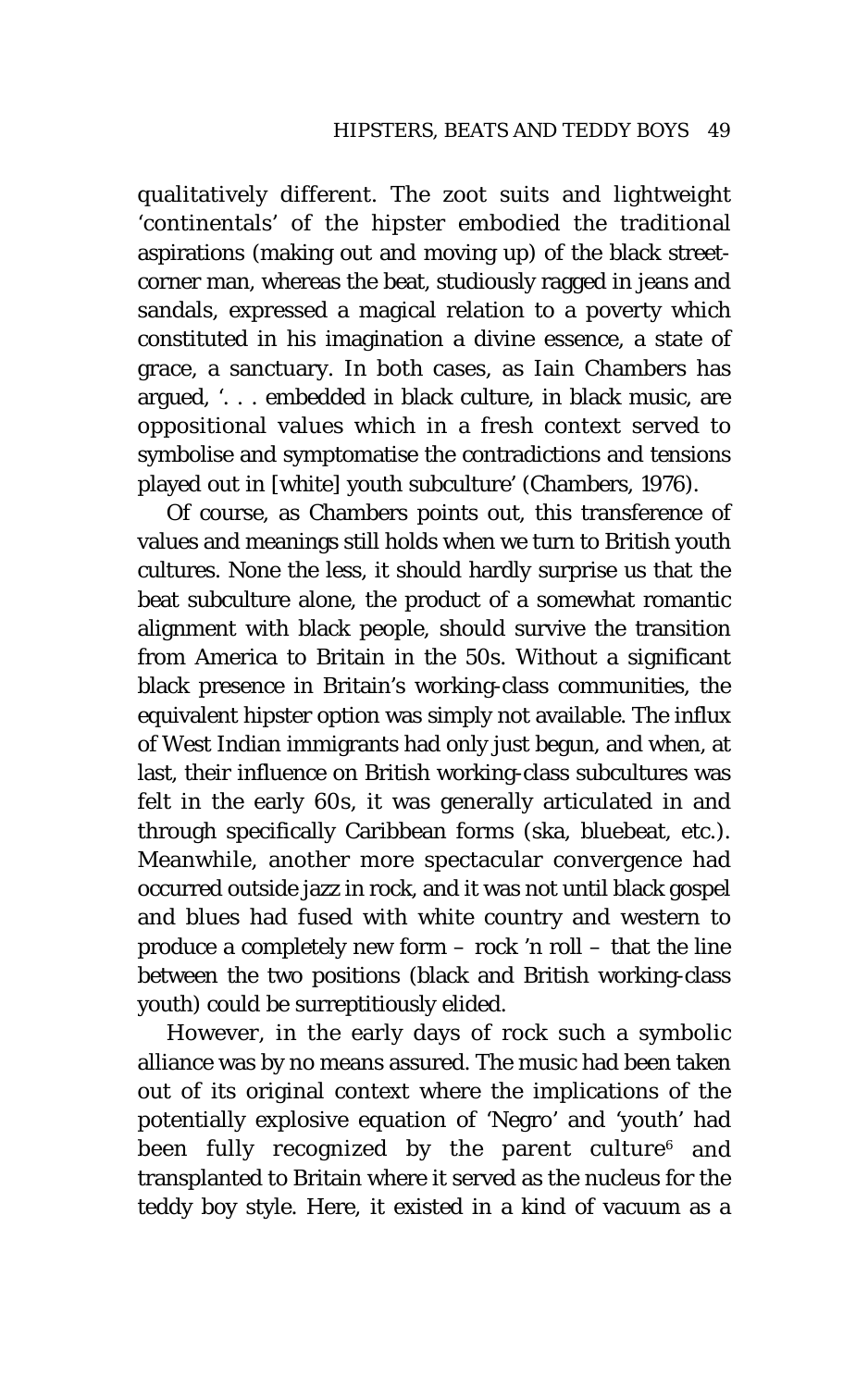qualitatively different. The zoot suits and lightweight 'continentals' of the hipster embodied the traditional aspirations (making out and moving up) of the black street-corner man, whereas the beat, studiously ragged in jeans and sandals, expressed a magical relation to a poverty which constituted in his imagination a divine essence, a state of grace, a sanctuary. In both cases, as Iain Chambers has argued, '. . . embedded in black culture, in black music, are oppositional values which in a fresh context served to symbolise and symptomatise the contradictions and tensions played out in [white] youth subculture' (Chambers, 1976).

Of course, as Chambers points out, this transference of values and meanings still holds when we turn to British youth cultures. None the less, it should hardly surprise us that the beat subculture alone, the product of a somewhat romantic alignment with black people, should survive the transition from America to Britain in the 50s. Without a significant black presence in Britain's working-class communities, the equivalent hipster option was simply not available. The influx of West Indian immigrants had only just begun, and when, at last, their influence on British working-class subcultures was felt in the early 60s, it was generally articulated in and through specifically Caribbean forms (ska, bluebeat, etc.). Meanwhile, another more spectacular convergence had occurred outside jazz in rock, and it was not until black gospel and blues had fused with white country and western to produce a completely new form – rock 'n roll – that the line between the two positions (black and British working-class youth) could be surreptitiously elided.

However, in the early days of rock such a symbolic alliance was by no means assured. The music had been taken out of its original context where the implications of the potentially explosive equation of 'Negro' and 'youth' had been fully recognized by the parent culture[6] and transplanted to Britain where it served as the nucleus for the teddy boy style. Here, it existed in a kind of vacuum as a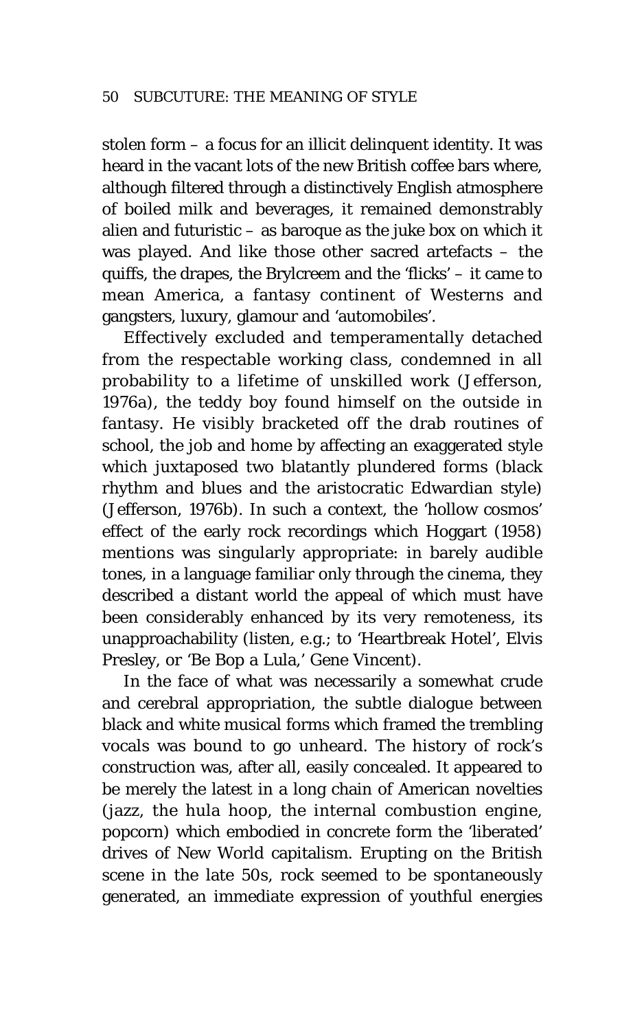stolen form – a focus for an illicit delinquent identity. It was heard in the vacant lots of the new British coffee bars where, although filtered through a distinctively English atmosphere of boiled milk and beverages, it remained demonstrably alien and futuristic – as baroque as the juke box on which it was played. And like those other sacred artefacts – the quiffs, the drapes, the Brylcreem and the 'flicks' – it came to mean America, a fantasy continent of Westerns and gangsters, luxury, glamour and 'automobiles'.

Effectively excluded and temperamentally detached from the respectable working class, condemned in all probability to a lifetime of unskilled work (Jefferson, 1976a), the teddy boy found himself on the outside in fantasy. He visibly bracketed off the drab routines of school, the job and home by affecting an exaggerated style which juxtaposed two blatantly plundered forms (black rhythm and blues and the aristocratic Edwardian style) (Jefferson, 1976b). In such a context, the 'hollow cosmos' effect of the early rock recordings which Hoggart (1958) mentions was singularly appropriate: in barely audible tones, in a language familiar only through the cinema, they described a distant world the appeal of which must have been considerably enhanced by its very remoteness, its unapproachability (listen, e.g.; to 'Heartbreak Hotel', Elvis Presley, or 'Be Bop a Lula,' Gene Vincent).

In the face of what was necessarily a somewhat crude and cerebral appropriation, the subtle dialogue between black and white musical forms which framed the trembling vocals was bound to go unheard. The history of rock's construction was, after all, easily concealed. It appeared to be merely the latest in a long chain of American novelties (jazz, the hula hoop, the internal combustion engine, popcorn) which embodied in concrete form the 'liberated' drives of New World capitalism. Erupting on the British scene in the late 50s, rock seemed to be spontaneously generated, an immediate expression of youthful energies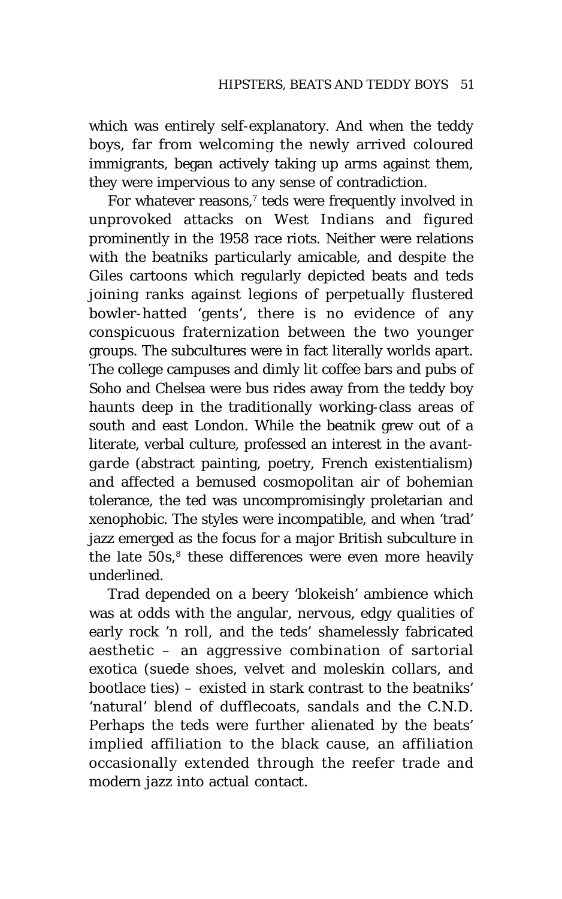which was entirely self-explanatory. And when the teddy boys, far from welcoming the newly arrived coloured immigrants, began actively taking up arms against them, they were impervious to any sense of contradiction.

For whatever reasons,[7] teds were frequently involved in unprovoked attacks on West Indians and figured prominently in the 1958 race riots. Neither were relations with the beatniks particularly amicable, and despite the Giles cartoons which regularly depicted beats and teds joining ranks against legions of perpetually flustered bowler-hatted 'gents', there is no evidence of any conspicuous fraternization between the two younger groups. The subcultures were in fact literally worlds apart. The college campuses and dimly lit coffee bars and pubs of Soho and Chelsea were bus rides away from the teddy boy haunts deep in the traditionally working-class areas of south and east London. While the beatnik grew out of a literate, verbal culture, professed an interest in the *avant-garde* (abstract painting, poetry, French existentialism) and affected a bemused cosmopolitan air of bohemian tolerance, the ted was uncompromisingly proletarian and xenophobic. The styles were incompatible, and when 'trad' jazz emerged as the focus for a major British subculture in the late 50s,[8] these differences were even more heavily underlined.

Trad depended on a beery 'blokeish' ambience which was at odds with the angular, nervous, edgy qualities of early rock 'n roll, and the teds' shamelessly fabricated aesthetic – an aggressive combination of sartorial exotica (suede shoes, velvet and moleskin collars, and bootlace ties) – existed in stark contrast to the beatniks' 'natural' blend of dufflecoats, sandals and the C.N.D. Perhaps the teds were further alienated by the beats' implied affiliation to the black cause, an affiliation occasionally extended through the reefer trade and modern jazz into actual contact.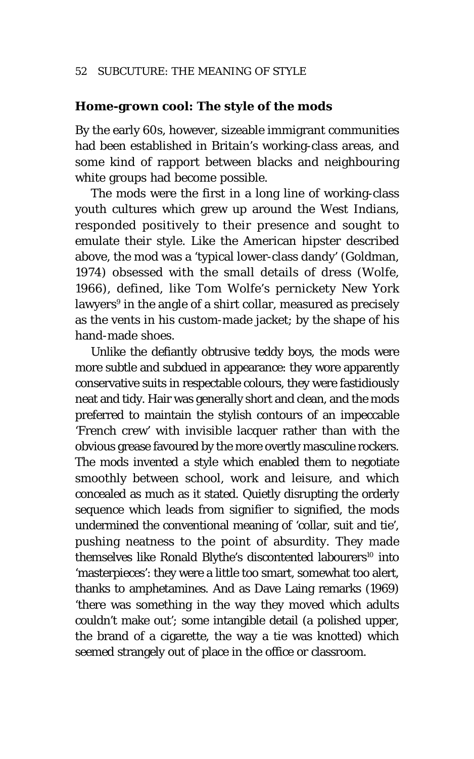## Home-grown cool: The style of the mods

By the early 60s, however, sizeable immigrant communities had been established in Britain's working-class areas, and some kind of rapport between blacks and neighbouring white groups had become possible.

The mods were the first in a long line of working-class youth cultures which grew up around the West Indians, responded positively to their presence and sought to emulate their style. Like the American hipster described above, the mod was a 'typical lower-class dandy' (Goldman, 1974) obsessed with the small details of dress (Wolfe, 1966), defined, like Tom Wolfe's pernickety New York lawyers[9] in the angle of a shirt collar, measured as precisely as the vents in his custom-made jacket; by the shape of his hand-made shoes.

Unlike the defiantly obtrusive teddy boys, the mods were more subtle and subdued in appearance: they wore apparently conservative suits in respectable colours, they were fastidiously neat and tidy. Hair was generally short and clean, and the mods preferred to maintain the stylish contours of an impeccable 'French crew' with invisible lacquer rather than with the obvious grease favoured by the more overtly masculine rockers. The mods invented a style which enabled them to negotiate smoothly between school, work and leisure, and which concealed as much as it stated. Quietly disrupting the orderly sequence which leads from signifier to signified, the mods undermined the conventional meaning of 'collar, suit and tie', pushing neatness to the point of absurdity. They made themselves like Ronald Blythe's discontented labourers[10] into 'masterpieces': they were a little too smart, somewhat too alert, thanks to amphetamines. And as Dave Laing remarks (1969) 'there was something in the way they moved which adults couldn't make out'; some intangible detail (a polished upper, the brand of a cigarette, the way a tie was knotted) which seemed strangely out of place in the office or classroom.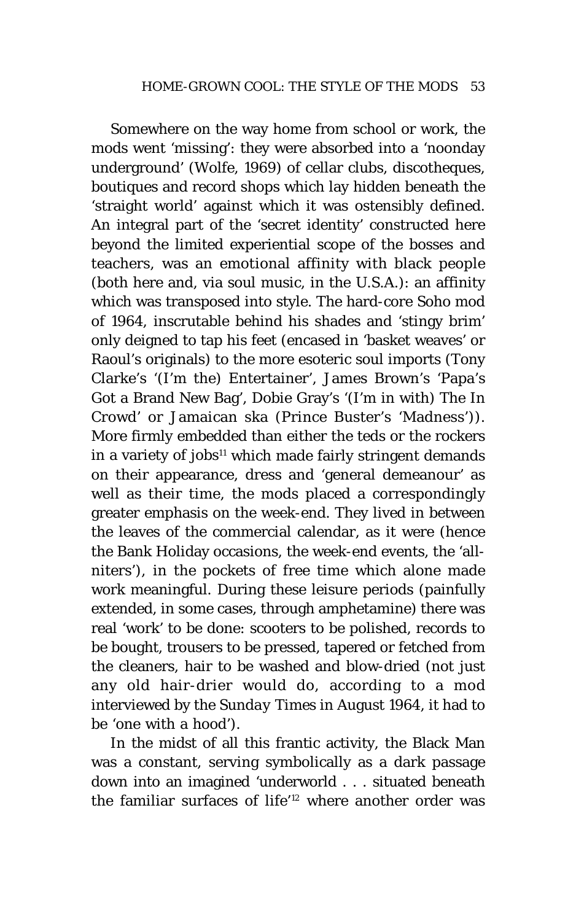Somewhere on the way home from school or work, the mods went 'missing': they were absorbed into a 'noonday underground' (Wolfe, 1969) of cellar clubs, discotheques, boutiques and record shops which lay hidden beneath the 'straight world' against which it was ostensibly defined. An integral part of the 'secret identity' constructed here beyond the limited experiential scope of the bosses and teachers, was an emotional affinity with black people (both here and, via soul music, in the U.S.A.): an affinity which was transposed into style. The hard-core Soho mod of 1964, inscrutable behind his shades and 'stingy brim' only deigned to tap his feet (encased in 'basket weaves' or Raoul's originals) to the more esoteric soul imports (Tony Clarke's '(I'm the) Entertainer', James Brown's 'Papa's Got a Brand New Bag', Dobie Gray's '(I'm in with) The In Crowd' or Jamaican ska (Prince Buster's 'Madness')). More firmly embedded than either the teds or the rockers in a variety of jobs[11] which made fairly stringent demands on their appearance, dress and 'general demeanour' as well as their time, the mods placed a correspondingly greater emphasis on the week-end. They lived in between the leaves of the commercial calendar, as it were (hence the Bank Holiday occasions, the week-end events, the 'all-niters'), in the pockets of free time which alone made work meaningful. During these leisure periods (painfully extended, in some cases, through amphetamine) there was real 'work' to be done: scooters to be polished, records to be bought, trousers to be pressed, tapered or fetched from the cleaners, hair to be washed and blow-dried (not just any old hair-drier would do, according to a mod interviewed by the *Sunday Times* in August 1964, it had to be 'one with a hood').

In the midst of all this frantic activity, the Black Man was a constant, serving symbolically as a dark passage down into an imagined 'underworld . . . situated beneath the familiar surfaces of life'[12] where another order was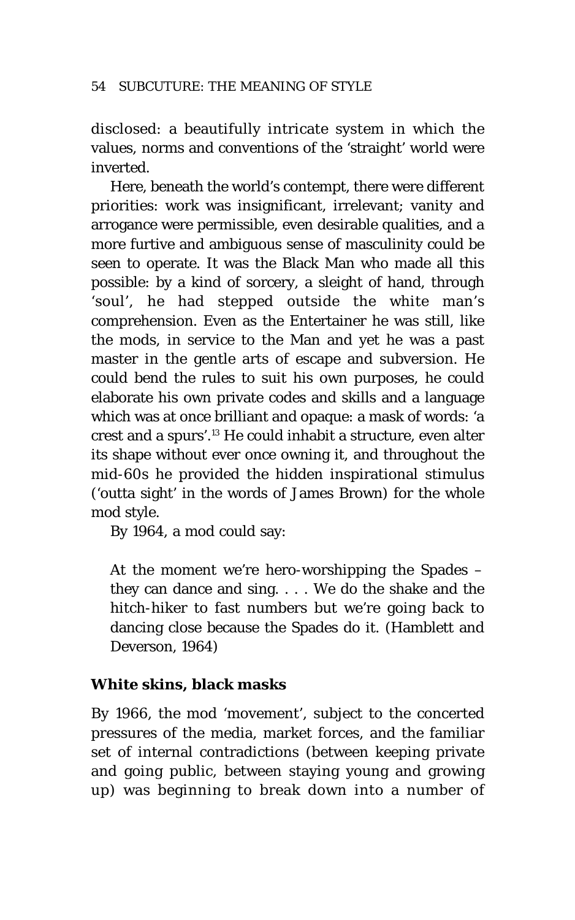disclosed: a beautifully intricate system in which the values, norms and conventions of the 'straight' world were inverted.

Here, beneath the world's contempt, there were different priorities: work was insignificant, irrelevant; vanity and arrogance were permissible, even desirable qualities, and a more furtive and ambiguous sense of masculinity could be seen to operate. It was the Black Man who made all this possible: by a kind of sorcery, a sleight of hand, through 'soul', he had stepped outside the white man's comprehension. Even as the Entertainer he was still, like the mods, in service to the Man and yet he was a past master in the gentle arts of escape and subversion. He could bend the rules to suit his own purposes, he could elaborate his own private codes and skills and a language which was at once brilliant and opaque: a mask of words: 'a crest and a spurs'.[13] He could inhabit a structure, even alter its shape without ever once owning it, and throughout the mid-60s he provided the hidden inspirational stimulus ('outta sight' in the words of James Brown) for the whole mod style.

By 1964, a mod could say:

> At the moment we're hero-worshipping the Spades – they can dance and sing. . . . We do the shake and the hitch-hiker to fast numbers but we're going back to dancing close because the Spades do it. (Hamblett and Deverson, 1964)

## White skins, black masks

By 1966, the mod 'movement', subject to the concerted pressures of the media, market forces, and the familiar set of internal contradictions (between keeping private and going public, between staying young and growing up) was beginning to break down into a number of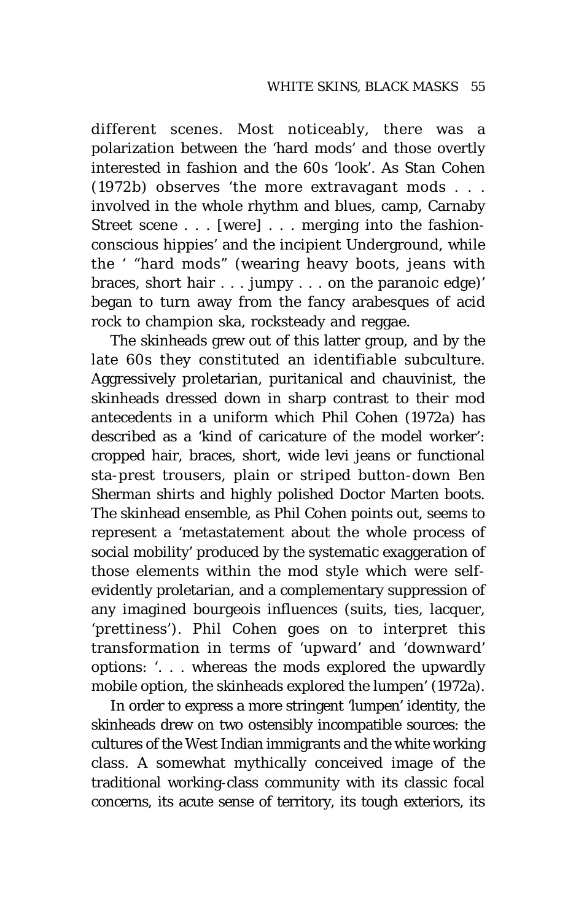different scenes. Most noticeably, there was a polarization between the 'hard mods' and those overtly interested in fashion and the 60s 'look'. As Stan Cohen (1972b) observes 'the more extravagant mods . . . involved in the whole rhythm and blues, camp, Carnaby Street scene . . . [were] . . . merging into the fashion-conscious hippies' and the incipient Underground, while the ' "hard mods" (wearing heavy boots, jeans with braces, short hair . . . jumpy . . . on the paranoic edge)' began to turn away from the fancy arabesques of acid rock to champion ska, rocksteady and reggae.

The skinheads grew out of this latter group, and by the late 60s they constituted an identifiable subculture. Aggressively proletarian, puritanical and chauvinist, the skinheads dressed down in sharp contrast to their mod antecedents in a uniform which Phil Cohen (1972a) has described as a 'kind of caricature of the model worker': cropped hair, braces, short, wide levi jeans or functional sta-prest trousers, plain or striped button-down Ben Sherman shirts and highly polished Doctor Marten boots. The skinhead ensemble, as Phil Cohen points out, seems to represent a 'metastatement about the whole process of social mobility' produced by the systematic exaggeration of those elements within the mod style which were self-evidently proletarian, and a complementary suppression of any imagined bourgeois influences (suits, ties, lacquer, 'prettiness'). Phil Cohen goes on to interpret this transformation in terms of 'upward' and 'downward' options: '. . . whereas the mods explored the upwardly mobile option, the skinheads explored the lumpen' (1972a).

In order to express a more stringent 'lumpen' identity, the skinheads drew on two ostensibly incompatible sources: the cultures of the West Indian immigrants and the white working class. A somewhat mythically conceived image of the traditional working-class community with its classic focal concerns, its acute sense of territory, its tough exteriors, its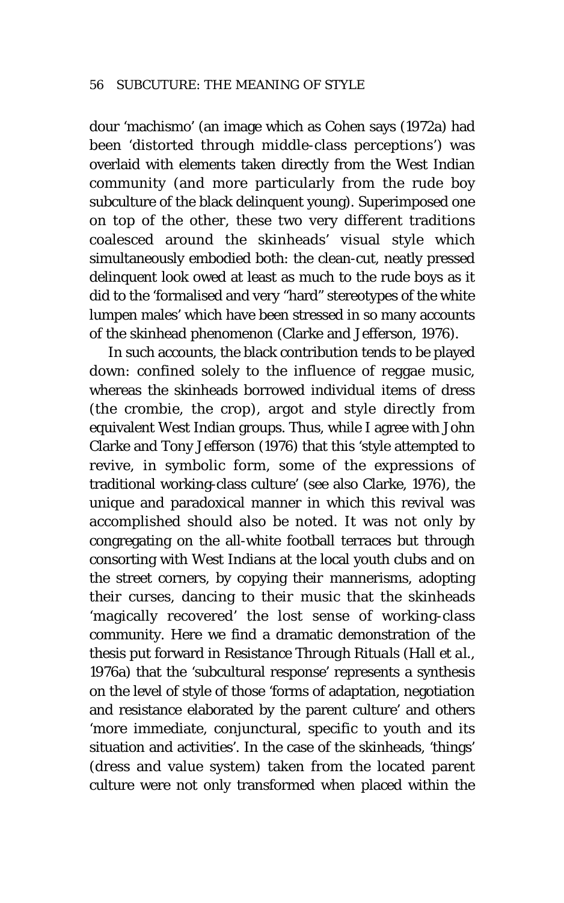dour 'machismo' (an image which as Cohen says (1972a) had been 'distorted through middle-class perceptions') was overlaid with elements taken directly from the West Indian community (and more particularly from the rude boy subculture of the black delinquent young). Superimposed one on top of the other, these two very different traditions coalesced around the skinheads' visual style which simultaneously embodied both: the clean-cut, neatly pressed delinquent look owed at least as much to the rude boys as it did to the 'formalised and very "hard" stereotypes of the white lumpen males' which have been stressed in so many accounts of the skinhead phenomenon (Clarke and Jefferson, 1976).

In such accounts, the black contribution tends to be played down: confined solely to the influence of reggae music, whereas the skinheads borrowed individual items of dress (the crombie, the crop), argot and style directly from equivalent West Indian groups. Thus, while I agree with John Clarke and Tony Jefferson (1976) that this 'style attempted to revive, in symbolic form, some of the expressions of traditional working-class culture' (see also Clarke, 1976), the unique and paradoxical manner in which this revival was accomplished should also be noted. It was not only by congregating on the all-white football terraces but through consorting with West Indians at the local youth clubs and on the street corners, by copying their mannerisms, adopting their curses, dancing to their music that the skinheads 'magically recovered' the lost sense of working-class community. Here we find a dramatic demonstration of the thesis put forward in *Resistance Through Rituals* (Hall *et al.*, 1976a) that the 'subcultural response' represents a synthesis on the level of style of those 'forms of adaptation, negotiation and resistance elaborated by the parent culture' and others 'more immediate, conjunctural, specific to youth and its situation and activities'. In the case of the skinheads, 'things' (dress and value system) taken from the located parent culture were not only transformed when placed within the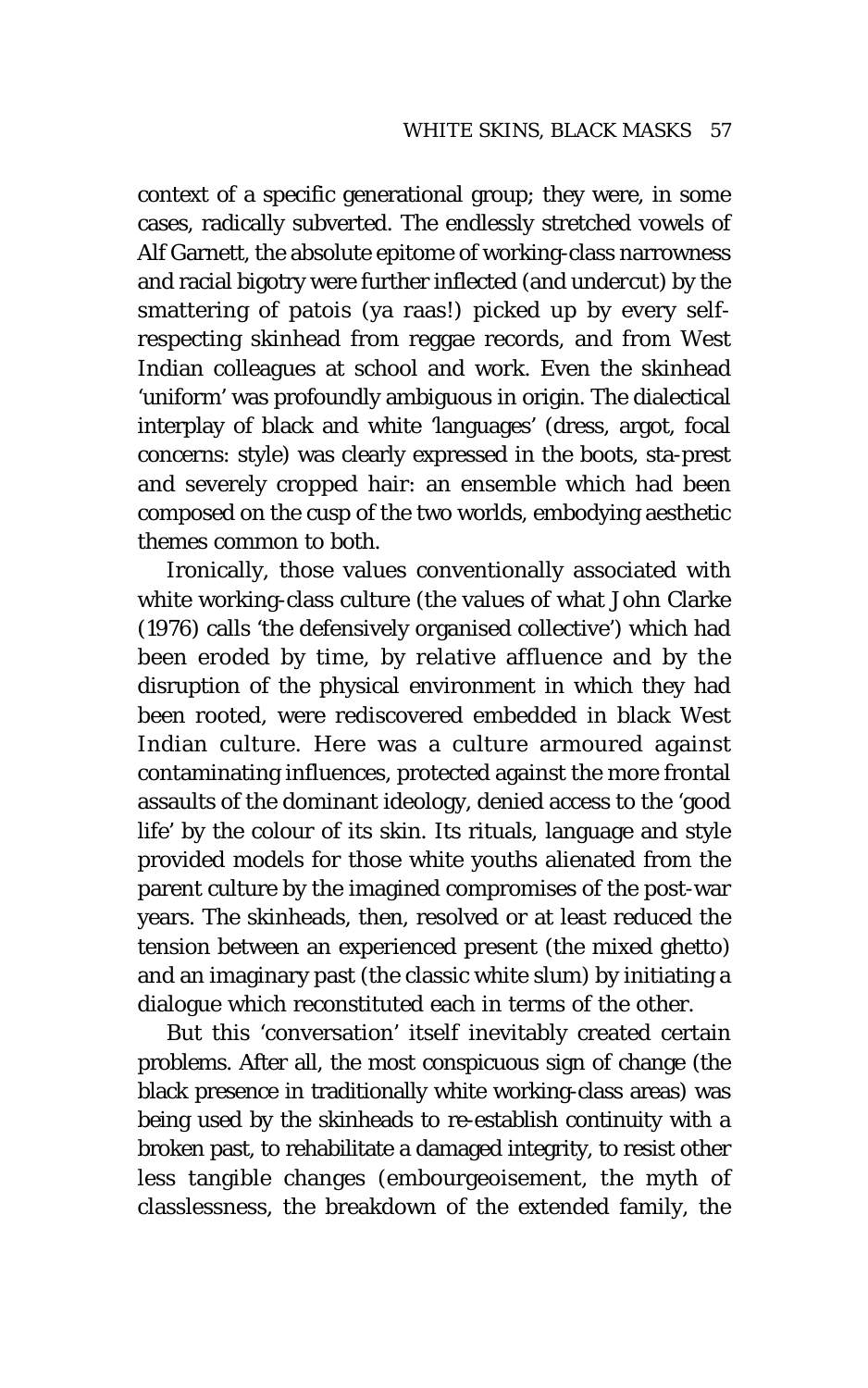context of a specific generational group; they were, in some cases, radically subverted. The endlessly stretched vowels of Alf Garnett, the absolute epitome of working-class narrowness and racial bigotry were further inflected (and undercut) by the smattering of patois (ya raas!) picked up by every self-respecting skinhead from reggae records, and from West Indian colleagues at school and work. Even the skinhead 'uniform' was profoundly ambiguous in origin. The dialectical interplay of black and white 'languages' (dress, argot, focal concerns: style) was clearly expressed in the boots, sta-prest and severely cropped hair: an ensemble which had been composed on the cusp of the two worlds, embodying aesthetic themes common to both.

Ironically, those values conventionally associated with white working-class culture (the values of what John Clarke (1976) calls 'the defensively organised collective') which had been eroded by time, by relative affluence and by the disruption of the physical environment in which they had been rooted, were rediscovered embedded in black West Indian culture. Here was a culture armoured against contaminating influences, protected against the more frontal assaults of the dominant ideology, denied access to the 'good life' by the colour of its skin. Its rituals, language and style provided models for those white youths alienated from the parent culture by the imagined compromises of the post-war years. The skinheads, then, resolved or at least reduced the tension between an experienced present (the mixed ghetto) and an imaginary past (the classic white slum) by initiating a dialogue which reconstituted each in terms of the other.

But this 'conversation' itself inevitably created certain problems. After all, the most conspicuous sign of change (the black presence in traditionally white working-class areas) was being used by the skinheads to re-establish continuity with a broken past, to rehabilitate a damaged integrity, to resist other less tangible changes (embourgeoisement, the myth of classlessness, the breakdown of the extended family, the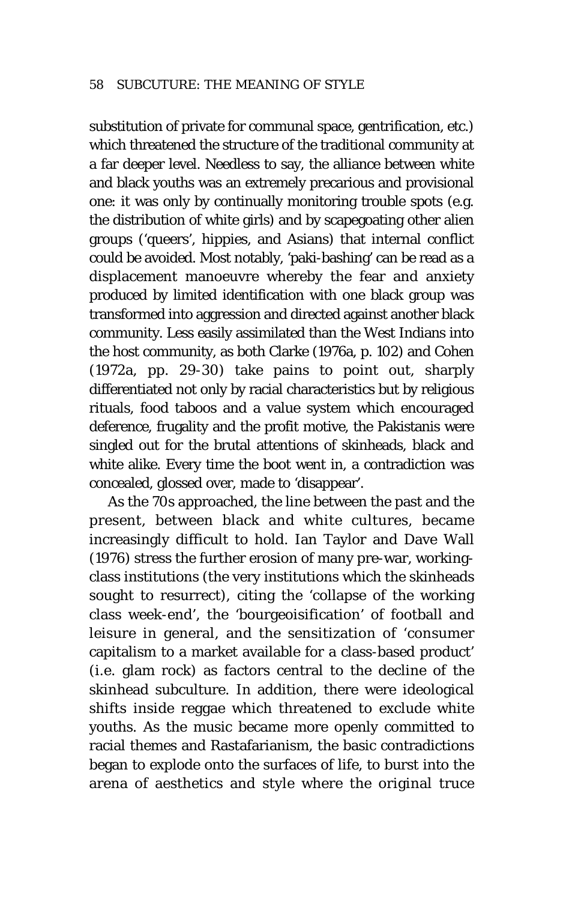substitution of private for communal space, gentrification, etc.) which threatened the structure of the traditional community at a far deeper level. Needless to say, the alliance between white and black youths was an extremely precarious and provisional one: it was only by continually monitoring trouble spots (e.g. the distribution of white girls) and by scapegoating other alien groups ('queers', hippies, and Asians) that internal conflict could be avoided. Most notably, 'paki-bashing' can be read as a displacement manoeuvre whereby the fear and anxiety produced by limited identification with one black group was transformed into aggression and directed against another black community. Less easily assimilated than the West Indians into the host community, as both Clarke (1976a, p. 102) and Cohen (1972a, pp. 29-30) take pains to point out, sharply differentiated not only by racial characteristics but by religious rituals, food taboos and a value system which encouraged deference, frugality and the profit motive, the Pakistanis were singled out for the brutal attentions of skinheads, black and white alike. Every time the boot went in, a contradiction was concealed, glossed over, made to 'disappear'.

As the 70s approached, the line between the past and the present, between black and white cultures, became increasingly difficult to hold. Ian Taylor and Dave Wall (1976) stress the further erosion of many pre-war, working-class institutions (the very institutions which the skinheads sought to resurrect), citing the 'collapse of the working class week-end', the 'bourgeoisification' of football and leisure in general, and the sensitization of 'consumer capitalism to a market available for a class-based product' (i.e. glam rock) as factors central to the decline of the skinhead subculture. In addition, there were ideological shifts inside reggae which threatened to exclude white youths. As the music became more openly committed to racial themes and Rastafarianism, the basic contradictions began to explode onto the surfaces of life, to burst into the arena of aesthetics and style where the original truce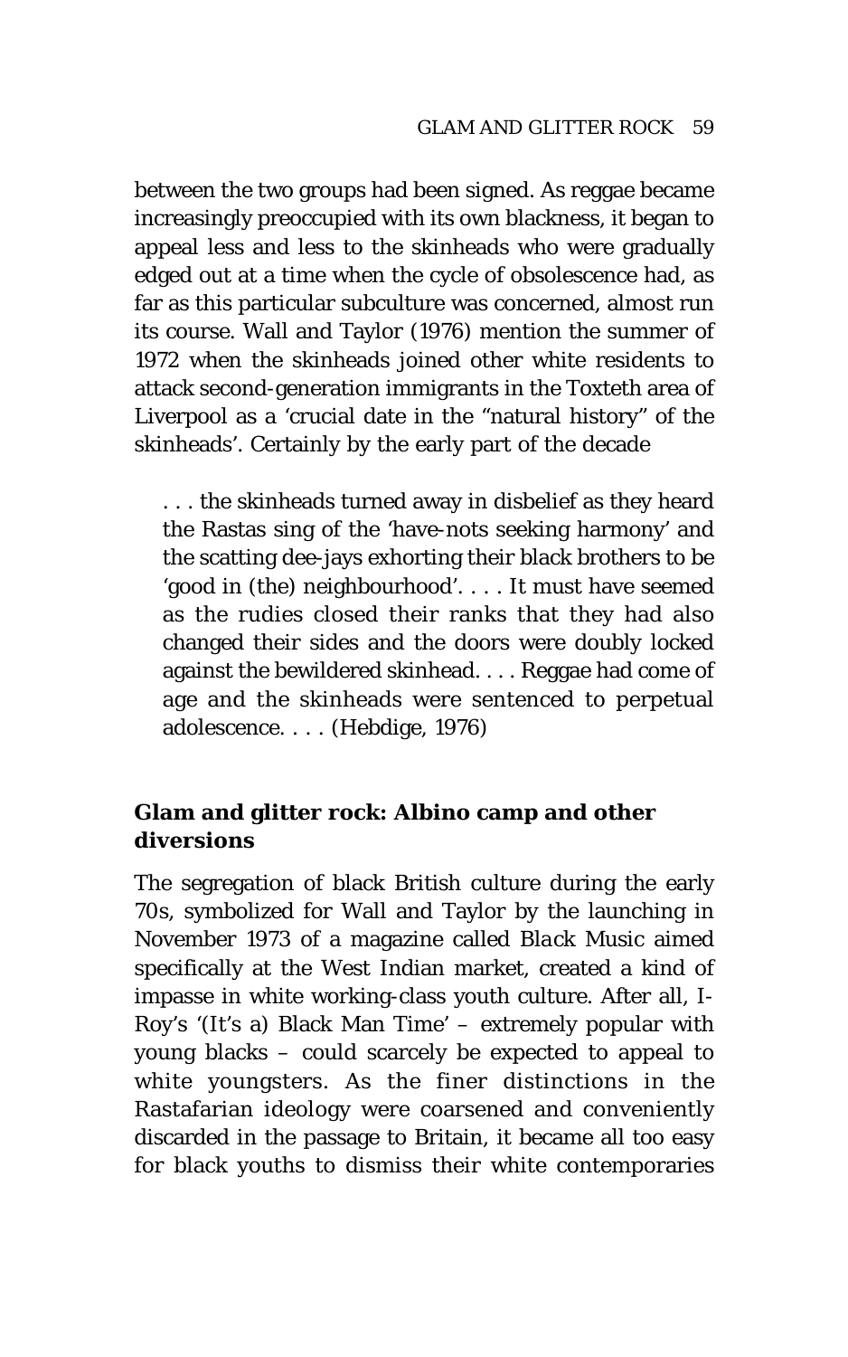between the two groups had been signed. As reggae became increasingly preoccupied with its own blackness, it began to appeal less and less to the skinheads who were gradually edged out at a time when the cycle of obsolescence had, as far as this particular subculture was concerned, almost run its course. Wall and Taylor (1976) mention the summer of 1972 when the skinheads joined other white residents to attack second-generation immigrants in the Toxteth area of Liverpool as a 'crucial date in the "natural history" of the skinheads'. Certainly by the early part of the decade

> . . . the skinheads turned away in disbelief as they heard the Rastas sing of the 'have-nots seeking harmony' and the scatting dee-jays exhorting their black brothers to be 'good in (the) neighbourhood'. . . . It must have seemed as the rudies closed their ranks that they had also changed their sides and the doors were doubly locked against the bewildered skinhead. . . . Reggae had come of age and the skinheads were sentenced to perpetual adolescence. . . . (Hebdige, 1976)

## Glam and glitter rock: Albino camp and other diversions

The segregation of black British culture during the early 70s, symbolized for Wall and Taylor by the launching in November 1973 of a magazine called *Black Music* aimed specifically at the West Indian market, created a kind of impasse in white working-class youth culture. After all, I-Roy's '(It's a) Black Man Time' – extremely popular with young blacks – could scarcely be expected to appeal to white youngsters. As the finer distinctions in the Rastafarian ideology were coarsened and conveniently discarded in the passage to Britain, it became all too easy for black youths to dismiss their white contemporaries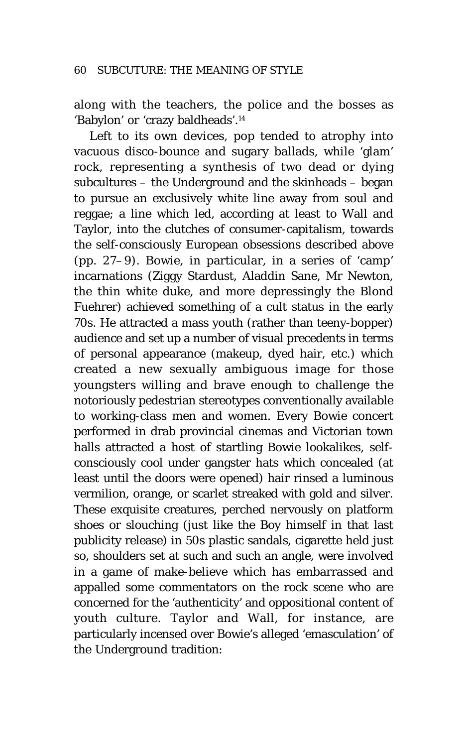along with the teachers, the police and the bosses as 'Babylon' or 'crazy baldheads'.[14]

Left to its own devices, pop tended to atrophy into vacuous disco-bounce and sugary ballads, while 'glam' rock, representing a synthesis of two dead or dying subcultures – the Underground and the skinheads – began to pursue an exclusively white line away from soul and reggae; a line which led, according at least to Wall and Taylor, into the clutches of consumer-capitalism, towards the self-consciously European obsessions described above (pp. 27–9). Bowie, in particular, in a series of 'camp' incarnations (Ziggy Stardust, Aladdin Sane, Mr Newton, the thin white duke, and more depressingly the Blond Fuehrer) achieved something of a cult status in the early 70s. He attracted a mass youth (rather than teeny-bopper) audience and set up a number of visual precedents in terms of personal appearance (makeup, dyed hair, etc.) which created a new sexually ambiguous image for those youngsters willing and brave enough to challenge the notoriously pedestrian stereotypes conventionally available to working-class men and women. Every Bowie concert performed in drab provincial cinemas and Victorian town halls attracted a host of startling Bowie lookalikes, self-consciously cool under gangster hats which concealed (at least until the doors were opened) hair rinsed a luminous vermilion, orange, or scarlet streaked with gold and silver. These exquisite creatures, perched nervously on platform shoes or slouching (just like the Boy himself in that last publicity release) in 50s plastic sandals, cigarette held just so, shoulders set at such and such an angle, were involved in a game of make-believe which has embarrassed and appalled some commentators on the rock scene who are concerned for the 'authenticity' and oppositional content of youth culture. Taylor and Wall, for instance, are particularly incensed over Bowie's alleged 'emasculation' of the Underground tradition: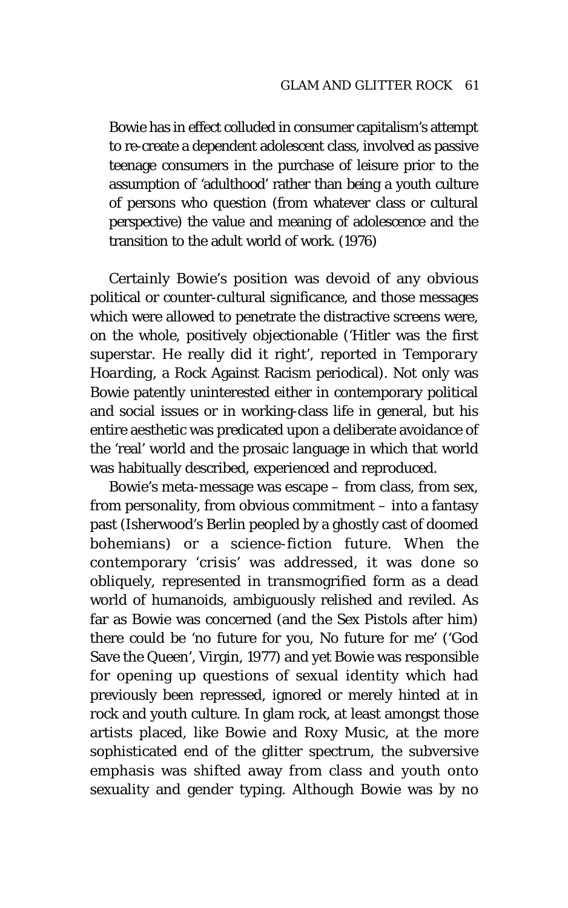> Bowie has in effect colluded in consumer capitalism's attempt to re-create a dependent adolescent class, involved as passive teenage consumers in the purchase of leisure prior to the assumption of 'adulthood' rather than being a youth culture of persons who question (from whatever class or cultural perspective) the value and meaning of adolescence and the transition to the adult world of work. (1976)

Certainly Bowie's position was devoid of any obvious political or counter-cultural significance, and those messages which were allowed to penetrate the distractive screens were, on the whole, positively objectionable ('Hitler was the first superstar. He really did it right', reported in *Temporary Hoarding*, a Rock Against Racism periodical). Not only was Bowie patently uninterested either in contemporary political and social issues or in working-class life in general, but his entire aesthetic was predicated upon a deliberate avoidance of the 'real' world and the prosaic language in which that world was habitually described, experienced and reproduced.

Bowie's meta-message was escape – from class, from sex, from personality, from obvious commitment – into a fantasy past (Isherwood's Berlin peopled by a ghostly cast of doomed bohemians) or a science-fiction future. When the contemporary 'crisis' was addressed, it was done so obliquely, represented in transmogrified form as a dead world of humanoids, ambiguously relished and reviled. As far as Bowie was concerned (and the Sex Pistols after him) there could be 'no future for you, No future for me' ('God Save the Queen', Virgin, 1977) and yet Bowie was responsible for opening up questions of sexual identity which had previously been repressed, ignored or merely hinted at in rock and youth culture. In glam rock, at least amongst those artists placed, like Bowie and Roxy Music, at the more sophisticated end of the glitter spectrum, the subversive emphasis was shifted away from class and youth onto sexuality and gender typing. Although Bowie was by no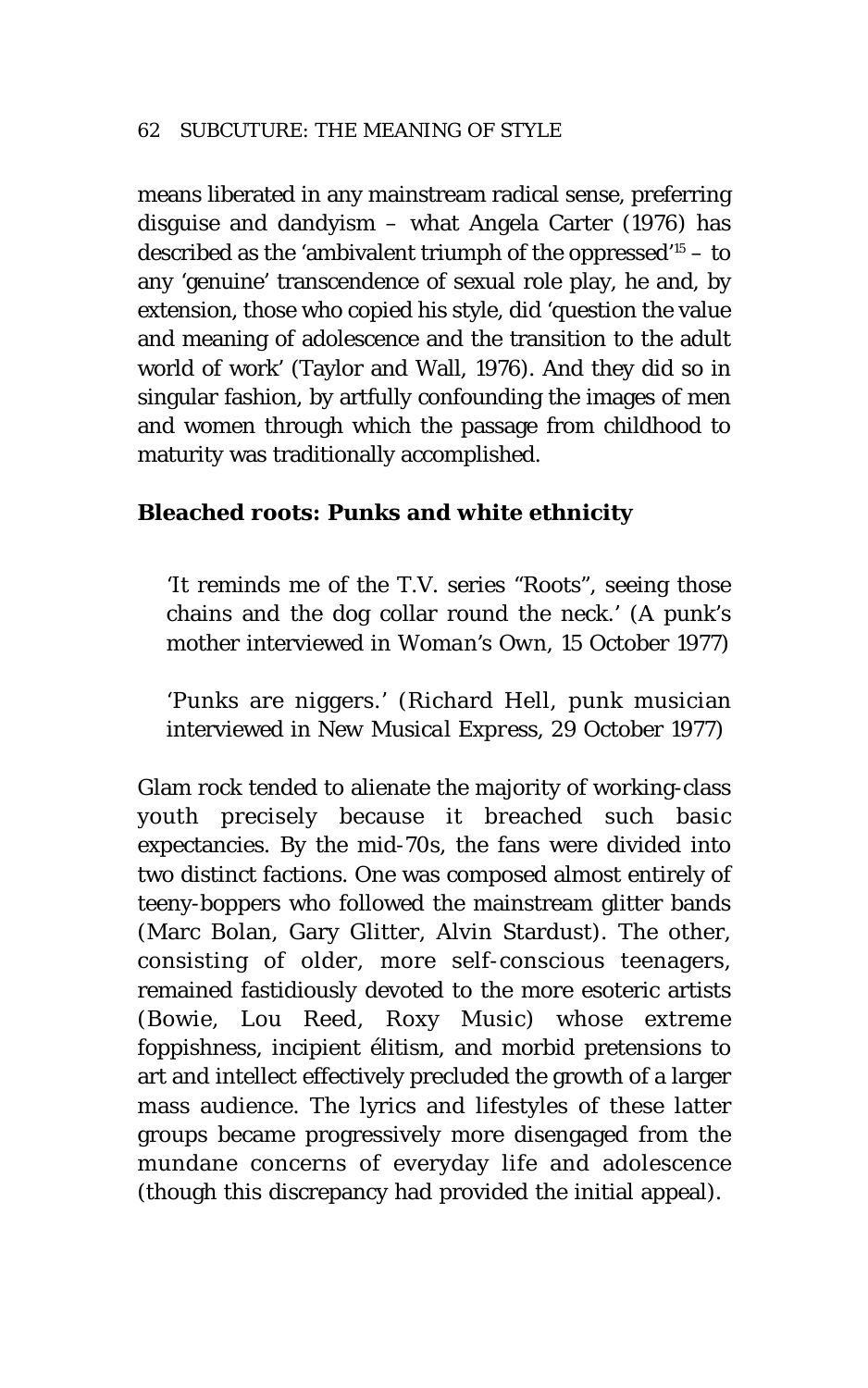means liberated in any mainstream radical sense, preferring disguise and dandyism – what Angela Carter (1976) has described as the 'ambivalent triumph of the oppressed'[15] – to any 'genuine' transcendence of sexual role play, he and, by extension, those who copied his style, did 'question the value and meaning of adolescence and the transition to the adult world of work' (Taylor and Wall, 1976). And they did so in singular fashion, by artfully confounding the images of men and women through which the passage from childhood to maturity was traditionally accomplished.

## Bleached roots: Punks and white ethnicity

> 'It reminds me of the T.V. series "Roots", seeing those chains and the dog collar round the neck.' (A punk's mother interviewed in *Woman's Own*, 15 October 1977)

> 'Punks are niggers.' (Richard Hell, punk musician interviewed in *New Musical Express*, 29 October 1977)

Glam rock tended to alienate the majority of working-class youth precisely because it breached such basic expectancies. By the mid-70s, the fans were divided into two distinct factions. One was composed almost entirely of teeny-boppers who followed the mainstream glitter bands (Marc Bolan, Gary Glitter, Alvin Stardust). The other, consisting of older, more self-conscious teenagers, remained fastidiously devoted to the more esoteric artists (Bowie, Lou Reed, Roxy Music) whose extreme foppishness, incipient élitism, and morbid pretensions to art and intellect effectively precluded the growth of a larger mass audience. The lyrics and lifestyles of these latter groups became progressively more disengaged from the mundane concerns of everyday life and adolescence (though this discrepancy had provided the initial appeal).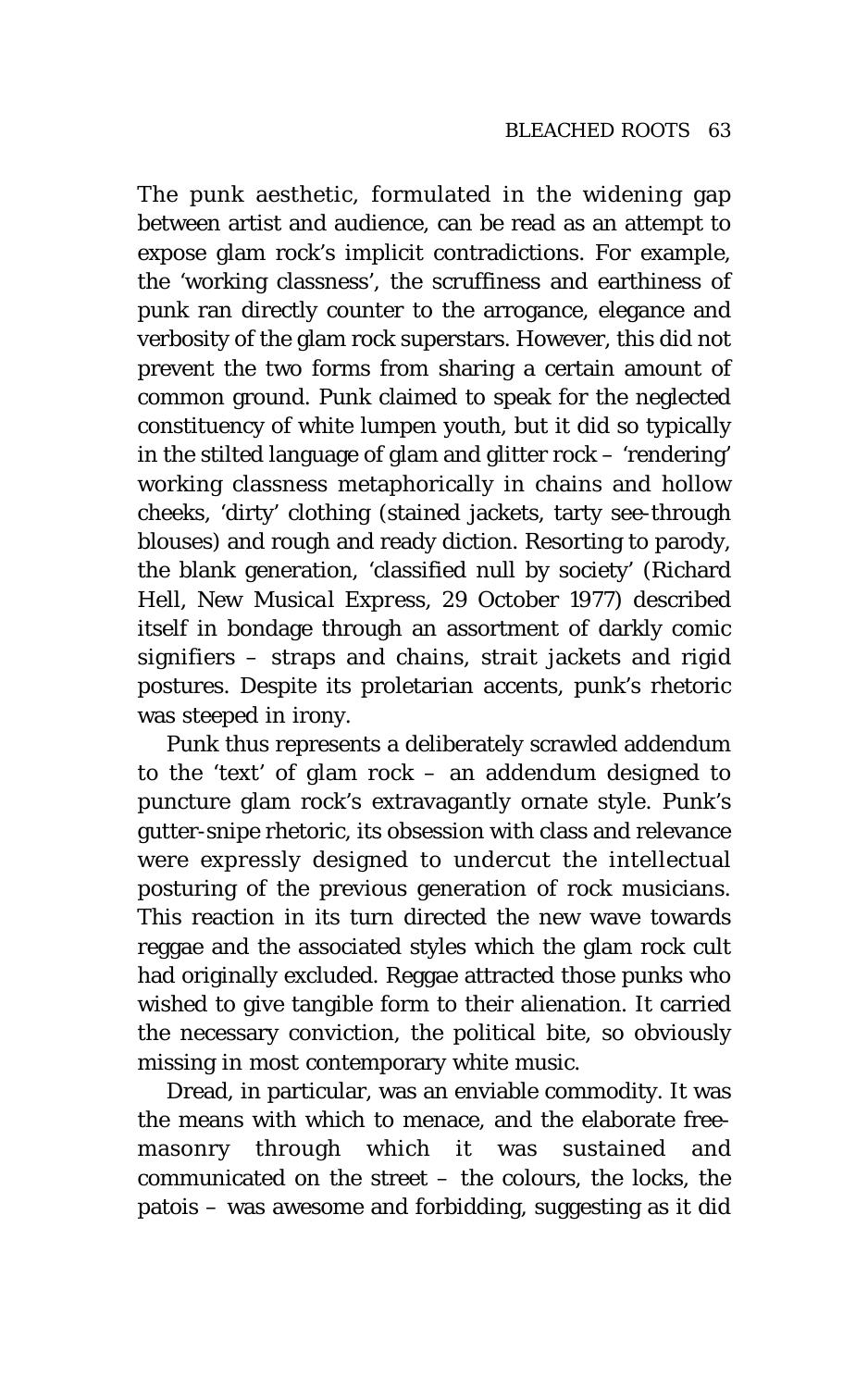The punk aesthetic, formulated in the widening gap between artist and audience, can be read as an attempt to expose glam rock's implicit contradictions. For example, the 'working classness', the scruffiness and earthiness of punk ran directly counter to the arrogance, elegance and verbosity of the glam rock superstars. However, this did not prevent the two forms from sharing a certain amount of common ground. Punk claimed to speak for the neglected constituency of white lumpen youth, but it did so typically in the stilted language of glam and glitter rock – 'rendering' working classness metaphorically in chains and hollow cheeks, 'dirty' clothing (stained jackets, tarty see-through blouses) and rough and ready diction. Resorting to parody, the blank generation, 'classified null by society' (Richard Hell, *New Musical Express*, 29 October 1977) described itself in bondage through an assortment of darkly comic signifiers – straps and chains, strait jackets and rigid postures. Despite its proletarian accents, punk's rhetoric was steeped in irony.

Punk thus represents a deliberately scrawled addendum to the 'text' of glam rock – an addendum designed to puncture glam rock's extravagantly ornate style. Punk's gutter-snipe rhetoric, its obsession with class and relevance were expressly designed to undercut the intellectual posturing of the previous generation of rock musicians. This reaction in its turn directed the new wave towards reggae and the associated styles which the glam rock cult had originally excluded. Reggae attracted those punks who wished to give tangible form to their alienation. It carried the necessary conviction, the political bite, so obviously missing in most contemporary white music.

Dread, in particular, was an enviable commodity. It was the means with which to menace, and the elaborate free-masonry through which it was sustained and communicated on the street – the colours, the locks, the patois – was awesome and forbidding, suggesting as it did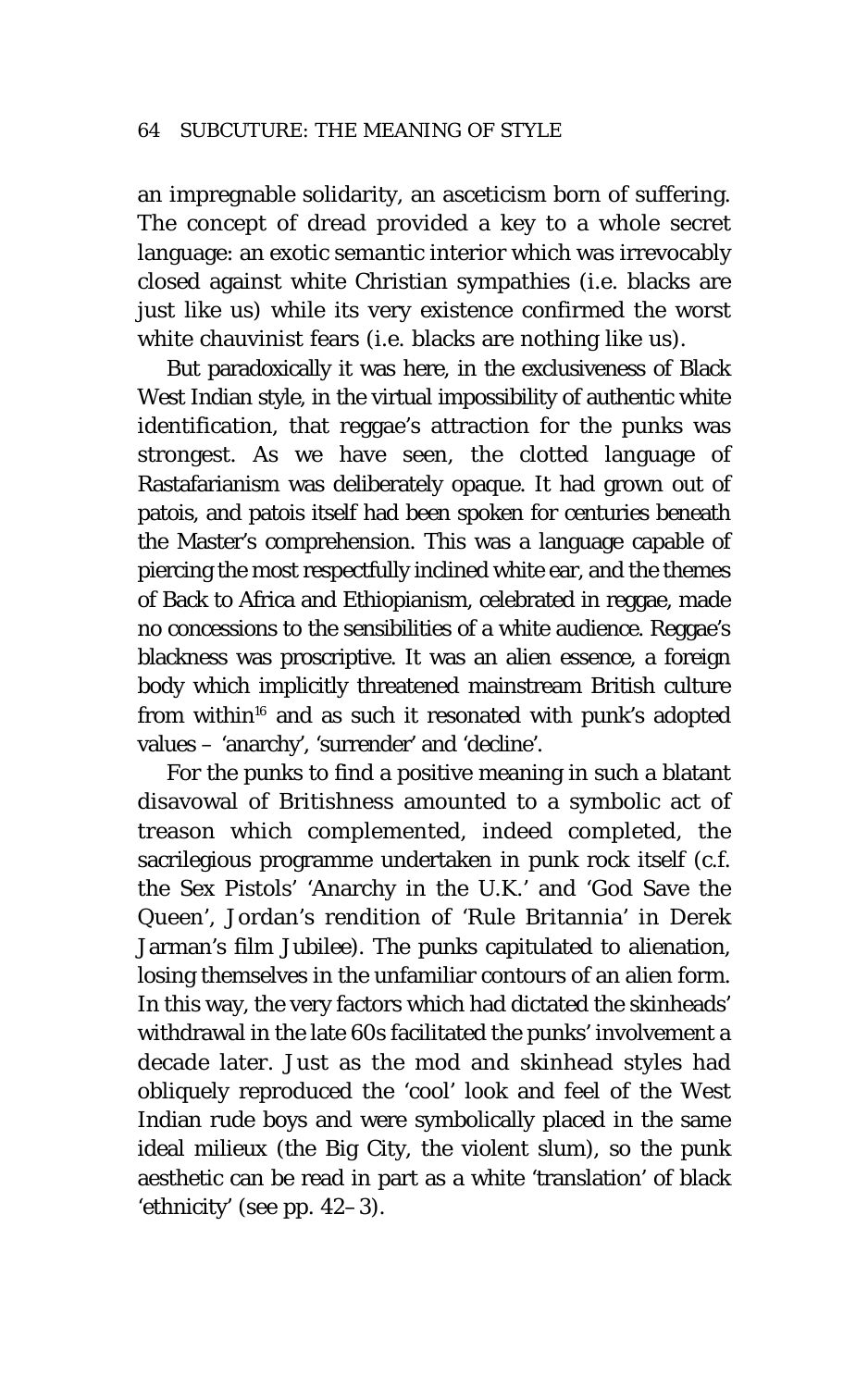an impregnable solidarity, an asceticism born of suffering. The concept of dread provided a key to a whole secret language: an exotic semantic interior which was irrevocably closed against white Christian sympathies (i.e. blacks are just like us) while its very existence confirmed the worst white chauvinist fears (i.e. blacks are nothing like us).

But paradoxically it was here, in the exclusiveness of Black West Indian style, in the virtual impossibility of authentic white identification, that reggae's attraction for the punks was strongest. As we have seen, the clotted language of Rastafarianism was deliberately opaque. It had grown out of patois, and patois itself had been spoken for centuries beneath the Master's comprehension. This was a language capable of piercing the most respectfully inclined white ear, and the themes of Back to Africa and Ethiopianism, celebrated in reggae, made no concessions to the sensibilities of a white audience. Reggae's blackness was proscriptive. It was an alien essence, a foreign body which implicitly threatened mainstream British culture from within[16] and as such it resonated with punk's adopted values – 'anarchy', 'surrender' and 'decline'.

For the punks to find a positive meaning in such a blatant disavowal of Britishness amounted to a symbolic act of treason which complemented, indeed completed, the sacrilegious programme undertaken in punk rock itself (c.f. the Sex Pistols' 'Anarchy in the U.K.' and 'God Save the Queen', Jordan's rendition of 'Rule Britannia' in Derek Jarman's film Jubilee). The punks capitulated to alienation, losing themselves in the unfamiliar contours of an alien form. In this way, the very factors which had dictated the skinheads' withdrawal in the late 60s facilitated the punks' involvement a decade later. Just as the mod and skinhead styles had obliquely reproduced the 'cool' look and feel of the West Indian rude boys and were symbolically placed in the same ideal milieux (the Big City, the violent slum), so the punk aesthetic can be read in part as a white 'translation' of black 'ethnicity' (see pp. 42–3).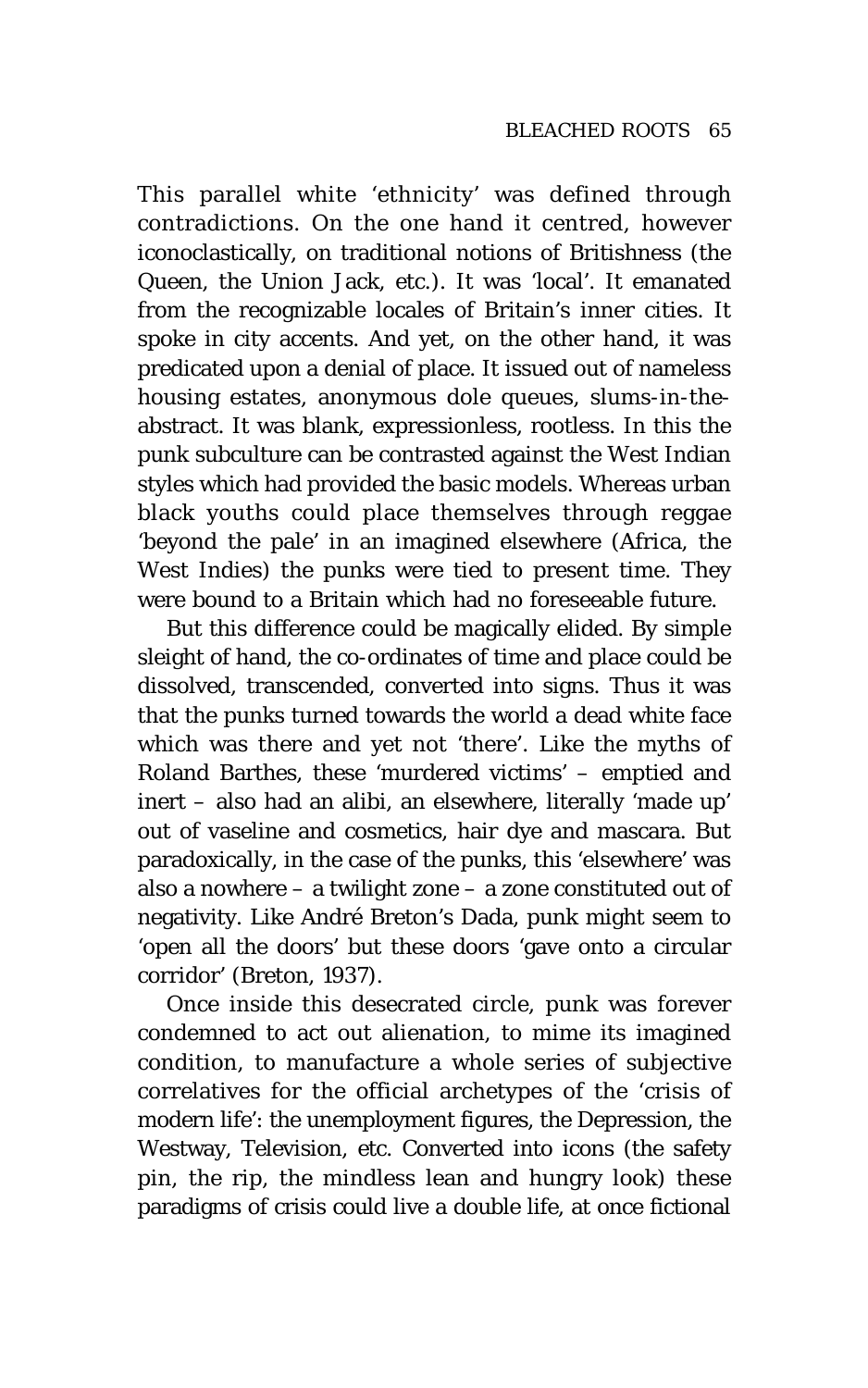This parallel white 'ethnicity' was defined through contradictions. On the one hand it centred, however iconoclastically, on traditional notions of Britishness (the Queen, the Union Jack, etc.). It was 'local'. It emanated from the recognizable locales of Britain's inner cities. It spoke in city accents. And yet, on the other hand, it was predicated upon a denial of place. It issued out of nameless housing estates, anonymous dole queues, slums-in-the-abstract. It was blank, expressionless, rootless. In this the punk subculture can be contrasted against the West Indian styles which had provided the basic models. Whereas urban black youths could place themselves through reggae 'beyond the pale' in an imagined elsewhere (Africa, the West Indies) the punks were tied to present time. They were bound to a Britain which had no foreseeable future.

But this difference could be magically elided. By simple sleight of hand, the co-ordinates of time and place could be dissolved, transcended, converted into signs. Thus it was that the punks turned towards the world a dead white face which was there and yet not 'there'. Like the myths of Roland Barthes, these 'murdered victims' – emptied and inert – also had an alibi, an elsewhere, literally 'made up' out of vaseline and cosmetics, hair dye and mascara. But paradoxically, in the case of the punks, this 'elsewhere' was also a nowhere – a twilight zone – a zone constituted out of negativity. Like André Breton's Dada, punk might seem to 'open all the doors' but these doors 'gave onto a circular corridor' (Breton, 1937).

Once inside this desecrated circle, punk was forever condemned to act out alienation, to mime its imagined condition, to manufacture a whole series of subjective correlatives for the official archetypes of the 'crisis of modern life': the unemployment figures, the Depression, the Westway, Television, etc. Converted into icons (the safety pin, the rip, the mindless lean and hungry look) these paradigms of crisis could live a double life, at once fictional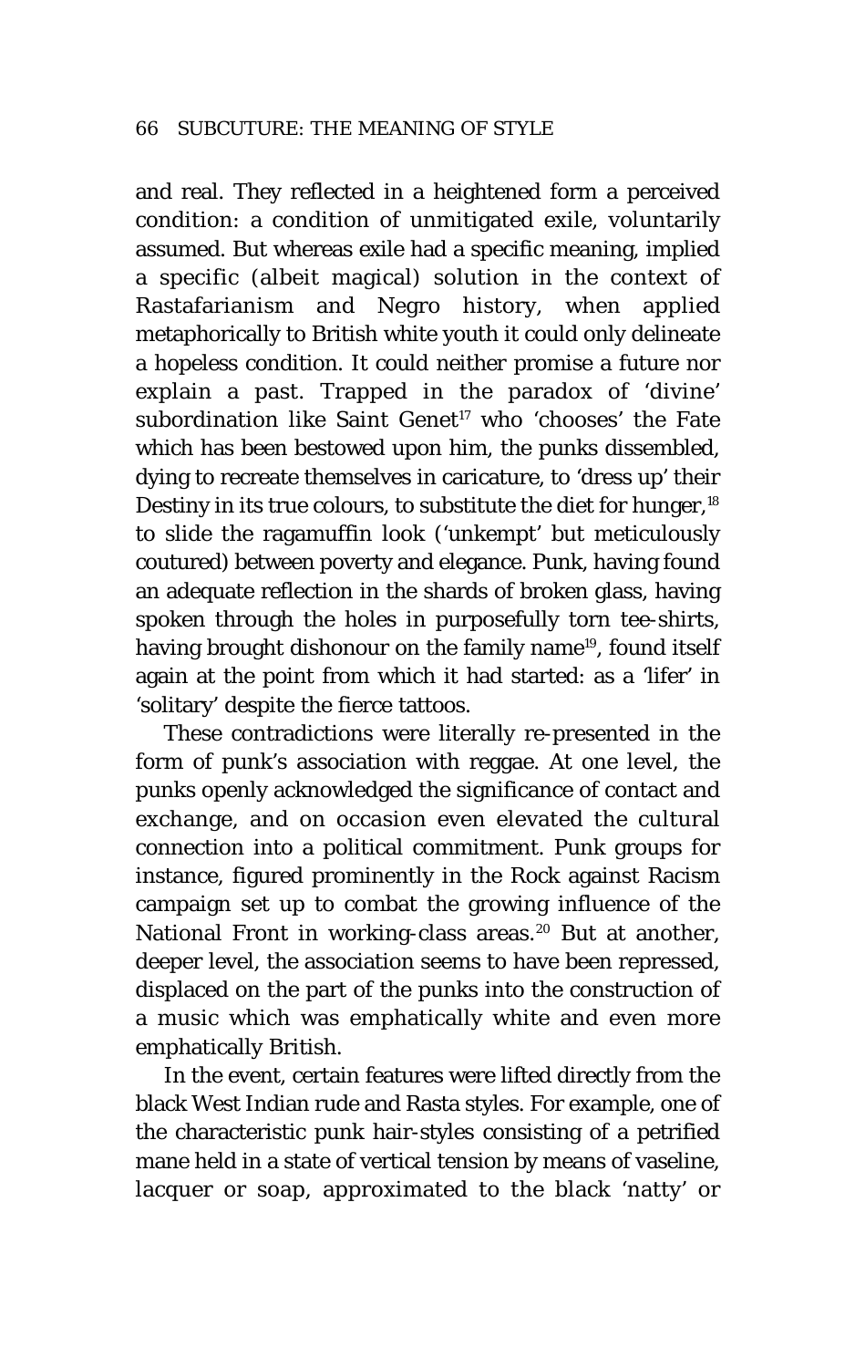and real. They reflected in a heightened form a perceived condition: a condition of unmitigated exile, voluntarily assumed. But whereas exile had a specific meaning, implied a specific (albeit magical) solution in the context of Rastafarianism and Negro history, when applied metaphorically to British white youth it could only delineate a hopeless condition. It could neither promise a future nor explain a past. Trapped in the paradox of 'divine' subordination like Saint Genet[17] who 'chooses' the Fate which has been bestowed upon him, the punks dissembled, dying to recreate themselves in caricature, to 'dress up' their Destiny in its true colours, to substitute the diet for hunger,[18] to slide the ragamuffin look ('unkempt' but meticulously coutured) between poverty and elegance. Punk, having found an adequate reflection in the shards of broken glass, having spoken through the holes in purposefully torn tee-shirts, having brought dishonour on the family name[19], found itself again at the point from which it had started: as a 'lifer' in 'solitary' despite the fierce tattoos.

These contradictions were literally re-presented in the form of punk's association with reggae. At one level, the punks openly acknowledged the significance of contact and exchange, and on occasion even elevated the cultural connection into a political commitment. Punk groups for instance, figured prominently in the Rock against Racism campaign set up to combat the growing influence of the National Front in working-class areas.[20] But at another, deeper level, the association seems to have been repressed, displaced on the part of the punks into the construction of a music which was emphatically white and even more emphatically British.

In the event, certain features were lifted directly from the black West Indian rude and Rasta styles. For example, one of the characteristic punk hair-styles consisting of a petrified mane held in a state of vertical tension by means of vaseline, lacquer or soap, approximated to the black 'natty' or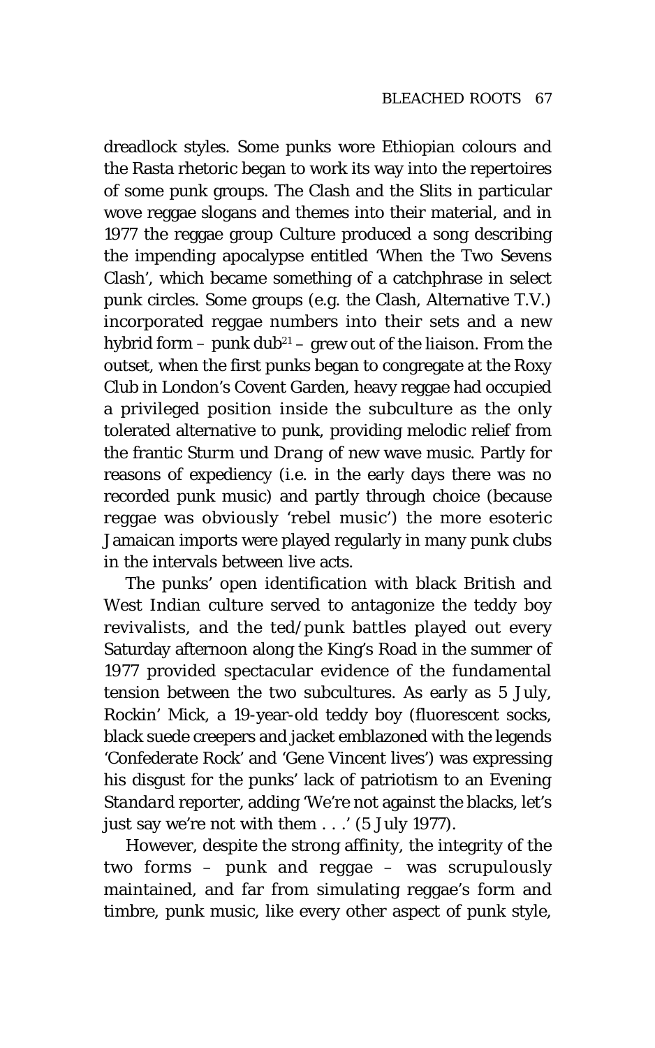dreadlock styles. Some punks wore Ethiopian colours and the Rasta rhetoric began to work its way into the repertoires of some punk groups. The Clash and the Slits in particular wove reggae slogans and themes into their material, and in 1977 the reggae group Culture produced a song describing the impending apocalypse entitled 'When the Two Sevens Clash', which became something of a catchphrase in select punk circles. Some groups (e.g. the Clash, Alternative T.V.) incorporated reggae numbers into their sets and a new hybrid form – punk dub[21] – grew out of the liaison. From the outset, when the first punks began to congregate at the Roxy Club in London's Covent Garden, heavy reggae had occupied a privileged position inside the subculture as the only tolerated alternative to punk, providing melodic relief from the frantic *Sturm und Drang* of new wave music. Partly for reasons of expediency (i.e. in the early days there was no recorded punk music) and partly through choice (because reggae was obviously 'rebel music') the more esoteric Jamaican imports were played regularly in many punk clubs in the intervals between live acts.

The punks' open identification with black British and West Indian culture served to antagonize the teddy boy revivalists, and the ted/punk battles played out every Saturday afternoon along the King's Road in the summer of 1977 provided spectacular evidence of the fundamental tension between the two subcultures. As early as 5 July, Rockin' Mick, a 19-year-old teddy boy (fluorescent socks, black suede creepers and jacket emblazoned with the legends 'Confederate Rock' and 'Gene Vincent lives') was expressing his disgust for the punks' lack of patriotism to an *Evening Standard* reporter, adding 'We're not against the blacks, let's just say we're not with them . . .' (5 July 1977).

However, despite the strong affinity, the integrity of the two forms – punk and reggae – was scrupulously maintained, and far from simulating reggae's form and timbre, punk music, like every other aspect of punk style,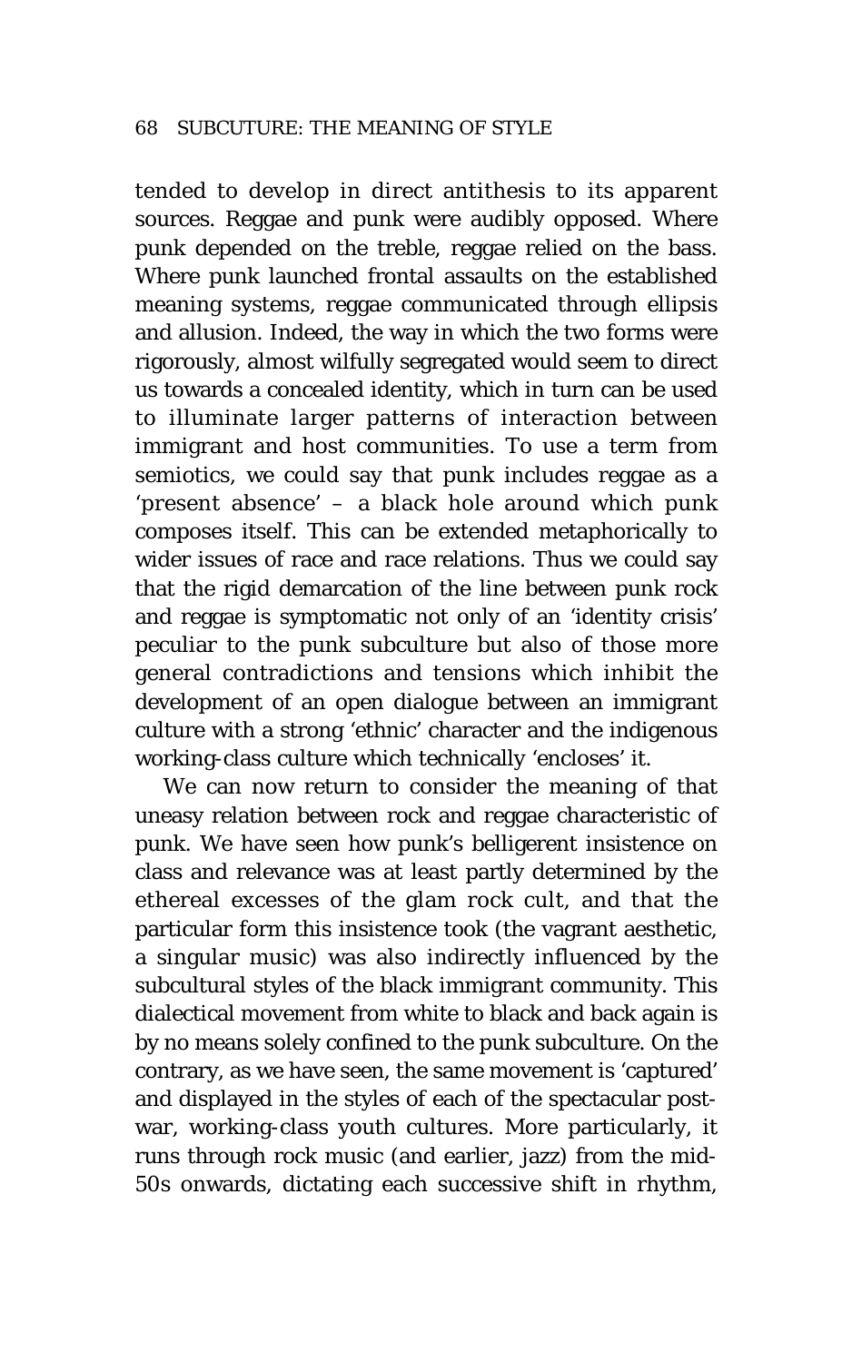tended to develop in direct antithesis to its apparent sources. Reggae and punk were audibly opposed. Where punk depended on the treble, reggae relied on the bass. Where punk launched frontal assaults on the established meaning systems, reggae communicated through ellipsis and allusion. Indeed, the way in which the two forms were rigorously, almost wilfully segregated would seem to direct us towards a concealed identity, which in turn can be used to illuminate larger patterns of interaction between immigrant and host communities. To use a term from semiotics, we could say that punk includes reggae as a 'present absence' – a black hole around which punk composes itself. This can be extended metaphorically to wider issues of race and race relations. Thus we could say that the rigid demarcation of the line between punk rock and reggae is symptomatic not only of an 'identity crisis' peculiar to the punk subculture but also of those more general contradictions and tensions which inhibit the development of an open dialogue between an immigrant culture with a strong 'ethnic' character and the indigenous working-class culture which technically 'encloses' it.

We can now return to consider the meaning of that uneasy relation between rock and reggae characteristic of punk. We have seen how punk's belligerent insistence on class and relevance was at least partly determined by the ethereal excesses of the glam rock cult, and that the particular form this insistence took (the vagrant aesthetic, a singular music) was also indirectly influenced by the subcultural styles of the black immigrant community. This dialectical movement from white to black and back again is by no means solely confined to the punk subculture. On the contrary, as we have seen, the same movement is 'captured' and displayed in the styles of each of the spectacular post-war, working-class youth cultures. More particularly, it runs through rock music (and earlier, jazz) from the mid-50s onwards, dictating each successive shift in rhythm,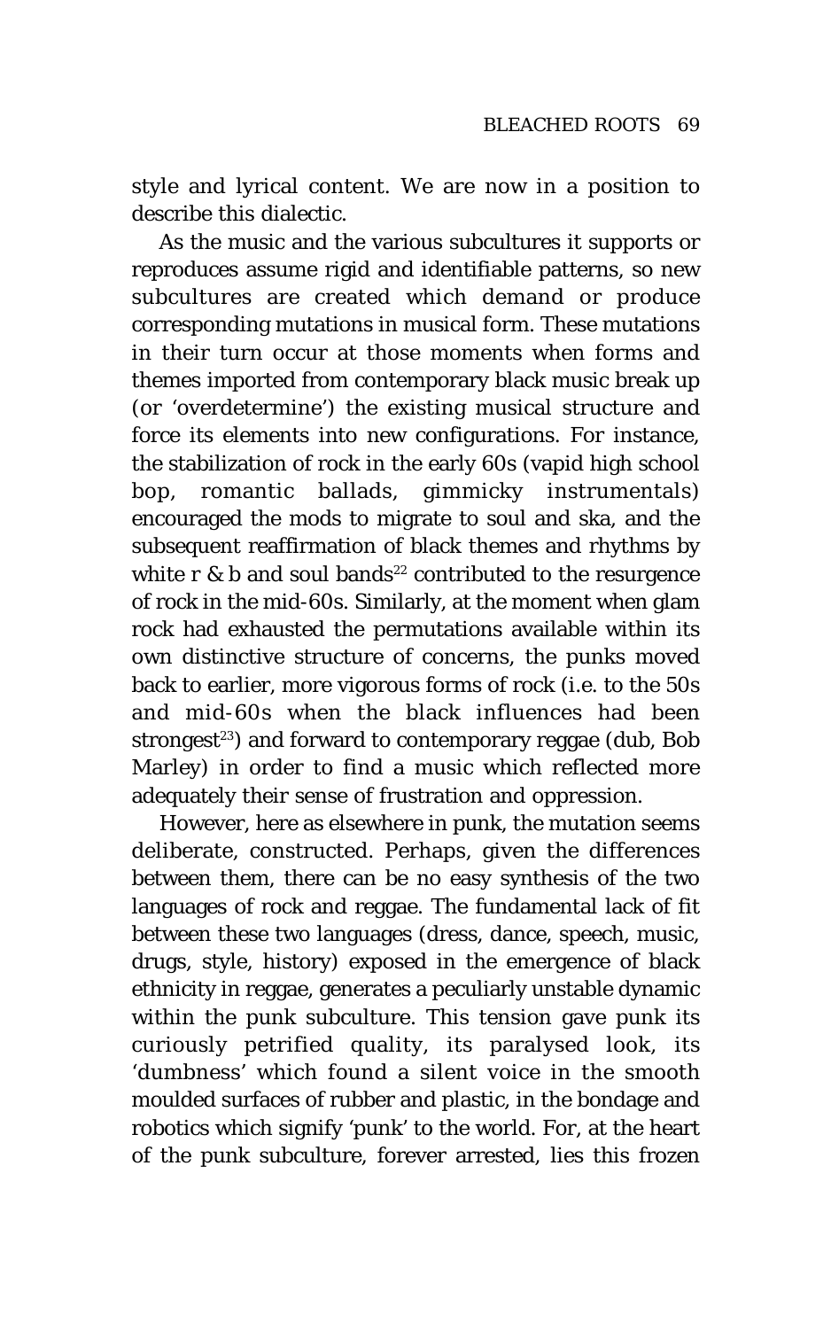style and lyrical content. We are now in a position to describe this dialectic.

As the music and the various subcultures it supports or reproduces assume rigid and identifiable patterns, so new subcultures are created which demand or produce corresponding mutations in musical form. These mutations in their turn occur at those moments when forms and themes imported from contemporary black music break up (or 'overdetermine') the existing musical structure and force its elements into new configurations. For instance, the stabilization of rock in the early 60s (vapid high school bop, romantic ballads, gimmicky instrumentals) encouraged the mods to migrate to soul and ska, and the subsequent reaffirmation of black themes and rhythms by white r & b and soul bands[22] contributed to the resurgence of rock in the mid-60s. Similarly, at the moment when glam rock had exhausted the permutations available within its own distinctive structure of concerns, the punks moved back to earlier, more vigorous forms of rock (i.e. to the 50s and mid-60s when the black influences had been strongest[23]) and forward to contemporary reggae (dub, Bob Marley) in order to find a music which reflected more adequately their sense of frustration and oppression.

However, here as elsewhere in punk, the mutation seems deliberate, constructed. Perhaps, given the differences between them, there can be no easy synthesis of the two languages of rock and reggae. The fundamental lack of fit between these two languages (dress, dance, speech, music, drugs, style, history) exposed in the emergence of black ethnicity in reggae, generates a peculiarly unstable dynamic within the punk subculture. This tension gave punk its curiously petrified quality, its paralysed look, its 'dumbness' which found a silent voice in the smooth moulded surfaces of rubber and plastic, in the bondage and robotics which signify 'punk' to the world. For, at the heart of the punk subculture, forever arrested, lies this frozen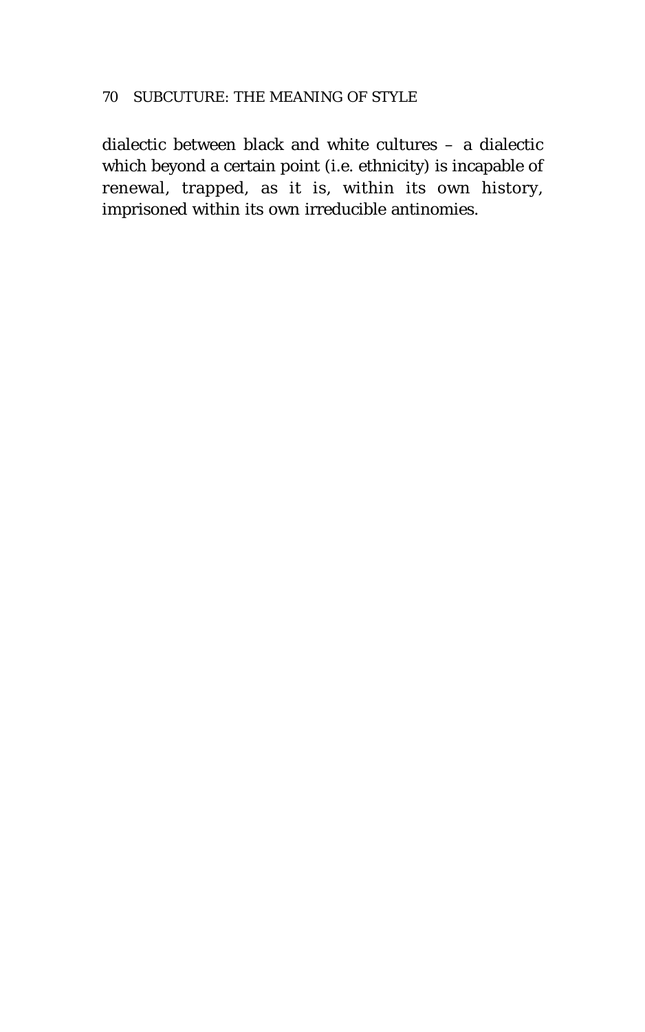dialectic between black and white cultures – a dialectic which beyond a certain point (i.e. ethnicity) is incapable of renewal, trapped, as it is, within its own history, imprisoned within its own irreducible antinomies.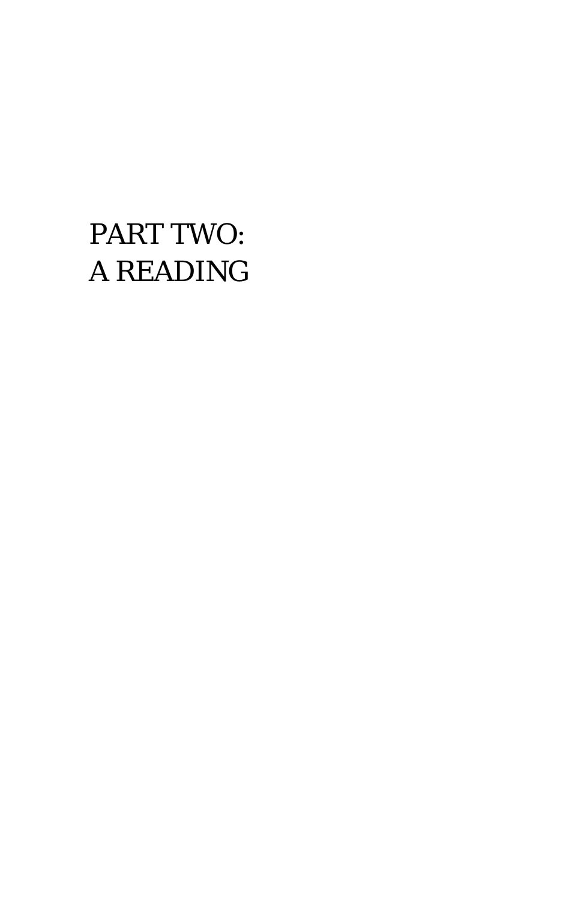# PART TWO:
# A READING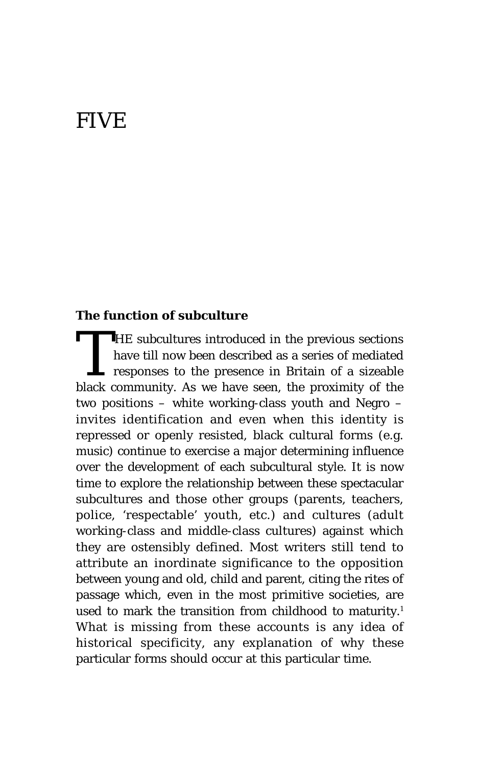# FIVE

### The function of subculture

THE subcultures introduced in the previous sections have till now been described as a series of mediated responses to the presence in Britain of a sizeable black community. As we have seen, the proximity of the two positions – white working-class youth and Negro – invites identification and even when this identity is repressed or openly resisted, black cultural forms (e.g. music) continue to exercise a major determining influence over the development of each subcultural style. It is now time to explore the relationship between these spectacular subcultures and those other groups (parents, teachers, police, 'respectable' youth, etc.) and cultures (adult working-class and middle-class cultures) against which they are ostensibly defined. Most writers still tend to attribute an inordinate significance to the opposition between young and old, child and parent, citing the rites of passage which, even in the most primitive societies, are used to mark the transition from childhood to maturity.[1] What is missing from these accounts is any idea of historical specificity, any explanation of why these particular forms should occur at this particular time.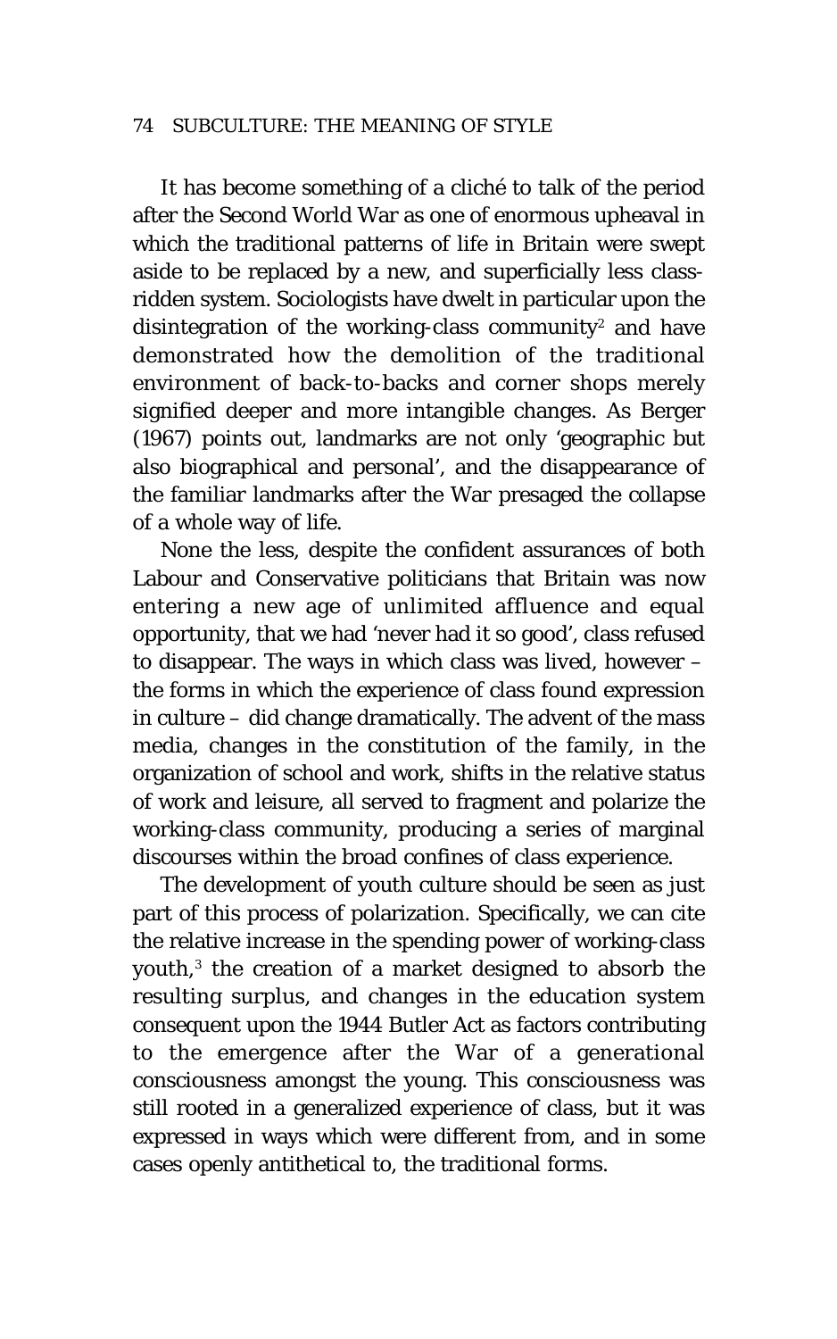It has become something of a cliché to talk of the period after the Second World War as one of enormous upheaval in which the traditional patterns of life in Britain were swept aside to be replaced by a new, and superficially less class-ridden system. Sociologists have dwelt in particular upon the disintegration of the working-class community[2] and have demonstrated how the demolition of the traditional environment of back-to-backs and corner shops merely signified deeper and more intangible changes. As Berger (1967) points out, landmarks are not only 'geographic but also biographical and personal', and the disappearance of the familiar landmarks after the War presaged the collapse of a whole way of life.

None the less, despite the confident assurances of both Labour and Conservative politicians that Britain was now entering a new age of unlimited affluence and equal opportunity, that we had 'never had it so good', class refused to disappear. The ways in which class was lived, however – the forms in which the experience of class found expression in culture – did change dramatically. The advent of the mass media, changes in the constitution of the family, in the organization of school and work, shifts in the relative status of work and leisure, all served to fragment and polarize the working-class community, producing a series of marginal discourses within the broad confines of class experience.

The development of youth culture should be seen as just part of this process of polarization. Specifically, we can cite the relative increase in the spending power of working-class youth,[3] the creation of a market designed to absorb the resulting surplus, and changes in the education system consequent upon the 1944 Butler Act as factors contributing to the emergence after the War of a generational consciousness amongst the young. This consciousness was still rooted in a generalized experience of class, but it was expressed in ways which were different from, and in some cases openly antithetical to, the traditional forms.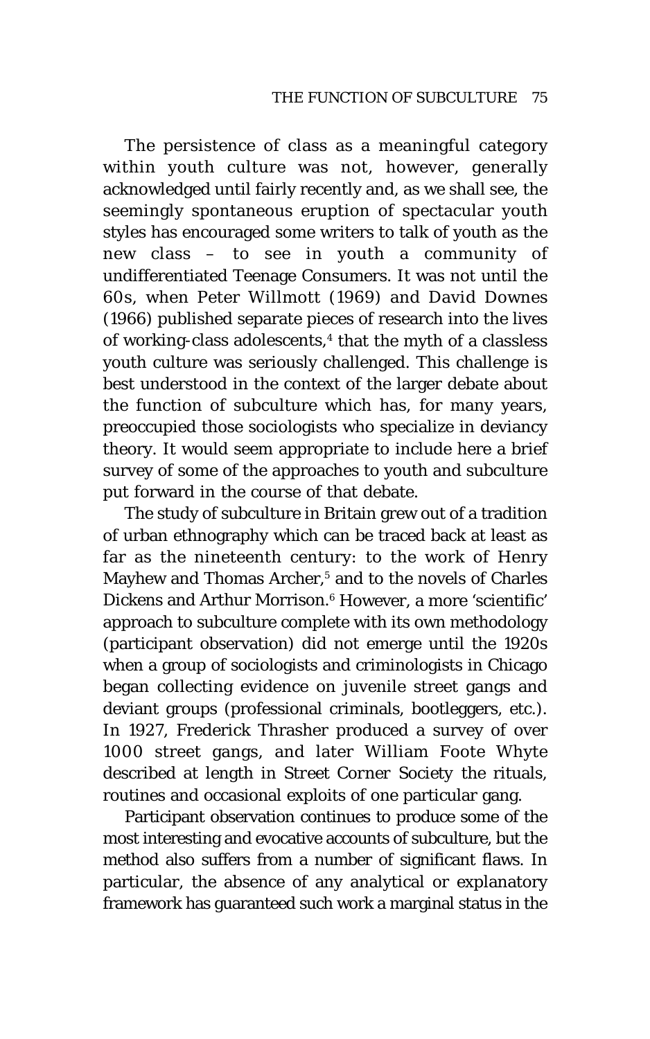The persistence of class as a meaningful category within youth culture was not, however, generally acknowledged until fairly recently and, as we shall see, the seemingly spontaneous eruption of spectacular youth styles has encouraged some writers to talk of youth as the new class – to see in youth a community of undifferentiated Teenage Consumers. It was not until the 60s, when Peter Willmott (1969) and David Downes (1966) published separate pieces of research into the lives of working-class adolescents,[4] that the myth of a classless youth culture was seriously challenged. This challenge is best understood in the context of the larger debate about the function of subculture which has, for many years, preoccupied those sociologists who specialize in deviancy theory. It would seem appropriate to include here a brief survey of some of the approaches to youth and subculture put forward in the course of that debate.

The study of subculture in Britain grew out of a tradition of urban ethnography which can be traced back at least as far as the nineteenth century: to the work of Henry Mayhew and Thomas Archer,[5] and to the novels of Charles Dickens and Arthur Morrison.[6] However, a more 'scientific' approach to subculture complete with its own methodology (participant observation) did not emerge until the 1920s when a group of sociologists and criminologists in Chicago began collecting evidence on juvenile street gangs and deviant groups (professional criminals, bootleggers, etc.). In 1927, Frederick Thrasher produced a survey of over 1000 street gangs, and later William Foote Whyte described at length in Street Corner Society the rituals, routines and occasional exploits of one particular gang.

Participant observation continues to produce some of the most interesting and evocative accounts of subculture, but the method also suffers from a number of significant flaws. In particular, the absence of any analytical or explanatory framework has guaranteed such work a marginal status in the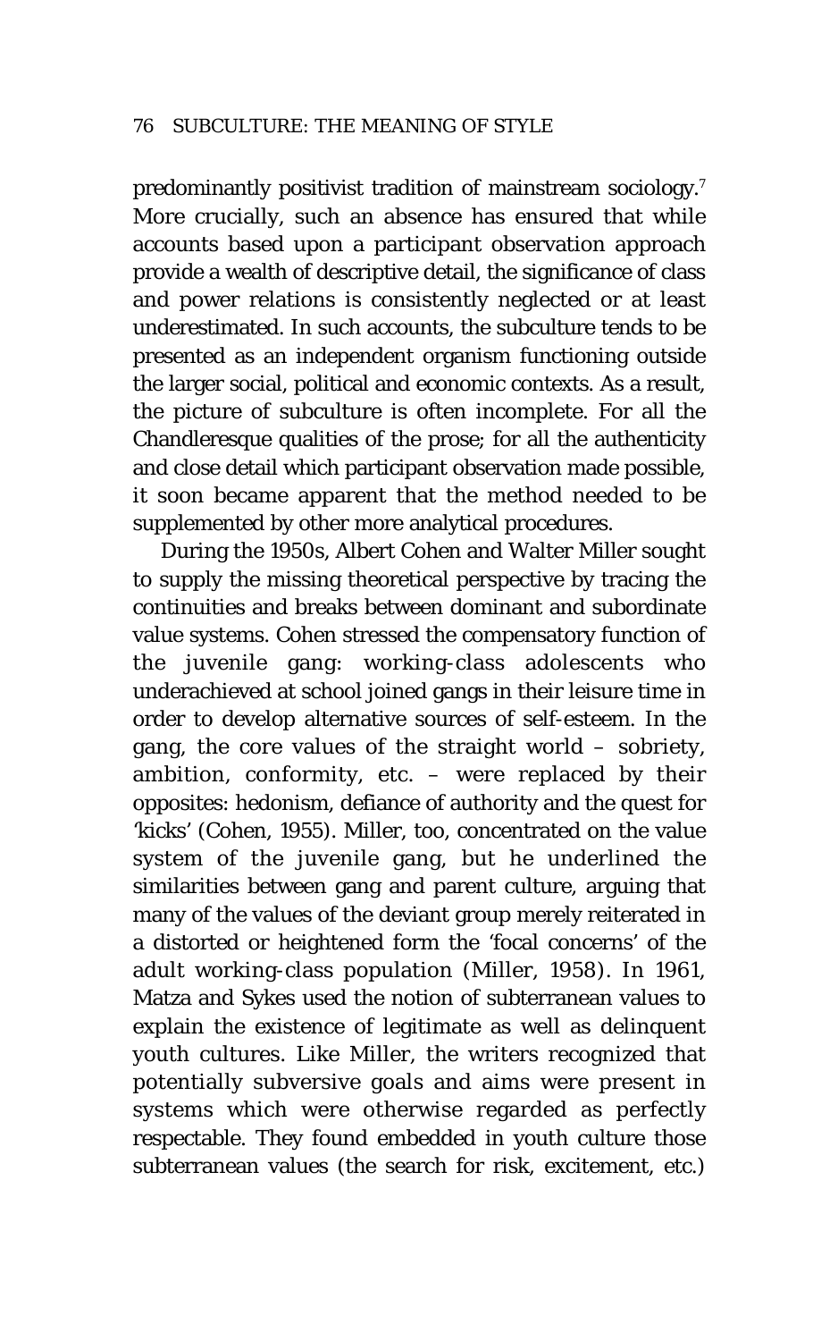predominantly positivist tradition of mainstream sociology.[7] More crucially, such an absence has ensured that while accounts based upon a participant observation approach provide a wealth of descriptive detail, the significance of class and power relations is consistently neglected or at least underestimated. In such accounts, the subculture tends to be presented as an independent organism functioning outside the larger social, political and economic contexts. As a result, the picture of subculture is often incomplete. For all the Chandleresque qualities of the prose; for all the authenticity and close detail which participant observation made possible, it soon became apparent that the method needed to be supplemented by other more analytical procedures.

During the 1950s, Albert Cohen and Walter Miller sought to supply the missing theoretical perspective by tracing the continuities and breaks between dominant and subordinate value systems. Cohen stressed the compensatory function of the juvenile gang: working-class adolescents who underachieved at school joined gangs in their leisure time in order to develop alternative sources of self-esteem. In the gang, the core values of the straight world – sobriety, ambition, conformity, etc. – were replaced by their opposites: hedonism, defiance of authority and the quest for 'kicks' (Cohen, 1955). Miller, too, concentrated on the value system of the juvenile gang, but he underlined the similarities between gang and parent culture, arguing that many of the values of the deviant group merely reiterated in a distorted or heightened form the 'focal concerns' of the adult working-class population (Miller, 1958). In 1961, Matza and Sykes used the notion of subterranean values to explain the existence of legitimate as well as delinquent youth cultures. Like Miller, the writers recognized that potentially subversive goals and aims were present in systems which were otherwise regarded as perfectly respectable. They found embedded in youth culture those subterranean values (the search for risk, excitement, etc.)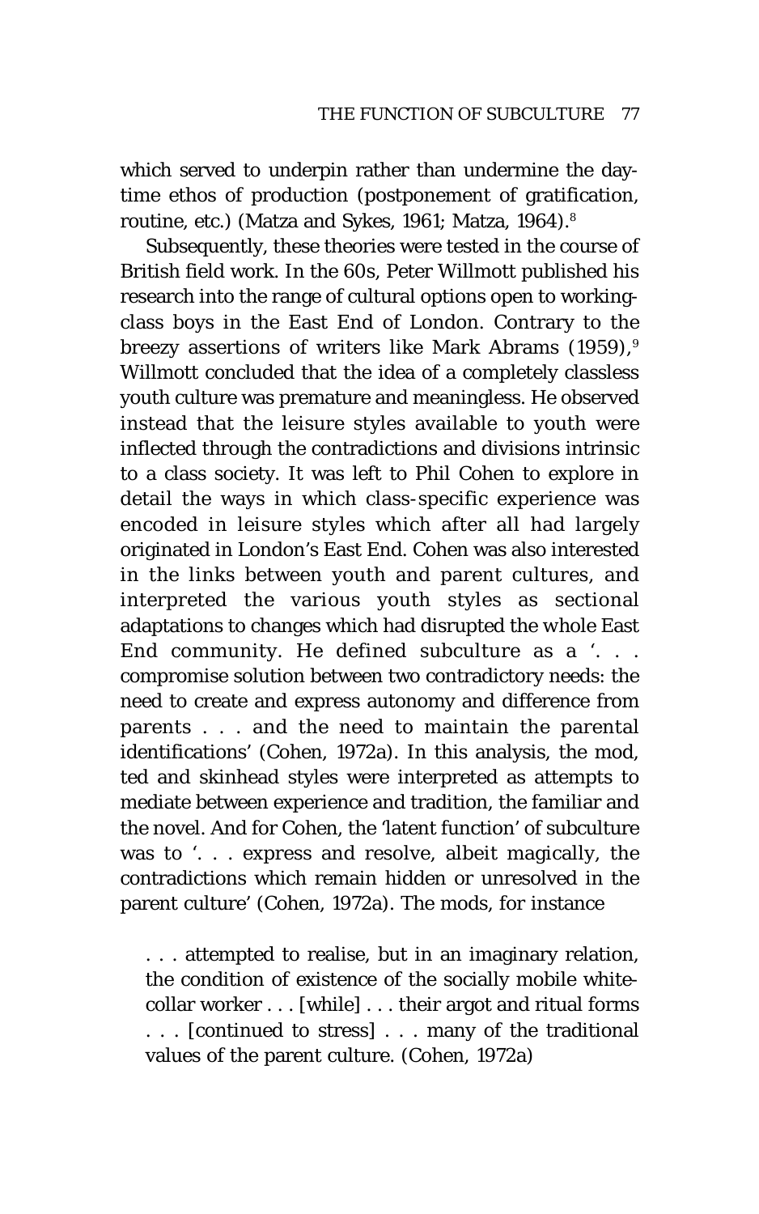which served to underpin rather than undermine the daytime ethos of production (postponement of gratification, routine, etc.) (Matza and Sykes, 1961; Matza, 1964).[8]

Subsequently, these theories were tested in the course of British field work. In the 60s, Peter Willmott published his research into the range of cultural options open to working-class boys in the East End of London. Contrary to the breezy assertions of writers like Mark Abrams (1959),[9] Willmott concluded that the idea of a completely classless youth culture was premature and meaningless. He observed instead that the leisure styles available to youth were inflected through the contradictions and divisions intrinsic to a class society. It was left to Phil Cohen to explore in detail the ways in which class-specific experience was encoded in leisure styles which after all had largely originated in London's East End. Cohen was also interested in the links between youth and parent cultures, and interpreted the various youth styles as sectional adaptations to changes which had disrupted the whole East End community. He defined subculture as a '. . . compromise solution between two contradictory needs: the need to create and express autonomy and difference from parents . . . and the need to maintain the parental identifications' (Cohen, 1972a). In this analysis, the mod, ted and skinhead styles were interpreted as attempts to mediate between experience and tradition, the familiar and the novel. And for Cohen, the 'latent function' of subculture was to '. . . express and resolve, albeit magically, the contradictions which remain hidden or unresolved in the parent culture' (Cohen, 1972a). The mods, for instance

> . . . attempted to realise, but in an imaginary relation, the condition of existence of the socially mobile white-collar worker . . . [while] . . . their argot and ritual forms . . . [continued to stress] . . . many of the traditional values of the parent culture. (Cohen, 1972a)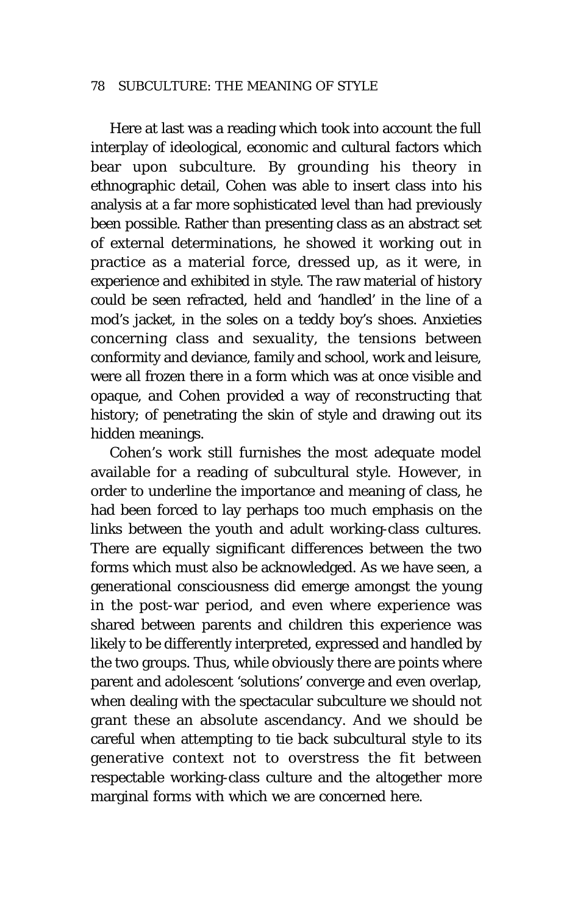Here at last was a reading which took into account the full interplay of ideological, economic and cultural factors which bear upon subculture. By grounding his theory in ethnographic detail, Cohen was able to insert class into his analysis at a far more sophisticated level than had previously been possible. Rather than presenting class as an abstract set of external determinations, he showed it working out in practice as a material force, dressed up, as it were, in experience and exhibited in style. The raw material of history could be seen refracted, held and 'handled' in the line of a mod's jacket, in the soles on a teddy boy's shoes. Anxieties concerning class and sexuality, the tensions between conformity and deviance, family and school, work and leisure, were all frozen there in a form which was at once visible and opaque, and Cohen provided a way of reconstructing that history; of penetrating the skin of style and drawing out its hidden meanings.

Cohen's work still furnishes the most adequate model available for a reading of subcultural style. However, in order to underline the importance and meaning of class, he had been forced to lay perhaps too much emphasis on the links between the youth and adult working-class cultures. There are equally significant differences between the two forms which must also be acknowledged. As we have seen, a generational consciousness did emerge amongst the young in the post-war period, and even where experience was shared between parents and children this experience was likely to be differently interpreted, expressed and handled by the two groups. Thus, while obviously there are points where parent and adolescent 'solutions' converge and even overlap, when dealing with the spectacular subculture we should not grant these an absolute ascendancy. And we should be careful when attempting to tie back subcultural style to its generative context not to overstress the fit between respectable working-class culture and the altogether more marginal forms with which we are concerned here.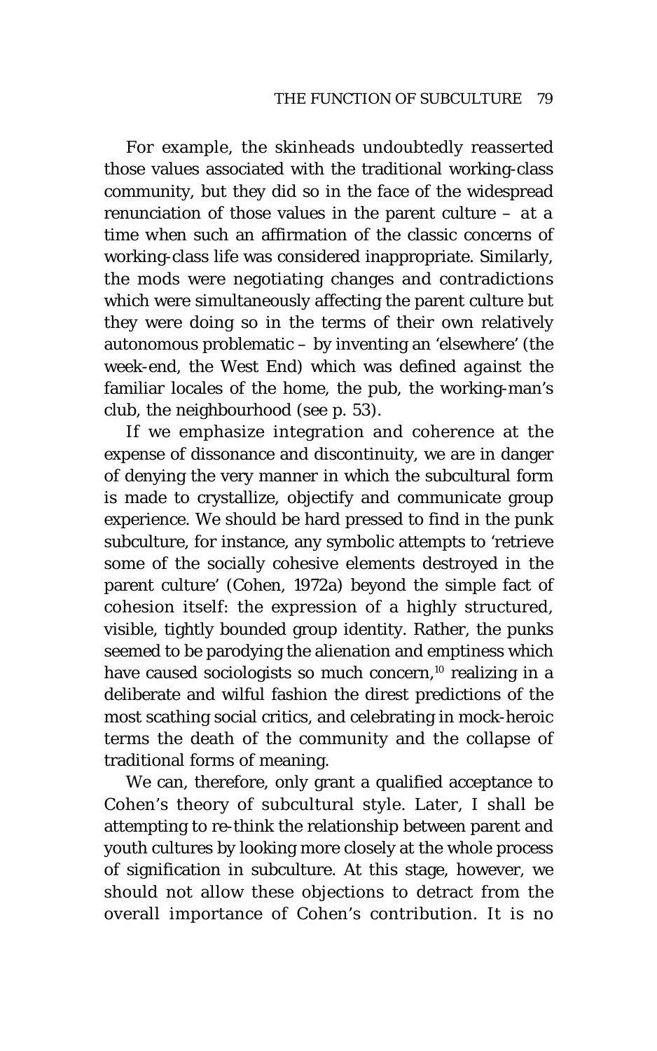For example, the skinheads undoubtedly reasserted those values associated with the traditional working-class community, but they did so in the *face* of the widespread renunciation of those values in the parent culture – at a time when such an affirmation of the classic concerns of working-class life was considered inappropriate. Similarly, the mods were negotiating changes and contradictions which were simultaneously affecting the parent culture but they were doing so in the terms of their own relatively autonomous problematic – by inventing an 'elsewhere' (the week-end, the West End) which was defined *against* the familiar locales of the home, the pub, the working-man's club, the neighbourhood (see p. 53).

If we emphasize integration and coherence at the expense of dissonance and discontinuity, we are in danger of denying the very manner in which the subcultural form is made to crystallize, objectify and communicate group experience. We should be hard pressed to find in the punk subculture, for instance, any symbolic attempts to 'retrieve some of the socially cohesive elements destroyed in the parent culture' (Cohen, 1972a) beyond the simple fact of cohesion itself: the expression of a highly structured, visible, tightly bounded group identity. Rather, the punks seemed to be parodying the alienation and emptiness which have caused sociologists so much concern,[10] realizing in a deliberate and wilful fashion the direst predictions of the most scathing social critics, and celebrating in mock-heroic terms the death of the community and the collapse of traditional forms of meaning.

We can, therefore, only grant a qualified acceptance to Cohen's theory of subcultural style. Later, I shall be attempting to re-think the relationship between parent and youth cultures by looking more closely at the whole process of signification in subculture. At this stage, however, we should not allow these objections to detract from the overall importance of Cohen's contribution. It is no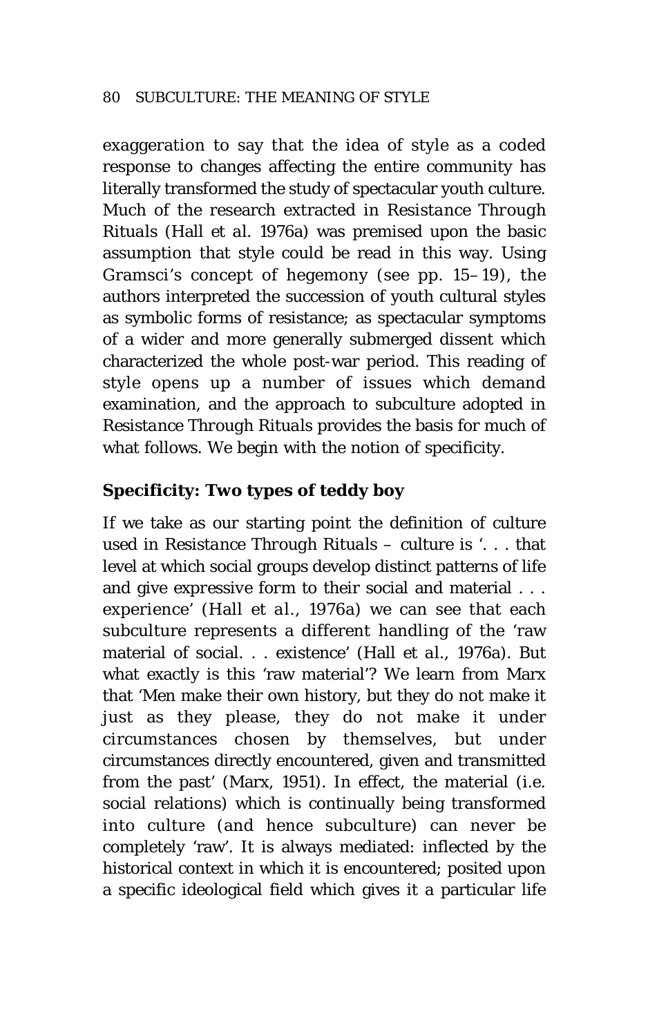exaggeration to say that the idea of style as a coded response to changes affecting the entire community has literally transformed the study of spectacular youth culture. Much of the research extracted in *Resistance Through Rituals* (Hall *et al.* 1976a) was premised upon the basic assumption that style could be read in this way. Using Gramsci's concept of hegemony (see pp. 15–19), the authors interpreted the succession of youth cultural styles as symbolic forms of resistance; as spectacular symptoms of a wider and more generally submerged dissent which characterized the whole post-war period. This reading of style opens up a number of issues which demand examination, and the approach to subculture adopted in *Resistance Through Rituals* provides the basis for much of what follows. We begin with the notion of specificity.

## Specificity: Two types of teddy boy

If we take as our starting point the definition of culture used in *Resistance Through Rituals* – culture is '. . . that level at which social groups develop distinct patterns of life and give expressive form to their social and material . . . experience' (Hall *et al.*, 1976a) we can see that each subculture represents a different handling of the 'raw material of social. . . existence' (Hall *et al.*, 1976a). But what exactly is this 'raw material'? We learn from Marx that 'Men make their own history, but they do not make it just as they please, they do not make it under circumstances chosen by themselves, but under circumstances directly encountered, given and transmitted from the past' (Marx, 1951). In effect, the material (i.e. social relations) which is continually being transformed into culture (and hence subculture) can never be completely 'raw'. It is always mediated: inflected by the historical context in which it is encountered; posited upon a specific ideological field which gives it a particular life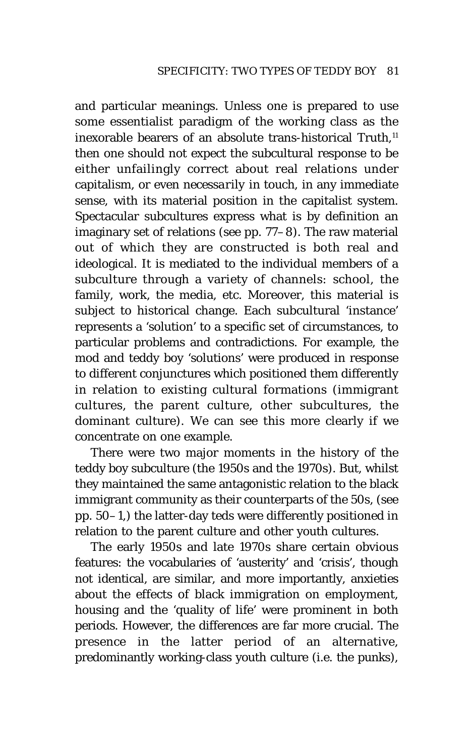and particular meanings. Unless one is prepared to use some essentialist paradigm of the working class as the inexorable bearers of an absolute trans-historical Truth,[11] then one should not expect the subcultural response to be either unfailingly correct about real relations under capitalism, or even *necessarily* in touch, in any immediate sense, with its material position in the capitalist system. Spectacular subcultures express what is by definition an imaginary set of relations (see pp. 77–8). The raw material out of which they are constructed is both real and ideological. It is mediated to the individual members of a subculture through a variety of channels: school, the family, work, the media, etc. Moreover, this material is subject to historical change. Each subcultural 'instance' represents a 'solution' to a specific set of circumstances, to particular problems and contradictions. For example, the mod and teddy boy 'solutions' were produced in response to different conjunctures which positioned them differently in relation to existing cultural formations (immigrant cultures, the parent culture, other subcultures, the dominant culture). We can see this more clearly if we concentrate on one example.

There were two major moments in the history of the teddy boy subculture (the 1950s and the 1970s). But, whilst they maintained the same antagonistic relation to the black immigrant community as their counterparts of the 50s, (see pp. 50–1,) the latter-day teds were differently positioned in relation to the parent culture and other youth cultures.

The early 1950s and late 1970s share certain obvious features: the vocabularies of 'austerity' and 'crisis', though not identical, are similar, and more importantly, anxieties about the effects of black immigration on employment, housing and the 'quality of life' were prominent in both periods. However, the differences are far more crucial. The presence in the latter period of an alternative, predominantly working-class youth culture (i.e. the punks),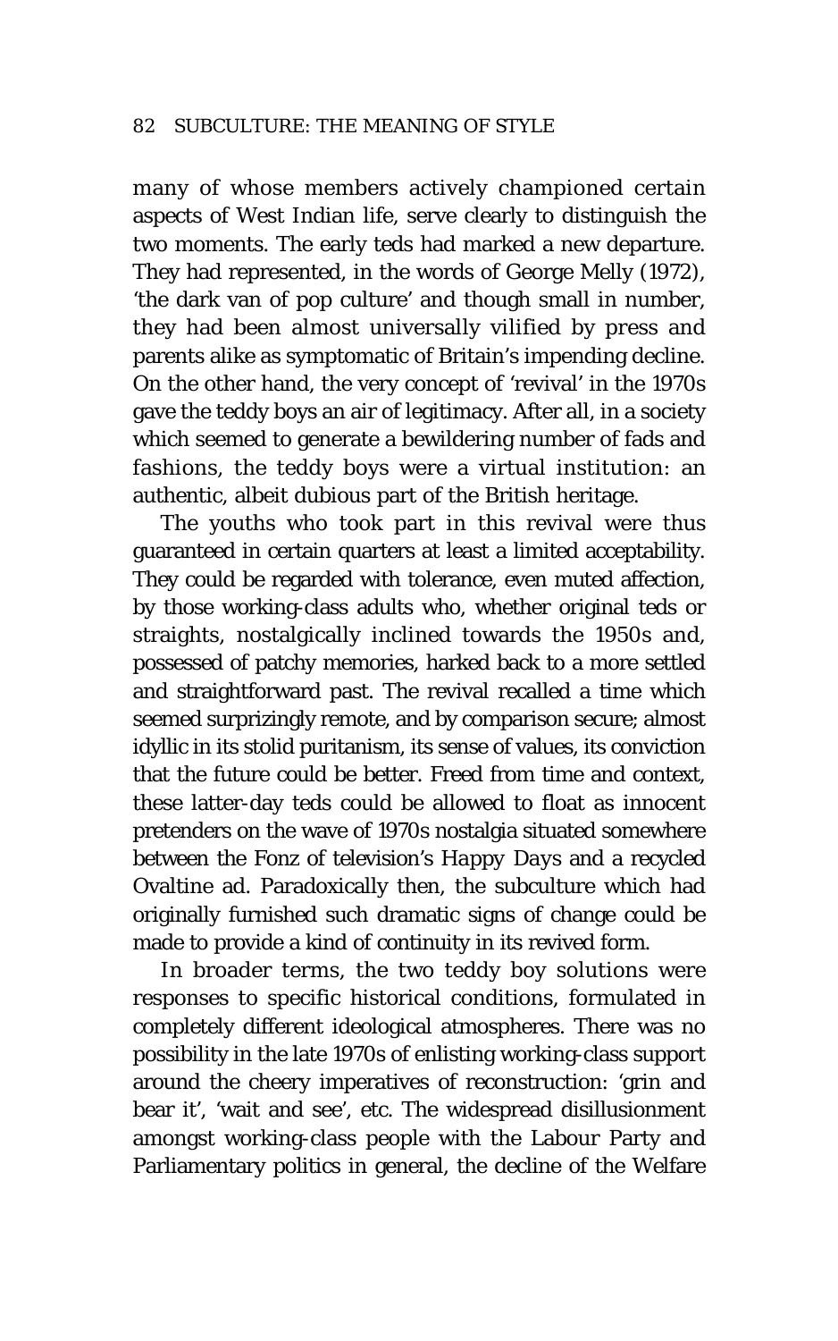many of whose members actively championed certain aspects of West Indian life, serve clearly to distinguish the two moments. The early teds had marked a new departure. They had represented, in the words of George Melly (1972), 'the dark van of pop culture' and though small in number, they had been almost universally vilified by press and parents alike as symptomatic of Britain's impending decline. On the other hand, the very concept of 'revival' in the 1970s gave the teddy boys an air of legitimacy. After all, in a society which seemed to generate a bewildering number of fads and fashions, the teddy boys were a virtual institution: an authentic, albeit dubious part of the British heritage.

The youths who took part in this revival were thus guaranteed in certain quarters at least a limited acceptability. They could be regarded with tolerance, even muted affection, by those working-class adults who, whether original teds or straights, nostalgically inclined towards the 1950s and, possessed of patchy memories, harked back to a more settled and straightforward past. The revival recalled a time which seemed surprizingly remote, and by comparison secure; almost idyllic in its stolid puritanism, its sense of values, its conviction that the future could be better. Freed from time and context, these latter-day teds could be allowed to float as innocent pretenders on the wave of 1970s nostalgia situated somewhere between the Fonz of television's *Happy Days* and a recycled Ovaltine ad. Paradoxically then, the subculture which had originally furnished such dramatic signs of change could be made to provide a kind of continuity in its revived form.

In broader terms, the two teddy boy solutions were responses to specific historical conditions, formulated in completely different ideological atmospheres. There was no possibility in the late 1970s of enlisting working-class support around the cheery imperatives of reconstruction: 'grin and bear it', 'wait and see', etc. The widespread disillusionment amongst working-class people with the Labour Party and Parliamentary politics in general, the decline of the Welfare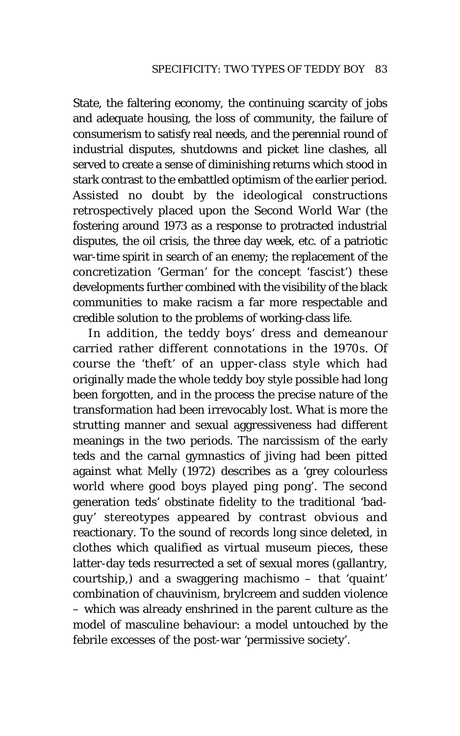State, the faltering economy, the continuing scarcity of jobs and adequate housing, the loss of community, the failure of consumerism to satisfy real needs, and the perennial round of industrial disputes, shutdowns and picket line clashes, all served to create a sense of diminishing returns which stood in stark contrast to the embattled optimism of the earlier period. Assisted no doubt by the ideological constructions retrospectively placed upon the Second World War (the fostering around 1973 as a response to protracted industrial disputes, the oil crisis, the three day week, etc. of a patriotic war-time spirit in search of an enemy; the replacement of the concretization 'German' for the concept 'fascist') these developments further combined with the visibility of the black communities to make racism a far more respectable and credible solution to the problems of working-class life.

In addition, the teddy boys' dress and demeanour carried rather different connotations in the 1970s. Of course the 'theft' of an upper-class style which had originally made the whole teddy boy style possible had long been forgotten, and in the process the precise nature of the transformation had been irrevocably lost. What is more the strutting manner and sexual aggressiveness had different meanings in the two periods. The narcissism of the early teds and the carnal gymnastics of jiving had been pitted against what Melly (1972) describes as a 'grey colourless world where good boys played ping pong'. The second generation teds' obstinate fidelity to the traditional 'bad-guy' stereotypes appeared by contrast obvious and reactionary. To the sound of records long since deleted, in clothes which qualified as virtual museum pieces, these latter-day teds resurrected a set of sexual mores (gallantry, courtship,) and a swaggering machismo – that 'quaint' combination of chauvinism, brylcreem and sudden violence – which was already enshrined in the parent culture as the model of masculine behaviour: a model untouched by the febrile excesses of the post-war 'permissive society'.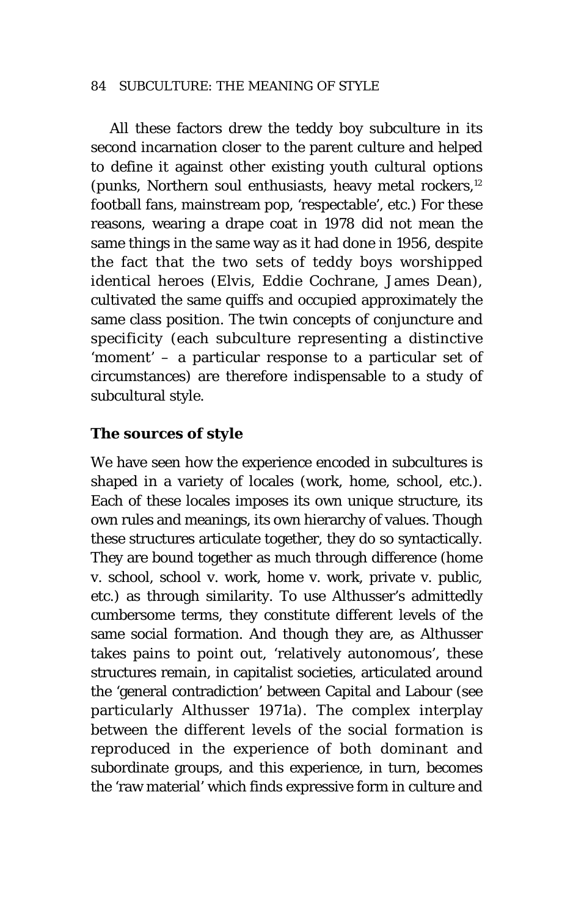All these factors drew the teddy boy subculture in its second incarnation closer to the parent culture and helped to define it against other existing youth cultural options (punks, Northern soul enthusiasts, heavy metal rockers,[12] football fans, mainstream pop, 'respectable', etc.) For these reasons, wearing a drape coat in 1978 did not mean the same things in the same way as it had done in 1956, despite the fact that the two sets of teddy boys worshipped identical heroes (Elvis, Eddie Cochrane, James Dean), cultivated the same quiffs and occupied approximately the same class position. The twin concepts of conjuncture and specificity (each subculture representing a distinctive 'moment' – a particular response to a particular set of circumstances) are therefore indispensable to a study of subcultural style.

## The sources of style

We have seen how the experience encoded in subcultures is shaped in a variety of locales (work, home, school, etc.). Each of these locales imposes its own unique structure, its own rules and meanings, its own hierarchy of values. Though these structures articulate together, they do so syntactically. They are bound together as much through difference (home v. school, school v. work, home v. work, private v. public, etc.) as through similarity. To use Althusser's admittedly cumbersome terms, they constitute different levels of the same social formation. And though they are, as Althusser takes pains to point out, 'relatively autonomous', these structures remain, in capitalist societies, articulated around the 'general contradiction' between Capital and Labour (see particularly Althusser 1971a). The complex interplay between the different levels of the social formation is reproduced in the experience of both dominant and subordinate groups, and this experience, in turn, becomes the 'raw material' which finds expressive form in culture and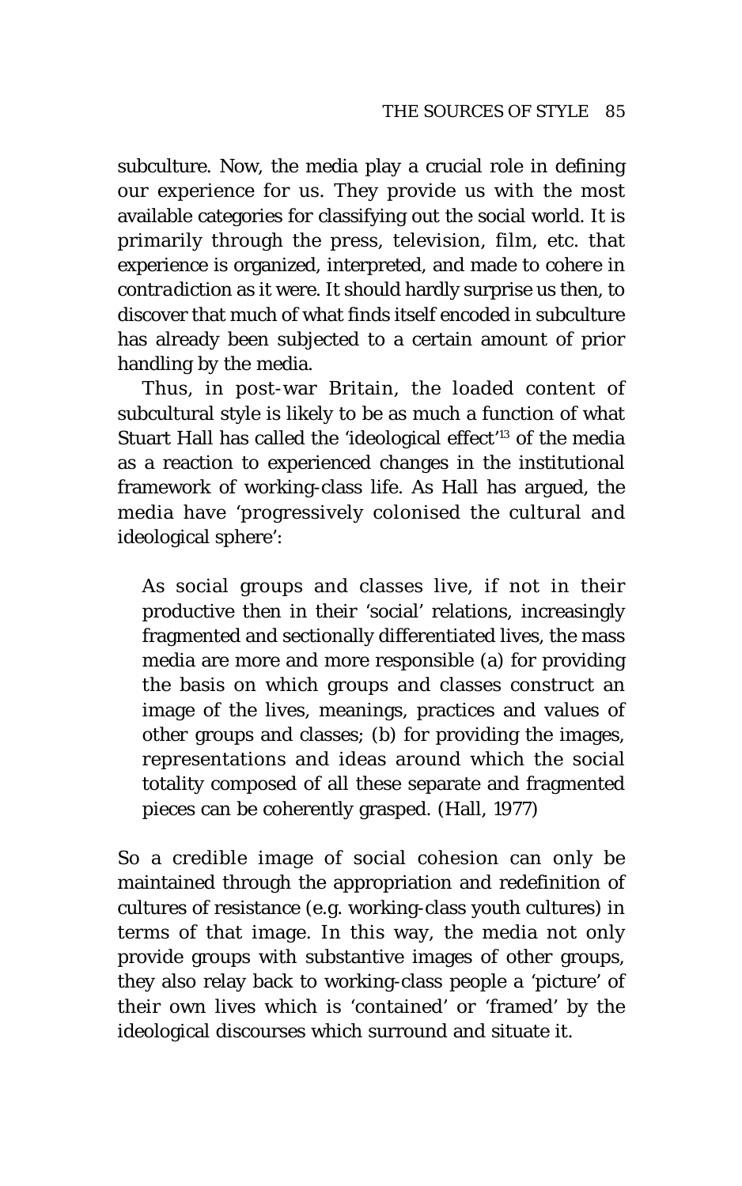subculture. Now, the media play a crucial role in defining our experience for us. They provide us with the most available categories for classifying out the social world. It is primarily through the press, television, film, etc. that experience is organized, interpreted, and made to cohere in *contradiction* as it were. It should hardly surprise us then, to discover that much of what finds itself encoded in subculture has already been subjected to a certain amount of prior handling by the media.

Thus, in post-war Britain, the loaded content of subcultural style is likely to be as much a function of what Stuart Hall has called the 'ideological effect'[13] of the media as a reaction to experienced changes in the institutional framework of working-class life. As Hall has argued, the media have 'progressively colonised the cultural and ideological sphere':

> As social groups and classes live, if not in their productive then in their 'social' relations, increasingly fragmented and sectionally differentiated lives, the mass media are more and more responsible (a) for providing the basis on which groups and classes construct an image of the lives, meanings, practices and values of other groups and classes; (b) for providing the images, representations and ideas around which the social totality composed of all these separate and fragmented pieces can be coherently grasped. (Hall, 1977)

So a credible image of social cohesion can only be maintained through the appropriation and redefinition of cultures of resistance (e.g. working-class youth cultures) in terms of that image. In this way, the media not only provide groups with substantive images of other groups, they also relay back to working-class people a 'picture' of their own lives which is 'contained' or 'framed' by the ideological discourses which surround and situate it.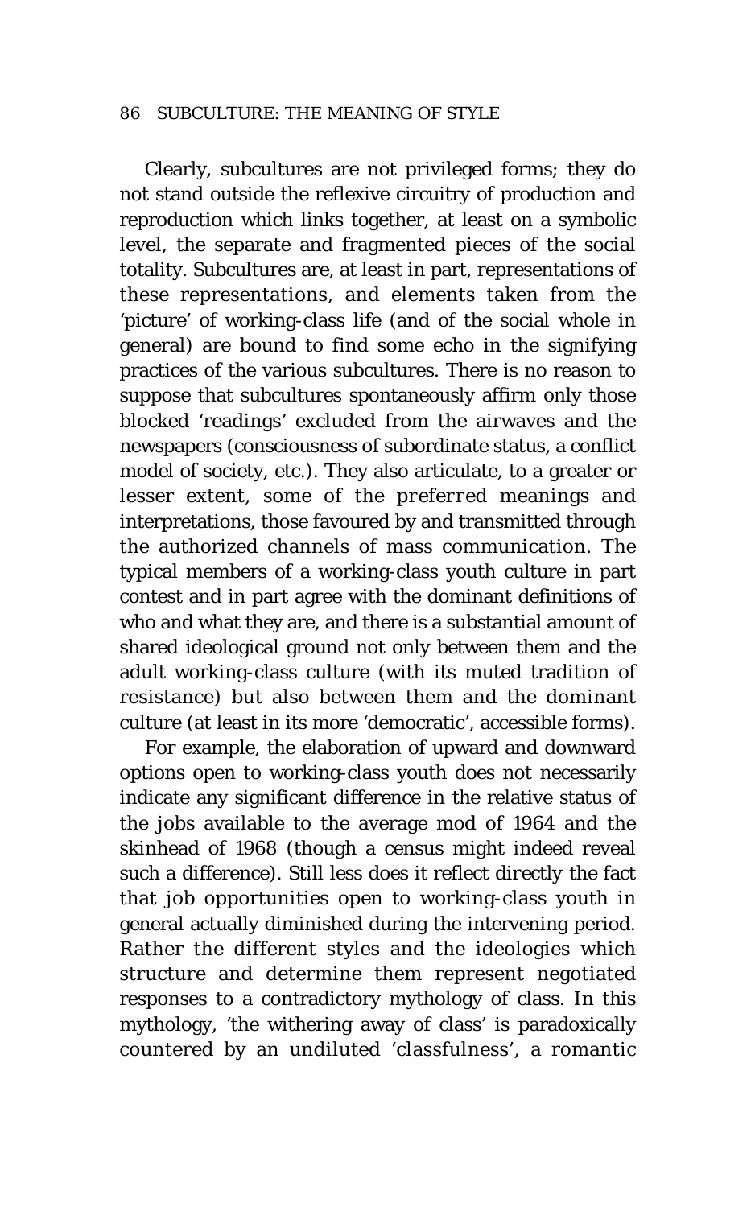Clearly, subcultures are not privileged forms; they do not stand outside the reflexive circuitry of production and reproduction which links together, at least on a symbolic level, the separate and fragmented pieces of the social totality. Subcultures are, at least in part, representations of these representations, and elements taken from the 'picture' of working-class life (and of the social whole in general) are bound to find some echo in the signifying practices of the various subcultures. There is no reason to suppose that subcultures spontaneously affirm only those blocked 'readings' excluded from the airwaves and the newspapers (consciousness of subordinate status, a conflict model of society, etc.). They also articulate, to a greater or lesser extent, some of the *preferred* meanings and interpretations, those favoured by and transmitted through the authorized channels of mass communication. The typical members of a working-class youth culture in part contest and in part agree with the dominant definitions of who and what they are, and there is a substantial amount of shared ideological ground not only between them and the adult working-class culture (with its muted tradition of resistance) but also between them and the dominant culture (at least in its more 'democratic', accessible forms).

For example, the elaboration of upward and downward options open to working-class youth does not necessarily indicate any significant difference in the relative status of the jobs available to the average mod of 1964 and the skinhead of 1968 (though a census might indeed reveal such a difference). Still less does it reflect directly the fact that job opportunities open to working-class youth in general actually diminished during the intervening period. Rather the different styles and the ideologies which structure and determine them represent negotiated responses to a contradictory mythology of class. In this mythology, 'the withering away of class' is paradoxically countered by an undiluted 'classfulness', a romantic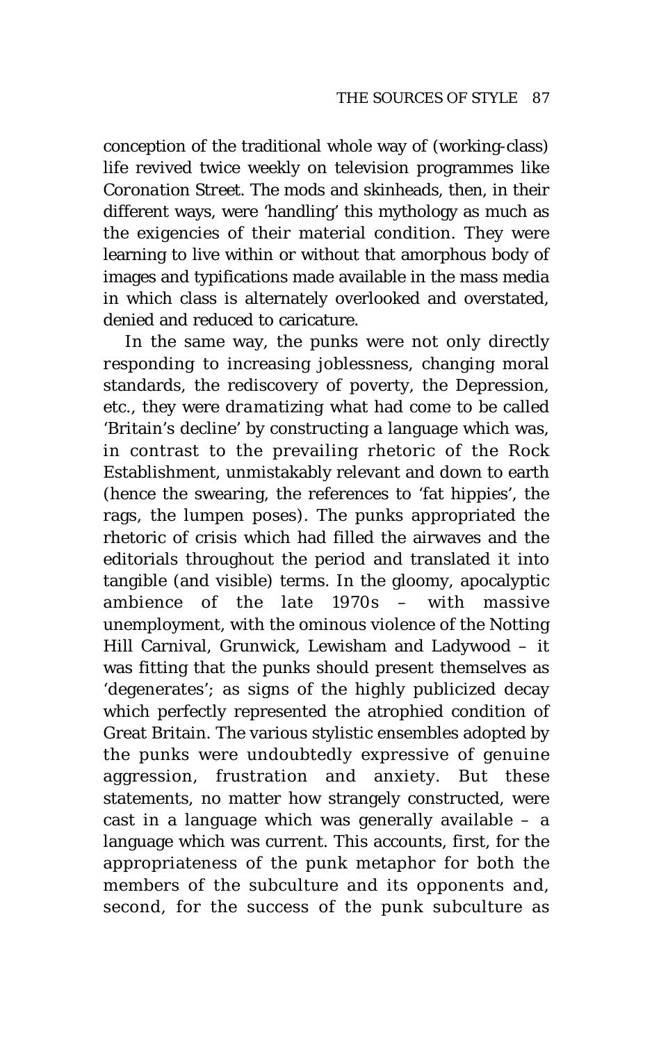conception of the traditional whole way of (working-class) life revived twice weekly on television programmes like *Coronation Street*. The mods and skinheads, then, in their different ways, were 'handling' this mythology as much as the exigencies of their material condition. They were learning to live within or without that amorphous body of images and typifications made available in the mass media in which class is alternately overlooked and overstated, denied and reduced to caricature.

In the same way, the punks were not only directly responding to increasing joblessness, changing moral standards, the rediscovery of poverty, the Depression, etc., they were *dramatizing* what had come to be called 'Britain's decline' by constructing a language which was, in contrast to the prevailing rhetoric of the Rock Establishment, unmistakably relevant and down to earth (hence the swearing, the references to 'fat hippies', the rags, the lumpen poses). The punks appropriated the rhetoric of crisis which had filled the airwaves and the editorials throughout the period and translated it into tangible (and visible) terms. In the gloomy, apocalyptic ambience of the late 1970s – with massive unemployment, with the ominous violence of the Notting Hill Carnival, Grunwick, Lewisham and Ladywood – it was fitting that the punks should present themselves as 'degenerates'; as signs of the highly publicized decay which perfectly represented the atrophied condition of Great Britain. The various stylistic ensembles adopted by the punks were undoubtedly expressive of genuine aggression, frustration and anxiety. But these statements, no matter how strangely constructed, were cast in a language which was generally available – a language which was current. This accounts, first, for the appropriateness of the punk metaphor for both the members of the subculture and its opponents and, second, for the success of the punk subculture as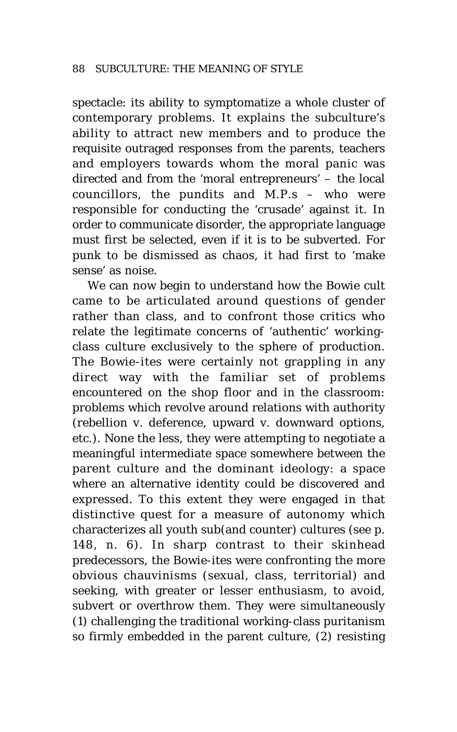spectacle: its ability to symptomatize a whole cluster of contemporary problems. It explains the subculture's ability to attract new members and to produce the requisite outraged responses from the parents, teachers and employers towards whom the moral panic was directed and from the 'moral entrepreneurs' – the local councillors, the pundits and M.P.s – who were responsible for conducting the 'crusade' against it. In order to communicate disorder, the appropriate language must first be selected, even if it is to be subverted. For punk to be dismissed as chaos, it had first to 'make sense' as noise.

We can now begin to understand how the Bowie cult came to be articulated around questions of gender rather than class, and to confront those critics who relate the legitimate concerns of 'authentic' working-class culture exclusively to the sphere of production. The Bowie-ites were certainly not grappling in any direct way with the familiar set of problems encountered on the shop floor and in the classroom: problems which revolve around relations with authority (rebellion v. deference, upward v. downward options, etc.). None the less, they were attempting to negotiate a meaningful intermediate space somewhere between the parent culture and the dominant ideology: a space where an alternative identity could be discovered and expressed. To this extent they were engaged in that distinctive quest for a measure of autonomy which characterizes all youth sub(and counter) cultures (see p. 148, n. 6). In sharp contrast to their skinhead predecessors, the Bowie-ites were confronting the more obvious chauvinisms (sexual, class, territorial) and seeking, with greater or lesser enthusiasm, to avoid, subvert or overthrow them. They were simultaneously (1) challenging the traditional working-class puritanism so firmly embedded in the parent culture, (2) resisting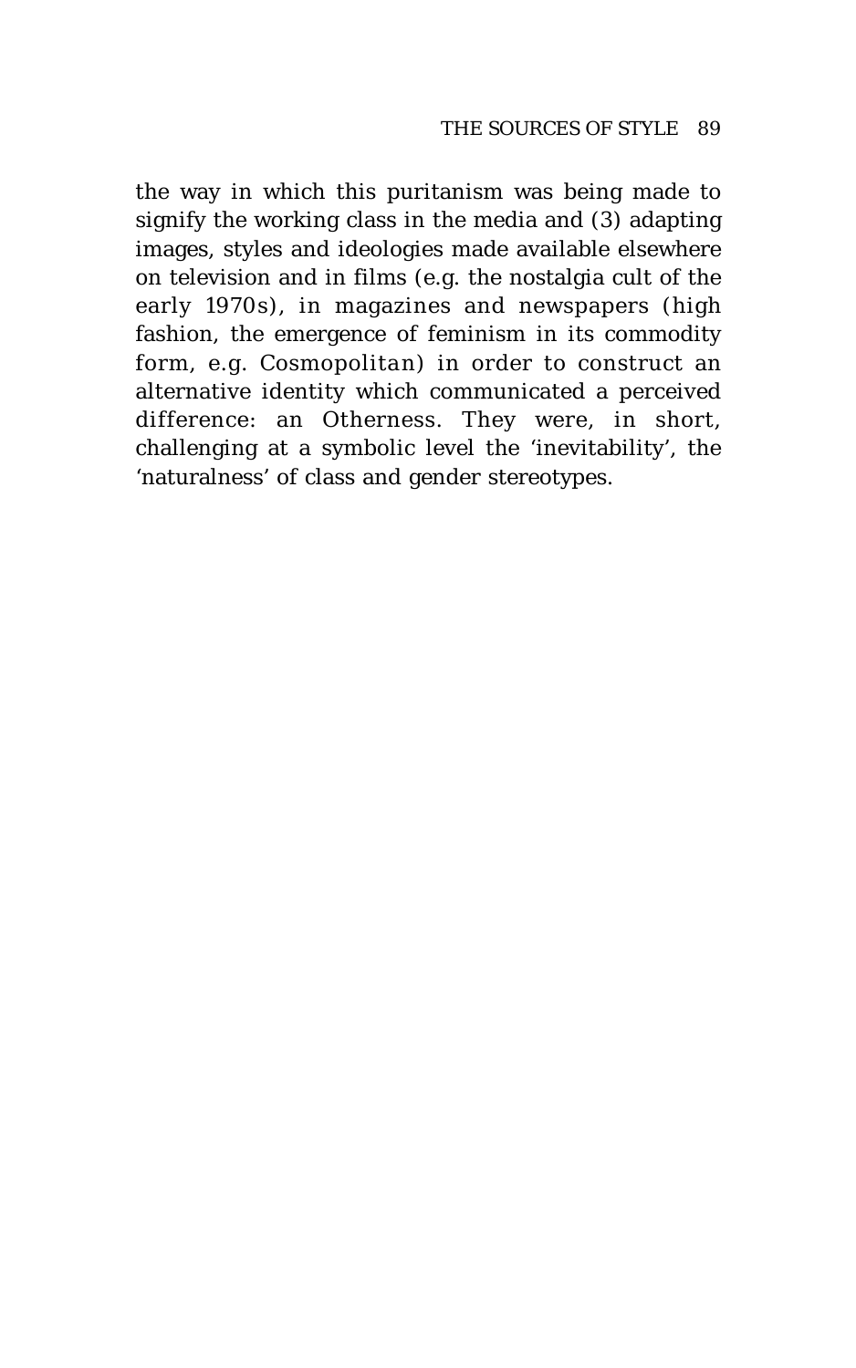the way in which this puritanism was being made to signify the working class in the media and (3) adapting images, styles and ideologies made available elsewhere on television and in films (e.g. the nostalgia cult of the early 1970s), in magazines and newspapers (high fashion, the emergence of feminism in its commodity form, e.g. *Cosmopolitan*) in order to construct an alternative identity which communicated a perceived difference: an Otherness. They were, in short, challenging at a symbolic level the 'inevitability', the 'naturalness' of class and gender stereotypes.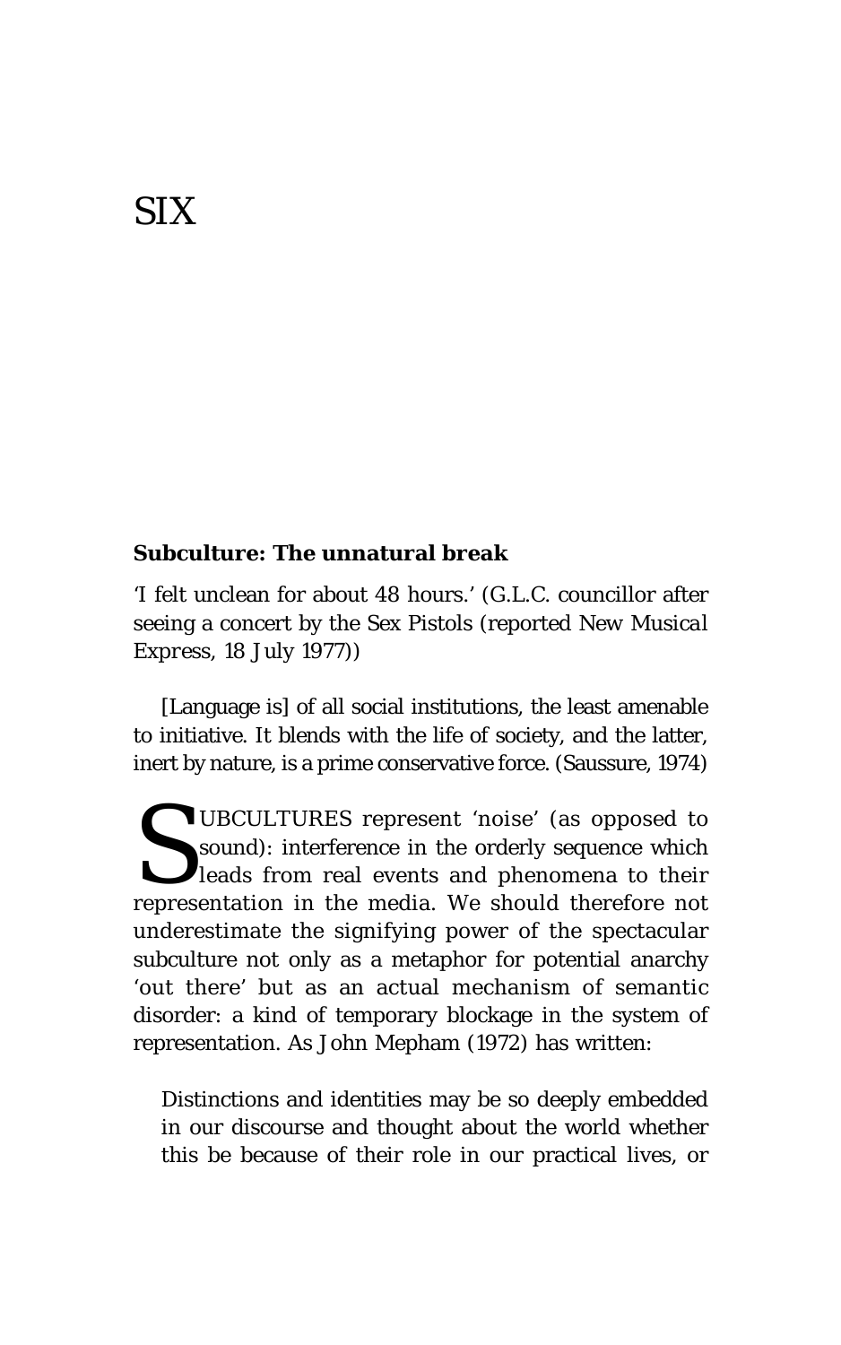# SIX

## Subculture: The unnatural break

'I felt unclean for about 48 hours.' (G.L.C. councillor after seeing a concert by the Sex Pistols (reported *New Musical Express*, 18 July 1977))

[Language is] of all social institutions, the least amenable to initiative. It blends with the life of society, and the latter, inert by nature, is a prime conservative force. (Saussure, 1974)

SUBCULTURES represent 'noise' (as opposed to sound): interference in the orderly sequence which leads from real events and phenomena to their representation in the media. We should therefore not underestimate the signifying power of the spectacular subculture not only as a metaphor for potential anarchy 'out there' but as an actual mechanism of semantic disorder: a kind of temporary blockage in the system of representation. As John Mepham (1972) has written:

> Distinctions and identities may be so deeply embedded in our discourse and thought about the world whether this be because of their role in our practical lives, or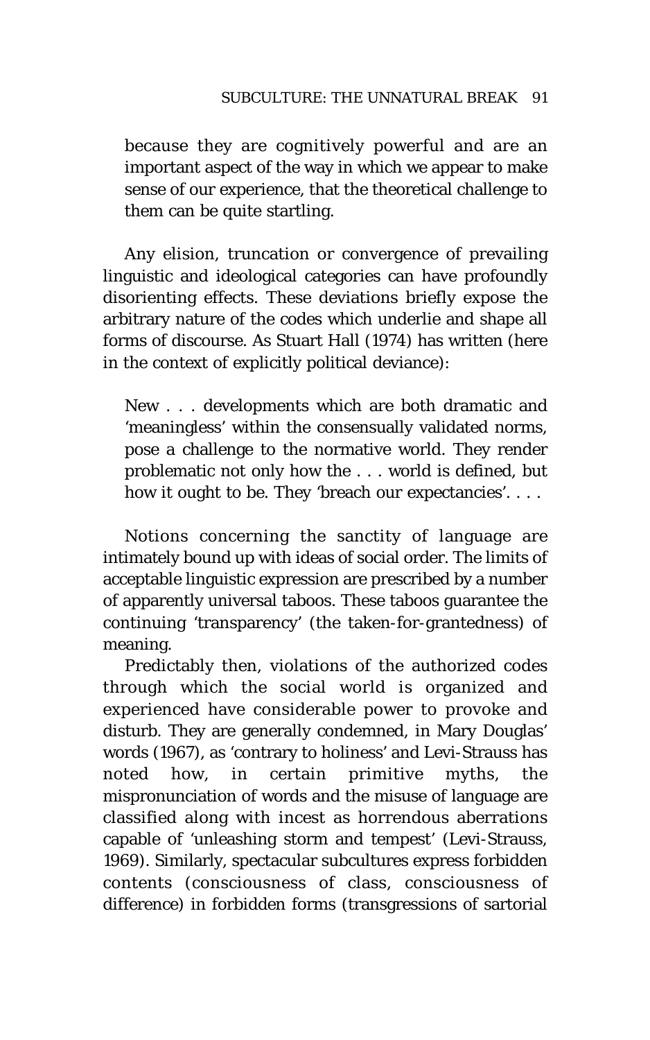because they are cognitively powerful and are an important aspect of the way in which we appear to make sense of our experience, that the theoretical challenge to them can be quite startling.

Any elision, truncation or convergence of prevailing linguistic and ideological categories can have profoundly disorienting effects. These deviations briefly expose the arbitrary nature of the codes which underlie and shape all forms of discourse. As Stuart Hall (1974) has written (here in the context of explicitly political deviance):

> New . . . developments which are both dramatic and 'meaningless' within the consensually validated norms, pose a challenge to the normative world. They render problematic not only how the . . . world is defined, but how it ought to be. They 'breach our expectancies'. . . .

Notions concerning the sanctity of language are intimately bound up with ideas of social order. The limits of acceptable linguistic expression are prescribed by a number of apparently universal taboos. These taboos guarantee the continuing 'transparency' (the taken-for-grantedness) of meaning.

Predictably then, violations of the authorized codes through which the social world is organized and experienced have considerable power to provoke and disturb. They are generally condemned, in Mary Douglas' words (1967), as 'contrary to holiness' and Levi-Strauss has noted how, in certain primitive myths, the mispronunciation of words and the misuse of language are classified along with incest as horrendous aberrations capable of 'unleashing storm and tempest' (Levi-Strauss, 1969). Similarly, spectacular subcultures express forbidden contents (consciousness of class, consciousness of difference) in forbidden forms (transgressions of sartorial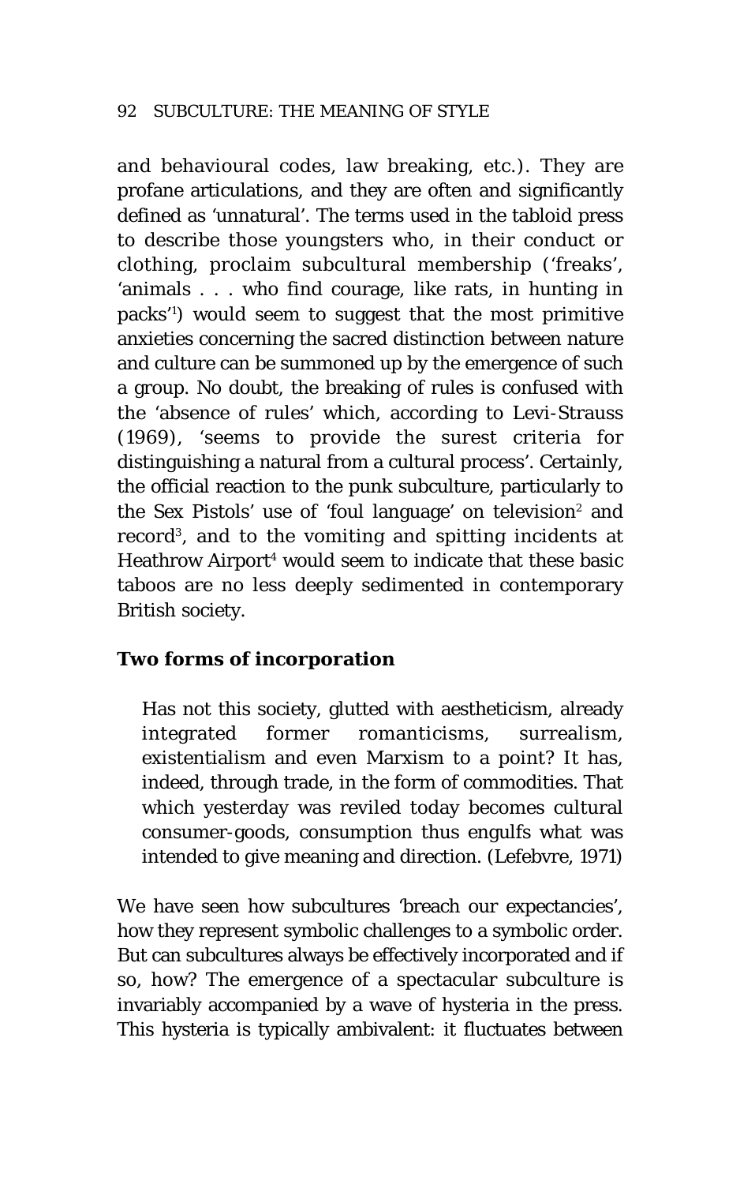and behavioural codes, law breaking, etc.). They are profane articulations, and they are often and significantly defined as 'unnatural'. The terms used in the tabloid press to describe those youngsters who, in their conduct or clothing, proclaim subcultural membership ('freaks', 'animals . . . who find courage, like rats, in hunting in packs'[1]) would seem to suggest that the most primitive anxieties concerning the sacred distinction between nature and culture can be summoned up by the emergence of such a group. No doubt, the breaking of rules is confused with the 'absence of rules' which, according to Levi-Strauss (1969), 'seems to provide the surest criteria for distinguishing a natural from a cultural process'. Certainly, the official reaction to the punk subculture, particularly to the Sex Pistols' use of 'foul language' on television[2] and record[3], and to the vomiting and spitting incidents at Heathrow Airport[4] would seem to indicate that these basic taboos are no less deeply sedimented in contemporary British society.

## Two forms of incorporation

> Has not this society, glutted with aestheticism, already integrated former romanticisms, surrealism, existentialism and even Marxism to a point? It has, indeed, through trade, in the form of commodities. That which yesterday was reviled today becomes cultural consumer-goods, consumption thus engulfs what was intended to give meaning and direction. (Lefebvre, 1971)

We have seen how subcultures 'breach our expectancies', how they represent symbolic challenges to a symbolic order. But can subcultures always be effectively incorporated and if so, how? The emergence of a spectacular subculture is invariably accompanied by a wave of hysteria in the press. This hysteria is typically ambivalent: it fluctuates between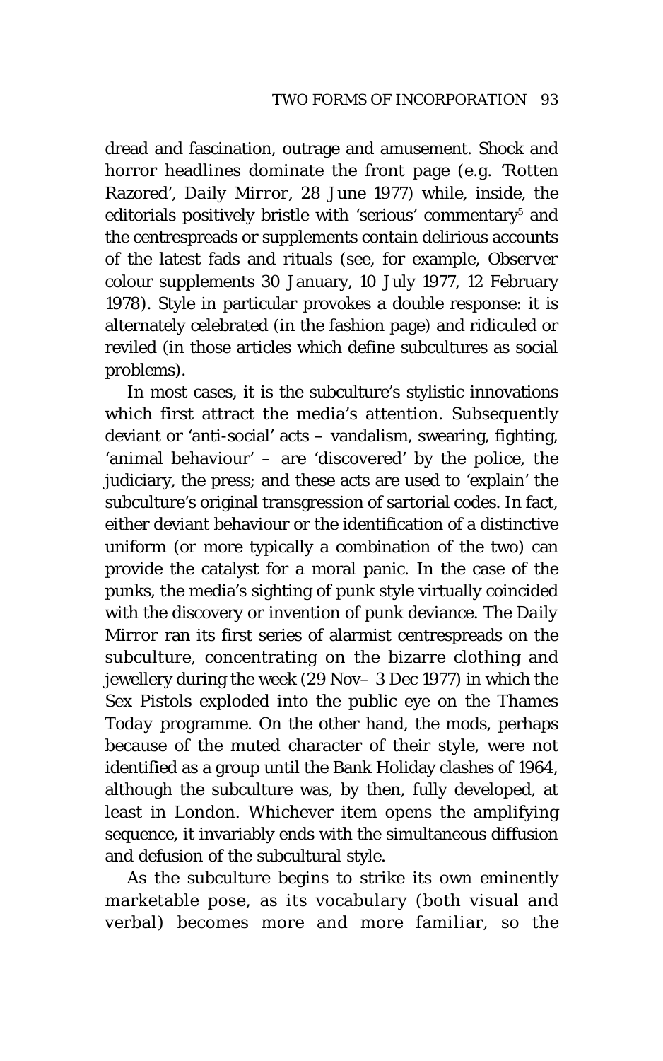dread and fascination, outrage and amusement. Shock and horror headlines dominate the front page (e.g. 'Rotten Razored', *Daily Mirror*, 28 June 1977) while, inside, the editorials positively bristle with 'serious' commentary[5] and the centrespreads or supplements contain delirious accounts of the latest fads and rituals (see, for example, Observer colour supplements 30 January, 10 July 1977, 12 February 1978). Style in particular provokes a double response: it is alternately celebrated (in the fashion page) and ridiculed or reviled (in those articles which define subcultures as social problems).

In most cases, it is the subculture's stylistic innovations which first attract the media's attention. Subsequently deviant or 'anti-social' acts – vandalism, swearing, fighting, 'animal behaviour' – are 'discovered' by the police, the judiciary, the press; and these acts are used to 'explain' the subculture's original transgression of sartorial codes. In fact, either deviant behaviour or the identification of a distinctive uniform (or more typically a combination of the two) can provide the catalyst for a moral panic. In the case of the punks, the media's sighting of punk style virtually coincided with the discovery or invention of punk deviance. The *Daily Mirror* ran its first series of alarmist centrespreads on the subculture, concentrating on the bizarre clothing and jewellery during the week (29 Nov– 3 Dec 1977) in which the Sex Pistols exploded into the public eye on the *Thames Today* programme. On the other hand, the mods, perhaps because of the muted character of their style, were not identified as a group until the Bank Holiday clashes of 1964, although the subculture was, by then, fully developed, at least in London. Whichever item opens the amplifying sequence, it invariably ends with the simultaneous diffusion and defusion of the subcultural style.

As the subculture begins to strike its own eminently marketable pose, as its vocabulary (both visual and verbal) becomes more and more familiar, so the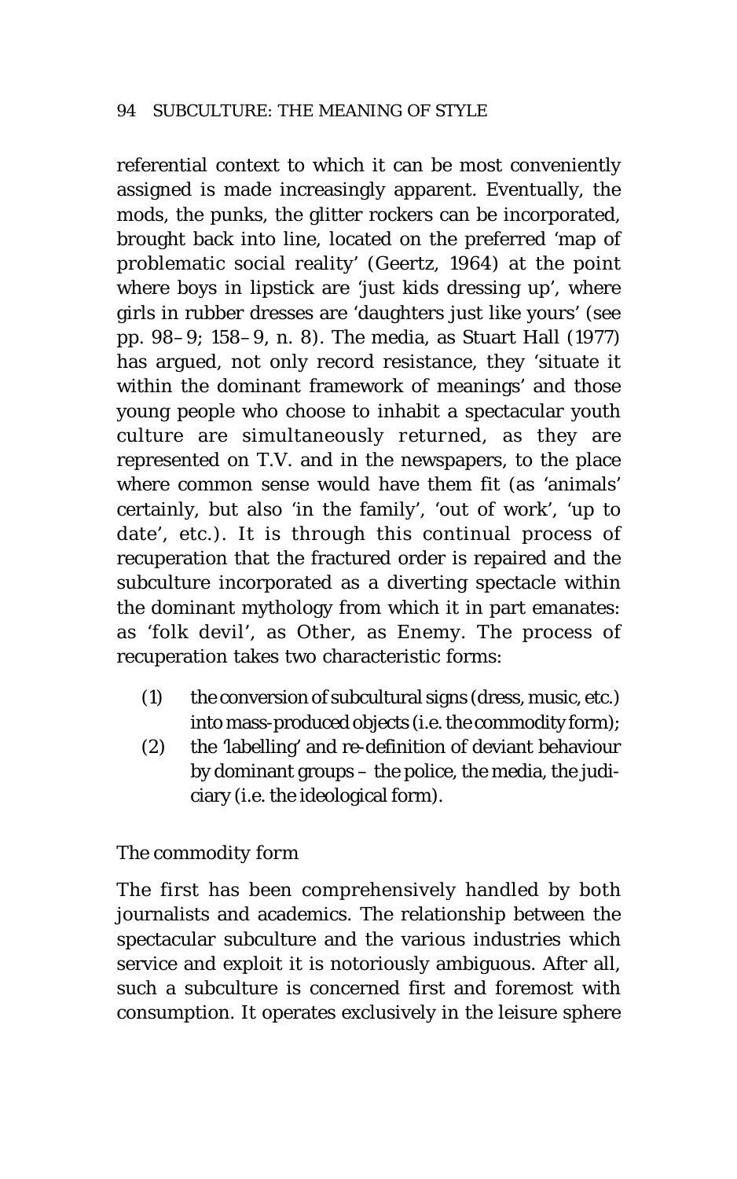referential context to which it can be most conveniently assigned is made increasingly apparent. Eventually, the mods, the punks, the glitter rockers can be incorporated, brought back into line, located on the preferred 'map of problematic social reality' (Geertz, 1964) at the point where boys in lipstick are 'just kids dressing up', where girls in rubber dresses are 'daughters just like yours' (see pp. 98–9; 158–9, n. 8). The media, as Stuart Hall (1977) has argued, not only record resistance, they 'situate it within the dominant framework of meanings' and those young people who choose to inhabit a spectacular youth culture are simultaneously returned, as they are represented on T.V. and in the newspapers, to the place where common sense would have them fit (as 'animals' certainly, but also 'in the family', 'out of work', 'up to date', etc.). It is through this continual process of recuperation that the fractured order is repaired and the subculture incorporated as a diverting spectacle within the dominant mythology from which it in part emanates: as 'folk devil', as Other, as Enemy. The process of recuperation takes two characteristic forms:

(1) the conversion of subcultural signs (dress, music, etc.) into mass-produced objects (i.e. the commodity form);
(2) the 'labelling' and re-definition of deviant behaviour by dominant groups – the police, the media, the judiciary (i.e. the ideological form).

## The commodity form

The first has been comprehensively handled by both journalists and academics. The relationship between the spectacular subculture and the various industries which service and exploit it is notoriously ambiguous. After all, such a subculture is concerned first and foremost with consumption. It operates exclusively in the leisure sphere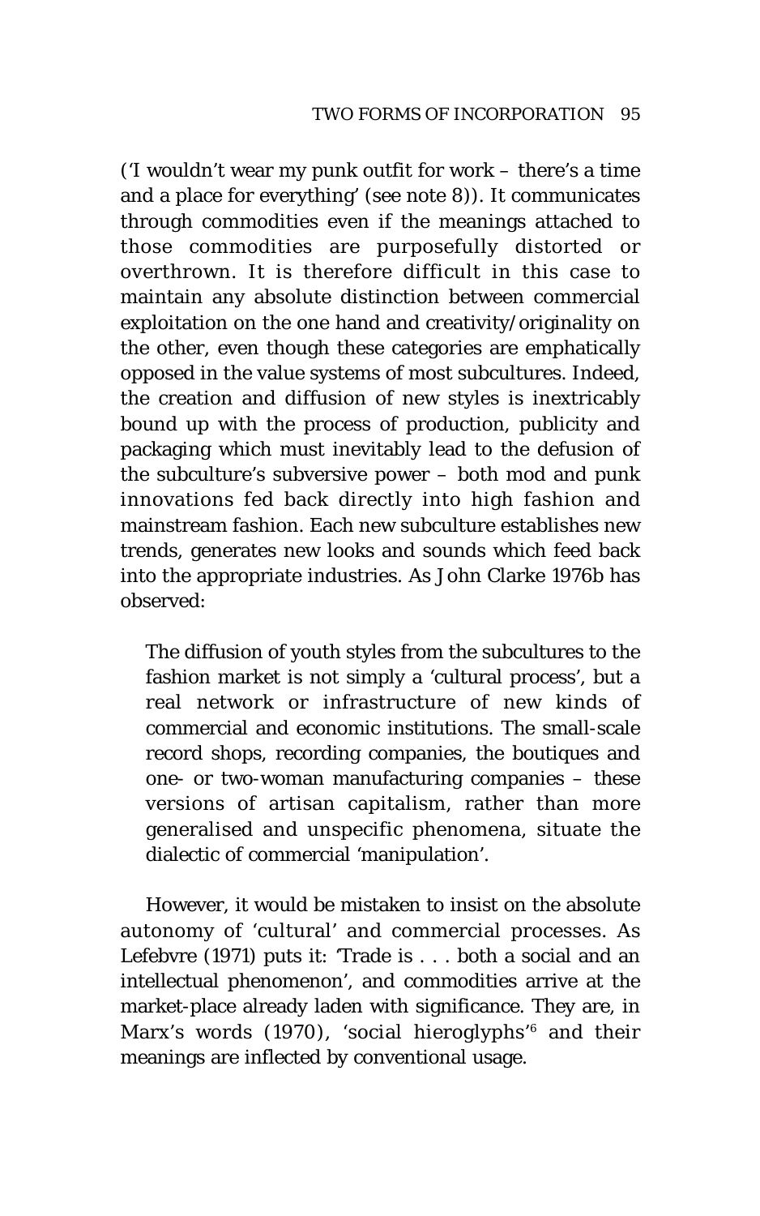('I wouldn't wear my punk outfit for work – there's a time and a place for everything' (see note 8)). It communicates through commodities even if the meanings attached to those commodities are purposefully distorted or overthrown. It is therefore difficult in this case to maintain any absolute distinction between commercial exploitation on the one hand and creativity/originality on the other, even though these categories are emphatically opposed in the value systems of most subcultures. Indeed, the creation and diffusion of new styles is inextricably bound up with the process of production, publicity and packaging which must inevitably lead to the defusion of the subculture's subversive power – both mod and punk innovations fed back directly into high fashion and mainstream fashion. Each new subculture establishes new trends, generates new looks and sounds which feed back into the appropriate industries. As John Clarke 1976b has observed:

> The diffusion of youth styles from the subcultures to the fashion market is not simply a 'cultural process', but a real network or infrastructure of new kinds of commercial and economic institutions. The small-scale record shops, recording companies, the boutiques and one- or two-woman manufacturing companies – these versions of artisan capitalism, rather than more generalised and unspecific phenomena, situate the dialectic of commercial 'manipulation'.

However, it would be mistaken to insist on the absolute autonomy of 'cultural' and commercial processes. As Lefebvre (1971) puts it: 'Trade is . . . both a social and an intellectual phenomenon', and commodities arrive at the market-place already laden with significance. They are, in Marx's words (1970), 'social hieroglyphs'[6] and their meanings are inflected by conventional usage.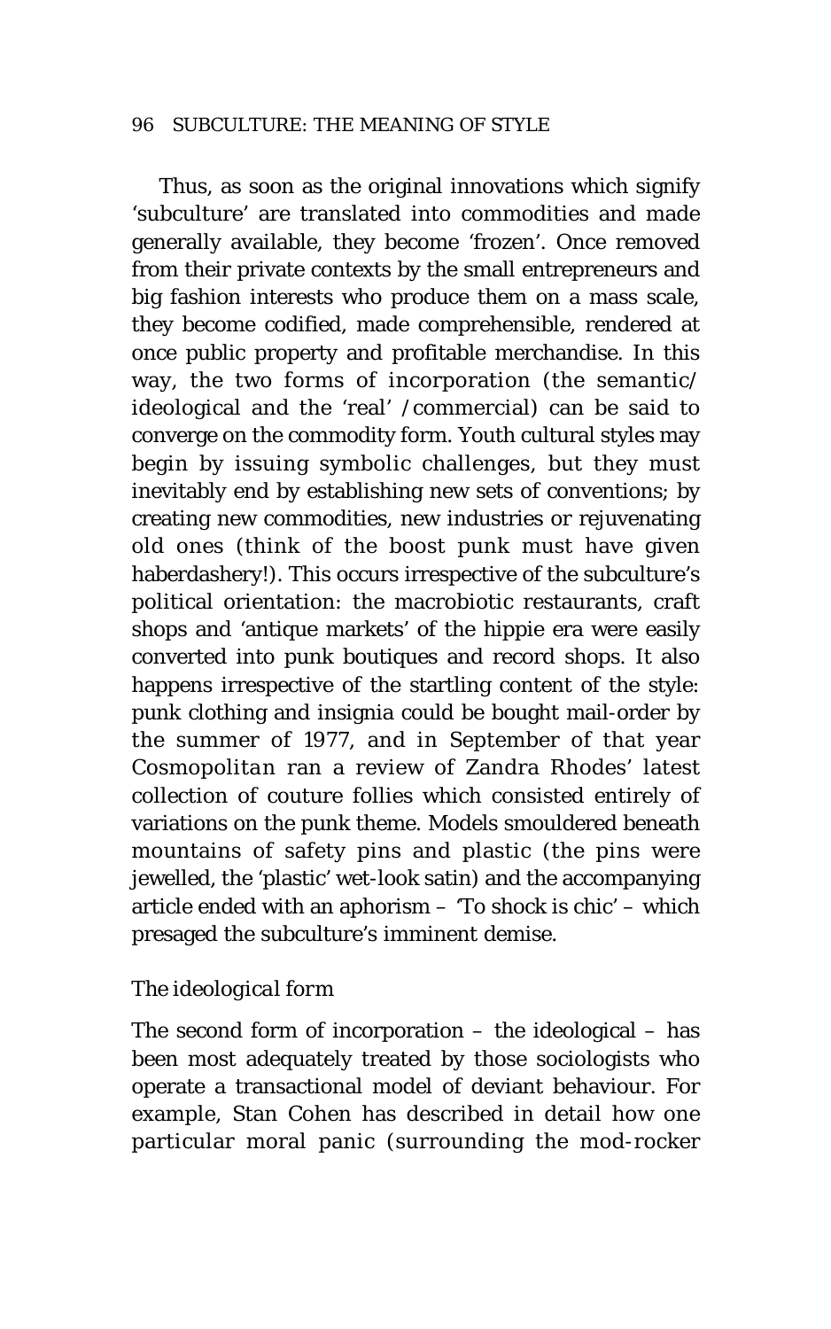Thus, as soon as the original innovations which signify 'subculture' are translated into commodities and made generally available, they become 'frozen'. Once removed from their private contexts by the small entrepreneurs and big fashion interests who produce them on a mass scale, they become codified, made comprehensible, rendered at once public property and profitable merchandise. In this way, the two forms of incorporation (the semantic/ideological and the 'real' /commercial) can be said to converge on the commodity form. Youth cultural styles may begin by issuing symbolic challenges, but they must inevitably end by establishing new sets of conventions; by creating new commodities, new industries or rejuvenating old ones (think of the boost punk must have given haberdashery!). This occurs irrespective of the subculture's political orientation: the macrobiotic restaurants, craft shops and 'antique markets' of the hippie era were easily converted into punk boutiques and record shops. It also happens irrespective of the startling content of the style: punk clothing and insignia could be bought mail-order by the summer of 1977, and in September of that year *Cosmopolitan* ran a review of Zandra Rhodes' latest collection of couture follies which consisted entirely of variations on the punk theme. Models smouldered beneath mountains of safety pins and plastic (the pins were jewelled, the 'plastic' wet-look satin) and the accompanying article ended with an aphorism – 'To shock is chic' – which presaged the subculture's imminent demise.

### *The ideological form*

The second form of incorporation – the ideological – has been most adequately treated by those sociologists who operate a transactional model of deviant behaviour. For example, Stan Cohen has described in detail how one particular moral panic (surrounding the mod-rocker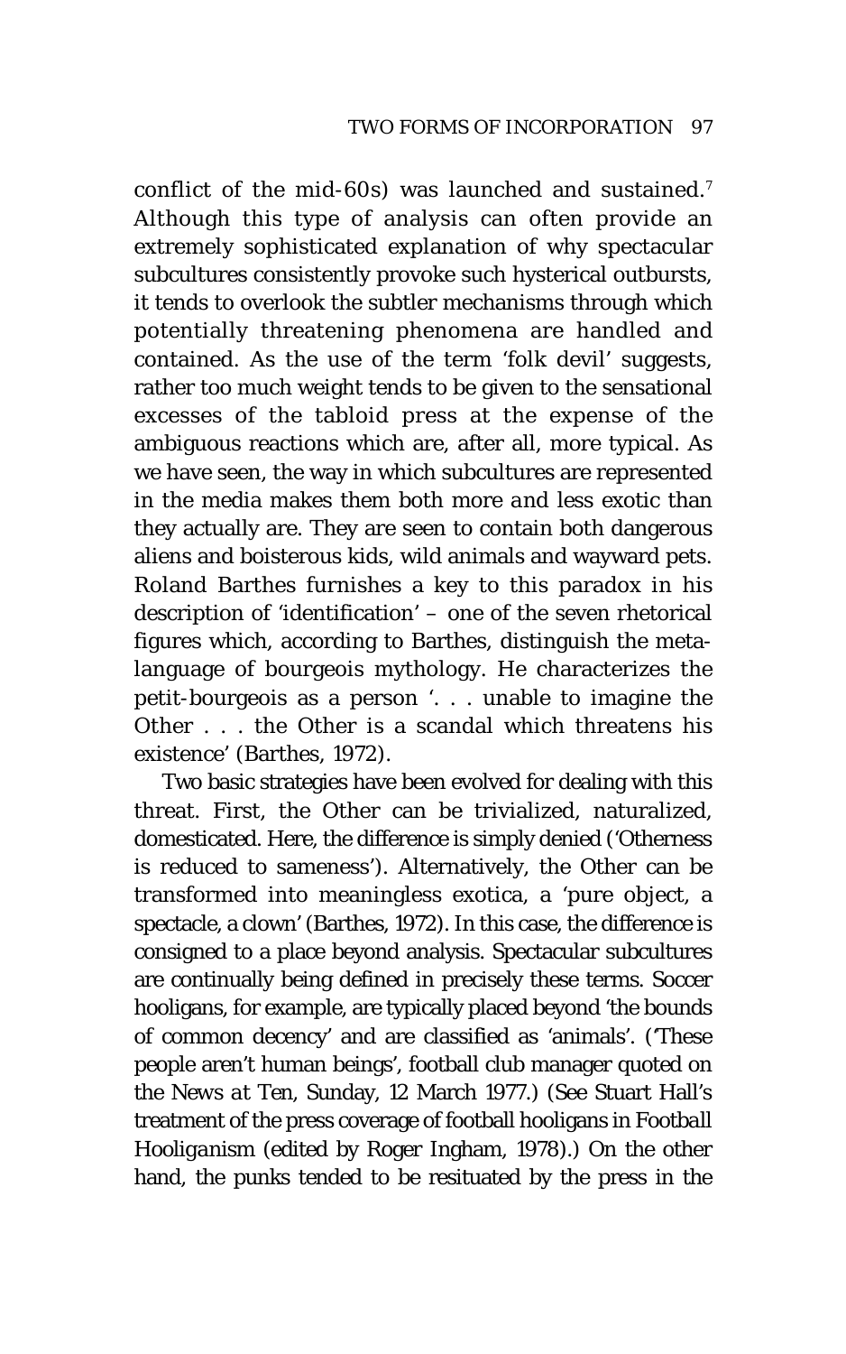conflict of the mid-60s) was launched and sustained.[7] Although this type of analysis can often provide an extremely sophisticated explanation of why spectacular subcultures consistently provoke such hysterical outbursts, it tends to overlook the subtler mechanisms through which potentially threatening phenomena are handled and contained. As the use of the term 'folk devil' suggests, rather too much weight tends to be given to the sensational excesses of the tabloid press at the expense of the ambiguous reactions which are, after all, more typical. As we have seen, the way in which subcultures are represented in the media makes them both more *and* less exotic than they actually are. They are seen to contain both dangerous aliens and boisterous kids, wild animals and wayward pets. Roland Barthes furnishes a key to this paradox in his description of 'identification' – one of the seven rhetorical figures which, according to Barthes, distinguish the meta-language of bourgeois mythology. He characterizes the petit-bourgeois as a person '. . . unable to imagine the Other . . . the Other is a scandal which threatens his existence' (Barthes, 1972).

Two basic strategies have been evolved for dealing with this threat. First, the Other can be trivialized, naturalized, domesticated. Here, the difference is simply denied ('Otherness is reduced to sameness'). Alternatively, the Other can be transformed into meaningless exotica, a 'pure object, a spectacle, a clown' (Barthes, 1972). In this case, the difference is consigned to a place beyond analysis. Spectacular subcultures are continually being defined in precisely these terms. Soccer hooligans, for example, are typically placed beyond 'the bounds of common decency' and are classified as 'animals'. ('These people aren't human beings', football club manager quoted on the *News at Ten*, Sunday, 12 March 1977.) (See Stuart Hall's treatment of the press coverage of football hooligans in *Football Hooliganism* (edited by Roger Ingham, 1978).) On the other hand, the punks tended to be resituated by the press in the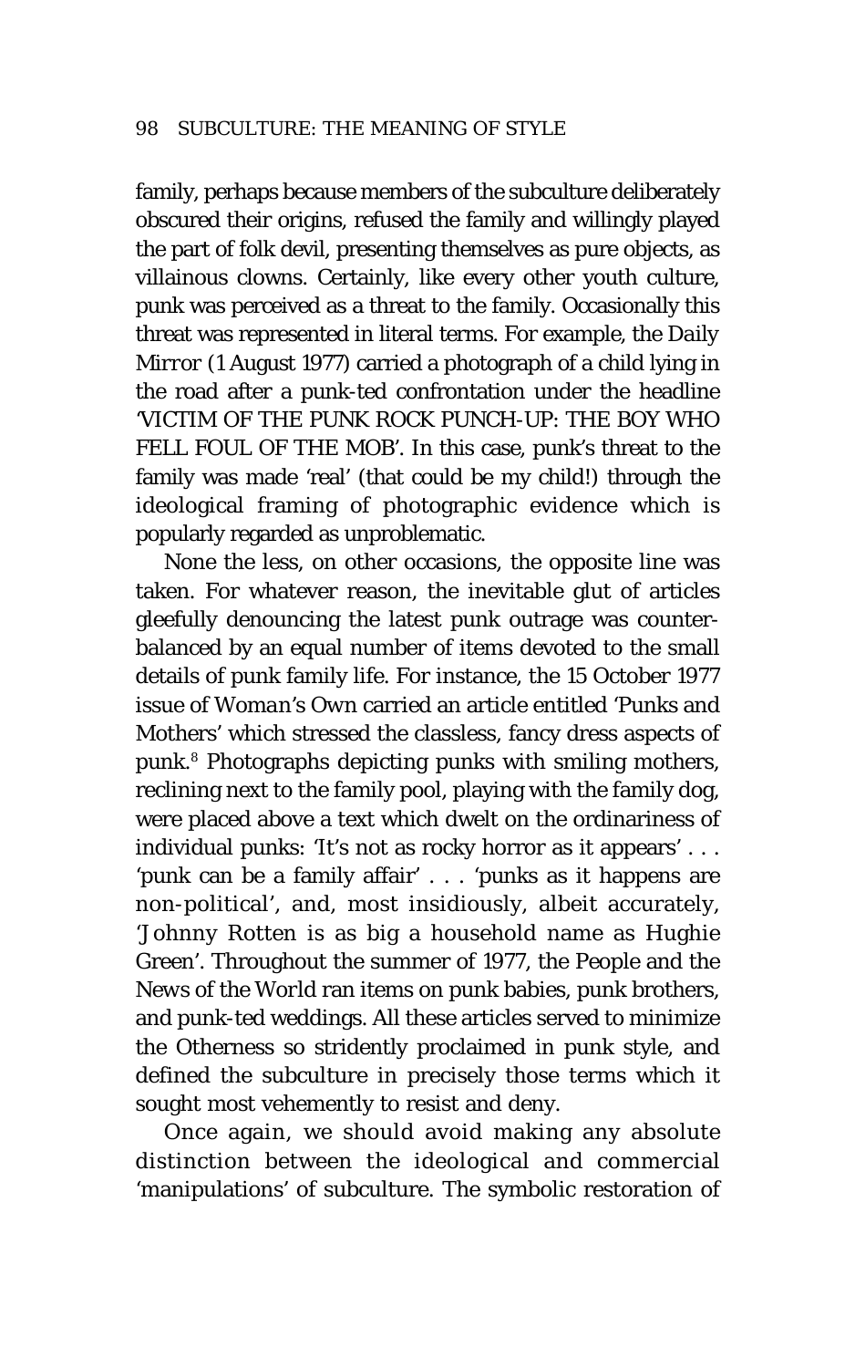family, perhaps because members of the subculture deliberately obscured their origins, refused the family and willingly played the part of folk devil, presenting themselves as pure objects, as villainous clowns. Certainly, like every other youth culture, punk was perceived as a threat to the family. Occasionally this threat was represented in literal terms. For example, the *Daily Mirror* (1 August 1977) carried a photograph of a child lying in the road after a punk-ted confrontation under the headline 'VICTIM OF THE PUNK ROCK PUNCH-UP: THE BOY WHO FELL FOUL OF THE MOB'. In this case, punk's threat to the family was made 'real' (that could be my child!) through the ideological framing of photographic evidence which is popularly regarded as unproblematic.

None the less, on other occasions, the opposite line was taken. For whatever reason, the inevitable glut of articles gleefully denouncing the latest punk outrage was counterbalanced by an equal number of items devoted to the small details of punk family life. For instance, the 15 October 1977 issue of *Woman's Own* carried an article entitled 'Punks and Mothers' which stressed the classless, fancy dress aspects of punk.[8] Photographs depicting punks with smiling mothers, reclining next to the family pool, playing with the family dog, were placed above a text which dwelt on the ordinariness of individual punks: 'It's not as rocky horror as it appears' . . . 'punk can be a family affair' . . . 'punks as it happens are non-political', and, most insidiously, albeit accurately, 'Johnny Rotten is as big a household name as Hughie Green'. Throughout the summer of 1977, the People and the News of the World ran items on punk babies, punk brothers, and punk-ted weddings. All these articles served to minimize the Otherness so stridently proclaimed in punk style, and defined the subculture in precisely those terms which it sought most vehemently to resist and deny.

Once again, we should avoid making any absolute distinction between the ideological and commercial 'manipulations' of subculture. The symbolic restoration of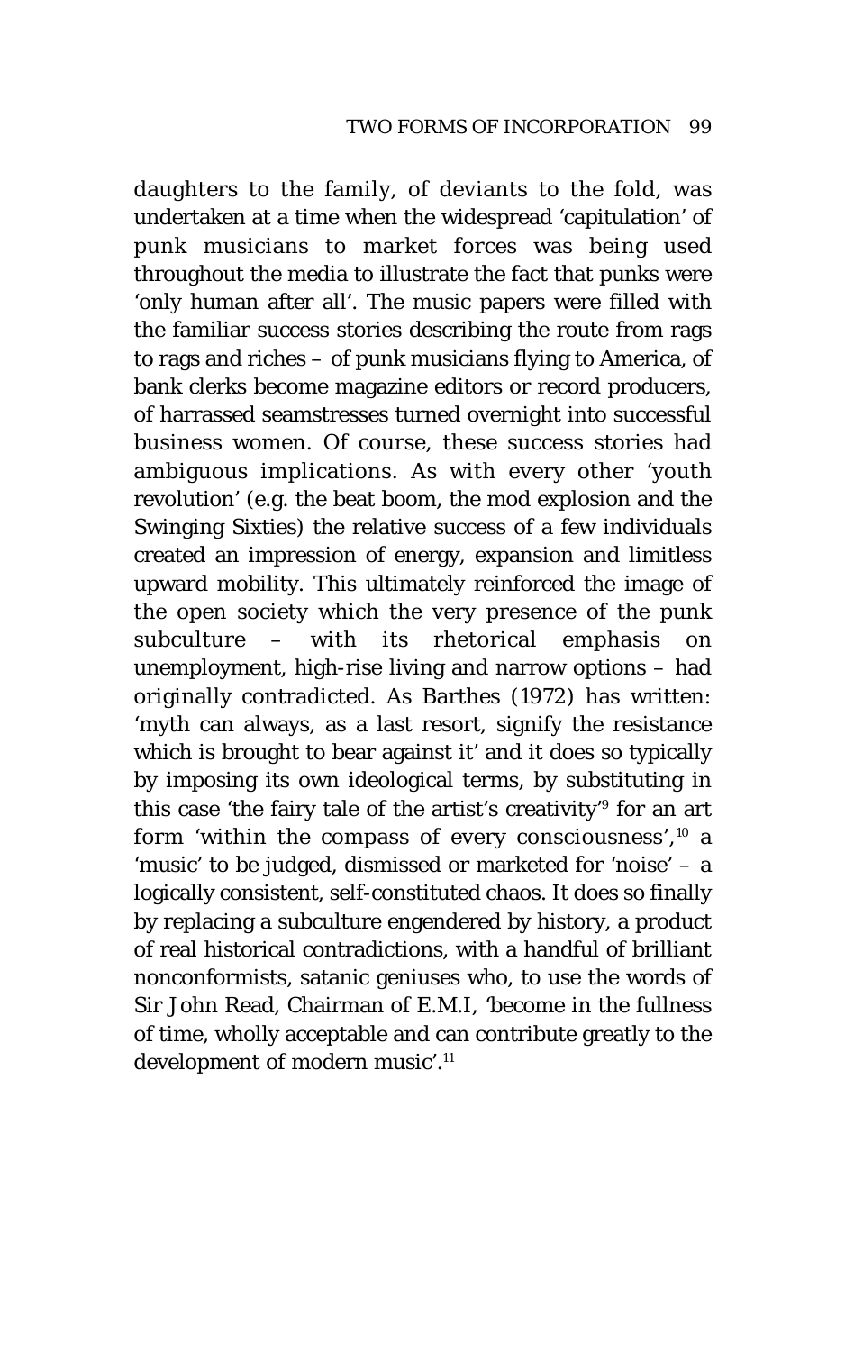daughters to the family, of deviants to the fold, was undertaken at a time when the widespread 'capitulation' of punk musicians to market forces was being used throughout the media to illustrate the fact that punks were 'only human after all'. The music papers were filled with the familiar success stories describing the route from rags to rags and riches – of punk musicians flying to America, of bank clerks become magazine editors or record producers, of harrassed seamstresses turned overnight into successful business women. Of course, these success stories had ambiguous implications. As with every other 'youth revolution' (e.g. the beat boom, the mod explosion and the Swinging Sixties) the relative success of a few individuals created an impression of energy, expansion and limitless upward mobility. This ultimately reinforced the image of the open society which the very presence of the punk subculture – with its rhetorical emphasis on unemployment, high-rise living and narrow options – had originally contradicted. As Barthes (1972) has written: 'myth can always, as a last resort, signify the resistance which is brought to bear against it' and it does so typically by imposing its own ideological terms, by substituting in this case 'the fairy tale of the artist's creativity'[9] for an art form 'within the compass of every consciousness',[10] a 'music' to be judged, dismissed or marketed for 'noise' – a logically consistent, self-constituted chaos. It does so finally by replacing a subculture engendered by history, a product of real historical contradictions, with a handful of brilliant nonconformists, satanic geniuses who, to use the words of Sir John Read, Chairman of E.M.I, 'become in the fullness of time, wholly acceptable and can contribute greatly to the development of modern music'.[11]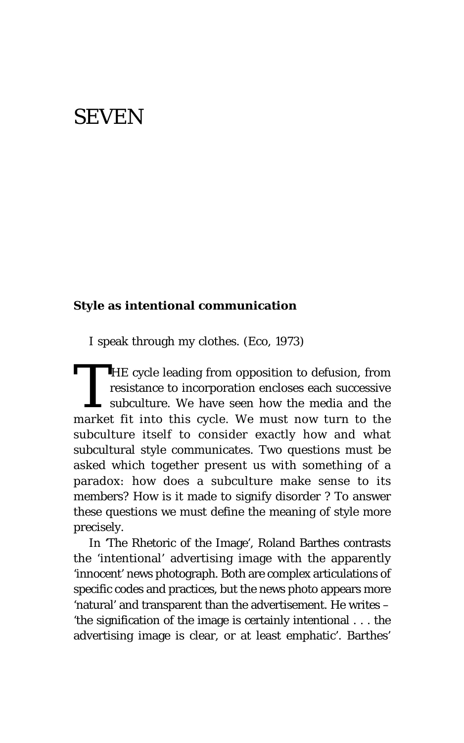# SEVEN

## Style as intentional communication

I speak through my clothes. (Eco, 1973)

THE cycle leading from opposition to defusion, from resistance to incorporation encloses each successive subculture. We have seen how the media and the market fit into this cycle. We must now turn to the subculture itself to consider exactly how and what subcultural style communicates. Two questions must be asked which together present us with something of a paradox: how does a subculture make sense to its members? How is it made to signify disorder ? To answer these questions we must define the meaning of style more precisely.

In 'The Rhetoric of the Image', Roland Barthes contrasts the 'intentional' advertising image with the apparently 'innocent' news photograph. Both are complex articulations of specific codes and practices, but the news photo appears more 'natural' and transparent than the advertisement. He writes – 'the signification of the image is certainly intentional . . . the advertising image is clear, or at least emphatic'. Barthes'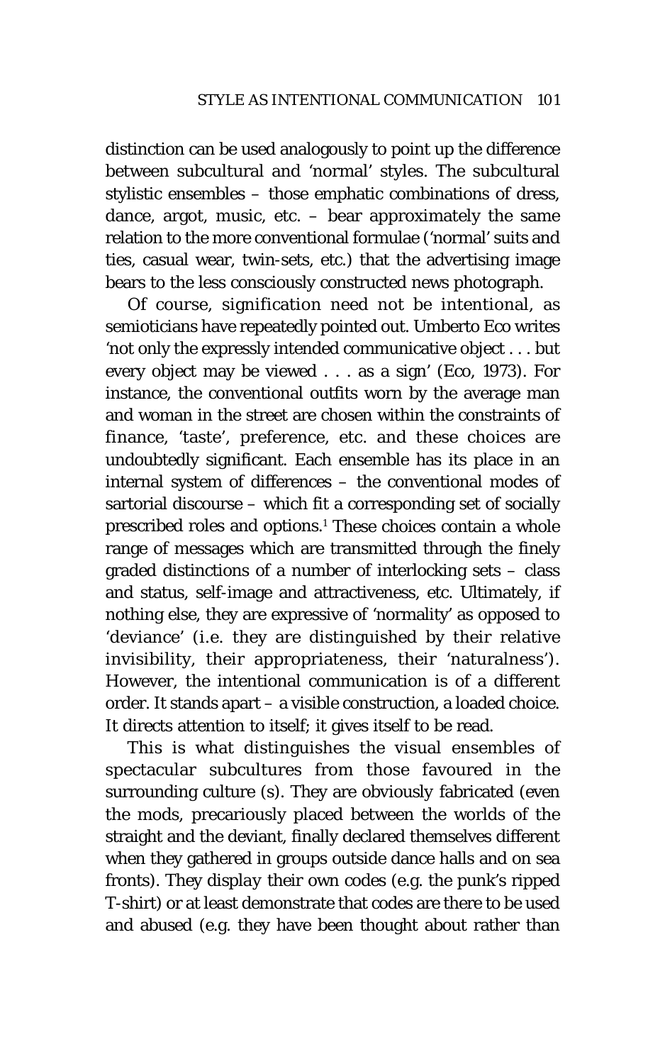distinction can be used analogously to point up the difference between subcultural and 'normal' styles. The subcultural stylistic ensembles – those emphatic combinations of dress, dance, argot, music, etc. – bear approximately the same relation to the more conventional formulae ('normal' suits and ties, casual wear, twin-sets, etc.) that the advertising image bears to the less consciously constructed news photograph.

Of course, signification need not be intentional, as semioticians have repeatedly pointed out. Umberto Eco writes 'not only the expressly intended communicative object . . . but every object may be viewed . . . as a sign' (Eco, 1973). For instance, the conventional outfits worn by the average man and woman in the street are chosen within the constraints of finance, 'taste', preference, etc. and these choices are undoubtedly significant. Each ensemble has its place in an internal system of differences – the conventional modes of sartorial discourse – which fit a corresponding set of socially prescribed roles and options.[1] These choices contain a whole range of messages which are transmitted through the finely graded distinctions of a number of interlocking sets – class and status, self-image and attractiveness, etc. Ultimately, if nothing else, they are expressive of 'normality' as opposed to 'deviance' (i.e. they are distinguished by their relative invisibility, their appropriateness, their 'naturalness'). However, the intentional communication is of a different order. It stands apart – a visible construction, a loaded choice. It directs attention to itself; it gives itself to be read.

This is what distinguishes the visual ensembles of spectacular subcultures from those favoured in the surrounding culture (s). They are obviously fabricated (even the mods, precariously placed between the worlds of the straight and the deviant, finally declared themselves different when they gathered in groups outside dance halls and on sea fronts). They display their own codes (e.g. the punk's ripped T-shirt) or at least demonstrate that codes are there to be used and abused (e.g. they have been thought about rather than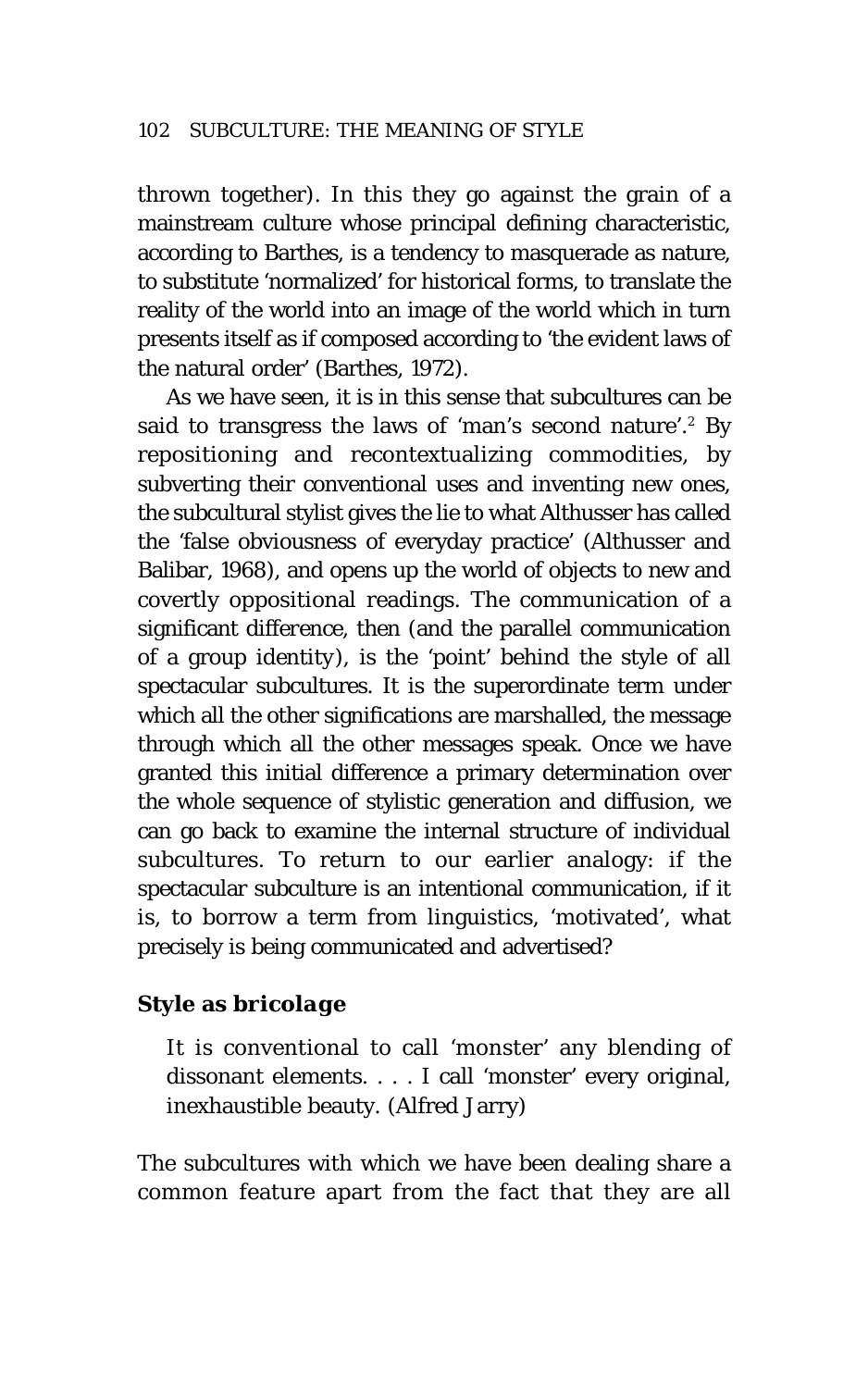thrown together). In this they go against the grain of a mainstream culture whose principal defining characteristic, according to Barthes, is a tendency to masquerade as nature, to substitute 'normalized' for historical forms, to translate the reality of the world into an image of the world which in turn presents itself as if composed according to 'the evident laws of the natural order' (Barthes, 1972).

As we have seen, it is in this sense that subcultures can be said to transgress the laws of 'man's second nature'.[2] By repositioning and recontextualizing commodities, by subverting their conventional uses and inventing new ones, the subcultural stylist gives the lie to what Althusser has called the 'false obviousness of everyday practice' (Althusser and Balibar, 1968), and opens up the world of objects to new and covertly oppositional readings. The communication of a significant difference, then (and the parallel communication of a group identity), is the 'point' behind the style of all spectacular subcultures. It is the superordinate term under which all the other significations are marshalled, the message through which all the other messages speak. Once we have granted this initial difference a primary determination over the whole sequence of stylistic generation and diffusion, we can go back to examine the internal structure of individual subcultures. To return to our earlier analogy: if the spectacular subculture is an intentional communication, if it is, to borrow a term from linguistics, 'motivated', what precisely is being communicated and advertised?

### Style as *bricolage*

> It is conventional to call 'monster' any blending of dissonant elements. . . . I call 'monster' every original, inexhaustible beauty. (Alfred Jarry)

The subcultures with which we have been dealing share a common feature apart from the fact that they are all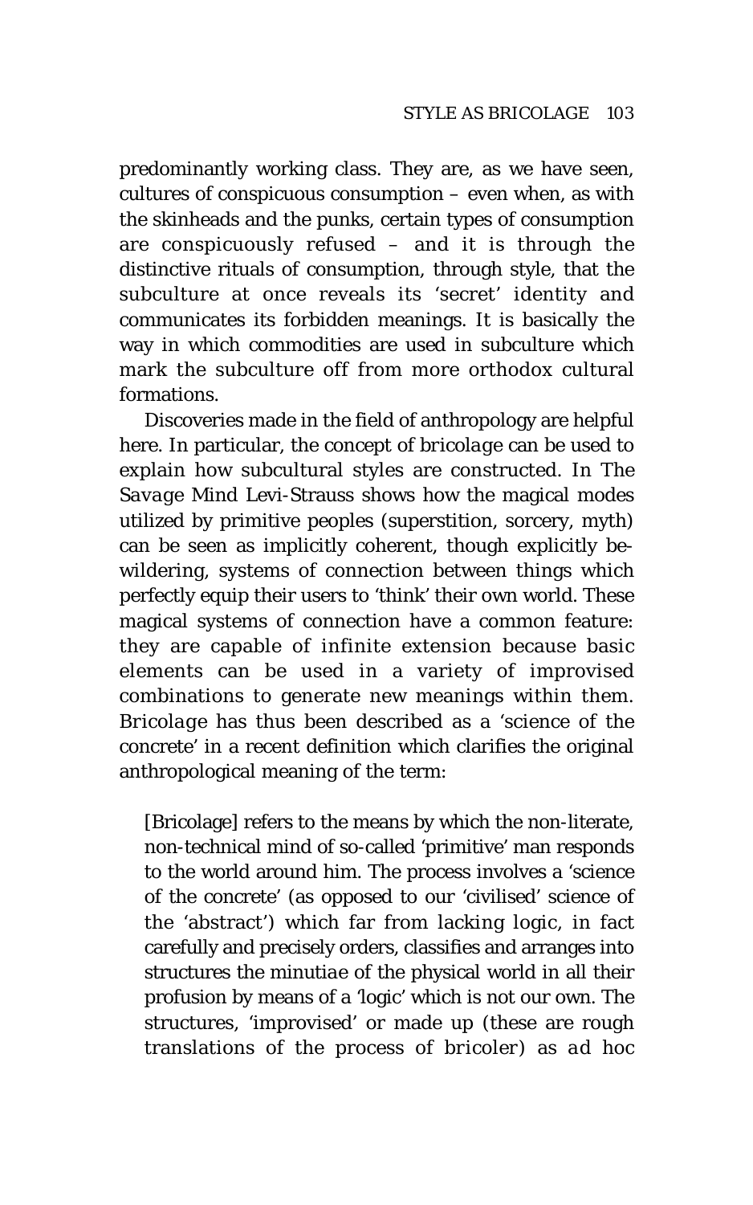predominantly working class. They are, as we have seen, cultures of conspicuous consumption – even when, as with the skinheads and the punks, certain types of consumption are conspicuously refused – and it is through the distinctive rituals of consumption, through style, that the subculture at once reveals its 'secret' identity and communicates its forbidden meanings. It is basically the way in which commodities are used in subculture which mark the subculture off from more orthodox cultural formations.

Discoveries made in the field of anthropology are helpful here. In particular, the concept of *bricolage* can be used to explain how subcultural styles are constructed. In *The Savage Mind* Levi-Strauss shows how the magical modes utilized by primitive peoples (superstition, sorcery, myth) can be seen as implicitly coherent, though explicitly bewildering, systems of connection between things which perfectly equip their users to 'think' their own world. These magical systems of connection have a common feature: they are capable of infinite extension because basic elements can be used in a variety of improvised combinations to generate new meanings within them. *Bricolage* has thus been described as a 'science of the concrete' in a recent definition which clarifies the original anthropological meaning of the term:

> [Bricolage] refers to the means by which the non-literate, non-technical mind of so-called 'primitive' man responds to the world around him. The process involves a 'science of the concrete' (as opposed to our 'civilised' science of the 'abstract') which far from lacking logic, in fact carefully and precisely orders, classifies and arranges into structures the minutiae of the physical world in all their profusion by means of a 'logic' which is not our own. The structures, 'improvised' or made up (these are rough translations of the process of *bricoler*) as *ad hoc*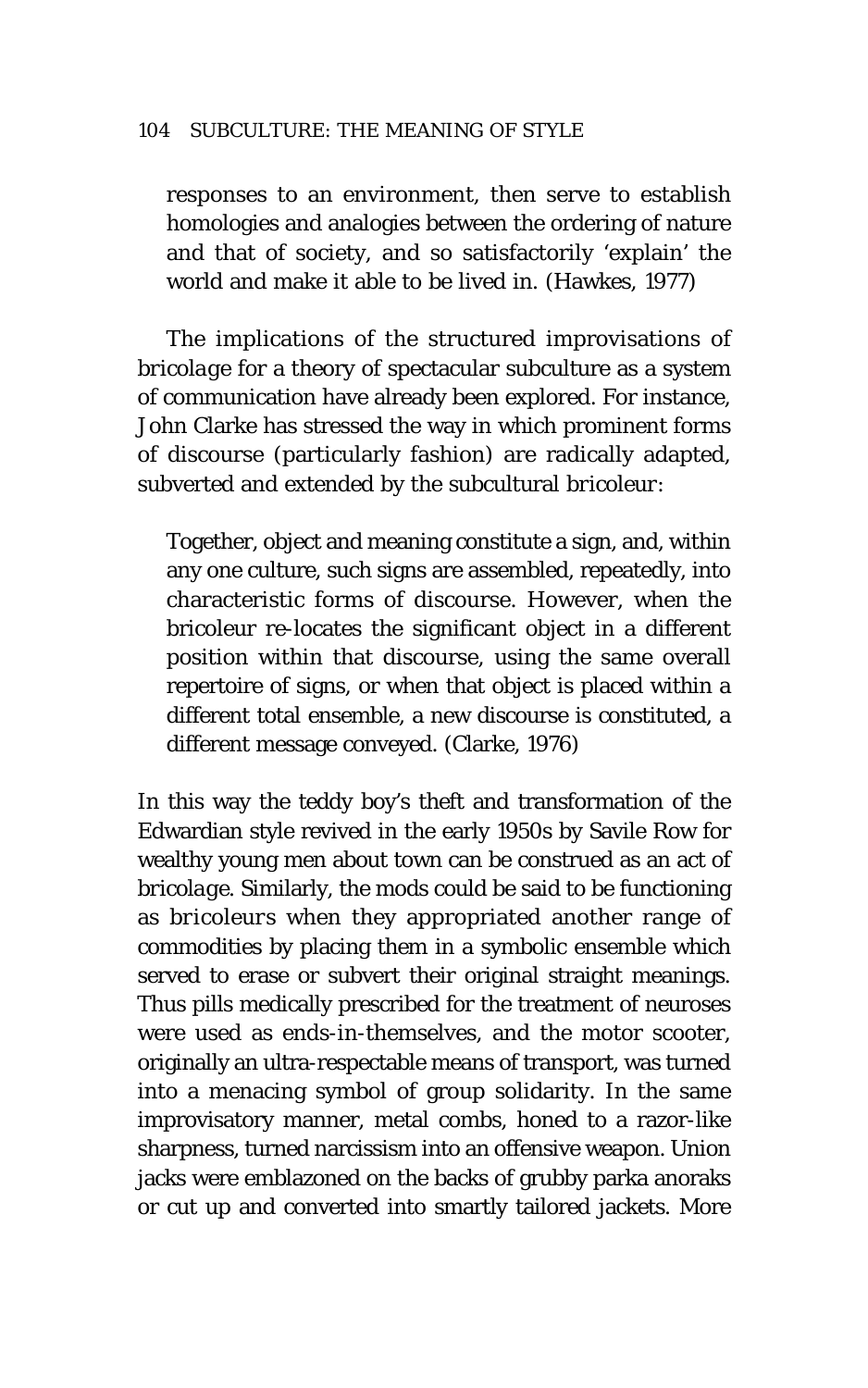responses to an environment, then serve to establish homologies and analogies between the ordering of nature and that of society, and so satisfactorily 'explain' the world and make it able to be lived in. (Hawkes, 1977)

The implications of the structured improvisations of *bricolage* for a theory of spectacular subculture as a system of communication have already been explored. For instance, John Clarke has stressed the way in which prominent forms of discourse (particularly fashion) are radically adapted, subverted and extended by the subcultural *bricoleur*:

> Together, object and meaning constitute a sign, and, within any one culture, such signs are assembled, repeatedly, into characteristic forms of discourse. However, when the bricoleur re-locates the significant object in a different position within that discourse, using the same overall repertoire of signs, or when that object is placed within a different total ensemble, a new discourse is constituted, a different message conveyed. (Clarke, 1976)

In this way the teddy boy's theft and transformation of the Edwardian style revived in the early 1950s by Savile Row for wealthy young men about town can be construed as an act of *bricolage*. Similarly, the mods could be said to be functioning as *bricoleurs* when they appropriated another range of commodities by placing them in a symbolic ensemble which served to erase or subvert their original straight meanings. Thus pills medically prescribed for the treatment of neuroses were used as ends-in-themselves, and the motor scooter, originally an ultra-respectable means of transport, was turned into a menacing symbol of group solidarity. In the same improvisatory manner, metal combs, honed to a razor-like sharpness, turned narcissism into an offensive weapon. Union jacks were emblazoned on the backs of grubby parka anoraks or cut up and converted into smartly tailored jackets. More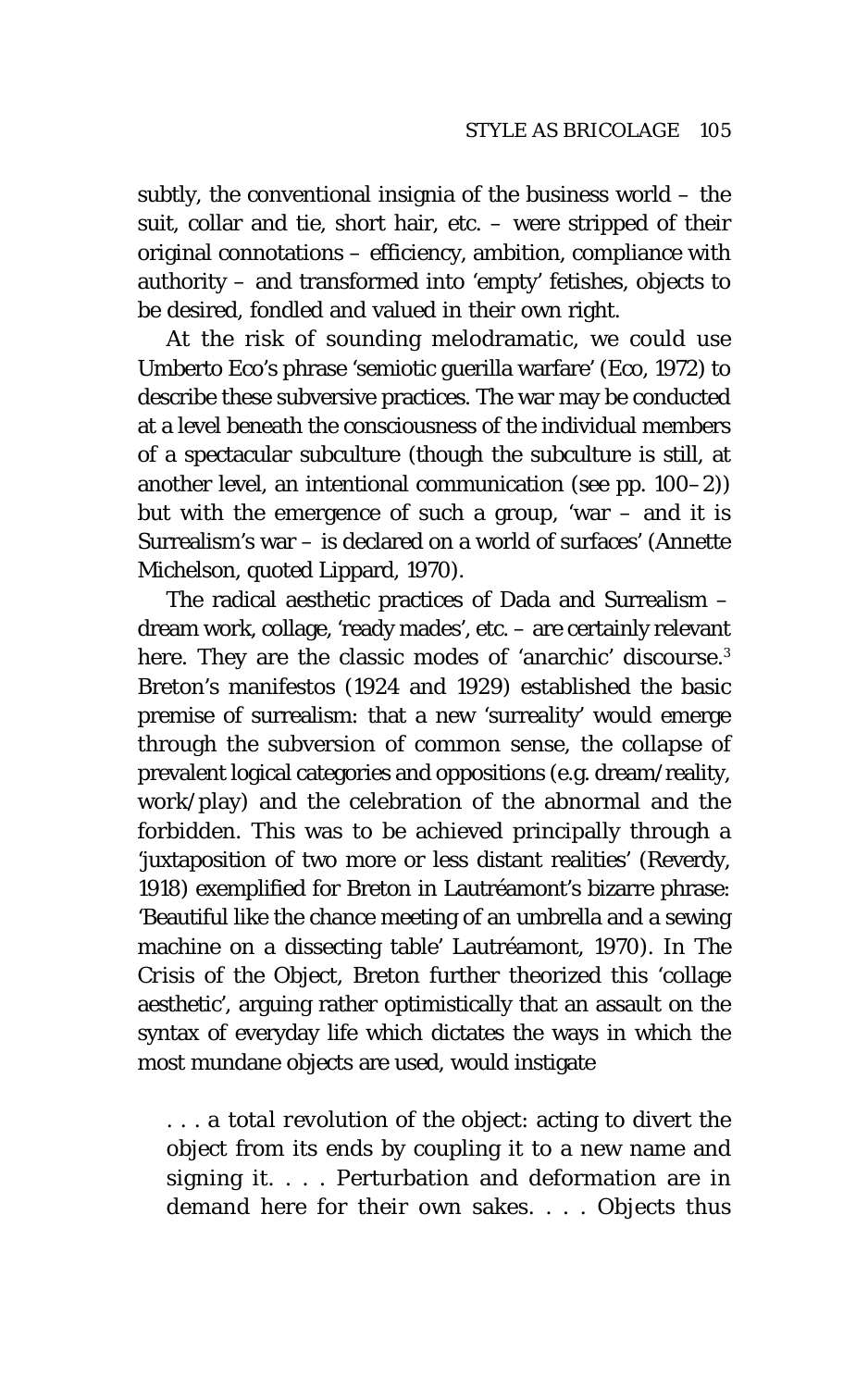subtly, the conventional insignia of the business world – the suit, collar and tie, short hair, etc. – were stripped of their original connotations – efficiency, ambition, compliance with authority – and transformed into 'empty' fetishes, objects to be desired, fondled and valued in their own right.

At the risk of sounding melodramatic, we could use Umberto Eco's phrase 'semiotic guerilla warfare' (Eco, 1972) to describe these subversive practices. The war may be conducted at a level beneath the consciousness of the individual members of a spectacular subculture (though the subculture is still, at another level, an intentional communication (see pp. 100–2)) but with the emergence of such a group, 'war – and it is Surrealism's war – is declared on a world of surfaces' (Annette Michelson, quoted Lippard, 1970).

The radical aesthetic practices of Dada and Surrealism – dream work, collage, 'ready mades', etc. – are certainly relevant here. They are the classic modes of 'anarchic' discourse.[3] Breton's manifestos (1924 and 1929) established the basic premise of surrealism: that a new 'surreality' would emerge through the subversion of common sense, the collapse of prevalent logical categories and oppositions (e.g. dream/reality, work/play) and the celebration of the abnormal and the forbidden. This was to be achieved principally through a 'juxtaposition of two more or less distant realities' (Reverdy, 1918) exemplified for Breton in Lautréamont's bizarre phrase: 'Beautiful like the chance meeting of an umbrella and a sewing machine on a dissecting table' Lautréamont, 1970). In The Crisis of the Object, Breton further theorized this 'collage aesthetic', arguing rather optimistically that an assault on the syntax of everyday life which dictates the ways in which the most mundane objects are used, would instigate

> . . . a *total revolution of the object*: acting to divert the object from its ends by coupling it to a new name and signing it. . . . Perturbation and deformation are in demand here for their own sakes. . . . Objects thus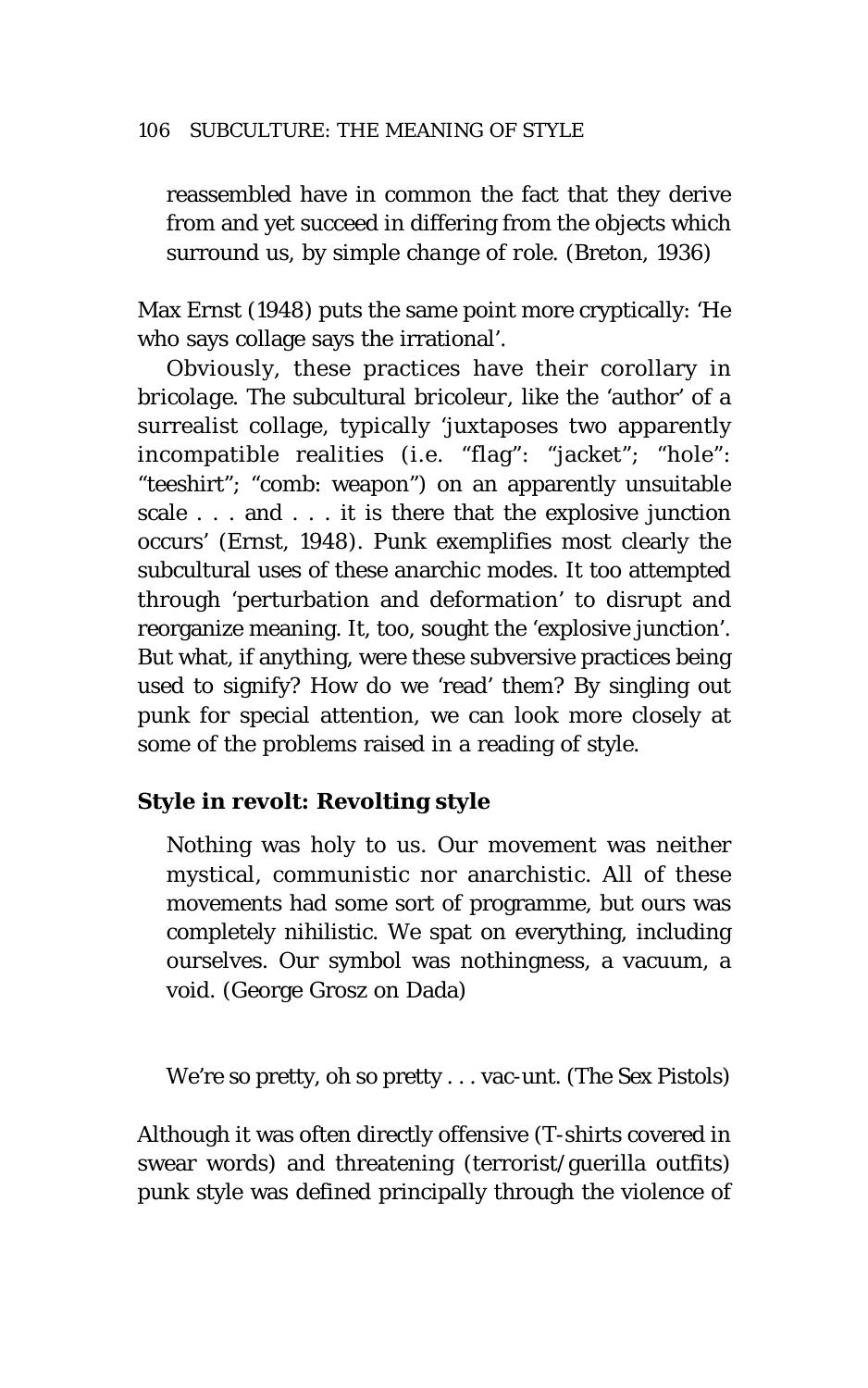reassembled have in common the fact that they derive from and yet succeed in differing from the objects which surround us, by simple *change of role*. (Breton, 1936)

Max Ernst (1948) puts the same point more cryptically: 'He who says collage says the irrational'.

Obviously, these practices have their corollary in *bricolage*. The subcultural bricoleur, like the 'author' of a surrealist collage, typically 'juxtaposes two apparently incompatible realities (i.e. "flag": "jacket"; "hole": "teeshirt"; "comb: weapon") on an apparently unsuitable scale . . . and . . . it is there that the explosive junction occurs' (Ernst, 1948). Punk exemplifies most clearly the subcultural uses of these anarchic modes. It too attempted through 'perturbation and deformation' to disrupt and reorganize meaning. It, too, sought the 'explosive junction'. But what, if anything, were these subversive practices being used to signify? How do we 'read' them? By singling out punk for special attention, we can look more closely at some of the problems raised in a reading of style.

### Style in revolt: Revolting style

> Nothing was holy to us. Our movement was neither mystical, communistic nor anarchistic. All of these movements had some sort of programme, but ours was completely nihilistic. We spat on everything, including ourselves. Our symbol was nothingness, a vacuum, a void. (George Grosz on Dada)

> We're so pretty, oh so pretty . . . vac-unt. (The Sex Pistols)

Although it was often directly offensive (T-shirts covered in swear words) and threatening (terrorist/guerilla outfits) punk style was defined principally through the violence of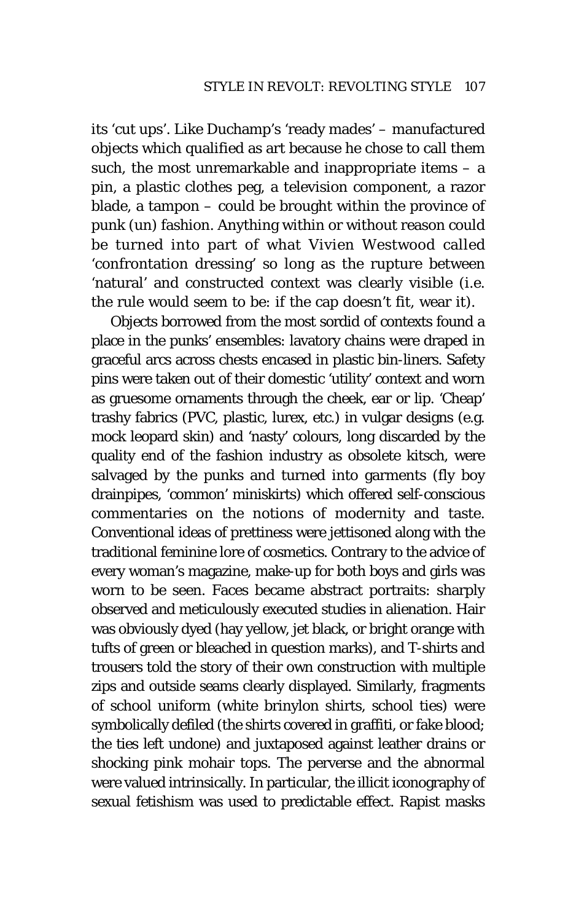its 'cut ups'. Like Duchamp's 'ready mades' – manufactured objects which qualified as art because he chose to call them such, the most unremarkable and inappropriate items – a pin, a plastic clothes peg, a television component, a razor blade, a tampon – could be brought within the province of punk (un) fashion. Anything within or without reason could be turned into part of what Vivien Westwood called 'confrontation dressing' so long as the rupture between 'natural' and constructed context was clearly visible (i.e. the rule would seem to be: if the cap doesn't fit, wear it).

Objects borrowed from the most sordid of contexts found a place in the punks' ensembles: lavatory chains were draped in graceful arcs across chests encased in plastic bin-liners. Safety pins were taken out of their domestic 'utility' context and worn as gruesome ornaments through the cheek, ear or lip. 'Cheap' trashy fabrics (PVC, plastic, lurex, etc.) in vulgar designs (e.g. mock leopard skin) and 'nasty' colours, long discarded by the quality end of the fashion industry as obsolete kitsch, were salvaged by the punks and turned into garments (fly boy drainpipes, 'common' miniskirts) which offered self-conscious commentaries on the notions of modernity and taste. Conventional ideas of prettiness were jettisoned along with the traditional feminine lore of cosmetics. Contrary to the advice of every woman's magazine, make-up for both boys and girls was worn to be seen. Faces became abstract portraits: sharply observed and meticulously executed studies in alienation. Hair was obviously dyed (hay yellow, jet black, or bright orange with tufts of green or bleached in question marks), and T-shirts and trousers told the story of their own construction with multiple zips and outside seams clearly displayed. Similarly, fragments of school uniform (white brinylon shirts, school ties) were symbolically defiled (the shirts covered in graffiti, or fake blood; the ties left undone) and juxtaposed against leather drains or shocking pink mohair tops. The perverse and the abnormal were valued intrinsically. In particular, the illicit iconography of sexual fetishism was used to predictable effect. Rapist masks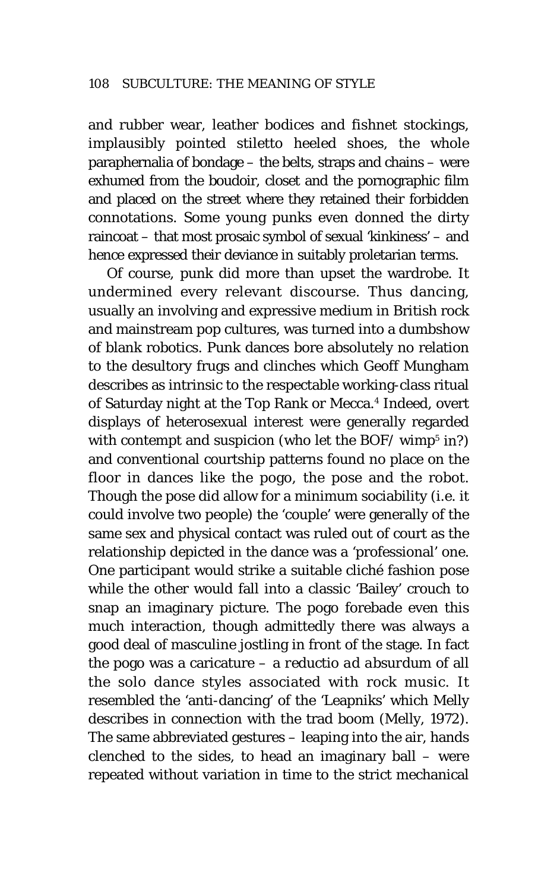and rubber wear, leather bodices and fishnet stockings, implausibly pointed stiletto heeled shoes, the whole paraphernalia of bondage – the belts, straps and chains – were exhumed from the boudoir, closet and the pornographic film and placed on the street where they retained their forbidden connotations. Some young punks even donned the dirty raincoat – that most prosaic symbol of sexual 'kinkiness' – and hence expressed their deviance in suitably proletarian terms.

Of course, punk did more than upset the wardrobe. It undermined every relevant discourse. Thus dancing, usually an involving and expressive medium in British rock and mainstream pop cultures, was turned into a dumbshow of blank robotics. Punk dances bore absolutely no relation to the desultory frugs and clinches which Geoff Mungham describes as intrinsic to the respectable working-class ritual of Saturday night at the Top Rank or Mecca.[4] Indeed, overt displays of heterosexual interest were generally regarded with contempt and suspicion (who let the BOF/ wimp[5] in?) and conventional courtship patterns found no place on the floor in dances like the pogo, the pose and the robot. Though the pose did allow for a minimum sociability (i.e. it could involve two people) the 'couple' were generally of the same sex and physical contact was ruled out of court as the relationship depicted in the dance was a 'professional' one. One participant would strike a suitable cliché fashion pose while the other would fall into a classic 'Bailey' crouch to snap an imaginary picture. The pogo forebade even this much interaction, though admittedly there was always a good deal of masculine jostling in front of the stage. In fact the pogo was a caricature – a *reductio ad absurdum* of all the solo dance styles associated with rock music. It resembled the 'anti-dancing' of the 'Leapniks' which Melly describes in connection with the trad boom (Melly, 1972). The same abbreviated gestures – leaping into the air, hands clenched to the sides, to head an imaginary ball – were repeated without variation in time to the strict mechanical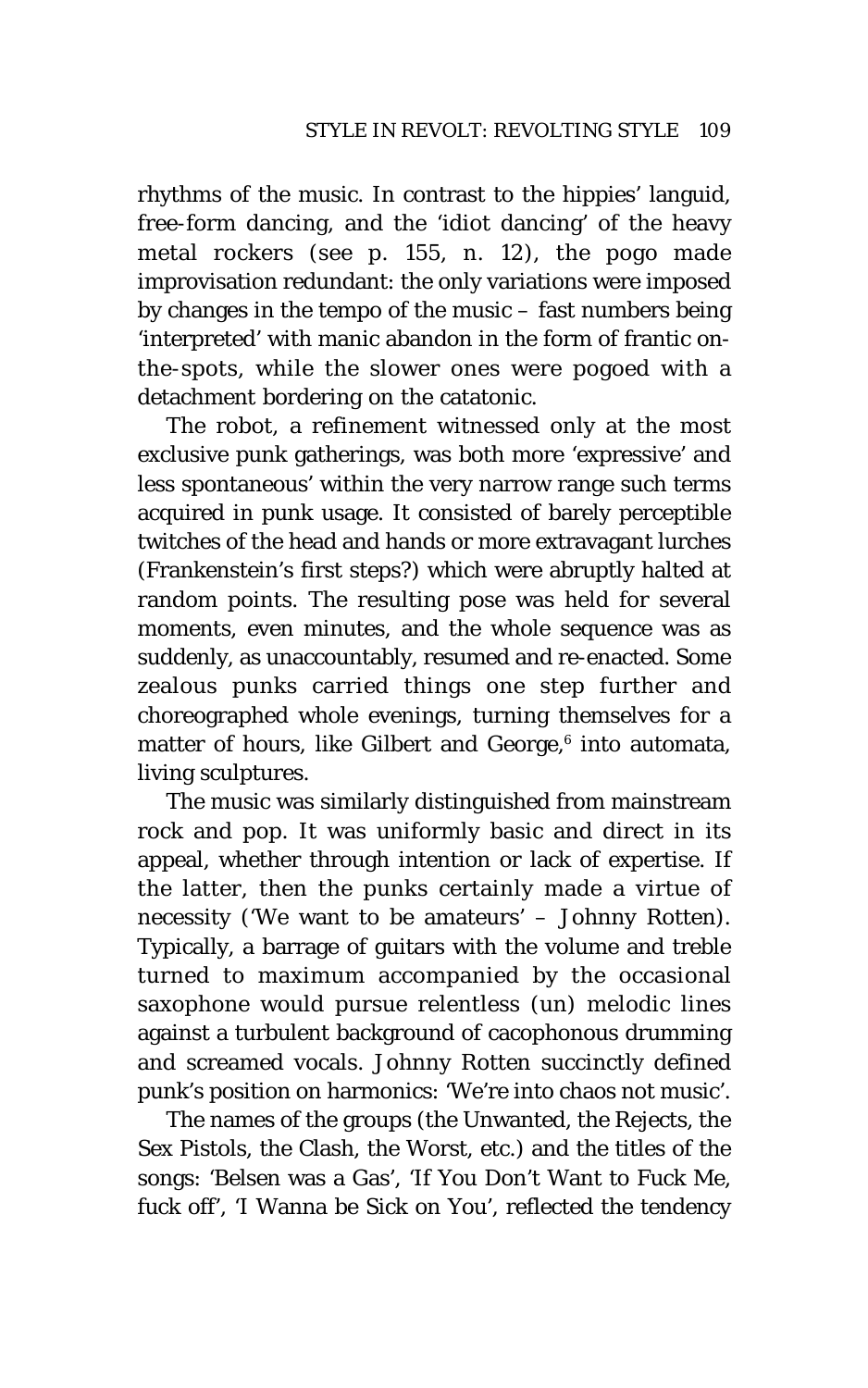rhythms of the music. In contrast to the hippies' languid, free-form dancing, and the 'idiot dancing' of the heavy metal rockers (see p. 155, n. 12), the pogo made improvisation redundant: the only variations were imposed by changes in the tempo of the music – fast numbers being 'interpreted' with manic abandon in the form of frantic on-the-spots, while the slower ones were pogoed with a detachment bordering on the catatonic.

The robot, a refinement witnessed only at the most exclusive punk gatherings, was both more 'expressive' and less spontaneous' within the very narrow range such terms acquired in punk usage. It consisted of barely perceptible twitches of the head and hands or more extravagant lurches (Frankenstein's first steps?) which were abruptly halted at random points. The resulting pose was held for several moments, even minutes, and the whole sequence was as suddenly, as unaccountably, resumed and re-enacted. Some zealous punks carried things one step further and choreographed whole evenings, turning themselves for a matter of hours, like Gilbert and George,[6] into automata, living sculptures.

The music was similarly distinguished from mainstream rock and pop. It was uniformly basic and direct in its appeal, whether through intention or lack of expertise. If the latter, then the punks certainly made a virtue of necessity ('We want to be amateurs' – Johnny Rotten). Typically, a barrage of guitars with the volume and treble turned to maximum accompanied by the occasional saxophone would pursue relentless (un) melodic lines against a turbulent background of cacophonous drumming and screamed vocals. Johnny Rotten succinctly defined punk's position on harmonics: 'We're into chaos not music'.

The names of the groups (the Unwanted, the Rejects, the Sex Pistols, the Clash, the Worst, etc.) and the titles of the songs: 'Belsen was a Gas', 'If You Don't Want to Fuck Me, fuck off', 'I Wanna be Sick on You', reflected the tendency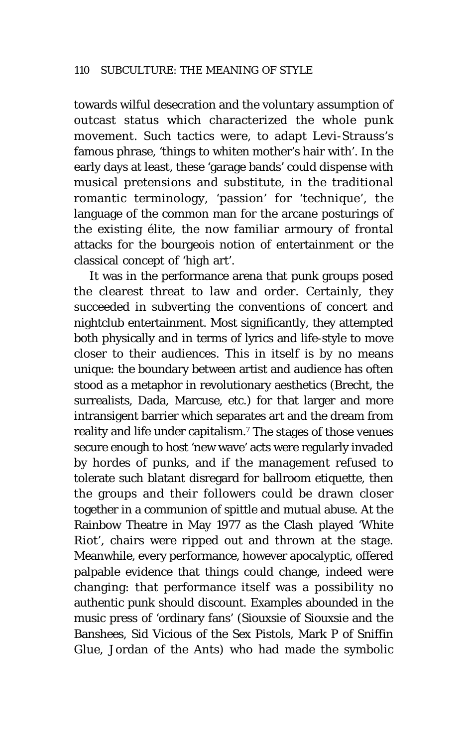towards wilful desecration and the voluntary assumption of outcast status which characterized the whole punk movement. Such tactics were, to adapt Levi-Strauss's famous phrase, 'things to whiten mother's hair with'. In the early days at least, these 'garage bands' could dispense with musical pretensions and substitute, in the traditional romantic terminology, 'passion' for 'technique', the language of the common man for the arcane posturings of the existing élite, the now familiar armoury of frontal attacks for the bourgeois notion of entertainment or the classical concept of 'high art'.

It was in the performance arena that punk groups posed the clearest threat to law and order. Certainly, they succeeded in subverting the conventions of concert and nightclub entertainment. Most significantly, they attempted both physically and in terms of lyrics and life-style to move closer to their audiences. This in itself is by no means unique: the boundary between artist and audience has often stood as a metaphor in revolutionary aesthetics (Brecht, the surrealists, Dada, Marcuse, etc.) for that larger and more intransigent barrier which separates art and the dream from reality and life under capitalism.[7] The stages of those venues secure enough to host 'new wave' acts were regularly invaded by hordes of punks, and if the management refused to tolerate such blatant disregard for ballroom etiquette, then the groups and their followers could be drawn closer together in a communion of spittle and mutual abuse. At the Rainbow Theatre in May 1977 as the Clash played 'White Riot', chairs were ripped out and thrown at the stage. Meanwhile, every performance, however apocalyptic, offered palpable evidence that things could change, indeed were changing: that performance itself was a possibility no authentic punk should discount. Examples abounded in the music press of 'ordinary fans' (Siouxsie of Siouxsie and the Banshees, Sid Vicious of the Sex Pistols, Mark P of Sniffin Glue, Jordan of the Ants) who had made the symbolic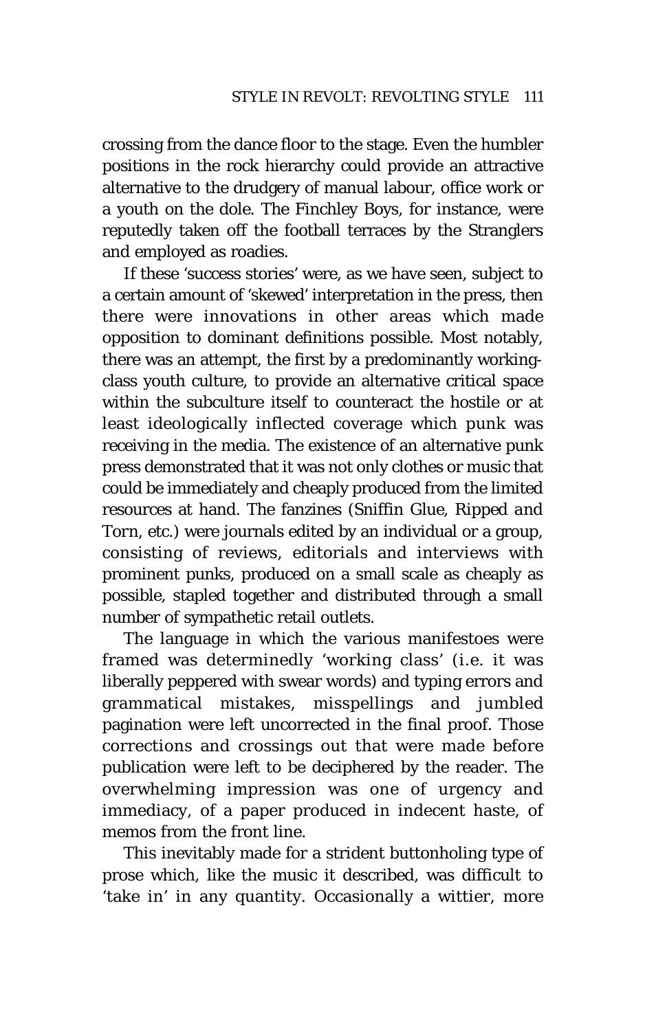crossing from the dance floor to the stage. Even the humbler positions in the rock hierarchy could provide an attractive alternative to the drudgery of manual labour, office work or a youth on the dole. The Finchley Boys, for instance, were reputedly taken off the football terraces by the Stranglers and employed as roadies.

If these 'success stories' were, as we have seen, subject to a certain amount of 'skewed' interpretation in the press, then there were innovations in other areas which made opposition to dominant definitions possible. Most notably, there was an attempt, the first by a predominantly working-class youth culture, to provide an alternative critical space within the subculture itself to counteract the hostile or at least ideologically inflected coverage which punk was receiving in the media. The existence of an alternative punk press demonstrated that it was not only clothes or music that could be immediately and cheaply produced from the limited resources at hand. The fanzines (*Sniffin Glue*, *Ripped and Torn*, etc.) were journals edited by an individual or a group, consisting of reviews, editorials and interviews with prominent punks, produced on a small scale as cheaply as possible, stapled together and distributed through a small number of sympathetic retail outlets.

The language in which the various manifestoes were framed was determinedly 'working class' (i.e. it was liberally peppered with swear words) and typing errors and grammatical mistakes, misspellings and jumbled pagination were left uncorrected in the final proof. Those corrections and crossings out that were made before publication were left to be deciphered by the reader. The overwhelming impression was one of urgency and immediacy, of a paper produced in indecent haste, of memos from the front line.

This inevitably made for a strident buttonholing type of prose which, like the music it described, was difficult to 'take in' in any quantity. Occasionally a wittier, more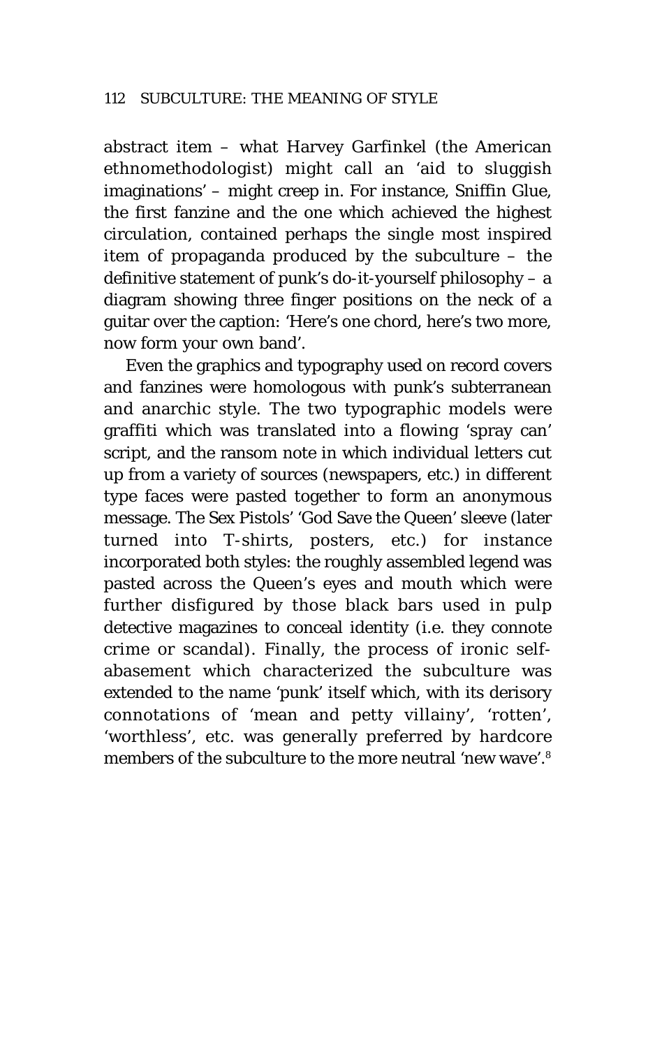abstract item – what Harvey Garfinkel (the American ethnomethodologist) might call an 'aid to sluggish imaginations' – might creep in. For instance, Sniffin Glue, the first fanzine and the one which achieved the highest circulation, contained perhaps the single most inspired item of propaganda produced by the subculture – the definitive statement of punk's do-it-yourself philosophy – a diagram showing three finger positions on the neck of a guitar over the caption: 'Here's one chord, here's two more, now form your own band'.

Even the graphics and typography used on record covers and fanzines were homologous with punk's subterranean and anarchic style. The two typographic models were graffiti which was translated into a flowing 'spray can' script, and the ransom note in which individual letters cut up from a variety of sources (newspapers, etc.) in different type faces were pasted together to form an anonymous message. The Sex Pistols' 'God Save the Queen' sleeve (later turned into T-shirts, posters, etc.) for instance incorporated both styles: the roughly assembled legend was pasted across the Queen's eyes and mouth which were further disfigured by those black bars used in pulp detective magazines to conceal identity (i.e. they connote crime or scandal). Finally, the process of ironic self-abasement which characterized the subculture was extended to the name 'punk' itself which, with its derisory connotations of 'mean and petty villainy', 'rotten', 'worthless', etc. was generally preferred by hardcore members of the subculture to the more neutral 'new wave'.[8]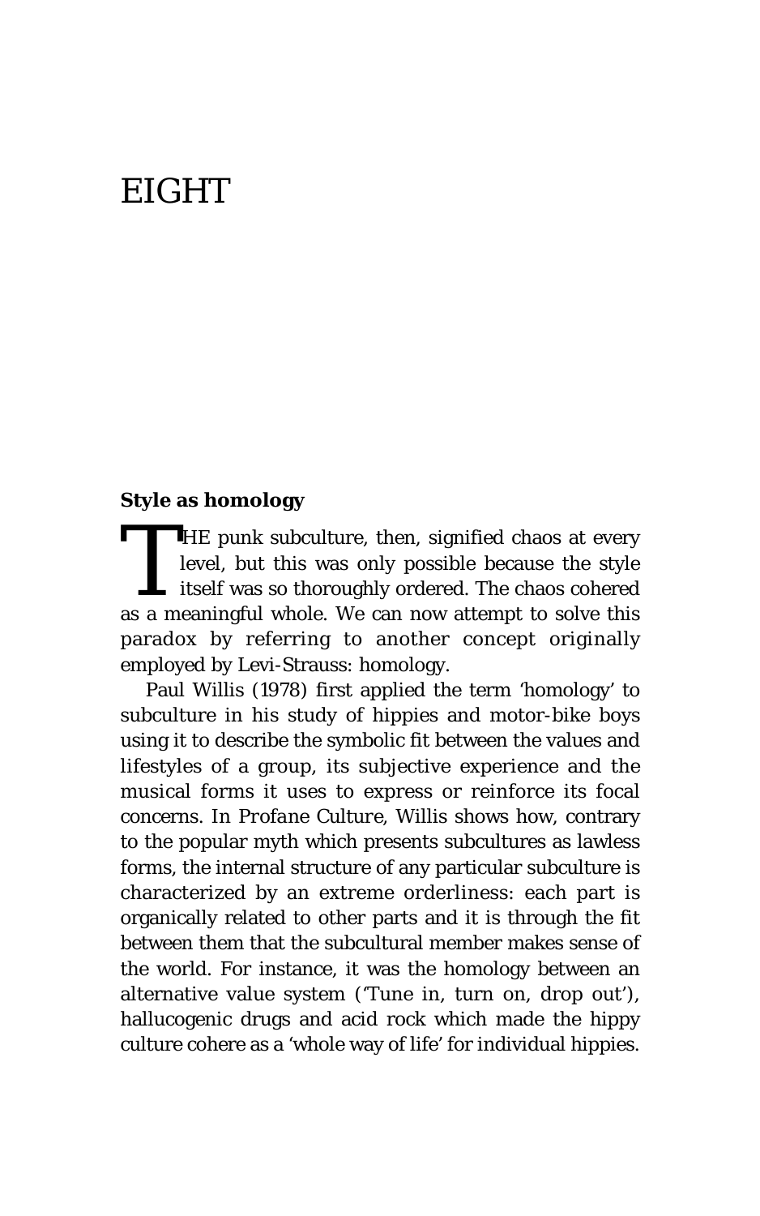# EIGHT

### Style as homology

THE punk subculture, then, signified chaos at every level, but this was only possible because the style itself was so thoroughly ordered. The chaos cohered as a meaningful whole. We can now attempt to solve this paradox by referring to another concept originally employed by Levi-Strauss: homology.

Paul Willis (1978) first applied the term 'homology' to subculture in his study of hippies and motor-bike boys using it to describe the symbolic fit between the values and lifestyles of a group, its subjective experience and the musical forms it uses to express or reinforce its focal concerns. In *Profane Culture*, Willis shows how, contrary to the popular myth which presents subcultures as lawless forms, the internal structure of any particular subculture is characterized by an extreme orderliness: each part is organically related to other parts and it is through the fit between them that the subcultural member makes sense of the world. For instance, it was the homology between an alternative value system ('Tune in, turn on, drop out'), hallucogenic drugs and acid rock which made the hippy culture cohere as a 'whole way of life' for individual hippies.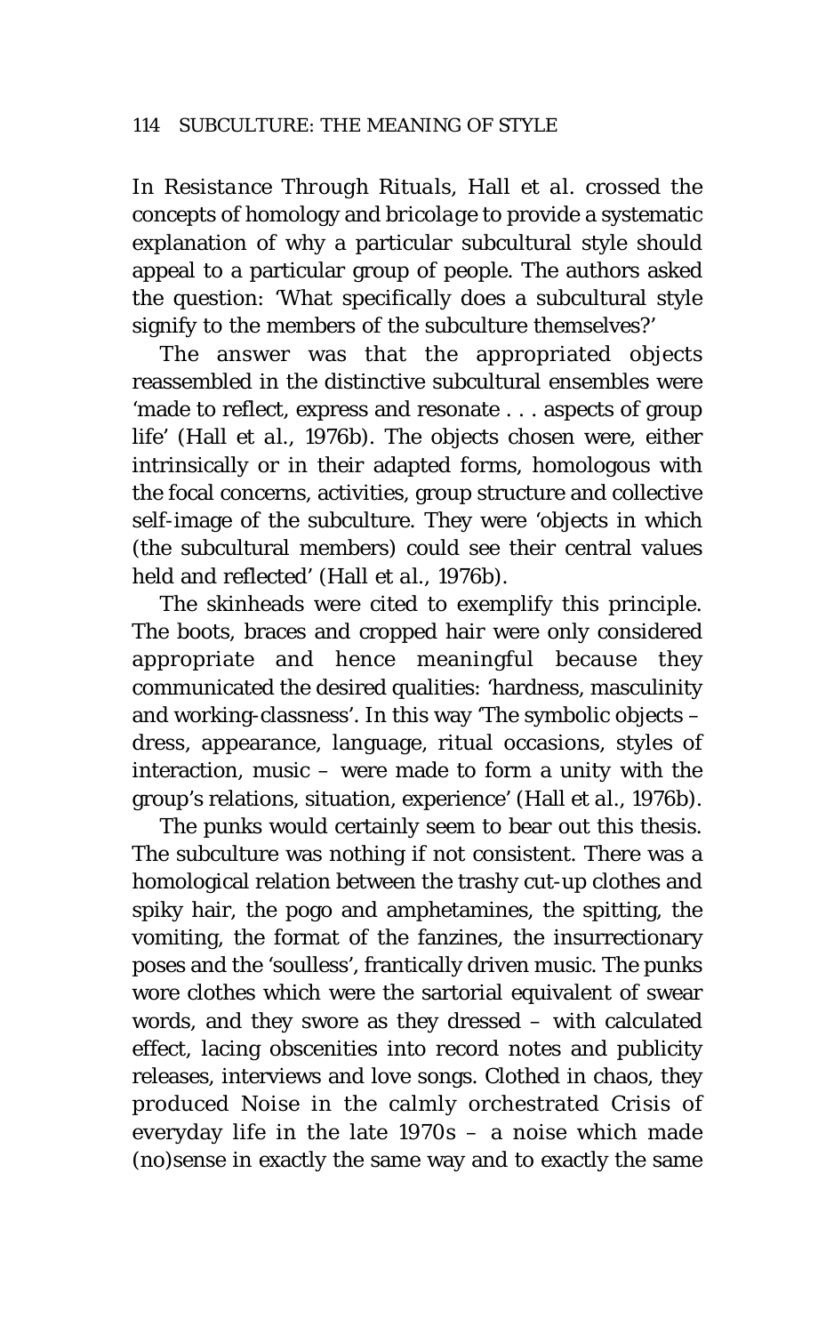In *Resistance Through Rituals*, Hall *et al.* crossed the concepts of homology and *bricolage* to provide a systematic explanation of why a particular subcultural style should appeal to a particular group of people. The authors asked the question: 'What specifically does a subcultural style signify to the members of the subculture themselves?'

The answer was that the appropriated objects reassembled in the distinctive subcultural ensembles were 'made to reflect, express and resonate . . . aspects of group life' (Hall *et al.*, 1976b). The objects chosen were, either intrinsically or in their adapted forms, homologous with the focal concerns, activities, group structure and collective self-image of the subculture. They were 'objects in which (the subcultural members) could see their central values held and reflected' (Hall *et al.*, 1976b).

The skinheads were cited to exemplify this principle. The boots, braces and cropped hair were only considered appropriate and hence meaningful because they communicated the desired qualities: 'hardness, masculinity and working-classness'. In this way 'The symbolic objects – dress, appearance, language, ritual occasions, styles of interaction, music – were made to form a unity with the group's relations, situation, experience' (Hall *et al.*, 1976b).

The punks would certainly seem to bear out this thesis. The subculture was nothing if not consistent. There was a homological relation between the trashy cut-up clothes and spiky hair, the pogo and amphetamines, the spitting, the vomiting, the format of the fanzines, the insurrectionary poses and the 'soulless', frantically driven music. The punks wore clothes which were the sartorial equivalent of swear words, and they swore as they dressed – with calculated effect, lacing obscenities into record notes and publicity releases, interviews and love songs. Clothed in chaos, they produced Noise in the calmly orchestrated Crisis of everyday life in the late 1970s – a noise which made (no)sense in exactly the same way and to exactly the same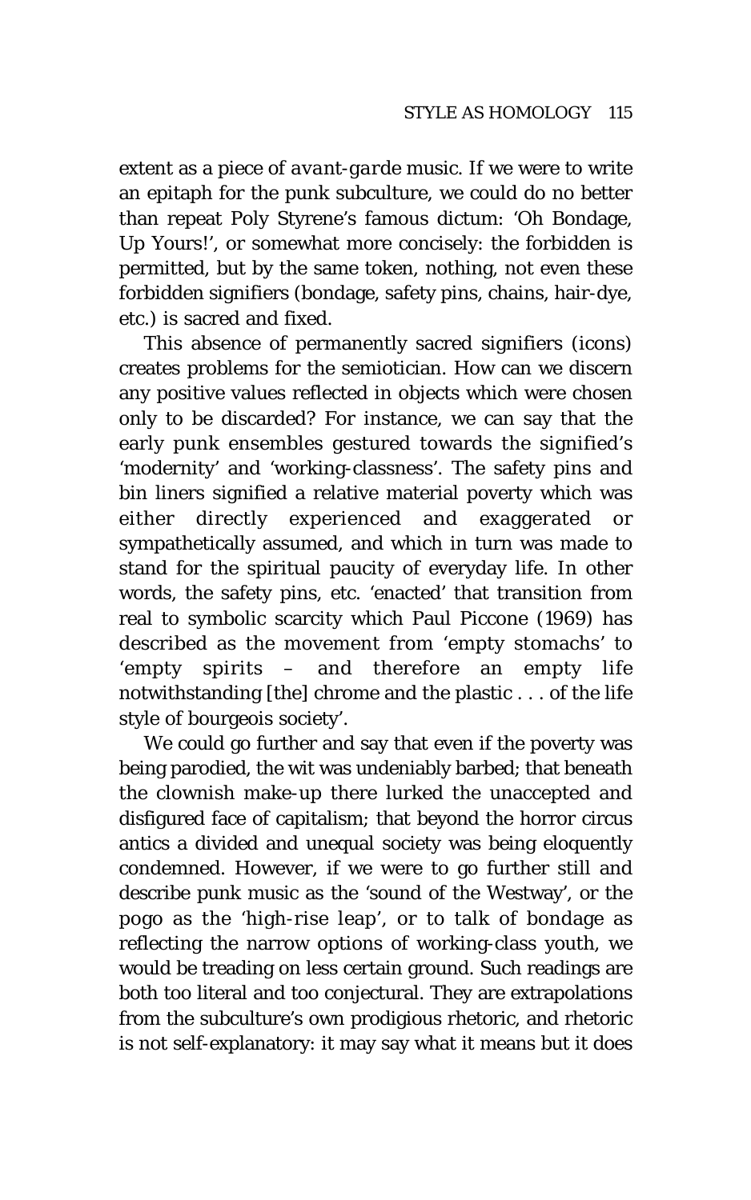extent as a piece of *avant-garde* music. If we were to write an epitaph for the punk subculture, we could do no better than repeat Poly Styrene's famous dictum: 'Oh Bondage, Up Yours!', or somewhat more concisely: the forbidden is permitted, but by the same token, nothing, not even these forbidden signifiers (bondage, safety pins, chains, hair-dye, etc.) is sacred and fixed.

This absence of permanently sacred signifiers (icons) creates problems for the semiotician. How can we discern any positive values reflected in objects which were chosen only to be discarded? For instance, we can say that the early punk ensembles gestured towards the signified's 'modernity' and 'working-classness'. The safety pins and bin liners signified a relative material poverty which was either directly experienced and exaggerated or sympathetically assumed, and which in turn was made to stand for the spiritual paucity of everyday life. In other words, the safety pins, etc. 'enacted' that transition from real to symbolic scarcity which Paul Piccone (1969) has described as the movement from 'empty stomachs' to 'empty spirits – and therefore an empty life notwithstanding [the] chrome and the plastic . . . of the life style of bourgeois society'.

We could go further and say that even if the poverty was being parodied, the wit was undeniably barbed; that beneath the clownish make-up there lurked the unaccepted and disfigured face of capitalism; that beyond the horror circus antics a divided and unequal society was being eloquently condemned. However, if we were to go further still and describe punk music as the 'sound of the Westway', or the pogo as the 'high-rise leap', or to talk of bondage as reflecting the narrow options of working-class youth, we would be treading on less certain ground. Such readings are both too literal and too conjectural. They are extrapolations from the subculture's own prodigious rhetoric, and rhetoric is not self-explanatory: it may say what it means but it does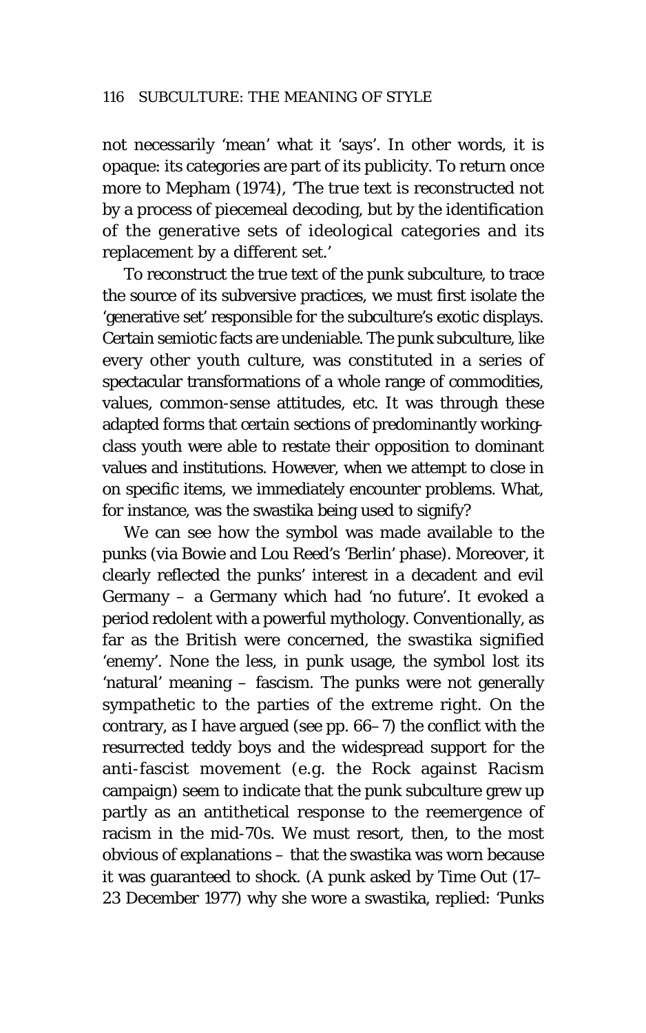not necessarily 'mean' what it 'says'. In other words, it is opaque: its categories are part of its publicity. To return once more to Mepham (1974), 'The true text is reconstructed not by a process of piecemeal decoding, but by the identification of the generative sets of ideological categories and its replacement by a different set.'

To reconstruct the true text of the punk subculture, to trace the source of its subversive practices, we must first isolate the 'generative set' responsible for the subculture's exotic displays. Certain semiotic facts are undeniable. The punk subculture, like every other youth culture, was constituted in a series of spectacular transformations of a whole range of commodities, values, common-sense attitudes, etc. It was through these adapted forms that certain sections of predominantly working-class youth were able to restate their opposition to dominant values and institutions. However, when we attempt to close in on specific items, we immediately encounter problems. What, for instance, was the swastika being used to signify?

We can see how the symbol was made available to the punks (via Bowie and Lou Reed's 'Berlin' phase). Moreover, it clearly reflected the punks' interest in a decadent and evil Germany – a Germany which had 'no future'. It evoked a period redolent with a powerful mythology. Conventionally, as far as the British were concerned, the swastika signified 'enemy'. None the less, in punk usage, the symbol lost its 'natural' meaning – fascism. The punks were not generally sympathetic to the parties of the extreme right. On the contrary, as I have argued (see pp. 66–7) the conflict with the resurrected teddy boys and the widespread support for the anti-fascist movement (e.g. the Rock against Racism campaign) seem to indicate that the punk subculture grew up partly as an antithetical response to the reemergence of racism in the mid-70s. We must resort, then, to the most obvious of explanations – that the swastika was worn because it was guaranteed to shock. (A punk asked by Time Out (17–23 December 1977) why she wore a swastika, replied: 'Punks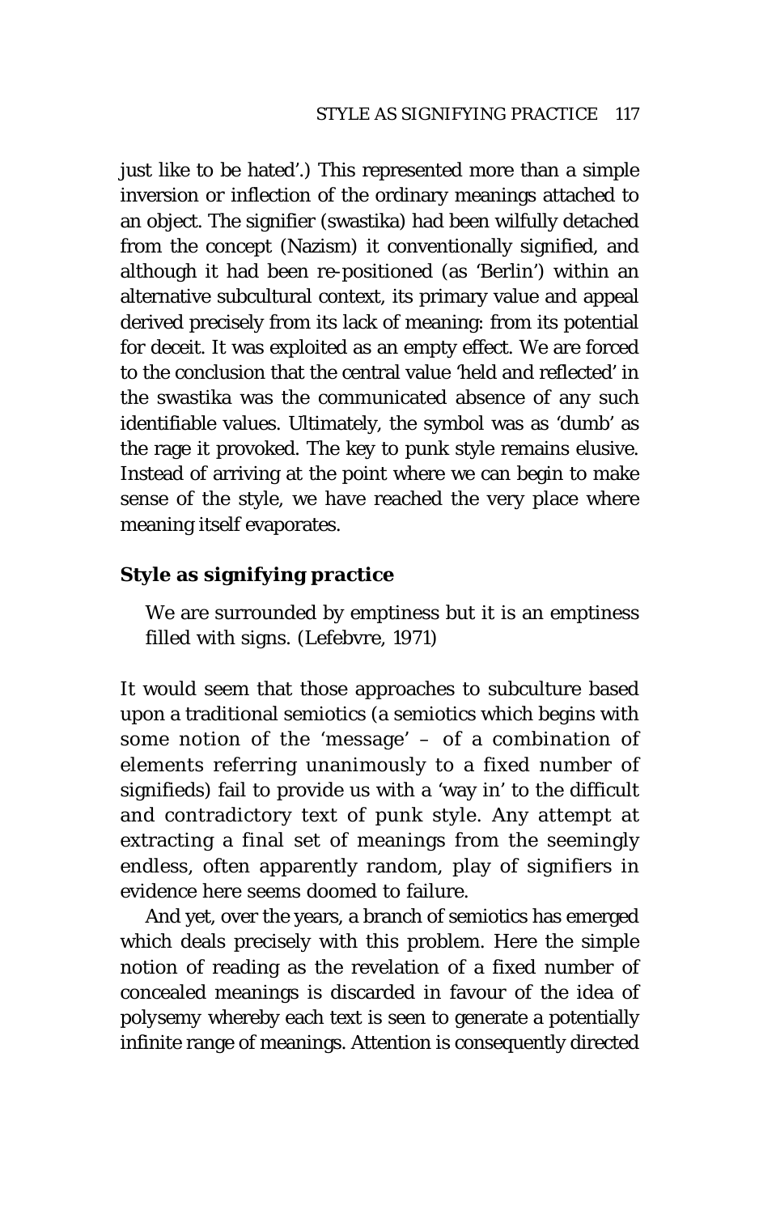just like to be hated'.) This represented more than a simple inversion or inflection of the ordinary meanings attached to an object. The signifier (swastika) had been wilfully detached from the concept (Nazism) it conventionally signified, and although it had been re-positioned (as 'Berlin') within an alternative subcultural context, its primary value and appeal derived precisely from its lack of meaning: from its potential for deceit. It was exploited as an empty effect. We are forced to the conclusion that the central value 'held and reflected' in the swastika was the communicated absence of any such identifiable values. Ultimately, the symbol was as 'dumb' as the rage it provoked. The key to punk style remains elusive. Instead of arriving at the point where we can begin to make sense of the style, we have reached the very place where meaning itself evaporates.

## Style as signifying practice

> We are surrounded by emptiness but it is an emptiness filled with signs. (Lefebvre, 1971)

It would seem that those approaches to subculture based upon a traditional semiotics (a semiotics which begins with some notion of the 'message' – of a combination of elements referring unanimously to a fixed number of signifieds) fail to provide us with a 'way in' to the difficult and contradictory text of punk style. Any attempt at extracting a final set of meanings from the seemingly endless, often apparently random, play of signifiers in evidence here seems doomed to failure.

And yet, over the years, a branch of semiotics has emerged which deals precisely with this problem. Here the simple notion of reading as the revelation of a fixed number of concealed meanings is discarded in favour of the idea of *polysemy* whereby each text is seen to generate a potentially infinite range of meanings. Attention is consequently directed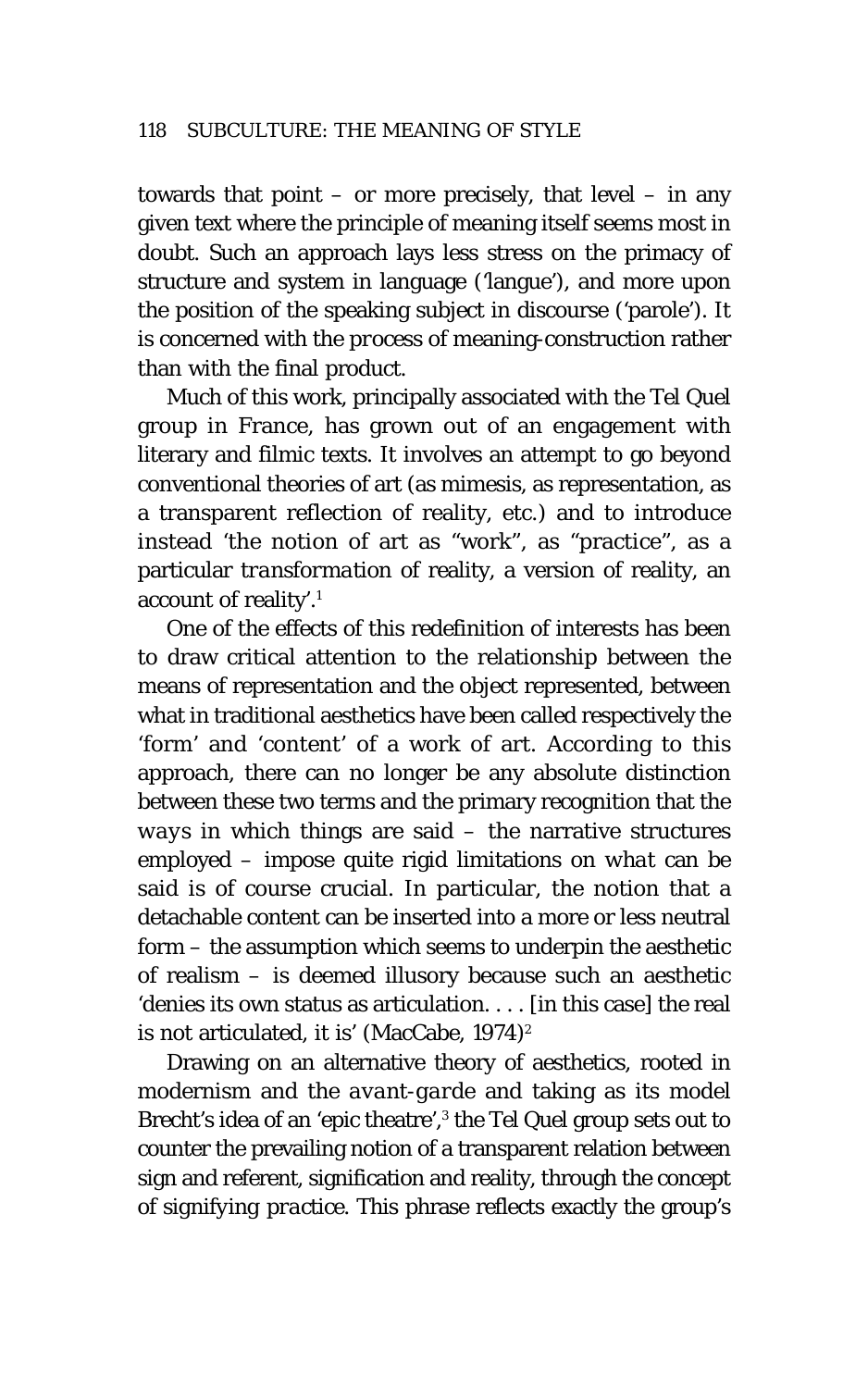towards that point – or more precisely, that level – in any given text where the principle of meaning itself seems most in doubt. Such an approach lays less stress on the primacy of structure and system in language ('langue'), and more upon the position of the speaking subject in discourse ('parole'). It is concerned with the *process* of meaning-construction rather than with the final product.

Much of this work, principally associated with the Tel Quel group in France, has grown out of an engagement with literary and filmic texts. It involves an attempt to go beyond conventional theories of art (as mimesis, as representation, as a transparent reflection of reality, etc.) and to introduce instead 'the notion of art as "work", as "practice", as a particular *transformation* of reality, a version of reality, an account of reality'.[1]

One of the effects of this redefinition of interests has been to draw critical attention to the relationship between the means of representation and the object represented, between what in traditional aesthetics have been called respectively the 'form' and 'content' of a work of art. According to this approach, there can no longer be any absolute distinction between these two terms and the primary recognition that the *ways* in which things are said – the narrative structures employed – impose quite rigid limitations on *what* can be said is of course crucial. In particular, the notion that a detachable content can be inserted into a more or less neutral form – the assumption which seems to underpin the aesthetic of realism – is deemed illusory because such an aesthetic 'denies its own status as articulation. . . . [in this case] the real is not articulated, it is' (MacCabe, 1974)[2]

Drawing on an alternative theory of aesthetics, rooted in modernism and the *avant-garde* and taking as its model Brecht's idea of an 'epic theatre',[3] the Tel Quel group sets out to counter the prevailing notion of a transparent relation between sign and referent, signification and reality, through the concept of *signifying practice*. This phrase reflects exactly the group's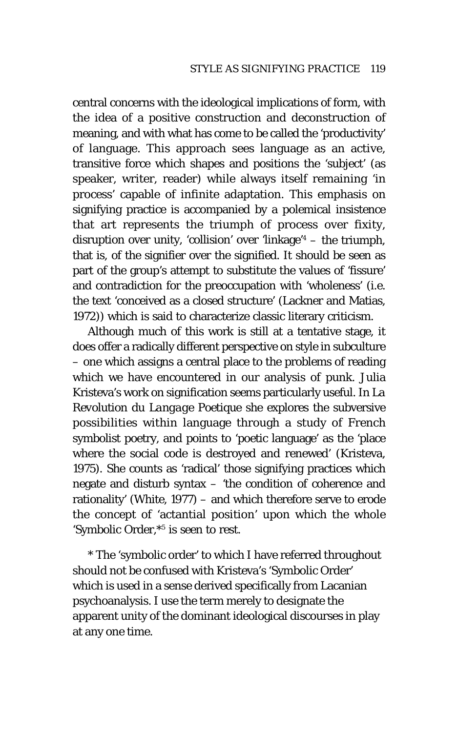central concerns with the ideological implications of form, with the idea of a positive construction and deconstruction of meaning, and with what has come to be called the 'productivity' of language. This approach sees language as an active, transitive force which shapes and positions the 'subject' (as speaker, writer, reader) while always itself remaining 'in process' capable of infinite adaptation. This emphasis on signifying practice is accompanied by a polemical insistence that art represents the triumph of process over fixity, disruption over unity, 'collision' over 'linkage'[4] – the triumph, that is, of the signifier over the signified. It should be seen as part of the group's attempt to substitute the values of 'fissure' and contradiction for the preoccupation with 'wholeness' (i.e. the text 'conceived as a closed structure' (Lackner and Matias, 1972)) which is said to characterize classic literary criticism.

Although much of this work is still at a tentative stage, it does offer a radically different perspective on style in subculture – one which assigns a central place to the problems of reading which we have encountered in our analysis of punk. Julia Kristeva's work on signification seems particularly useful. In *La Revolution du Langage Poetique* she explores the subversive possibilities within language through a study of French symbolist poetry, and points to 'poetic language' as the 'place where the social code is destroyed and renewed' (Kristeva, 1975). She counts as 'radical' those signifying practices which negate and disturb syntax – 'the condition of coherence and rationality' (White, 1977) – and which therefore serve to erode the concept of 'actantial position' upon which the whole 'Symbolic Order,*[5] is seen to rest.

\* The 'symbolic order' to which I have referred throughout should not be confused with Kristeva's 'Symbolic Order' which is used in a sense derived specifically from Lacanian psychoanalysis. I use the term merely to designate the apparent unity of the dominant ideological discourses in play at any one time.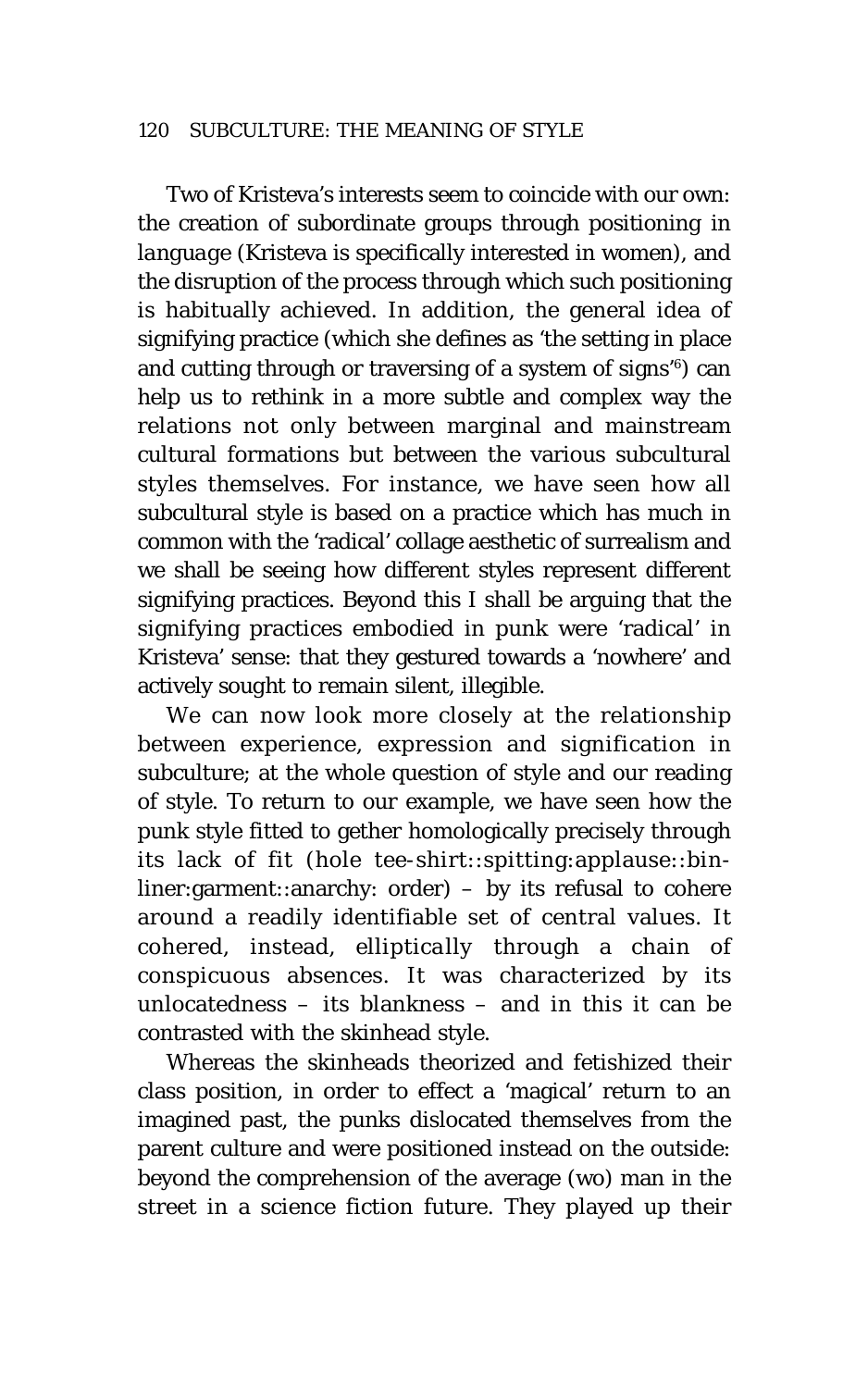Two of Kristeva's interests seem to coincide with our own: the creation of subordinate groups through positioning in *language* (Kristeva is specifically interested in women), and the disruption of the process through which such positioning is habitually achieved. In addition, the general idea of signifying practice (which she defines as 'the setting in place and cutting through or traversing of a system of signs'[6]) can help us to rethink in a more subtle and complex way the relations not only between marginal and mainstream cultural formations but between the various subcultural styles themselves. For instance, we have seen how all subcultural style is based on a practice which has much in common with the 'radical' collage aesthetic of surrealism and we shall be seeing how different styles represent different signifying practices. Beyond this I shall be arguing that the signifying practices embodied in punk were 'radical' in Kristeva' sense: that they gestured towards a 'nowhere' and actively sought to remain silent, illegible.

We can now look more closely at the relationship between experience, expression and signification in subculture; at the whole question of style and our reading of style. To return to our example, we have seen how the punk style fitted to gether homologically precisely through its lack of fit (hole tee-shirt::spitting:applause::bin-liner:garment::anarchy: order) – by its refusal to cohere around a readily identifiable set of central values. It cohered, instead, elliptically through a chain of conspicuous absences. It was characterized by its unlocatedness – its blankness – and in this it can be contrasted with the skinhead style.

Whereas the skinheads theorized and fetishized their class position, in order to effect a 'magical' return to an imagined past, the punks dislocated themselves from the parent culture and were positioned instead on the outside: beyond the comprehension of the average (wo) man in the street in a science fiction future. They played up their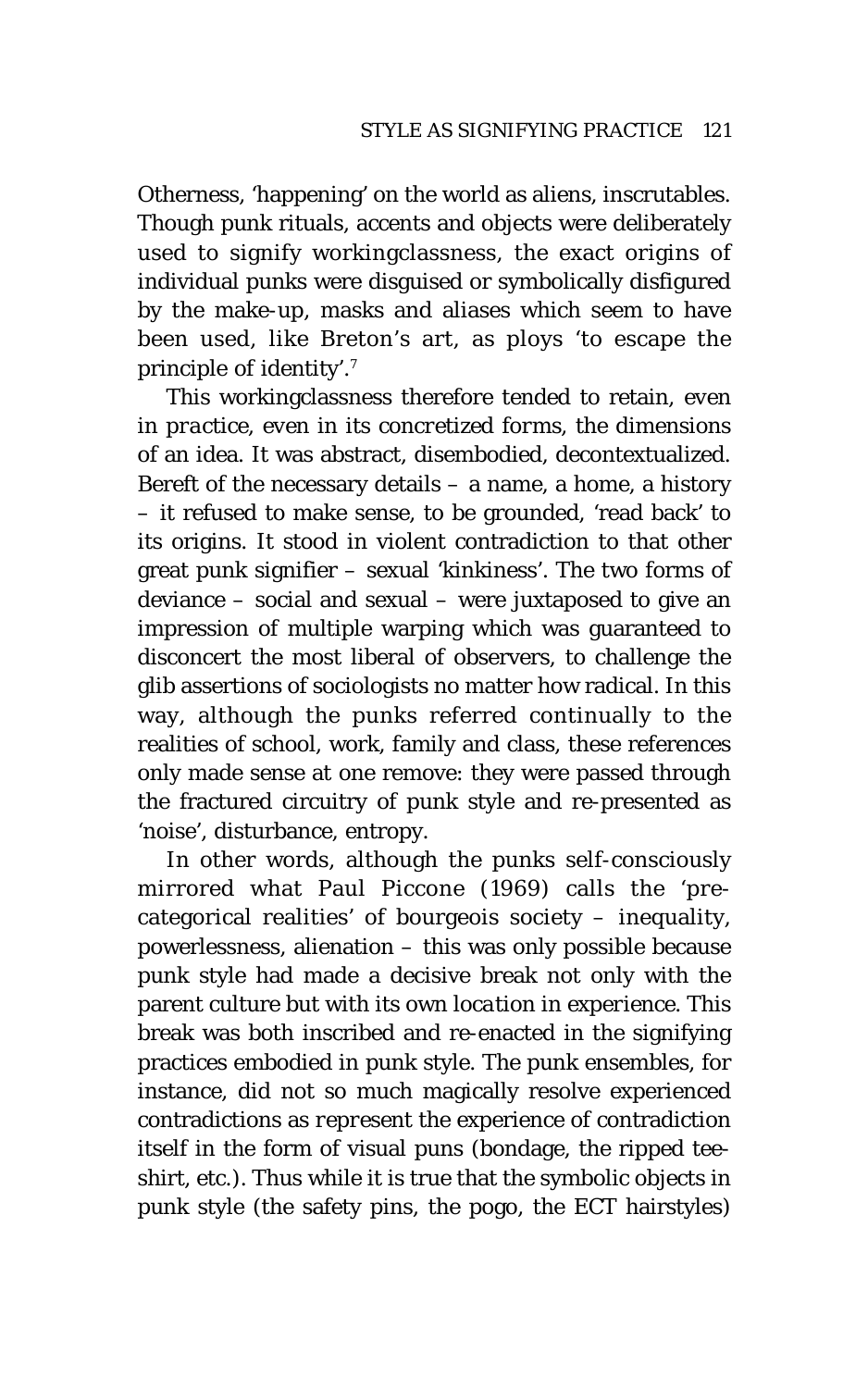Otherness, 'happening' on the world as aliens, inscrutables. Though punk rituals, accents and objects were deliberately used to signify workingclassness, the exact origins of individual punks were disguised or symbolically disfigured by the make-up, masks and aliases which seem to have been used, like Breton's art, as ploys 'to escape the principle of identity'.[7]

This workingclassness therefore tended to retain, even in *practice*, even in its concretized forms, the dimensions of an idea. It was abstract, disembodied, decontextualized. Bereft of the necessary details – a name, a home, a history – it refused to make sense, to be grounded, 'read back' to its origins. It stood in violent contradiction to that other great punk signifier – sexual 'kinkiness'. The two forms of deviance – social and sexual – were juxtaposed to give an impression of multiple warping which was guaranteed to disconcert the most liberal of observers, to challenge the glib assertions of sociologists no matter how radical. In this way, although the punks referred continually to the realities of school, work, family and class, these references only made sense at one remove: they were passed through the fractured circuitry of punk style and re-presented as 'noise', disturbance, entropy.

In other words, although the punks self-consciously mirrored what Paul Piccone (1969) calls the 'pre-categorical realities' of bourgeois society – inequality, powerlessness, alienation – this was only possible because punk style had made a decisive break not only with the parent culture but with its own *location* in experience. This break was both inscribed and re-enacted in the signifying practices embodied in punk style. The punk ensembles, for instance, did not so much magically resolve experienced contradictions as *represent* the experience of contradiction itself in the form of visual puns (bondage, the ripped tee-shirt, etc.). Thus while it is true that the symbolic objects in punk style (the safety pins, the pogo, the ECT hairstyles)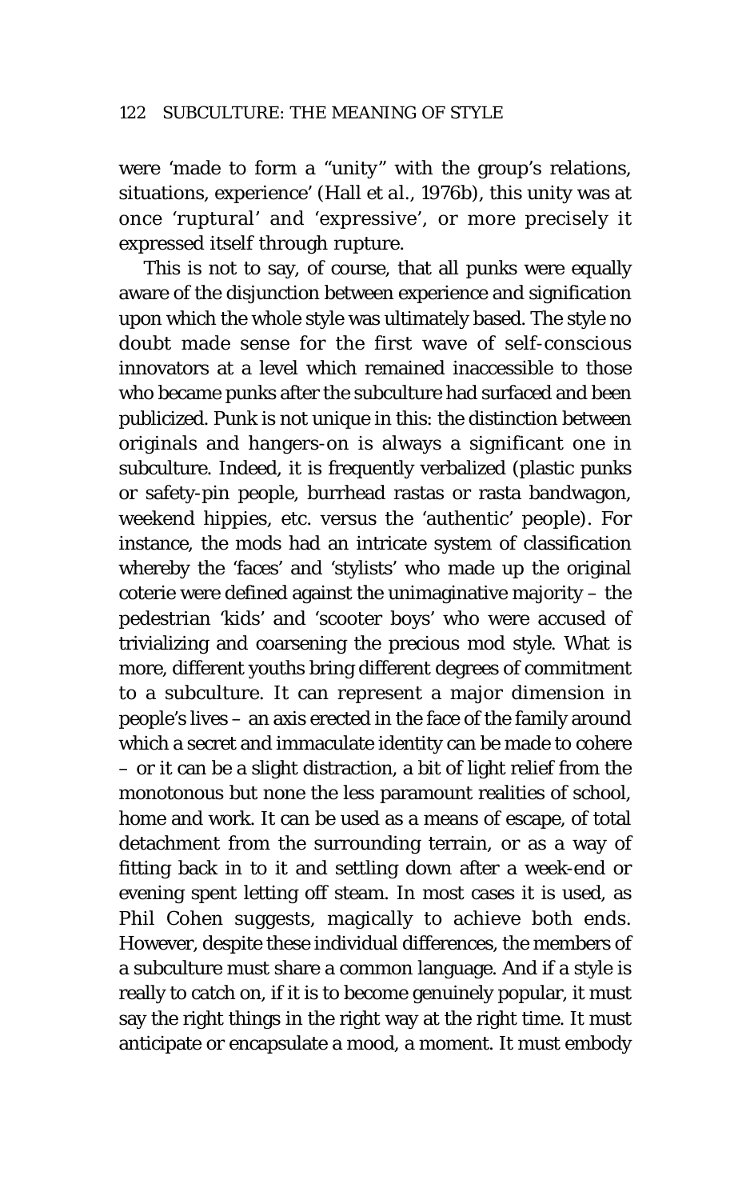were 'made to form a "unity" with the group's relations, situations, experience' (Hall *et al.*, 1976b), this unity was at once 'ruptural' and 'expressive', or more precisely it expressed itself through rupture.

This is not to say, of course, that all punks were equally aware of the disjunction between experience and signification upon which the whole style was ultimately based. The style no doubt made sense for the first wave of self-conscious innovators at a level which remained inaccessible to those who became punks after the subculture had surfaced and been publicized. Punk is not unique in this: the distinction between originals and hangers-on is always a significant one in subculture. Indeed, it is frequently verbalized (plastic punks or safety-pin people, burrhead rastas or rasta bandwagon, weekend hippies, etc. versus the 'authentic' people). For instance, the mods had an intricate system of classification whereby the 'faces' and 'stylists' who made up the original coterie were defined against the unimaginative majority – the pedestrian 'kids' and 'scooter boys' who were accused of trivializing and coarsening the precious mod style. What is more, different youths bring different degrees of commitment to a subculture. It can represent a major dimension in people's lives – an axis erected in the face of the family around which a secret and immaculate identity can be made to cohere – or it can be a slight distraction, a bit of light relief from the monotonous but none the less paramount realities of school, home and work. It can be used as a means of escape, of total detachment from the surrounding terrain, or as a way of fitting back in to it and settling down after a week-end or evening spent letting off steam. In most cases it is used, as Phil Cohen suggests, magically to achieve both ends. However, despite these individual differences, the members of a subculture must share a common language. And if a style is really to catch on, if it is to become genuinely popular, it must say the right things in the right way at the right time. It must anticipate or encapsulate a mood, a moment. It must embody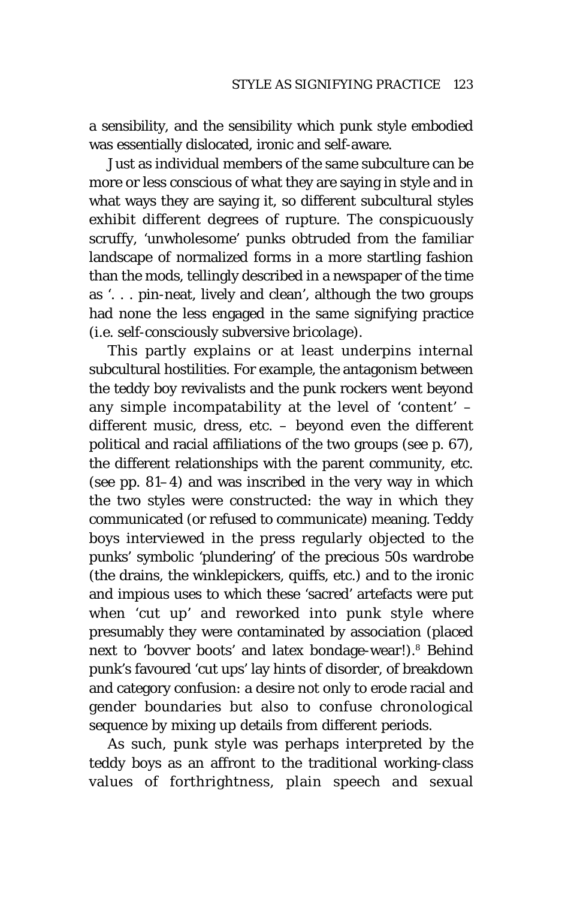a sensibility, and the sensibility which punk style embodied was essentially dislocated, ironic and self-aware.

Just as individual members of the same subculture can be more or less conscious of what they are saying in style and in what ways they are saying it, so different subcultural styles exhibit different degrees of rupture. The conspicuously scruffy, 'unwholesome' punks obtruded from the familiar landscape of normalized forms in a more startling fashion than the mods, tellingly described in a newspaper of the time as '. . . pin-neat, lively and clean', although the two groups had none the less engaged in the same signifying practice (i.e. self-consciously subversive *bricolage*).

This partly explains or at least underpins internal subcultural hostilities. For example, the antagonism between the teddy boy revivalists and the punk rockers went beyond any simple incompatability at the level of 'content' – different music, dress, etc. – beyond even the different political and racial affiliations of the two groups (see p. 67), the different relationships with the parent community, etc. (see pp. 81–4) and was inscribed in the very way in which the two styles were constructed: the way in which they communicated (or refused to communicate) meaning. Teddy boys interviewed in the press regularly objected to the punks' symbolic 'plundering' of the precious 50s wardrobe (the drains, the winklepickers, quiffs, etc.) and to the ironic and impious uses to which these 'sacred' artefacts were put when 'cut up' and reworked into punk style where presumably they were contaminated by association (placed next to 'bovver boots' and latex bondage-wear!).[8] Behind punk's favoured 'cut ups' lay hints of disorder, of breakdown and category confusion: a desire not only to erode racial and gender boundaries but also to confuse chronological sequence by mixing up details from different periods.

As such, punk style was perhaps interpreted by the teddy boys as an affront to the traditional working-class values of forthrightness, plain speech and sexual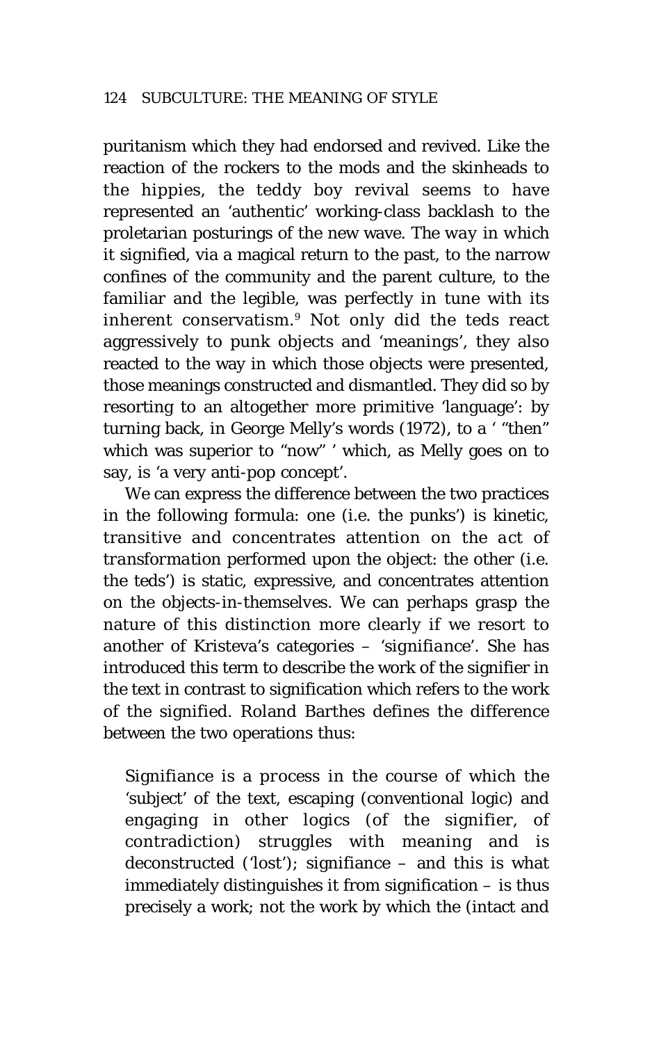puritanism which they had endorsed and revived. Like the reaction of the rockers to the mods and the skinheads to the hippies, the teddy boy revival seems to have represented an 'authentic' working-class backlash to the proletarian posturings of the new wave. The *way* in which it signified, via a magical return to the past, to the narrow confines of the community and the parent culture, to the familiar and the legible, was perfectly in tune with its inherent conservatism.[9] Not only did the teds react aggressively to punk objects and 'meanings', they also reacted to the way in which those objects were presented, those meanings constructed and dismantled. They did so by resorting to an altogether more primitive 'language': by turning back, in George Melly's words (1972), to a ' "then" which was superior to "now" ' which, as Melly goes on to say, is 'a very anti-pop concept'.

We can express the difference between the two practices in the following formula: one (i.e. the punks') is kinetic, transitive and concentrates attention on the *act of transformation* performed upon the object: the other (i.e. the teds') is static, expressive, and concentrates attention on the objects-in-themselves. We can perhaps grasp the nature of this distinction more clearly if we resort to another of Kristeva's categories – '*signifiance*'. She has introduced this term to describe the work of the signifier in the text in contrast to signification which refers to the work of the signified. Roland Barthes defines the difference between the two operations thus:

> Signifiance is a *process* in the course of which the 'subject' of the text, escaping (conventional logic) and engaging in other logics (of the signifier, of contradiction) struggles with meaning and is deconstructed ('lost'); signifiance – and this is what immediately distinguishes it from signification – is thus precisely a work; not the work by which the (intact and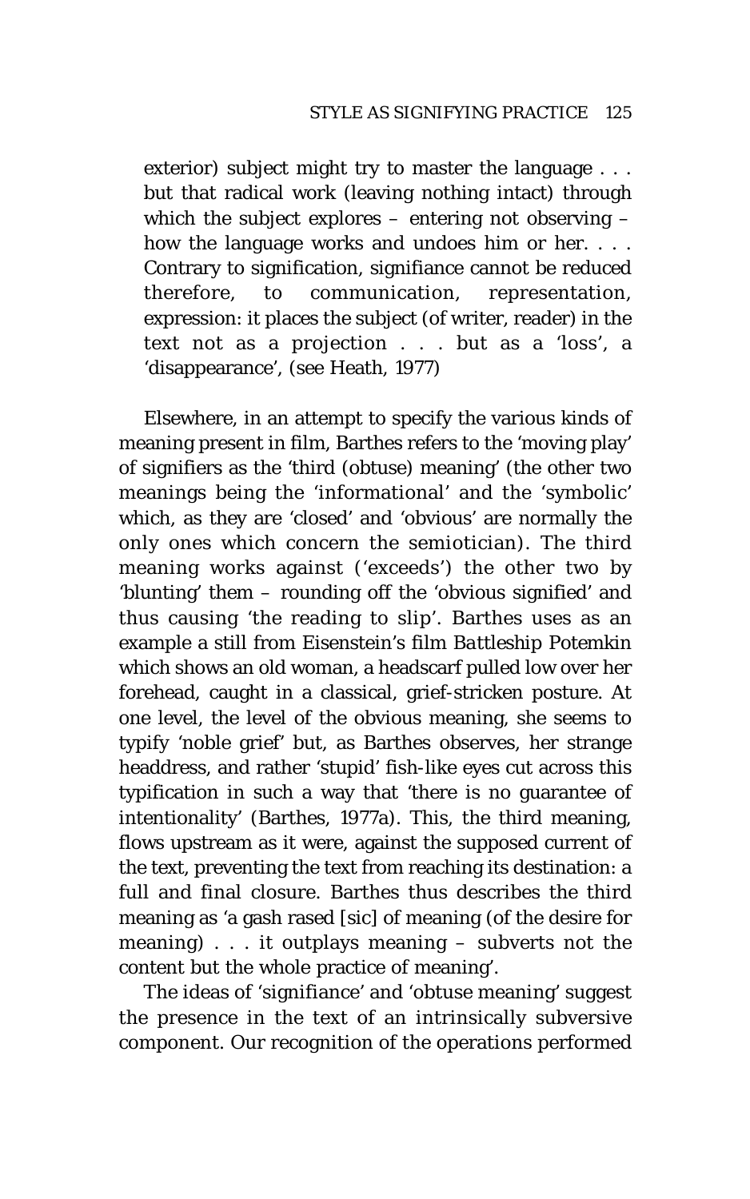> exterior) subject might try to master the language . . . but that radical work (leaving nothing intact) through which the subject explores – entering not observing – how the language works and undoes him or her. . . . Contrary to signification, signifiance cannot be reduced therefore, to communication, representation, expression: it places the subject (of writer, reader) in the text not as a projection . . . but as a 'loss', a 'disappearance', (see Heath, 1977)

Elsewhere, in an attempt to specify the various kinds of meaning present in film, Barthes refers to the 'moving play' of signifiers as the 'third (obtuse) meaning' (the other two meanings being the 'informational' and the 'symbolic' which, as they are 'closed' and 'obvious' are normally the only ones which concern the semiotician). The third meaning works against ('exceeds') the other two by 'blunting' them – rounding off the 'obvious signified' and thus causing 'the reading to slip'. Barthes uses as an example a still from Eisenstein's film *Battleship Potemkin* which shows an old woman, a headscarf pulled low over her forehead, caught in a classical, grief-stricken posture. At one level, the level of the obvious meaning, she seems to typify 'noble grief' but, as Barthes observes, her strange headdress, and rather 'stupid' fish-like eyes cut across this typification in such a way that 'there is no guarantee of intentionality' (Barthes, 1977a). This, the third meaning, flows upstream as it were, against the supposed current of the text, preventing the text from reaching its destination: a full and final closure. Barthes thus describes the third meaning as 'a gash rased [sic] of meaning (of the desire for meaning) . . . it outplays meaning – subverts not the content but the whole practice of meaning'.

The ideas of 'signifiance' and 'obtuse meaning' suggest the presence in the text of an intrinsically subversive component. Our recognition of the operations performed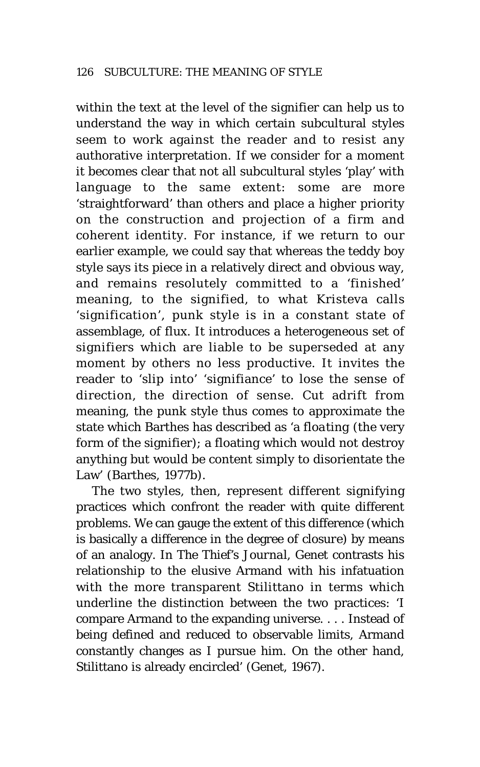within the text at the level of the signifier can help us to understand the way in which certain subcultural styles seem to work against the reader and to resist any authorative interpretation. If we consider for a moment it becomes clear that not all subcultural styles 'play' with language to the same extent: some are more 'straightforward' than others and place a higher priority on the construction and projection of a firm and coherent identity. For instance, if we return to our earlier example, we could say that whereas the teddy boy style says its piece in a relatively direct and obvious way, and remains resolutely committed to a 'finished' meaning, to the signified, to what Kristeva calls 'signification', punk style is in a constant state of assemblage, of flux. It introduces a heterogeneous set of signifiers which are liable to be superseded at any moment by others no less productive. It invites the reader to 'slip into' 'signifiance' to lose the sense of direction, the direction of sense. Cut adrift from meaning, the punk style thus comes to approximate the state which Barthes has described as 'a *floating* (the very form of the signifier); a floating which would not destroy anything but would be content simply to disorientate the Law' (Barthes, 1977b).

The two styles, then, represent different signifying practices which confront the reader with quite different problems. We can gauge the extent of this difference (which is basically a difference in the degree of closure) by means of an analogy. In *The Thief's Journal*, Genet contrasts his relationship to the elusive Armand with his infatuation with the more transparent Stilittano in terms which underline the distinction between the two practices: 'I compare Armand to the expanding universe. . . . Instead of being defined and reduced to observable limits, Armand constantly changes as I pursue him. On the other hand, Stilittano is already encircled' (Genet, 1967).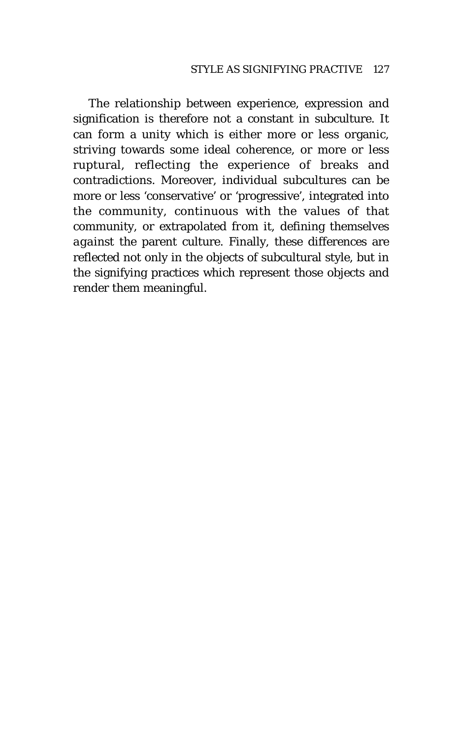The relationship between experience, expression and signification is therefore not a constant in subculture. It can form a unity which is either more or less organic, striving towards some ideal coherence, or more or less ruptural, reflecting the experience of breaks and contradictions. Moreover, individual subcultures can be more or less 'conservative' or 'progressive', integrated into the community, continuous with the values of that community, or extrapolated from it, defining themselves *against* the parent culture. Finally, these differences are reflected not only in the objects of subcultural style, but in the signifying practices which represent those objects and render them meaningful.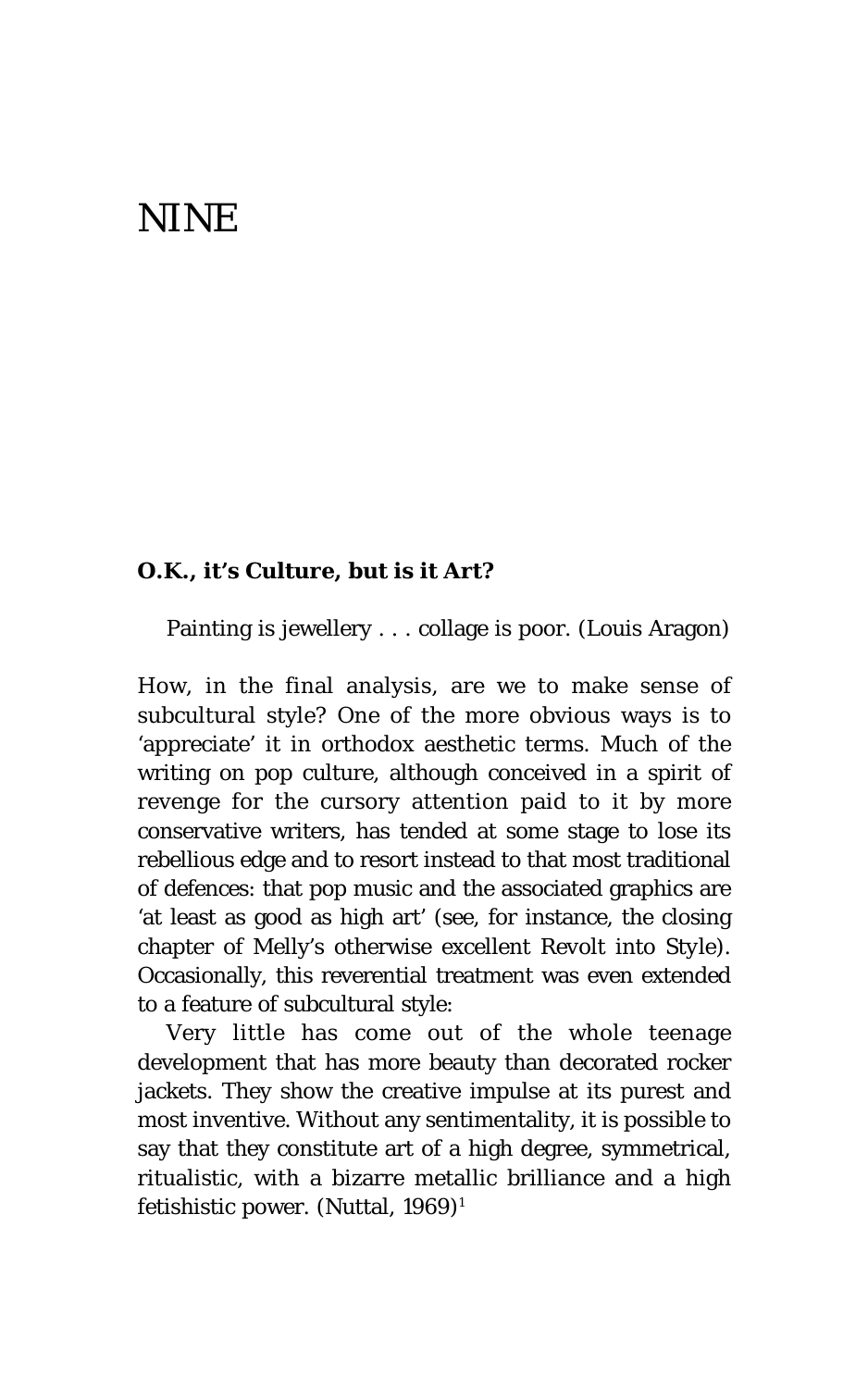# NINE

## O.K., it's Culture, but is it Art?

> Painting is jewellery . . . collage is poor. (Louis Aragon)

How, in the final analysis, are we to make sense of subcultural style? One of the more obvious ways is to 'appreciate' it in orthodox aesthetic terms. Much of the writing on pop culture, although conceived in a spirit of revenge for the cursory attention paid to it by more conservative writers, has tended at some stage to lose its rebellious edge and to resort instead to that most traditional of defences: that pop music and the associated graphics are 'at least as good as high art' (see, for instance, the closing chapter of Melly's otherwise excellent Revolt into Style). Occasionally, this reverential treatment was even extended to a feature of subcultural style:

Very little has come out of the whole teenage development that has more beauty than decorated rocker jackets. They show the creative impulse at its purest and most inventive. Without any sentimentality, it is possible to say that they constitute art of a high degree, symmetrical, ritualistic, with a bizarre metallic brilliance and a high fetishistic power. (Nuttal, 1969)[1]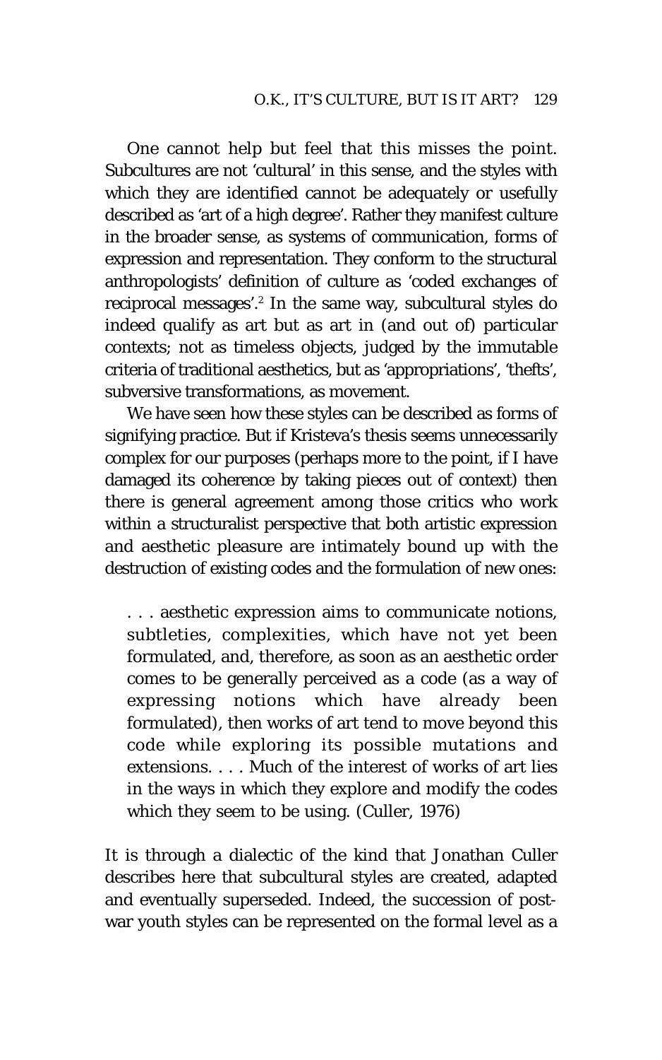One cannot help but feel that this misses the point. Subcultures are not 'cultural' in this sense, and the styles with which they are identified cannot be adequately or usefully described as 'art of a high degree'. Rather they manifest culture in the broader sense, as systems of communication, forms of expression and representation. They conform to the structural anthropologists' definition of culture as 'coded exchanges of reciprocal messages'.[2] In the same way, subcultural styles do indeed qualify as art but as art in (and out of) particular contexts; not as timeless objects, judged by the immutable criteria of traditional aesthetics, but as 'appropriations', 'thefts', subversive transformations, as movement.

We have seen how these styles can be described as forms of signifying practice. But if Kristeva's thesis seems unnecessarily complex for our purposes (perhaps more to the point, if I have damaged its coherence by taking pieces out of context) then there is general agreement among those critics who work within a structuralist perspective that both artistic expression and aesthetic pleasure are intimately bound up with the destruction of existing codes and the formulation of new ones:

> . . . aesthetic expression aims to communicate notions, subtleties, complexities, which have not yet been formulated, and, therefore, as soon as an aesthetic order comes to be generally perceived as a code (as a way of expressing notions which have already been formulated), then works of art tend to move beyond this code while exploring its possible mutations and extensions. . . . Much of the interest of works of art lies in the ways in which they explore and modify the codes which they seem to be using. (Culler, 1976)

It is through a dialectic of the kind that Jonathan Culler describes here that subcultural styles are created, adapted and eventually superseded. Indeed, the succession of post-war youth styles can be represented on the formal level as a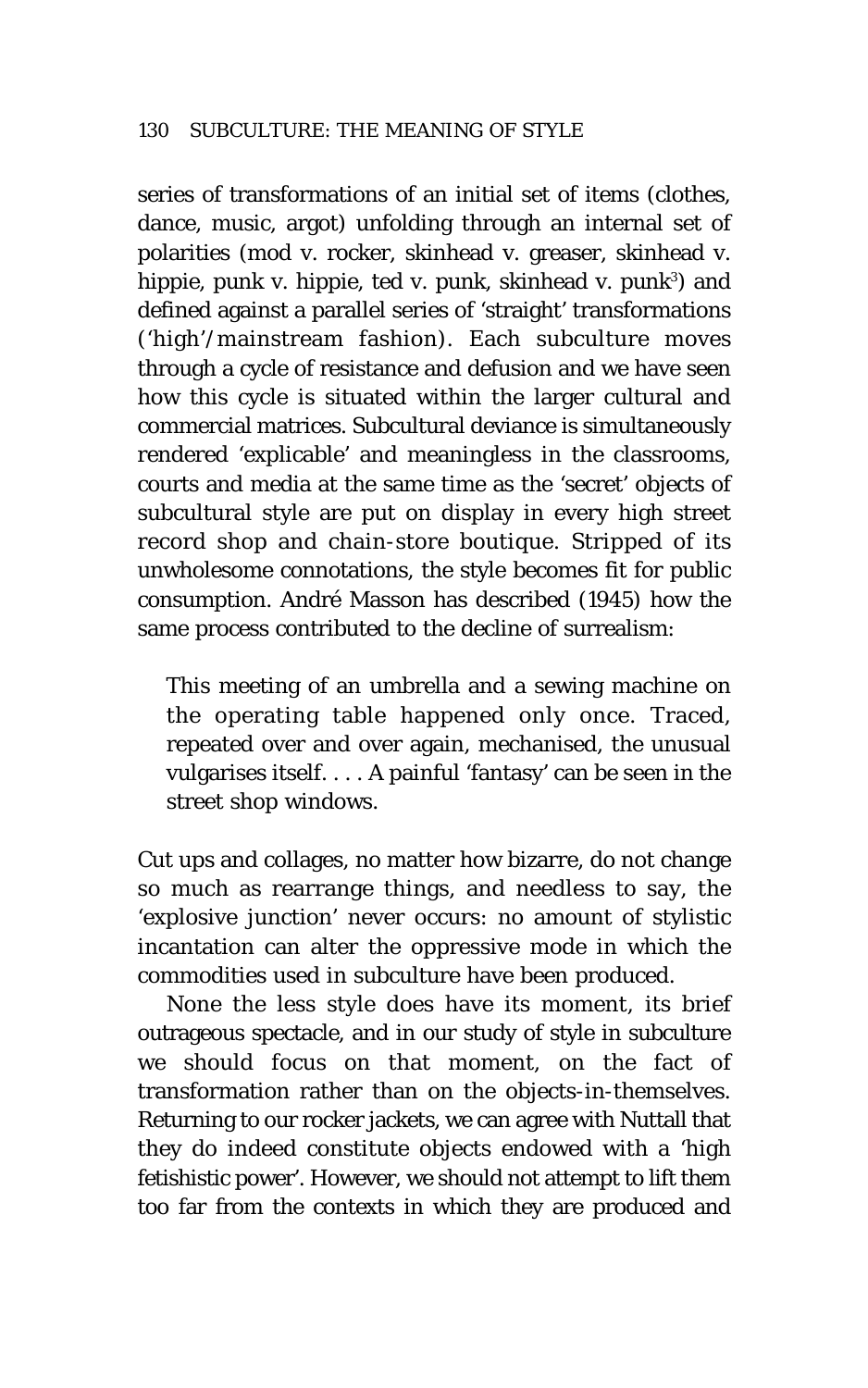series of transformations of an initial set of items (clothes, dance, music, argot) unfolding through an internal set of polarities (mod v. rocker, skinhead v. greaser, skinhead v. hippie, punk v. hippie, ted v. punk, skinhead v. punk[3]) and defined against a parallel series of 'straight' transformations ('high'/mainstream fashion). Each subculture moves through a cycle of resistance and defusion and we have seen how this cycle is situated within the larger cultural and commercial matrices. Subcultural deviance is simultaneously rendered 'explicable' and meaningless in the classrooms, courts and media at the same time as the 'secret' objects of subcultural style are put on display in every high street record shop and chain-store boutique. Stripped of its unwholesome connotations, the style becomes fit for public consumption. André Masson has described (1945) how the same process contributed to the decline of surrealism:

> This meeting of an umbrella and a sewing machine on the operating table happened only once. Traced, repeated over and over again, mechanised, the unusual vulgarises itself. . . . A painful 'fantasy' can be seen in the street shop windows.

Cut ups and collages, no matter how bizarre, do not change so much as rearrange things, and needless to say, the 'explosive junction' never occurs: no amount of stylistic incantation can alter the oppressive mode in which the commodities used in subculture have been produced.

None the less style does have its moment, its brief outrageous spectacle, and in our study of style in subculture we should focus on that moment, on the fact of transformation rather than on the objects-in-themselves. Returning to our rocker jackets, we can agree with Nuttall that they do indeed constitute objects endowed with a 'high fetishistic power'. However, we should not attempt to lift them too far from the contexts in which they are produced and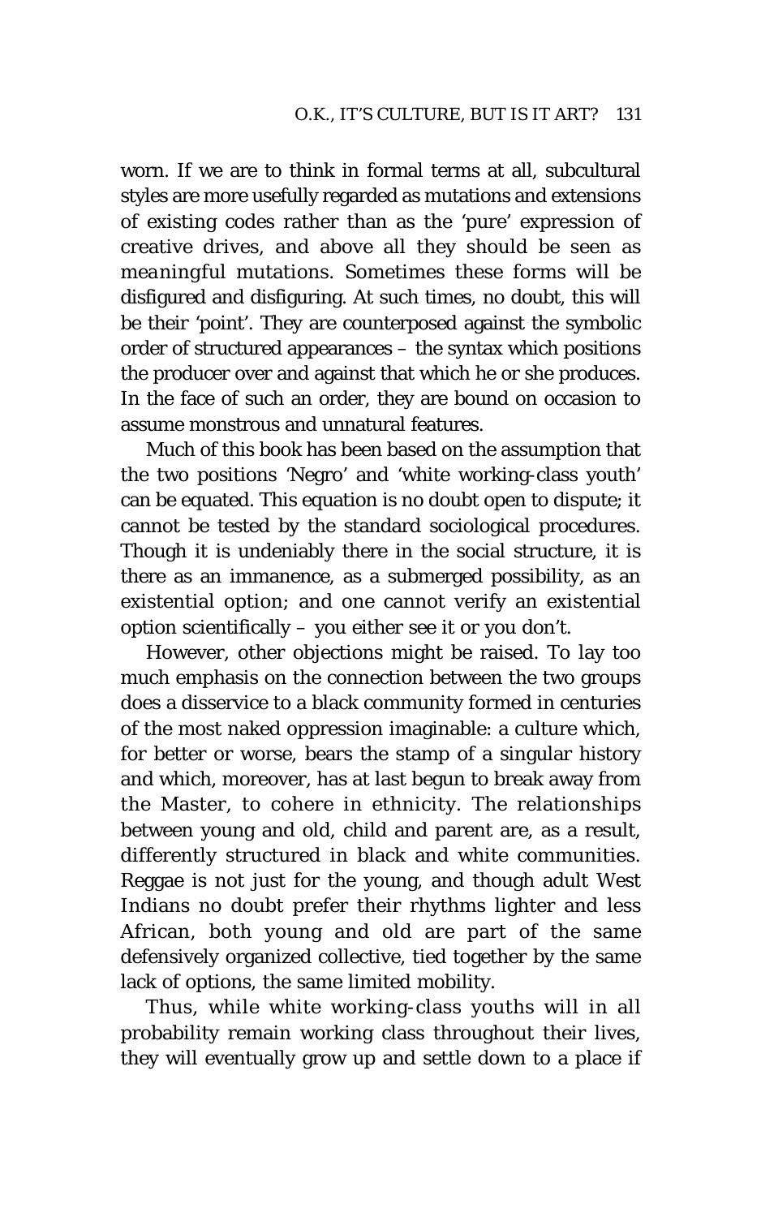worn. If we are to think in formal terms at all, subcultural styles are more usefully regarded as mutations and extensions of existing codes rather than as the 'pure' expression of creative drives, and above all they should be seen as *meaningful* mutations. Sometimes these forms will be disfigured and disfiguring. At such times, no doubt, this will be their 'point'. They are counterposed against the symbolic order of structured appearances – the syntax which positions the producer over and against that which he or she produces. In the face of such an order, they are bound on occasion to assume monstrous and unnatural features.

Much of this book has been based on the assumption that the two positions 'Negro' and 'white working-class youth' can be equated. This equation is no doubt open to dispute; it cannot be tested by the standard sociological procedures. Though it is undeniably there in the social structure, it is there as an immanence, as a submerged possibility, as an existential option; and one cannot verify an existential option scientifically – you either see it or you don't.

However, other objections might be raised. To lay too much emphasis on the connection between the two groups does a disservice to a black community formed in centuries of the most naked oppression imaginable: a culture which, for better or worse, bears the stamp of a singular history and which, moreover, has at last begun to break away from the Master, to cohere in ethnicity. The relationships between young and old, child and parent are, as a result, differently structured in black and white communities. Reggae is not just for the young, and though adult West Indians no doubt prefer their rhythms lighter and less African, both young and old are part of the same defensively organized collective, tied together by the same lack of options, the same limited mobility.

Thus, while white working-class youths will in all probability remain working class throughout their lives, they will eventually grow up and settle down to a place if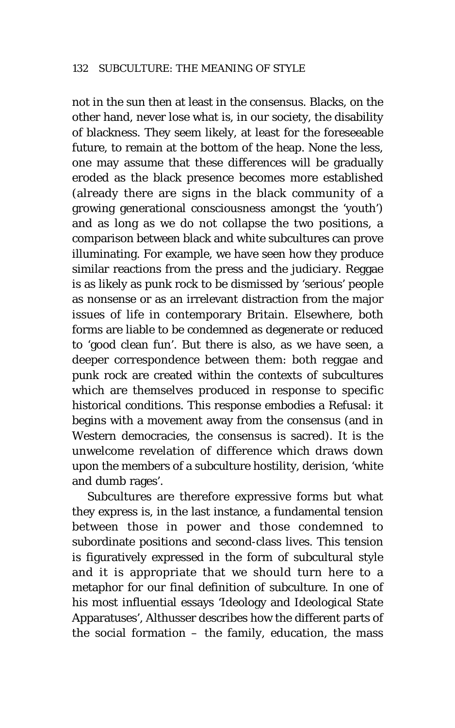not in the sun then at least in the consensus. Blacks, on the other hand, never lose what is, in our society, the disability of blackness. They seem likely, at least for the foreseeable future, to remain at the bottom of the heap. None the less, one may assume that these differences will be gradually eroded as the black presence becomes more established (already there are signs in the black community of a growing generational consciousness amongst the 'youth') and as long as we do not collapse the two positions, a comparison between black and white subcultures can prove illuminating. For example, we have seen how they produce similar reactions from the press and the judiciary. Reggae is as likely as punk rock to be dismissed by 'serious' people as nonsense or as an irrelevant distraction from the major issues of life in contemporary Britain. Elsewhere, both forms are liable to be condemned as degenerate or reduced to 'good clean fun'. But there is also, as we have seen, a deeper correspondence between them: both reggae and punk rock are created within the contexts of subcultures which are themselves produced in response to specific historical conditions. This response embodies a Refusal: it begins with a movement away from the consensus (and in Western democracies, the consensus is sacred). It is the unwelcome revelation of difference which draws down upon the members of a subculture hostility, derision, 'white and dumb rages'.

Subcultures are therefore expressive forms but what they express is, in the last instance, a fundamental tension between those in power and those condemned to subordinate positions and second-class lives. This tension is figuratively expressed in the form of subcultural style and it is appropriate that we should turn here to a metaphor for our final definition of subculture. In one of his most influential essays 'Ideology and Ideological State Apparatuses', Althusser describes how the different parts of the social formation – the family, education, the mass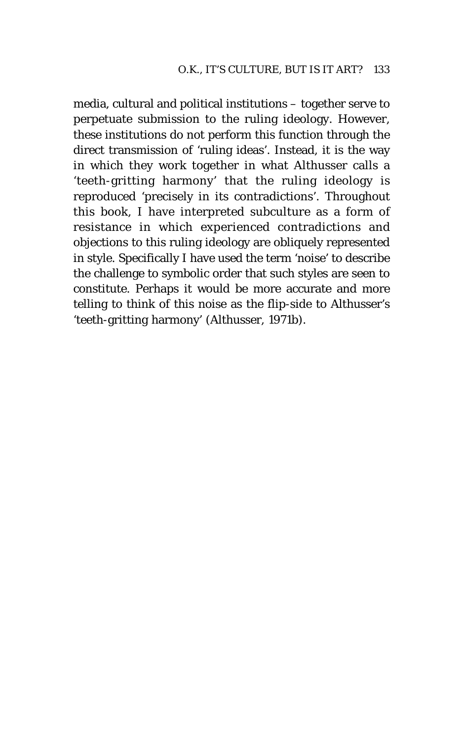media, cultural and political institutions – together serve to perpetuate submission to the ruling ideology. However, these institutions do not perform this function through the direct transmission of 'ruling ideas'. Instead, it is the way in which they work together in what Althusser calls a 'teeth-gritting harmony' that the ruling ideology is reproduced 'precisely in its contradictions'. Throughout this book, I have interpreted subculture as a form of resistance in which experienced contradictions and objections to this ruling ideology are obliquely represented in style. Specifically I have used the term 'noise' to describe the challenge to symbolic order that such styles are seen to constitute. Perhaps it would be more accurate and more telling to think of this noise as the flip-side to Althusser's 'teeth-gritting harmony' (Althusser, 1971b).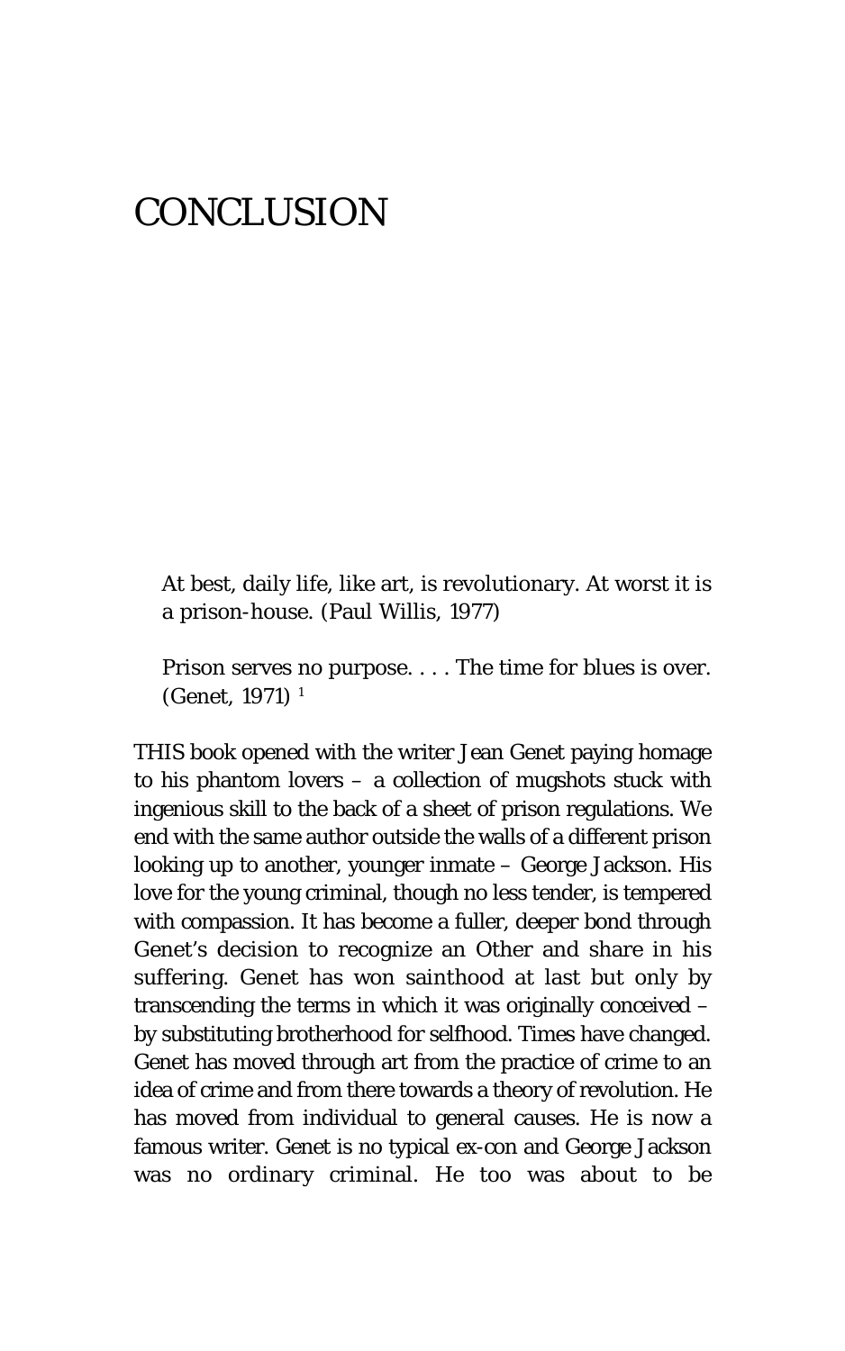# CONCLUSION

> At best, daily life, like art, is revolutionary. At worst it is a prison-house. (Paul Willis, 1977)
>
> Prison serves no purpose. . . . The time for blues is over. (Genet, 1971) [1]

THIS book opened with the writer Jean Genet paying homage to his phantom lovers – a collection of mugshots stuck with ingenious skill to the back of a sheet of prison regulations. We end with the same author outside the walls of a different prison looking up to another, younger inmate – George Jackson. His love for the young criminal, though no less tender, is tempered with compassion. It has become a fuller, deeper bond through Genet's decision to recognize an Other and share in his suffering. Genet has won sainthood at last but only by transcending the terms in which it was originally conceived – by substituting brotherhood for selfhood. Times have changed. Genet has moved through art from the practice of crime to an idea of crime and from there towards a theory of revolution. He has moved from individual to general causes. He is now a famous writer. Genet is no typical ex-con and George Jackson was no ordinary criminal. He too was about to be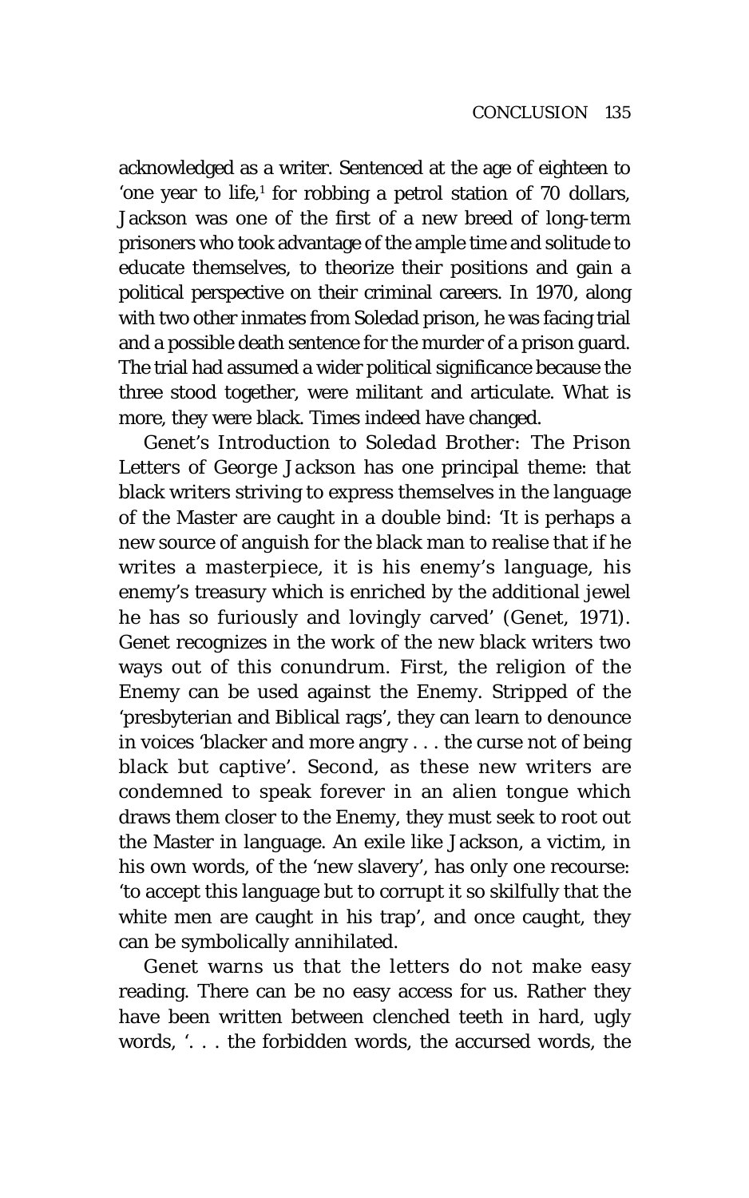acknowledged as a writer. Sentenced at the age of eighteen to 'one year to life,[1] for robbing a petrol station of 70 dollars, Jackson was one of the first of a new breed of long-term prisoners who took advantage of the ample time and solitude to educate themselves, to theorize their positions and gain a political perspective on their criminal careers. In 1970, along with two other inmates from Soledad prison, he was facing trial and a possible death sentence for the murder of a prison guard. The trial had assumed a wider political significance because the three stood together, were militant and articulate. What is more, they were black. Times indeed have changed.

Genet's Introduction to *Soledad Brother: The Prison Letters of George Jackson* has one principal theme: that black writers striving to express themselves in the language of the Master are caught in a double bind: 'It is perhaps a new source of anguish for the black man to realise that if he writes a masterpiece, it is his enemy's language, his enemy's treasury which is enriched by the additional jewel he has so furiously and lovingly carved' (Genet, 1971). Genet recognizes in the work of the new black writers two ways out of this conundrum. First, the religion of the Enemy can be used against the Enemy. Stripped of the 'presbyterian and Biblical rags', they can learn to denounce in voices 'blacker and more angry . . . the curse not of being black but captive'. Second, as these new writers are condemned to speak forever in an alien tongue which draws them closer to the Enemy, they must seek to root out the Master in language. An exile like Jackson, a victim, in his own words, of the 'new slavery', has only one recourse: 'to accept this language but to corrupt it so skilfully that the white men are caught in his trap', and once caught, they can be symbolically annihilated.

Genet warns us that the letters do not make easy reading. There can be no easy access for us. Rather they have been written between clenched teeth in hard, ugly words, '. . . the forbidden words, the accursed words, the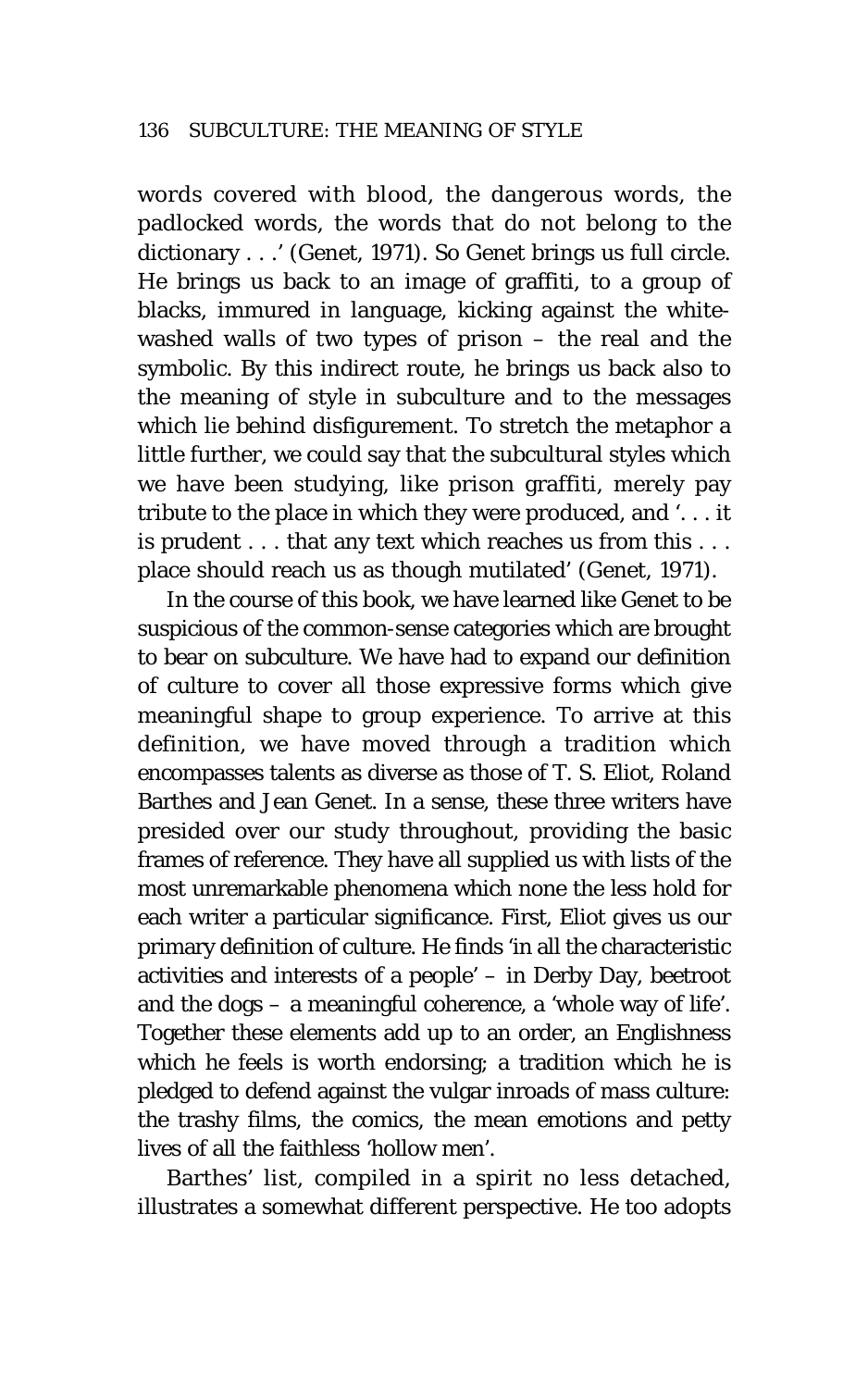words covered with blood, the dangerous words, the padlocked words, the words that do not belong to the dictionary . . .' (Genet, 1971). So Genet brings us full circle. He brings us back to an image of graffiti, to a group of blacks, immured in language, kicking against the white-washed walls of two types of prison – the real and the symbolic. By this indirect route, he brings us back also to the meaning of style in subculture and to the messages which lie behind disfigurement. To stretch the metaphor a little further, we could say that the subcultural styles which we have been studying, like prison graffiti, merely pay tribute to the place in which they were produced, and '. . . it is prudent . . . that any text which reaches us from this . . . place should reach us as though mutilated' (Genet, 1971).

In the course of this book, we have learned like Genet to be suspicious of the common-sense categories which are brought to bear on subculture. We have had to expand our definition of culture to cover all those expressive forms which give meaningful shape to group experience. To arrive at this definition, we have moved through a tradition which encompasses talents as diverse as those of T. S. Eliot, Roland Barthes and Jean Genet. In a sense, these three writers have presided over our study throughout, providing the basic frames of reference. They have all supplied us with lists of the most unremarkable phenomena which none the less hold for each writer a particular significance. First, Eliot gives us our primary definition of culture. He finds 'in all the characteristic activities and interests of a people' – in Derby Day, beetroot and the dogs – a meaningful coherence, a 'whole way of life'. Together these elements add up to an order, an Englishness which he feels is worth endorsing; a tradition which he is pledged to defend against the vulgar inroads of mass culture: the trashy films, the comics, the mean emotions and petty lives of all the faithless 'hollow men'.

Barthes' list, compiled in a spirit no less detached, illustrates a somewhat different perspective. He too adopts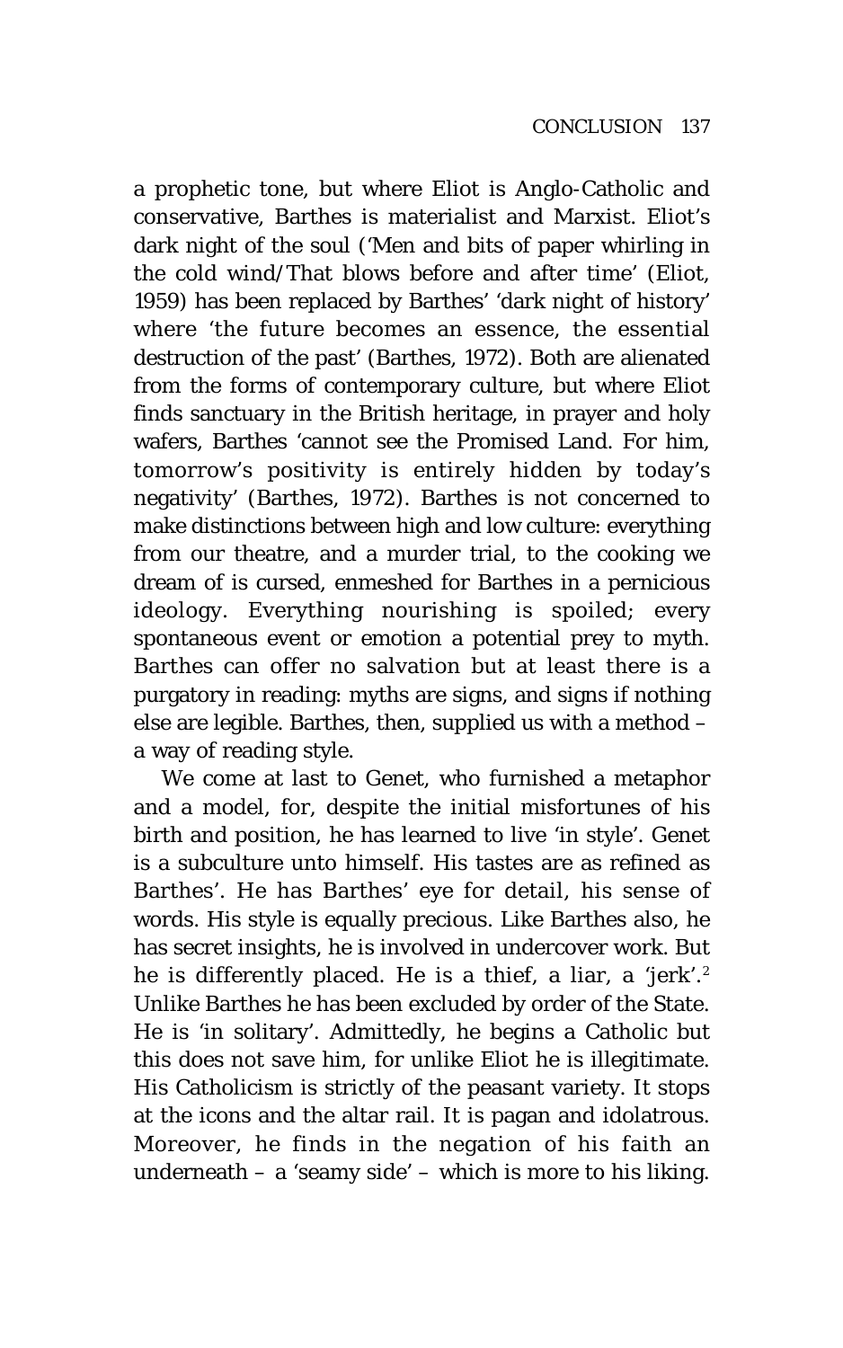a prophetic tone, but where Eliot is Anglo-Catholic and conservative, Barthes is materialist and Marxist. Eliot's dark night of the soul ('Men and bits of paper whirling in the cold wind/That blows before and after time' (Eliot, 1959) has been replaced by Barthes' 'dark night of history' where 'the future becomes an essence, the essential destruction of the past' (Barthes, 1972). Both are alienated from the forms of contemporary culture, but where Eliot finds sanctuary in the British heritage, in prayer and holy wafers, Barthes 'cannot see the Promised Land. For him, tomorrow's positivity is entirely hidden by today's negativity' (Barthes, 1972). Barthes is not concerned to make distinctions between high and low culture: everything from our theatre, and a murder trial, to the cooking we dream of is cursed, enmeshed for Barthes in a pernicious ideology. Everything nourishing is spoiled; every spontaneous event or emotion a potential prey to myth. Barthes can offer no salvation but at least there is a purgatory in reading: myths are signs, and signs if nothing else are legible. Barthes, then, supplied us with a method – a way of reading style.

We come at last to Genet, who furnished a metaphor and a model, for, despite the initial misfortunes of his birth and position, he has learned to live 'in style'. Genet is a subculture unto himself. His tastes are as refined as Barthes'. He has Barthes' eye for detail, his sense of words. His style is equally precious. Like Barthes also, he has secret insights, he is involved in undercover work. But he is differently placed. He is a thief, a liar, a 'jerk'.[2] Unlike Barthes he has been excluded by order of the State. He is 'in solitary'. Admittedly, he begins a Catholic but this does not save him, for unlike Eliot he is illegitimate. His Catholicism is strictly of the peasant variety. It stops at the icons and the altar rail. It is pagan and idolatrous. Moreover, he finds in the negation of his faith an underneath – a 'seamy side' – which is more to his liking.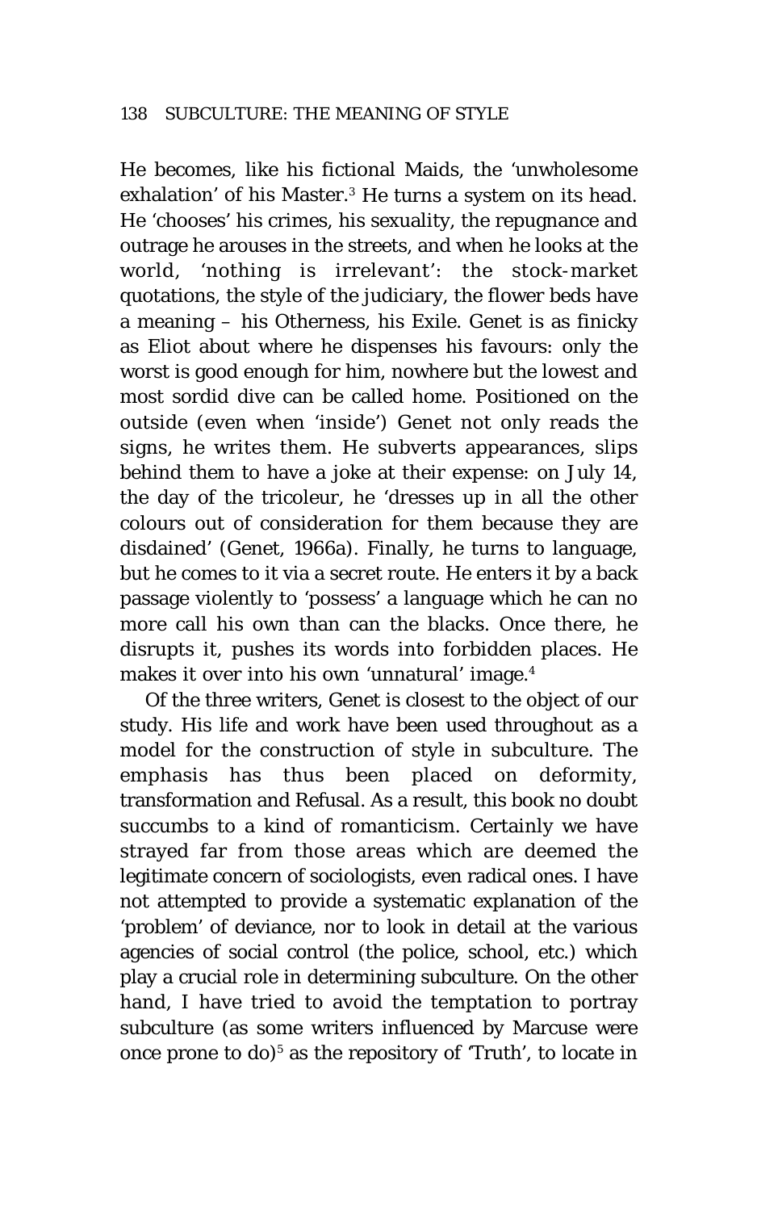He becomes, like his fictional Maids, the 'unwholesome exhalation' of his Master.[3] He turns a system on its head. He 'chooses' his crimes, his sexuality, the repugnance and outrage he arouses in the streets, and when he looks at the world, 'nothing is irrelevant': the stock-market quotations, the style of the judiciary, the flower beds have a meaning – his Otherness, his Exile. Genet is as finicky as Eliot about where he dispenses his favours: only the worst is good enough for him, nowhere but the lowest and most sordid dive can be called home. Positioned on the outside (even when 'inside') Genet not only reads the signs, he writes them. He subverts appearances, slips behind them to have a joke at their expense: on July 14, the day of the tricoleur, he 'dresses up in all the other colours out of consideration for them because they are disdained' (Genet, 1966a). Finally, he turns to language, but he comes to it via a secret route. He enters it by a back passage violently to 'possess' a language which he can no more call his own than can the blacks. Once there, he disrupts it, pushes its words into forbidden places. He makes it over into his own 'unnatural' image.[4]

Of the three writers, Genet is closest to the object of our study. His life and work have been used throughout as a model for the construction of style in subculture. The emphasis has thus been placed on deformity, transformation and Refusal. As a result, this book no doubt succumbs to a kind of romanticism. Certainly we have strayed far from those areas which are deemed the legitimate concern of sociologists, even radical ones. I have not attempted to provide a systematic explanation of the 'problem' of deviance, nor to look in detail at the various agencies of social control (the police, school, etc.) which play a crucial role in determining subculture. On the other hand, I have tried to avoid the temptation to portray subculture (as some writers influenced by Marcuse were once prone to do)[5] as the repository of 'Truth', to locate in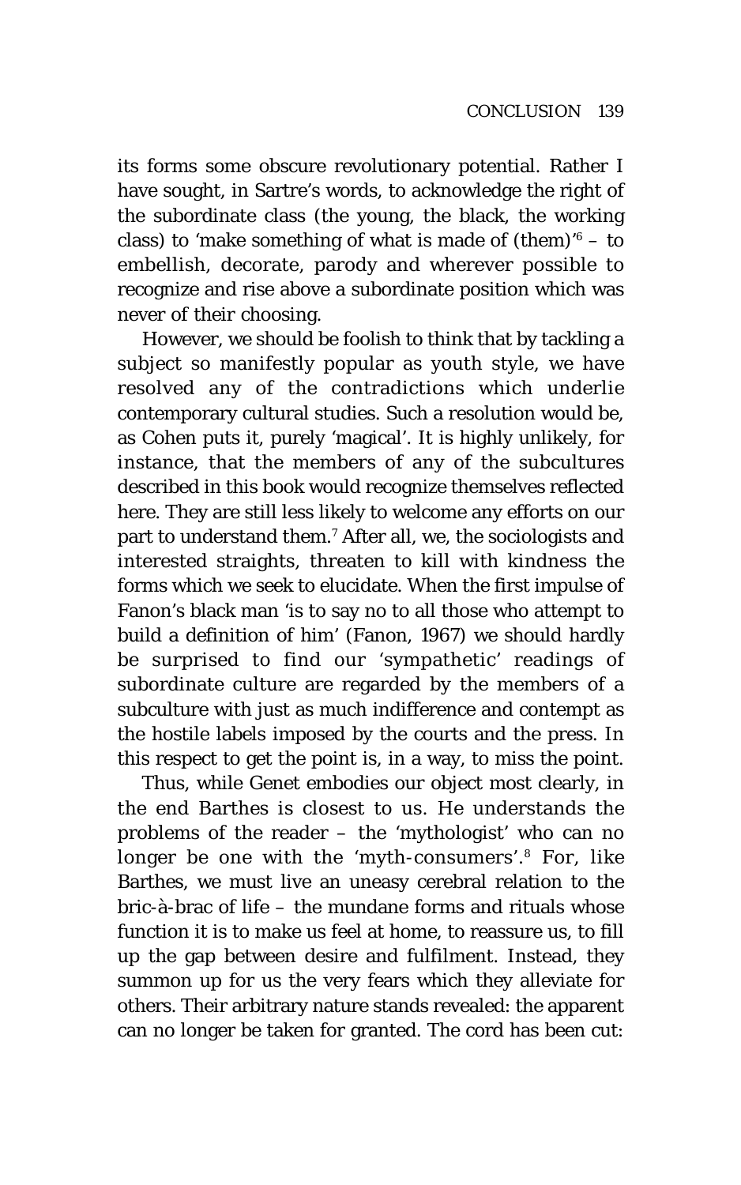its forms some obscure revolutionary potential. Rather I have sought, in Sartre's words, to acknowledge the right of the subordinate class (the young, the black, the working class) to 'make something of what is made of (them)'[6] – to embellish, decorate, parody and wherever possible to recognize and rise above a subordinate position which was never of their choosing.

However, we should be foolish to think that by tackling a subject so manifestly popular as youth style, we have resolved any of the contradictions which underlie contemporary cultural studies. Such a resolution would be, as Cohen puts it, purely 'magical'. It is highly unlikely, for instance, that the members of any of the subcultures described in this book would recognize themselves reflected here. They are still less likely to welcome any efforts on our part to understand them.[7] After all, we, the sociologists and interested straights, threaten to kill with kindness the forms which we seek to elucidate. When the first impulse of Fanon's black man 'is to say no to all those who attempt to build a definition of him' (Fanon, 1967) we should hardly be surprised to find our 'sympathetic' readings of subordinate culture are regarded by the members of a subculture with just as much indifference and contempt as the hostile labels imposed by the courts and the press. In this respect to get the point is, in a way, to miss the point.

Thus, while Genet embodies our object most clearly, in the end Barthes is closest to us. He understands the problems of the reader – the 'mythologist' who can no longer be one with the 'myth-consumers'.[8] For, like Barthes, we must live an uneasy cerebral relation to the bric-à-brac of life – the mundane forms and rituals whose function it is to make us feel at home, to reassure us, to fill up the gap between desire and fulfilment. Instead, they summon up for us the very fears which they alleviate for others. Their arbitrary nature stands revealed: the apparent can no longer be taken for granted. The cord has been cut: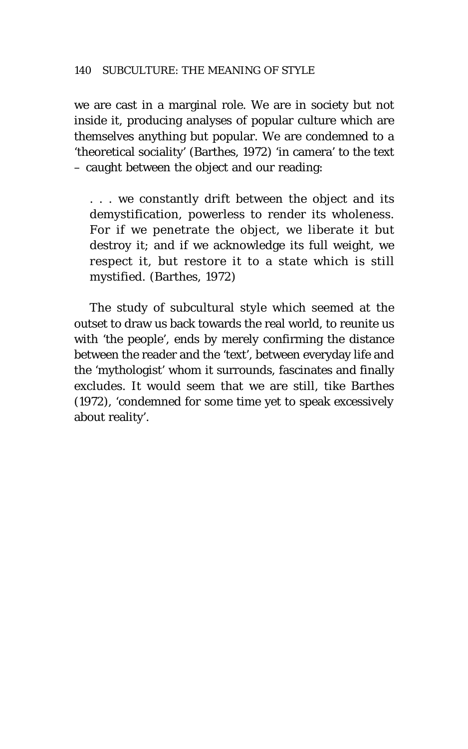we are cast in a marginal role. We are in society but not inside it, producing analyses of popular culture which are themselves anything but popular. We are condemned to a 'theoretical sociality' (Barthes, 1972) 'in camera' to the text – caught between the object and our reading:

> . . . we constantly drift between the object and its demystification, powerless to render its wholeness. For if we penetrate the object, we liberate it but destroy it; and if we acknowledge its full weight, we respect it, but restore it to a state which is still mystified. (Barthes, 1972)

The study of subcultural style which seemed at the outset to draw us back towards the real world, to reunite us with 'the people', ends by merely confirming the distance between the reader and the 'text', between everyday life and the 'mythologist' whom it surrounds, fascinates and finally excludes. It would seem that we are still, tike Barthes (1972), 'condemned for some time yet to speak excessively about reality'.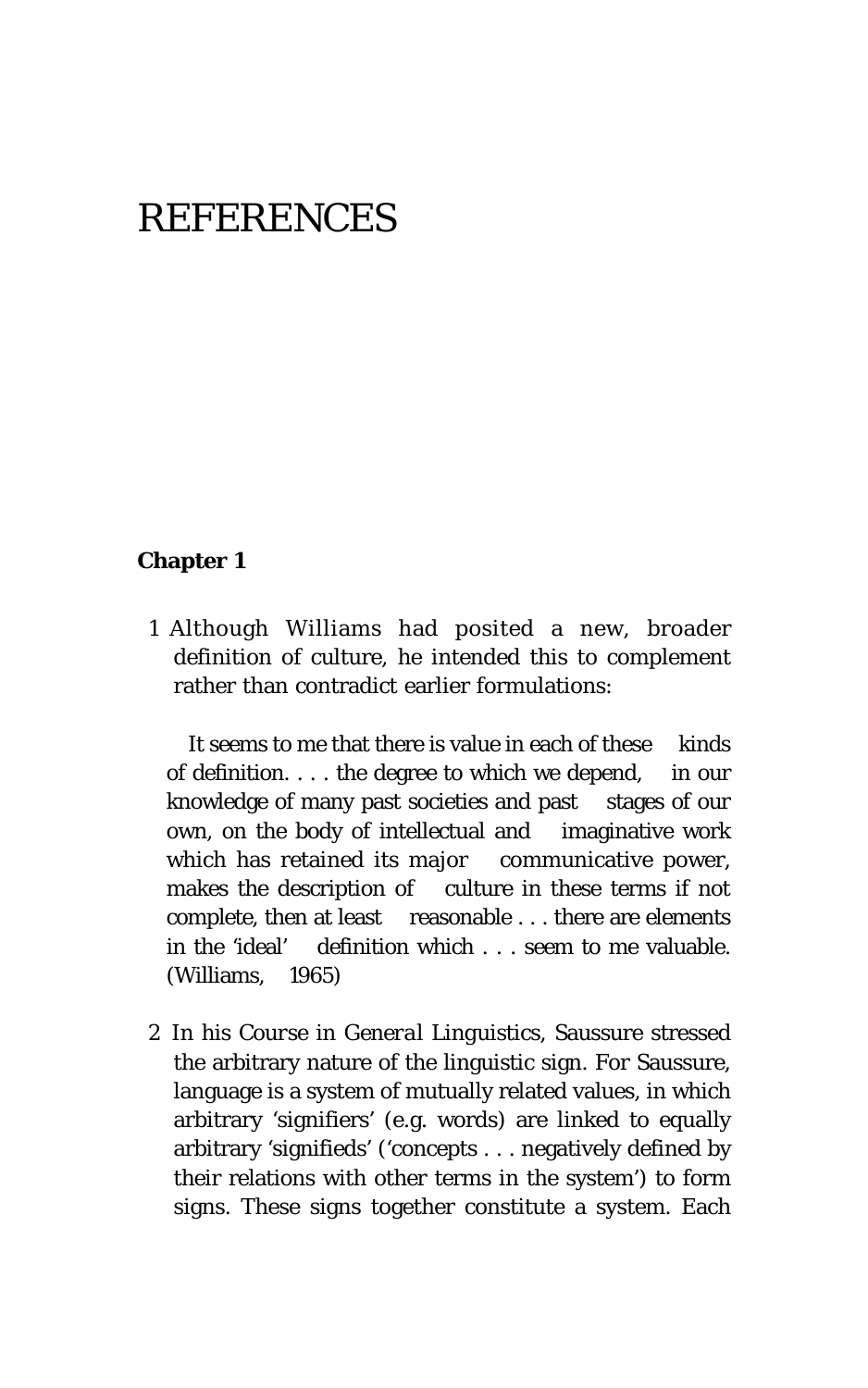# REFERENCES

**Chapter 1**

1 Although Williams had posited a new, broader definition of culture, he intended this to complement rather than contradict earlier formulations:

> It seems to me that there is value in each of these kinds of definition. . . . the degree to which we depend, in our knowledge of many past societies and past stages of our own, on the body of intellectual and imaginative work which has retained its major communicative power, makes the description of culture in these terms if not complete, then at least reasonable . . . there are elements in the 'ideal' definition which . . . seem to me valuable. (Williams, 1965)

2 In his *Course in General Linguistics*, Saussure stressed the arbitrary nature of the linguistic sign. For Saussure, language is a system of mutually related values, in which arbitrary 'signifiers' (e.g. words) are linked to equally arbitrary 'signifieds' ('concepts . . . negatively defined by their relations with other terms in the system') to form signs. These signs together constitute a system. Each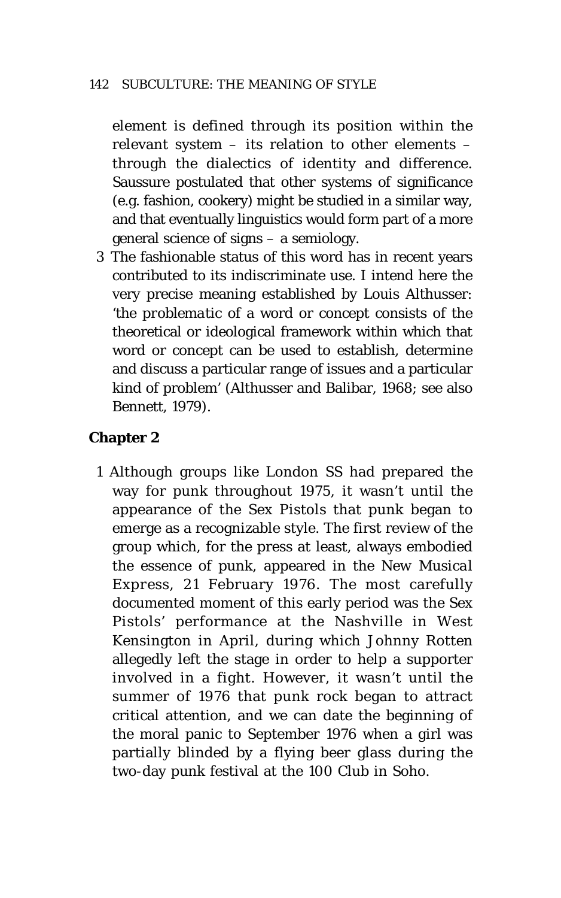element is defined through its position within the relevant system – its relation to other elements – through the dialectics of identity and difference. Saussure postulated that other systems of significance (e.g. fashion, cookery) might be studied in a similar way, and that eventually linguistics would form part of a more general science of signs – a semiology.

3 The fashionable status of this word has in recent years contributed to its indiscriminate use. I intend here the very precise meaning established by Louis Althusser: 'the *problematic* of a word or concept consists of the theoretical or ideological framework within which that word or concept can be used to establish, determine and discuss a particular range of issues and a particular kind of problem' (Althusser and Balibar, 1968; see also Bennett, 1979).

**Chapter 2**

1 Although groups like London SS had prepared the way for punk throughout 1975, it wasn't until the appearance of the Sex Pistols that punk began to emerge as a recognizable style. The first review of the group which, for the press at least, always embodied the essence of punk, appeared in the *New Musical Express*, 21 February 1976. The most carefully documented moment of this early period was the Sex Pistols' performance at the Nashville in West Kensington in April, during which Johnny Rotten allegedly left the stage in order to help a supporter involved in a fight. However, it wasn't until the summer of 1976 that punk rock began to attract critical attention, and we can date the beginning of the moral panic to September 1976 when a girl was partially blinded by a flying beer glass during the two-day punk festival at the 100 Club in Soho.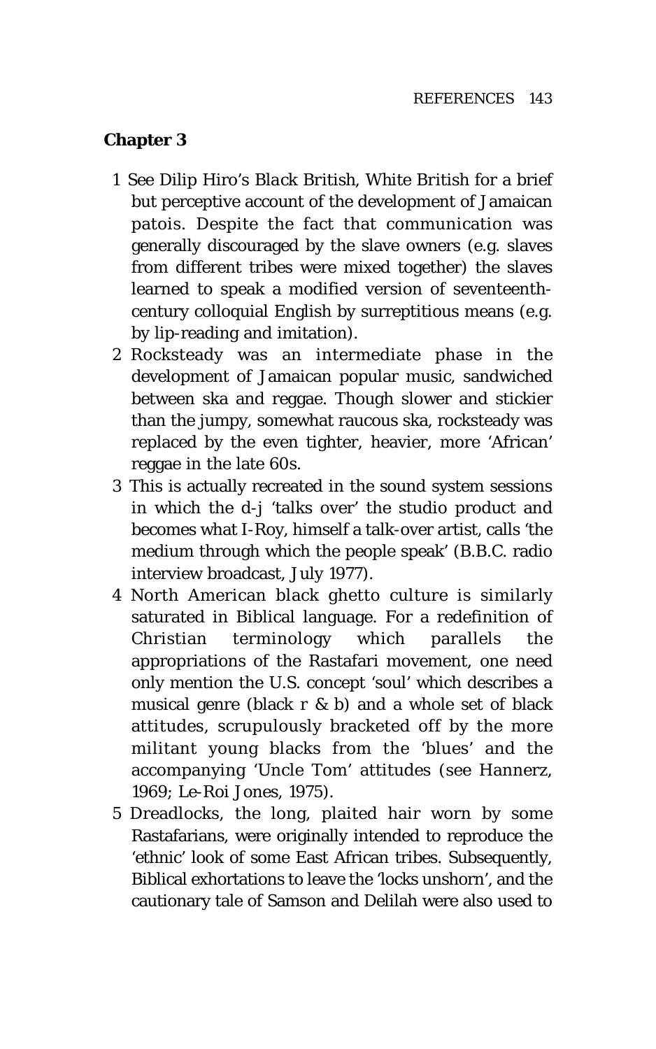## Chapter 3

1 See Dilip Hiro's *Black British, White British* for a brief but perceptive account of the development of Jamaican patois. Despite the fact that communication was generally discouraged by the slave owners (e.g. slaves from different tribes were mixed together) the slaves learned to speak a modified version of seventeenth-century colloquial English by surreptitious means (e.g. by lip-reading and imitation).

2 Rocksteady was an intermediate phase in the development of Jamaican popular music, sandwiched between ska and reggae. Though slower and stickier than the jumpy, somewhat raucous ska, rocksteady was replaced by the even tighter, heavier, more 'African' reggae in the late 60s.

3 This is actually recreated in the sound system sessions in which the d-j 'talks over' the studio product and becomes what I-Roy, himself a talk-over artist, calls 'the medium through which the people speak' (B.B.C. radio interview broadcast, July 1977).

4 North American black ghetto culture is similarly saturated in Biblical language. For a redefinition of Christian terminology which parallels the appropriations of the Rastafari movement, one need only mention the U.S. concept 'soul' which describes a musical genre (black r & b) and a whole set of black attitudes, scrupulously bracketed off by the more militant young blacks from the 'blues' and the accompanying 'Uncle Tom' attitudes (see Hannerz, 1969; Le-Roi Jones, 1975).

5 Dreadlocks, the long, plaited hair worn by some Rastafarians, were originally intended to reproduce the 'ethnic' look of some East African tribes. Subsequently, Biblical exhortations to leave the 'locks unshorn', and the cautionary tale of Samson and Delilah were also used to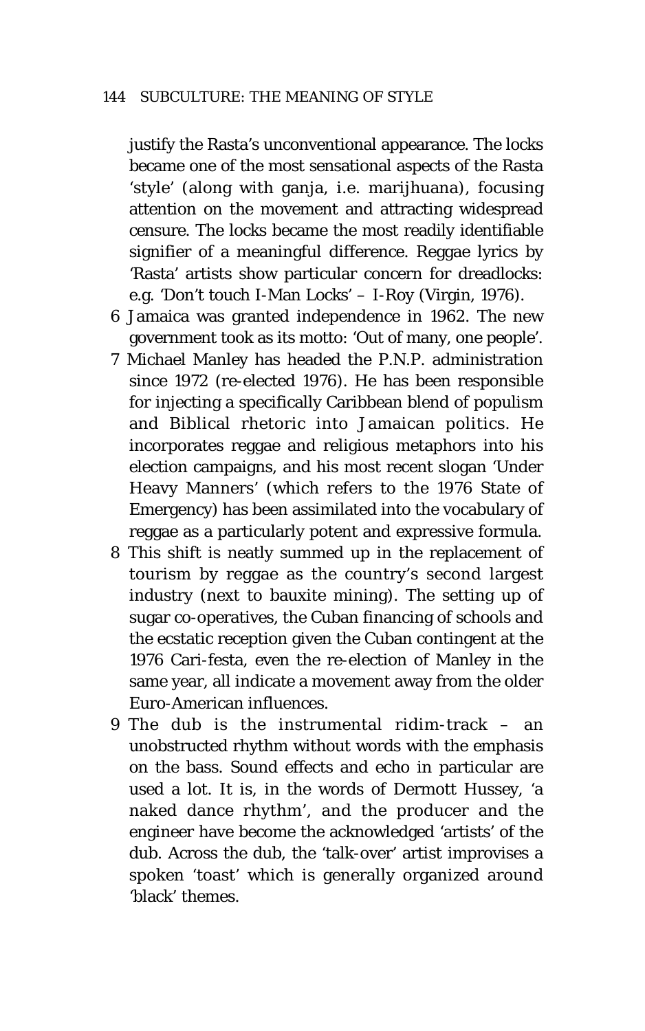justify the Rasta's unconventional appearance. The locks became one of the most sensational aspects of the Rasta 'style' (along with ganja, i.e. marijhuana), focusing attention on the movement and attracting widespread censure. The locks became the most readily identifiable signifier of a meaningful difference. Reggae lyrics by 'Rasta' artists show particular concern for dreadlocks: e.g. 'Don't touch I-Man Locks' – I-Roy (Virgin, 1976).

6 Jamaica was granted independence in 1962. The new government took as its motto: 'Out of many, one people'.

7 Michael Manley has headed the P.N.P. administration since 1972 (re-elected 1976). He has been responsible for injecting a specifically Caribbean blend of populism and Biblical rhetoric into Jamaican politics. He incorporates reggae and religious metaphors into his election campaigns, and his most recent slogan 'Under Heavy Manners' (which refers to the 1976 State of Emergency) has been assimilated into the vocabulary of reggae as a particularly potent and expressive formula.

8 This shift is neatly summed up in the replacement of tourism by reggae as the country's second largest industry (next to bauxite mining). The setting up of sugar co-operatives, the Cuban financing of schools and the ecstatic reception given the Cuban contingent at the 1976 Cari-festa, even the re-election of Manley in the same year, all indicate a movement away from the older Euro-American influences.

9 The dub is the instrumental ridim-track – an unobstructed rhythm without words with the emphasis on the bass. Sound effects and echo in particular are used a lot. It is, in the words of Dermott Hussey, 'a naked dance rhythm', and the producer and the engineer have become the acknowledged 'artists' of the dub. Across the dub, the 'talk-over' artist improvises a spoken 'toast' which is generally organized around 'black' themes.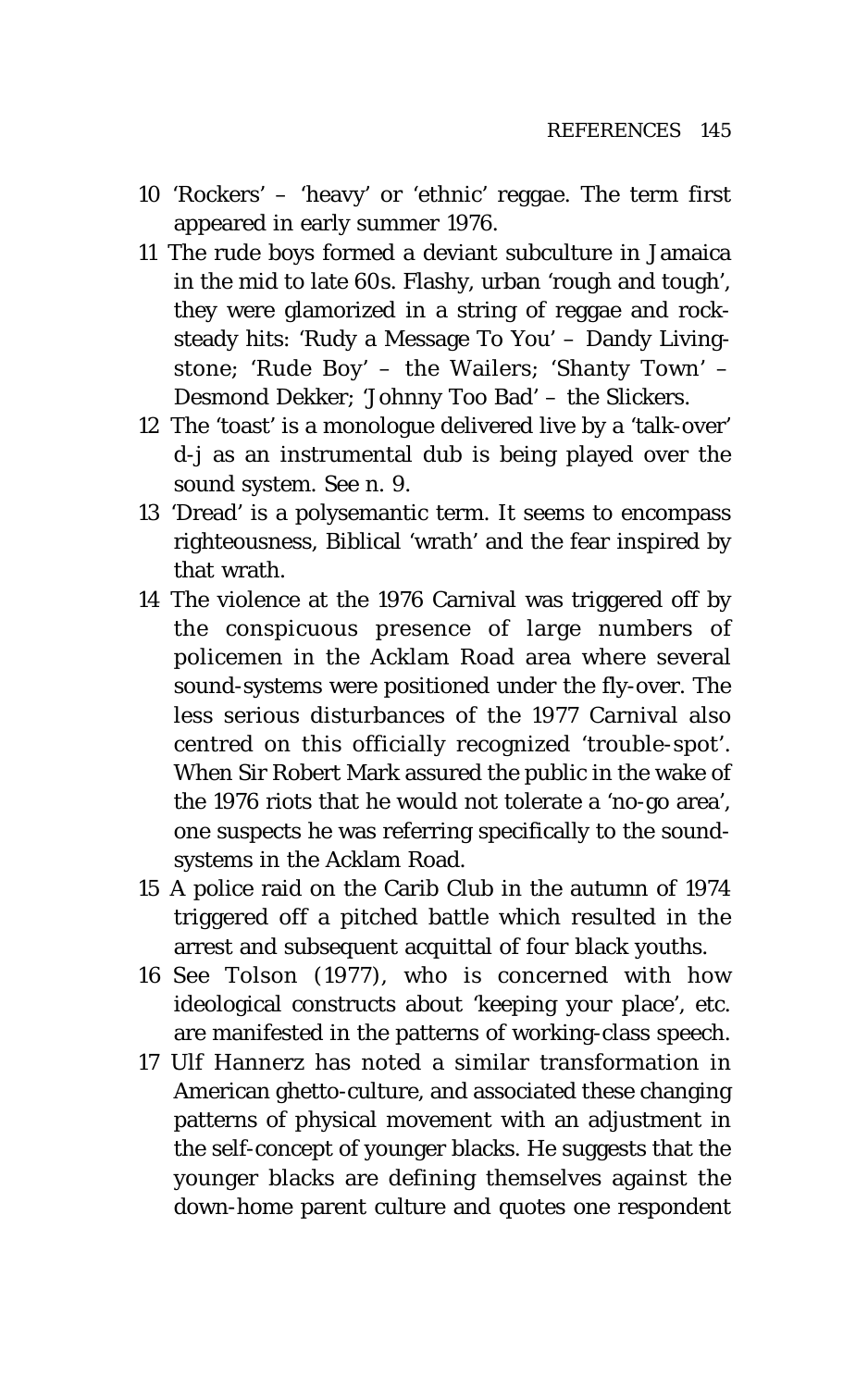10 'Rockers' – 'heavy' or 'ethnic' reggae. The term first appeared in early summer 1976.

11 The rude boys formed a deviant subculture in Jamaica in the mid to late 60s. Flashy, urban 'rough and tough', they were glamorized in a string of reggae and rock-steady hits: 'Rudy a Message To You' – Dandy Livingstone; 'Rude Boy' – the Wailers; 'Shanty Town' – Desmond Dekker; 'Johnny Too Bad' – the Slickers.

12 The 'toast' is a monologue delivered live by a 'talk-over' d-j as an instrumental dub is being played over the sound system. See n. 9.

13 'Dread' is a polysemantic term. It seems to encompass righteousness, Biblical 'wrath' and the fear inspired by that wrath.

14 The violence at the 1976 Carnival was triggered off by the conspicuous presence of large numbers of policemen in the Acklam Road area where several sound-systems were positioned under the fly-over. The less serious disturbances of the 1977 Carnival also centred on this officially recognized 'trouble-spot'. When Sir Robert Mark assured the public in the wake of the 1976 riots that he would not tolerate a 'no-go area', one suspects he was referring specifically to the sound-systems in the Acklam Road.

15 A police raid on the Carib Club in the autumn of 1974 triggered off a pitched battle which resulted in the arrest and subsequent acquittal of four black youths.

16 See Tolson (1977), who is concerned with how ideological constructs about 'keeping your place', etc. are manifested in the patterns of working-class speech.

17 Ulf Hannerz has noted a similar transformation in American ghetto-culture, and associated these changing patterns of physical movement with an adjustment in the self-concept of younger blacks. He suggests that the younger blacks are defining themselves against the down-home parent culture and quotes one respondent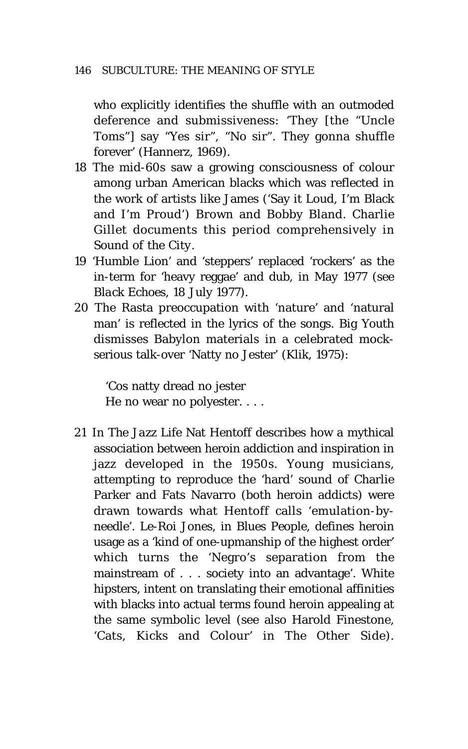who explicitly identifies the shuffle with an outmoded deference and submissiveness: 'They [the "Uncle Toms"] say "Yes sir", "No sir". They gonna shuffle forever' (Hannerz, 1969).

18 The mid-60s saw a growing consciousness of colour among urban American blacks which was reflected in the work of artists like James ('Say it Loud, I'm Black and I'm Proud') Brown and Bobby Bland. Charlie Gillet documents this period comprehensively in *Sound of the City*.

19 'Humble Lion' and 'steppers' replaced 'rockers' as the in-term for 'heavy reggae' and dub, in May 1977 (see *Black Echoes*, 18 July 1977).

20 The Rasta preoccupation with 'nature' and 'natural man' is reflected in the lyrics of the songs. Big Youth dismisses Babylon materials in a celebrated mock-serious talk-over 'Natty no Jester' (Klik, 1975):

> 'Cos natty dread no jester
> He no wear no polyester. . . .

21 In *The Jazz Life* Nat Hentoff describes how a mythical association between heroin addiction and inspiration in jazz developed in the 1950s. Young musicians, attempting to reproduce the 'hard' sound of Charlie Parker and Fats Navarro (both heroin addicts) were drawn towards what Hentoff calls 'emulation-by-needle'. Le-Roi Jones, in *Blues People*, defines heroin usage as a 'kind of one-upmanship of the highest order' which turns the 'Negro's separation from the mainstream of . . . society into an advantage'. White hipsters, intent on translating their emotional affinities with blacks into actual terms found heroin appealing at the same symbolic level (see also Harold Finestone, 'Cats, Kicks and Colour' in *The Other Side*).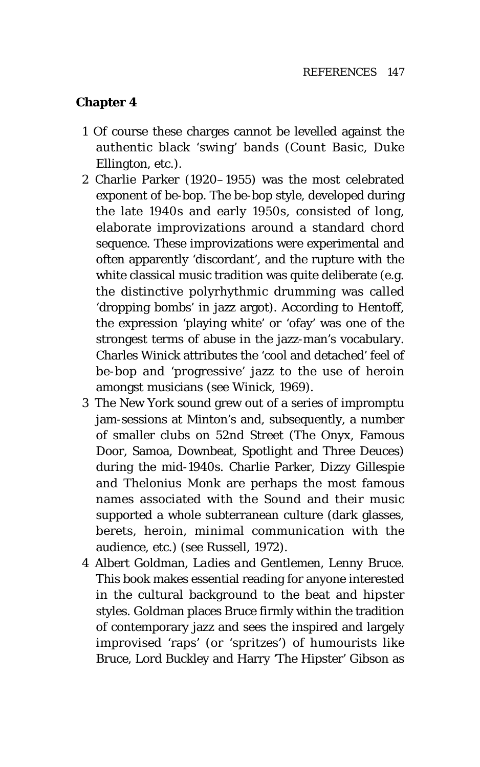## Chapter 4

1 Of course these charges cannot be levelled against the authentic black 'swing' bands (Count Basic, Duke Ellington, etc.).

2 Charlie Parker (1920–1955) was the most celebrated exponent of be-bop. The be-bop style, developed during the late 1940s and early 1950s, consisted of long, elaborate improvizations around a standard chord sequence. These improvizations were experimental and often apparently 'discordant', and the rupture with the white classical music tradition was quite deliberate (e.g. the distinctive polyrhythmic drumming was called 'dropping bombs' in jazz argot). According to Hentoff, the expression 'playing white' or 'ofay' was one of the strongest terms of abuse in the jazz-man's vocabulary. Charles Winick attributes the 'cool and detached' feel of be-bop and 'progressive' jazz to the use of heroin amongst musicians (see Winick, 1969).

3 The New York sound grew out of a series of impromptu jam-sessions at Minton's and, subsequently, a number of smaller clubs on 52nd Street (The Onyx, Famous Door, Samoa, Downbeat, Spotlight and Three Deuces) during the mid-1940s. Charlie Parker, Dizzy Gillespie and Thelonius Monk are perhaps the most famous names associated with the Sound and their music supported a whole subterranean culture (dark glasses, berets, heroin, minimal communication with the audience, etc.) (see Russell, 1972).

4 Albert Goldman, *Ladies and Gentlemen, Lenny Bruce*. This book makes essential reading for anyone interested in the cultural background to the beat and hipster styles. Goldman places Bruce firmly within the tradition of contemporary jazz and sees the inspired and largely improvised 'raps' (or 'spritzes') of humourists like Bruce, Lord Buckley and Harry 'The Hipster' Gibson as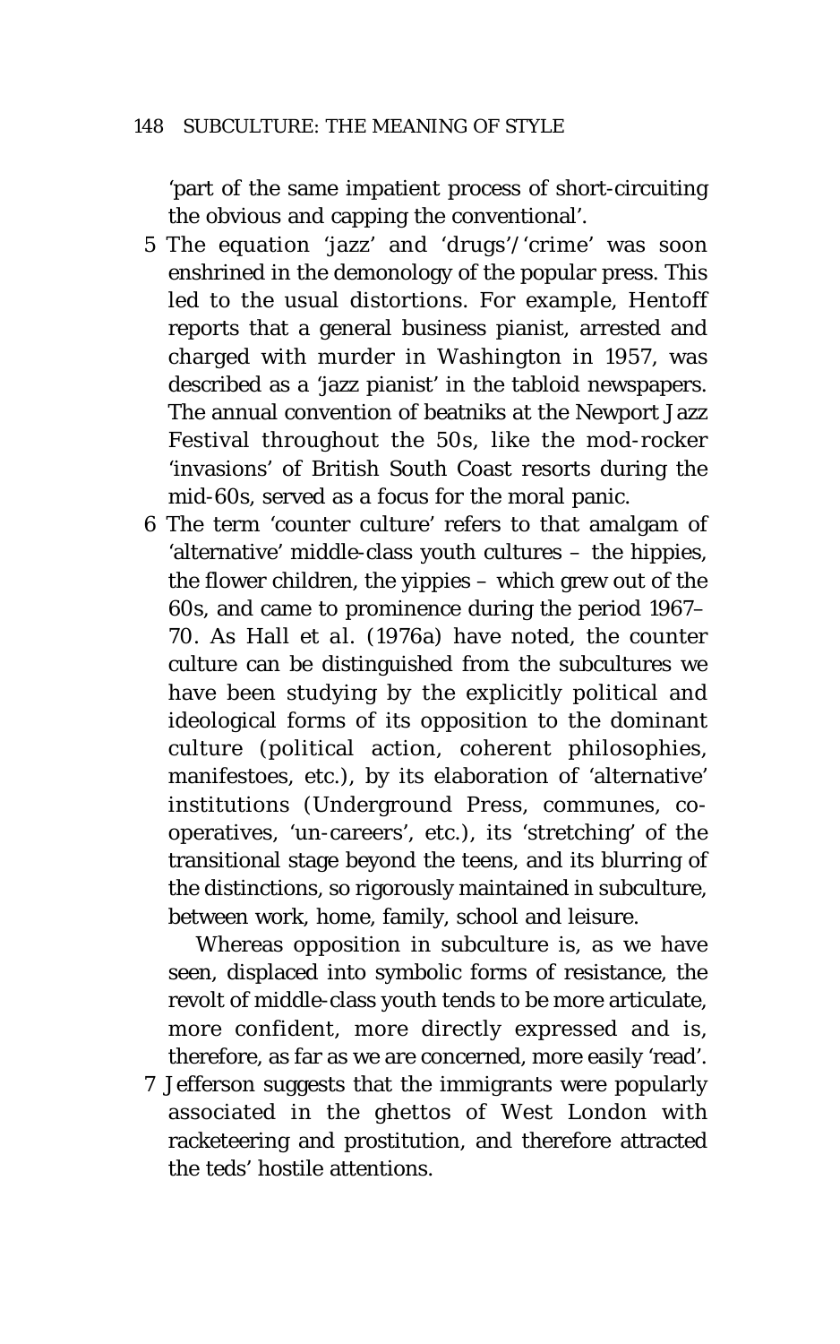'part of the same impatient process of short-circuiting the obvious and capping the conventional'.

5 The equation 'jazz' and 'drugs'/'crime' was soon enshrined in the demonology of the popular press. This led to the usual distortions. For example, Hentoff reports that a general business pianist, arrested and charged with murder in Washington in 1957, was described as a 'jazz pianist' in the tabloid newspapers. The annual convention of beatniks at the Newport Jazz Festival throughout the 50s, like the mod-rocker 'invasions' of British South Coast resorts during the mid-60s, served as a focus for the moral panic.

6 The term 'counter culture' refers to that amalgam of 'alternative' middle-class youth cultures – the hippies, the flower children, the yippies – which grew out of the 60s, and came to prominence during the period 1967–70. As Hall et al. (1976a) have noted, the counter culture can be distinguished from the subcultures we have been studying by the explicitly political and ideological forms of its opposition to the dominant culture (political action, coherent philosophies, manifestoes, etc.), by its elaboration of 'alternative' institutions (Underground Press, communes, co-operatives, 'un-careers', etc.), its 'stretching' of the transitional stage beyond the teens, and its blurring of the distinctions, so rigorously maintained in subculture, between work, home, family, school and leisure.

   Whereas opposition in subculture is, as we have seen, displaced into symbolic forms of resistance, the revolt of middle-class youth tends to be more articulate, more confident, more directly expressed and is, therefore, as far as we are concerned, more easily 'read'.

7 Jefferson suggests that the immigrants were popularly associated in the ghettos of West London with racketeering and prostitution, and therefore attracted the teds' hostile attentions.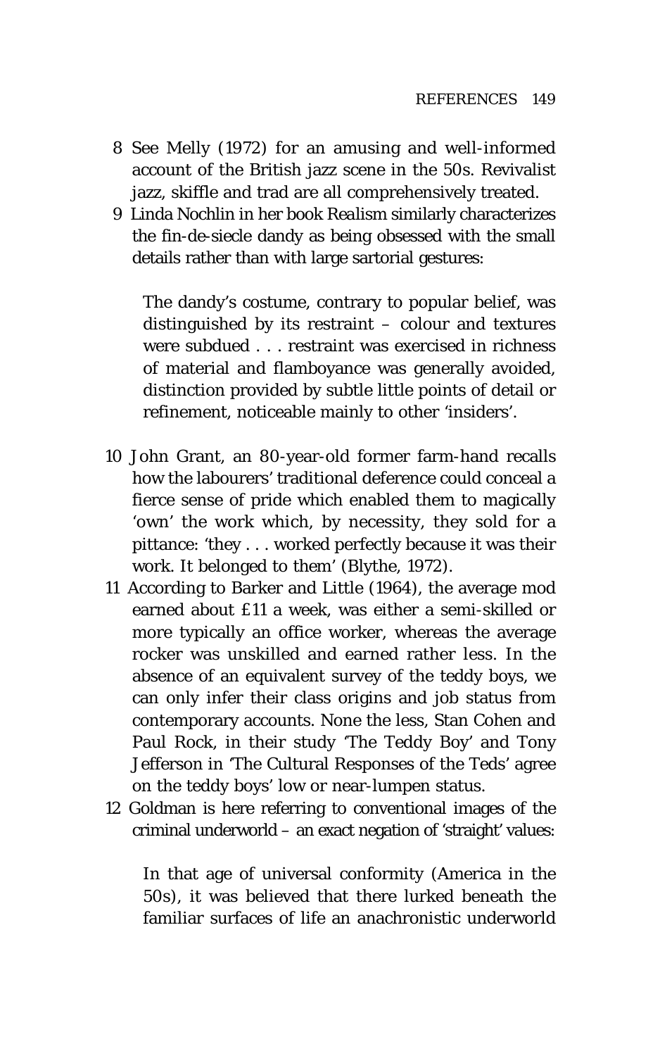8 See Melly (1972) for an amusing and well-informed account of the British jazz scene in the 50s. Revivalist jazz, skiffle and trad are all comprehensively treated.

9 Linda Nochlin in her book Realism similarly characterizes the fin-de-siecle dandy as being obsessed with the small details rather than with large sartorial gestures:

> The dandy's costume, contrary to popular belief, was distinguished by its restraint – colour and textures were subdued . . . restraint was exercised in richness of material and flamboyance was generally avoided, distinction provided by subtle little points of detail or refinement, noticeable mainly to other 'insiders'.

10 John Grant, an 80-year-old former farm-hand recalls how the labourers' traditional deference could conceal a fierce sense of pride which enabled them to magically 'own' the work which, by necessity, they sold for a pittance: 'they . . . worked perfectly because it was their work. It belonged to them' (Blythe, 1972).

11 According to Barker and Little (1964), the average mod earned about £11 a week, was either a semi-skilled or more typically an office worker, whereas the average rocker was unskilled and earned rather less. In the absence of an equivalent survey of the teddy boys, we can only infer their class origins and job status from contemporary accounts. None the less, Stan Cohen and Paul Rock, in their study 'The Teddy Boy' and Tony Jefferson in 'The Cultural Responses of the Teds' agree on the teddy boys' low or near-lumpen status.

12 Goldman is here referring to conventional images of the criminal underworld – an exact negation of 'straight' values:

> In that age of universal conformity (America in the 50s), it was believed that there lurked beneath the familiar surfaces of life an anachronistic underworld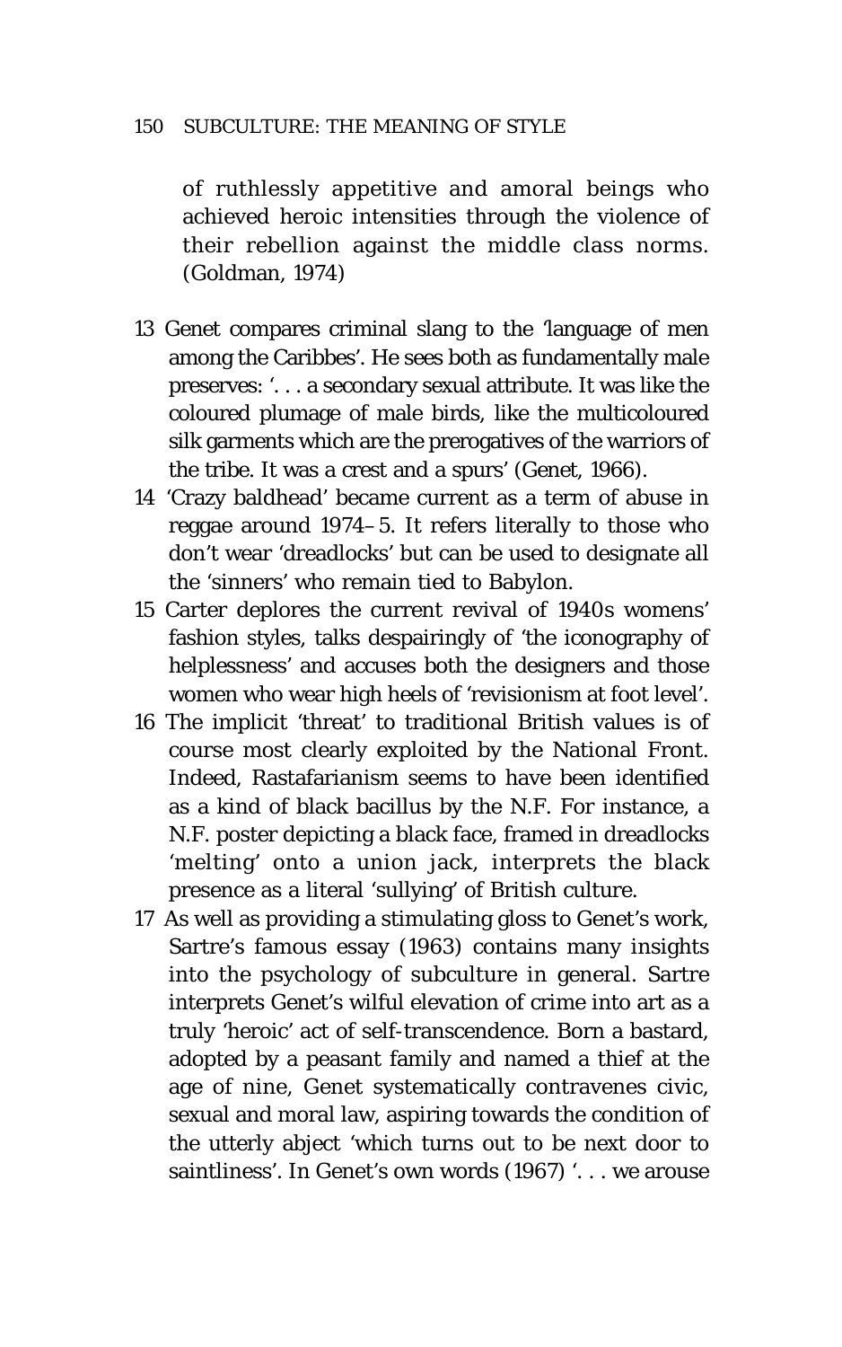of ruthlessly appetitive and amoral beings who achieved heroic intensities through the violence of their rebellion against the middle class norms. (Goldman, 1974)

13 Genet compares criminal slang to the 'language of men among the Caribbes'. He sees both as fundamentally male preserves: '. . . a secondary sexual attribute. It was like the coloured plumage of male birds, like the multicoloured silk garments which are the prerogatives of the warriors of the tribe. It was a crest and a spurs' (Genet, 1966).

14 'Crazy baldhead' became current as a term of abuse in reggae around 1974–5. It refers literally to those who don't wear 'dreadlocks' but can be used to designate all the 'sinners' who remain tied to Babylon.

15 Carter deplores the current revival of 1940s womens' fashion styles, talks despairingly of 'the iconography of helplessness' and accuses both the designers and those women who wear high heels of 'revisionism at foot level'.

16 The implicit 'threat' to traditional British values is of course most clearly exploited by the National Front. Indeed, Rastafarianism seems to have been identified as a kind of black bacillus by the N.F. For instance, a N.F. poster depicting a black face, framed in dreadlocks 'melting' onto a union jack, interprets the black presence as a literal 'sullying' of British culture.

17 As well as providing a stimulating gloss to Genet's work, Sartre's famous essay (1963) contains many insights into the psychology of subculture in general. Sartre interprets Genet's wilful elevation of crime into art as a truly 'heroic' act of self-transcendence. Born a bastard, adopted by a peasant family and named a thief at the age of nine, Genet systematically contravenes civic, sexual and moral law, aspiring towards the condition of the utterly abject 'which turns out to be next door to saintliness'. In Genet's own words (1967) '. . . we arouse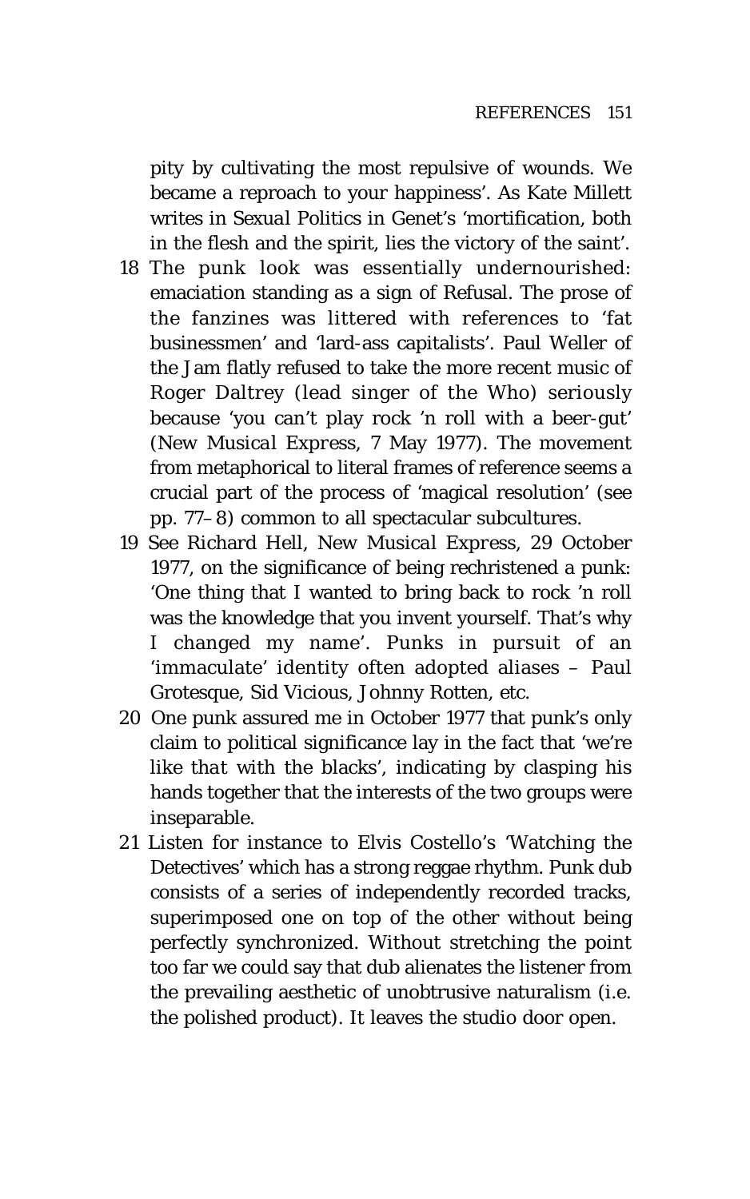pity by cultivating the most repulsive of wounds. We became a reproach to your happiness'. As Kate Millett writes in *Sexual Politics* in Genet's 'mortification, both in the flesh and the spirit, lies the victory of the saint'.

18 The punk look was essentially undernourished: emaciation standing as a sign of Refusal. The prose of the fanzines was littered with references to 'fat businessmen' and 'lard-ass capitalists'. Paul Weller of the Jam flatly refused to take the more recent music of Roger Daltrey (lead singer of the Who) seriously because 'you can't play rock 'n roll with a beer-gut' (*New Musical Express*, 7 May 1977). The movement from metaphorical to literal frames of reference seems a crucial part of the process of 'magical resolution' (see pp. 77–8) common to all spectacular subcultures.

19 See Richard Hell, *New Musical Express*, 29 October 1977, on the significance of being rechristened a punk: 'One thing that I wanted to bring back to rock 'n roll was the knowledge that you invent yourself. That's why I changed my name'. Punks in pursuit of an 'immaculate' identity often adopted aliases – Paul Grotesque, Sid Vicious, Johnny Rotten, etc.

20 One punk assured me in October 1977 that punk's only claim to political significance lay in the fact that 'we're like *that* with the blacks', indicating by clasping his hands together that the interests of the two groups were inseparable.

21 Listen for instance to Elvis Costello's 'Watching the Detectives' which has a strong reggae rhythm. Punk dub consists of a series of independently recorded tracks, superimposed one on top of the other without being perfectly synchronized. Without stretching the point too far we could say that dub alienates the listener from the prevailing aesthetic of unobtrusive naturalism (i.e. the polished product). It leaves the studio door open.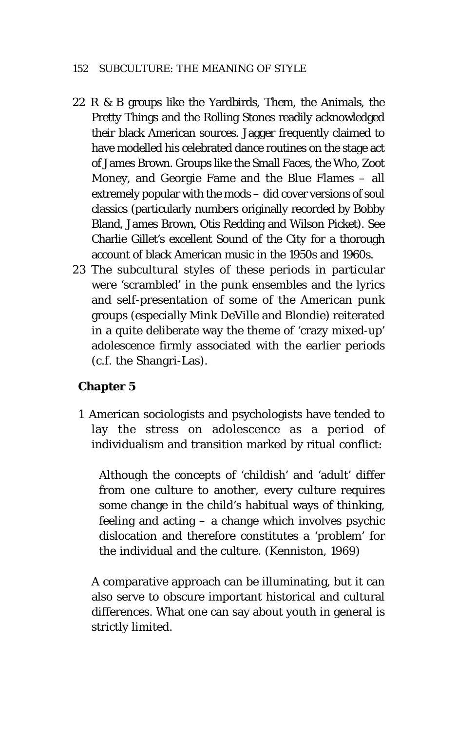22 R & B groups like the Yardbirds, Them, the Animals, the Pretty Things and the Rolling Stones readily acknowledged their black American sources. Jagger frequently claimed to have modelled his celebrated dance routines on the stage act of James Brown. Groups like the Small Faces, the Who, Zoot Money, and Georgie Fame and the Blue Flames – all extremely popular with the mods – did cover versions of soul classics (particularly numbers originally recorded by Bobby Bland, James Brown, Otis Redding and Wilson Picket). See Charlie Gillet's excellent Sound of the City for a thorough account of black American music in the 1950s and 1960s.

23 The subcultural styles of these periods in particular were 'scrambled' in the punk ensembles and the lyrics and self-presentation of some of the American punk groups (especially Mink DeVille and Blondie) reiterated in a quite deliberate way the theme of 'crazy mixed-up' adolescence firmly associated with the earlier periods (c.f. the Shangri-Las).

**Chapter 5**

1 American sociologists and psychologists have tended to lay the stress on adolescence as a period of individualism and transition marked by ritual conflict:

> Although the concepts of 'childish' and 'adult' differ from one culture to another, every culture requires some change in the child's habitual ways of thinking, feeling and acting – a change which involves psychic dislocation and therefore constitutes a 'problem' for the individual and the culture. (Kenniston, 1969)

A comparative approach can be illuminating, but it can also serve to obscure important historical and cultural differences. What one can say about youth in general is strictly limited.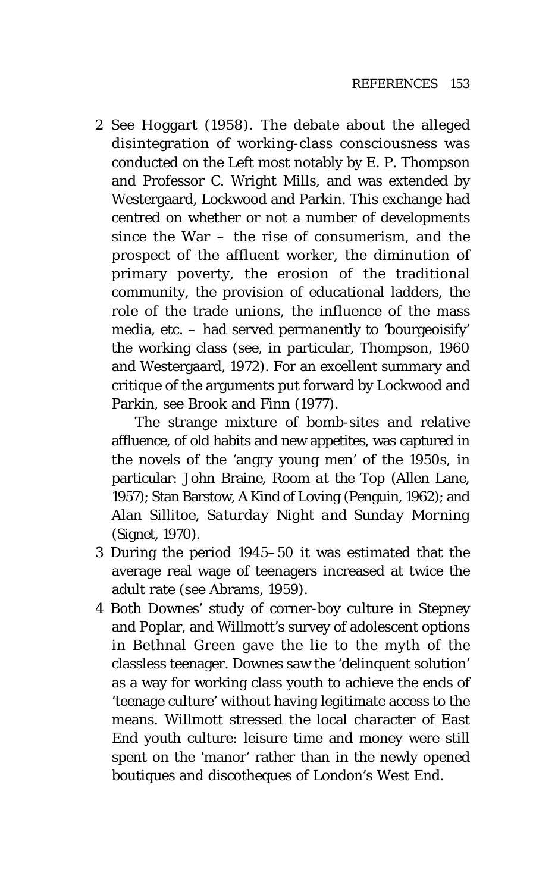2 See Hoggart (1958). The debate about the alleged disintegration of working-class consciousness was conducted on the Left most notably by E. P. Thompson and Professor C. Wright Mills, and was extended by Westergaard, Lockwood and Parkin. This exchange had centred on whether or not a number of developments since the War – the rise of consumerism, and the prospect of the affluent worker, the diminution of primary poverty, the erosion of the traditional community, the provision of educational ladders, the role of the trade unions, the influence of the mass media, etc. – had served permanently to 'bourgeoisify' the working class (see, in particular, Thompson, 1960 and Westergaard, 1972). For an excellent summary and critique of the arguments put forward by Lockwood and Parkin, see Brook and Finn (1977).

   The strange mixture of bomb-sites and relative affluence, of old habits and new appetites, was captured in the novels of the 'angry young men' of the 1950s, in particular: John Braine, *Room at the Top* (Allen Lane, 1957); Stan Barstow, *A Kind of Loving* (Penguin, 1962); and Alan Sillitoe, *Saturday Night and Sunday Morning* (Signet, 1970).

3 During the period 1945–50 it was estimated that the average real wage of teenagers increased at twice the adult rate (see Abrams, 1959).

4 Both Downes' study of corner-boy culture in Stepney and Poplar, and Willmott's survey of adolescent options in Bethnal Green gave the lie to the myth of the classless teenager. Downes saw the 'delinquent solution' as a way for working class youth to achieve the ends of 'teenage culture' without having legitimate access to the means. Willmott stressed the local character of East End youth culture: leisure time and money were still spent on the 'manor' rather than in the newly opened boutiques and discotheques of London's West End.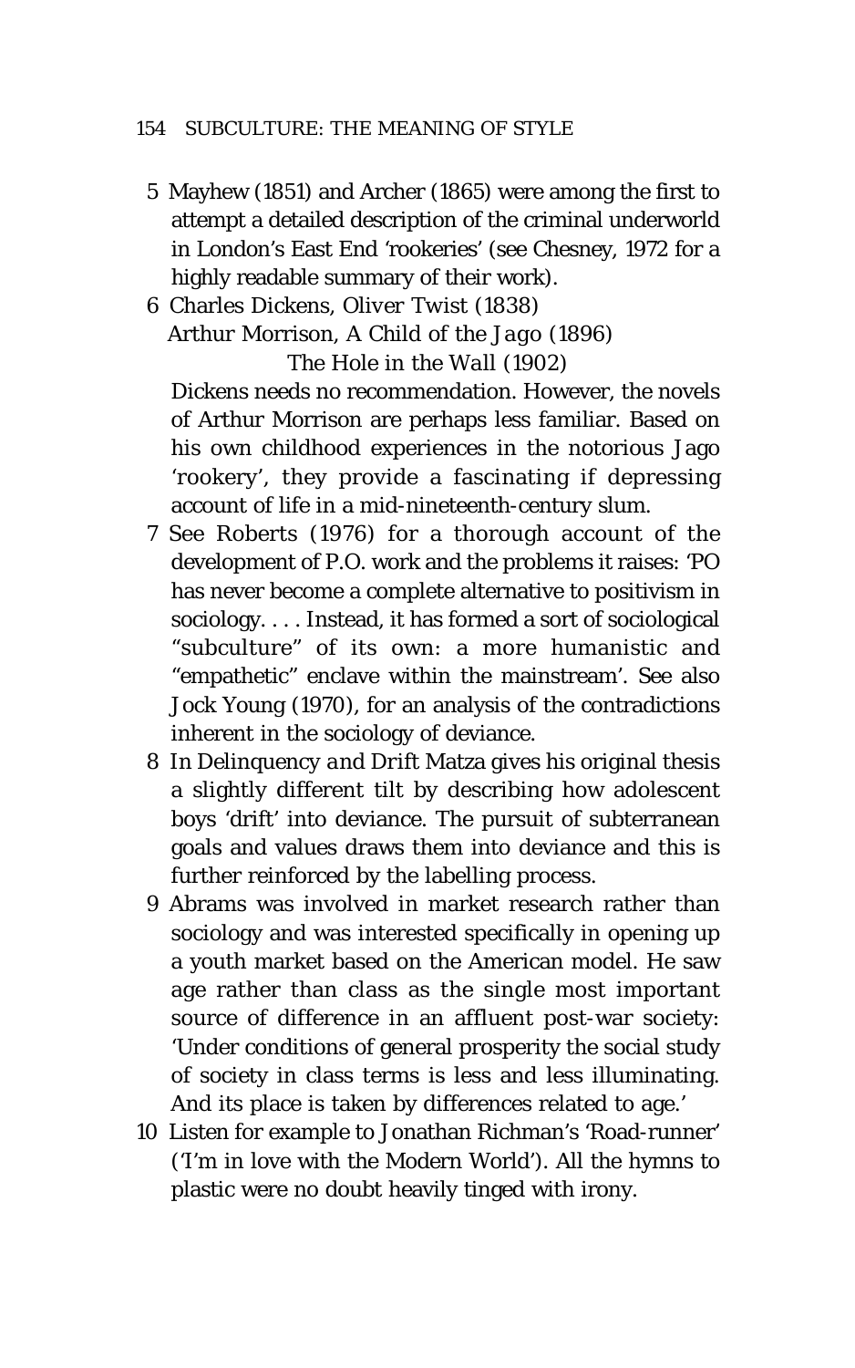5 Mayhew (1851) and Archer (1865) were among the first to attempt a detailed description of the criminal underworld in London's East End 'rookeries' (see Chesney, 1972 for a highly readable summary of their work).

6 Charles Dickens, *Oliver Twist* (1838)
Arthur Morrison, *A Child of the Jago* (1896)
*The Hole in the Wall* (1902)
Dickens needs no recommendation. However, the novels of Arthur Morrison are perhaps less familiar. Based on his own childhood experiences in the notorious Jago 'rookery', they provide a fascinating if depressing account of life in a mid-nineteenth-century slum.

7 See Roberts (1976) for a thorough account of the development of P.O. work and the problems it raises: 'PO has never become a complete alternative to positivism in sociology. . . . Instead, it has formed a sort of sociological "subculture" of its own: a more humanistic and "empathetic" enclave within the mainstream'. See also Jock Young (1970), for an analysis of the contradictions inherent in the sociology of deviance.

8 In *Delinquency and Drift* Matza gives his original thesis a slightly different tilt by describing how adolescent boys 'drift' into deviance. The pursuit of subterranean goals and values draws them into deviance and this is further reinforced by the labelling process.

9 Abrams was involved in market research rather than sociology and was interested specifically in opening up a youth market based on the American model. He saw age rather than class as the single most important source of difference in an affluent post-war society: 'Under conditions of general prosperity the social study of society in class terms is less and less illuminating. And its place is taken by differences related to age.'

10 Listen for example to Jonathan Richman's 'Road-runner' ('I'm in love with the Modern World'). All the hymns to plastic were no doubt heavily tinged with irony.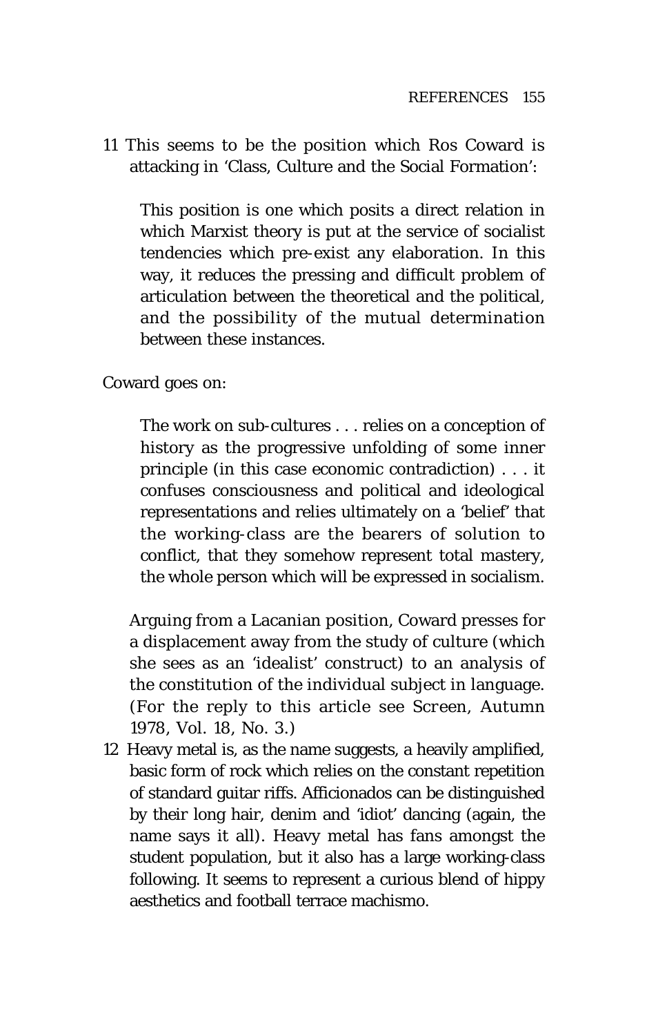11 This seems to be the position which Ros Coward is attacking in 'Class, Culture and the Social Formation':

> This position is one which posits a direct relation in which Marxist theory is put at the service of socialist tendencies which pre-exist any elaboration. In this way, it reduces the pressing and difficult problem of articulation between the theoretical and the political, and the possibility of the mutual determination between these instances.

Coward goes on:

> The work on sub-cultures . . . relies on a conception of history as the progressive unfolding of some inner principle (in this case economic contradiction) . . . it confuses consciousness and political and ideological representations and relies ultimately on a 'belief' that the working-class are the bearers of solution to conflict, that they somehow represent total mastery, the whole person which will be expressed in socialism.

Arguing from a Lacanian position, Coward presses for a displacement away from the study of culture (which she sees as an 'idealist' construct) to an analysis of the constitution of the individual subject in language. (For the reply to this article see *Screen*, Autumn 1978, Vol. 18, No. 3.)

12 Heavy metal is, as the name suggests, a heavily amplified, basic form of rock which relies on the constant repetition of standard guitar riffs. Afficionados can be distinguished by their long hair, denim and 'idiot' dancing (again, the name says it all). Heavy metal has fans amongst the student population, but it also has a large working-class following. It seems to represent a curious blend of hippy aesthetics and football terrace machismo.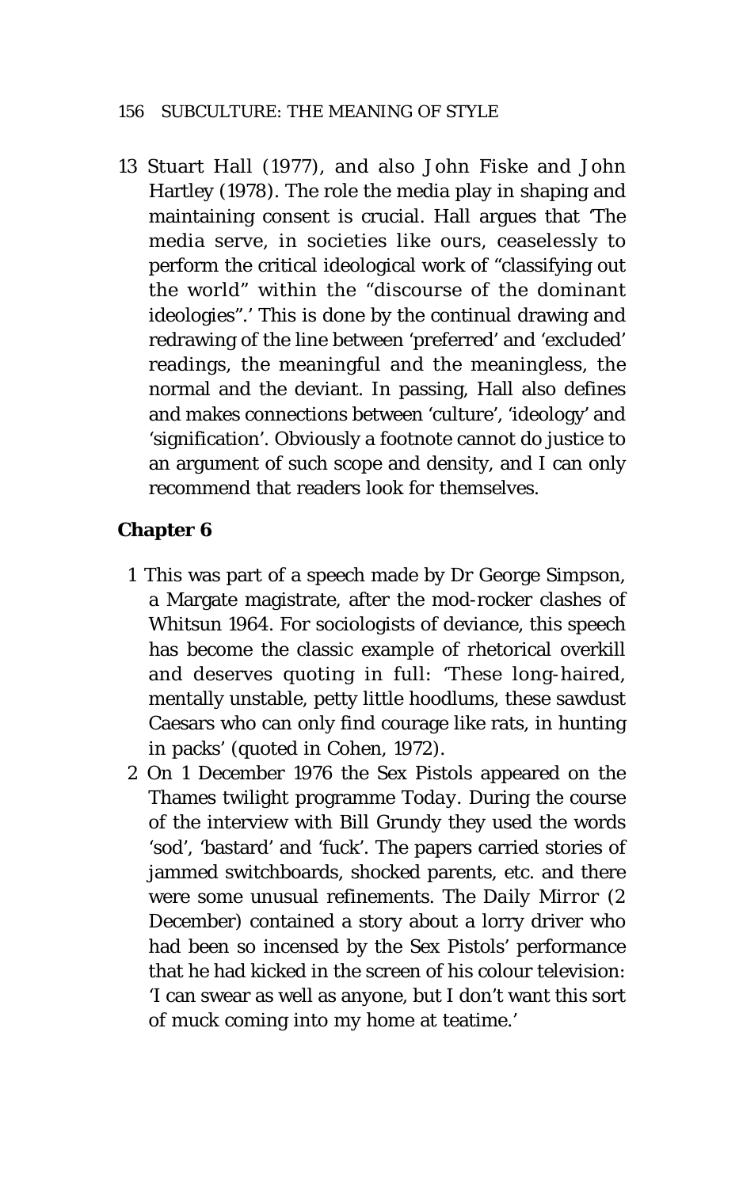13 Stuart Hall (1977), and also John Fiske and John Hartley (1978). The role the media play in shaping and maintaining consent is crucial. Hall argues that 'The media serve, in societies like ours, ceaselessly to perform the critical ideological work of "classifying out the world" within the "discourse of the dominant ideologies".' This is done by the continual drawing and redrawing of the line between 'preferred' and 'excluded' readings, the meaningful and the meaningless, the normal and the deviant. In passing, Hall also defines and makes connections between 'culture', 'ideology' and 'signification'. Obviously a footnote cannot do justice to an argument of such scope and density, and I can only recommend that readers look for themselves.

## Chapter 6

1 This was part of a speech made by Dr George Simpson, a Margate magistrate, after the mod-rocker clashes of Whitsun 1964. For sociologists of deviance, this speech has become the classic example of rhetorical overkill and deserves quoting in full: 'These long-haired, mentally unstable, petty little hoodlums, these sawdust Caesars who can only find courage like rats, in hunting in packs' (quoted in Cohen, 1972).

2 On 1 December 1976 the Sex Pistols appeared on the Thames twilight programme *Today*. During the course of the interview with Bill Grundy they used the words 'sod', 'bastard' and 'fuck'. The papers carried stories of jammed switchboards, shocked parents, etc. and there were some unusual refinements. The *Daily Mirror* (2 December) contained a story about a lorry driver who had been so incensed by the Sex Pistols' performance that he had kicked in the screen of his colour television: 'I can swear as well as anyone, but I don't want this sort of muck coming into my home at teatime.'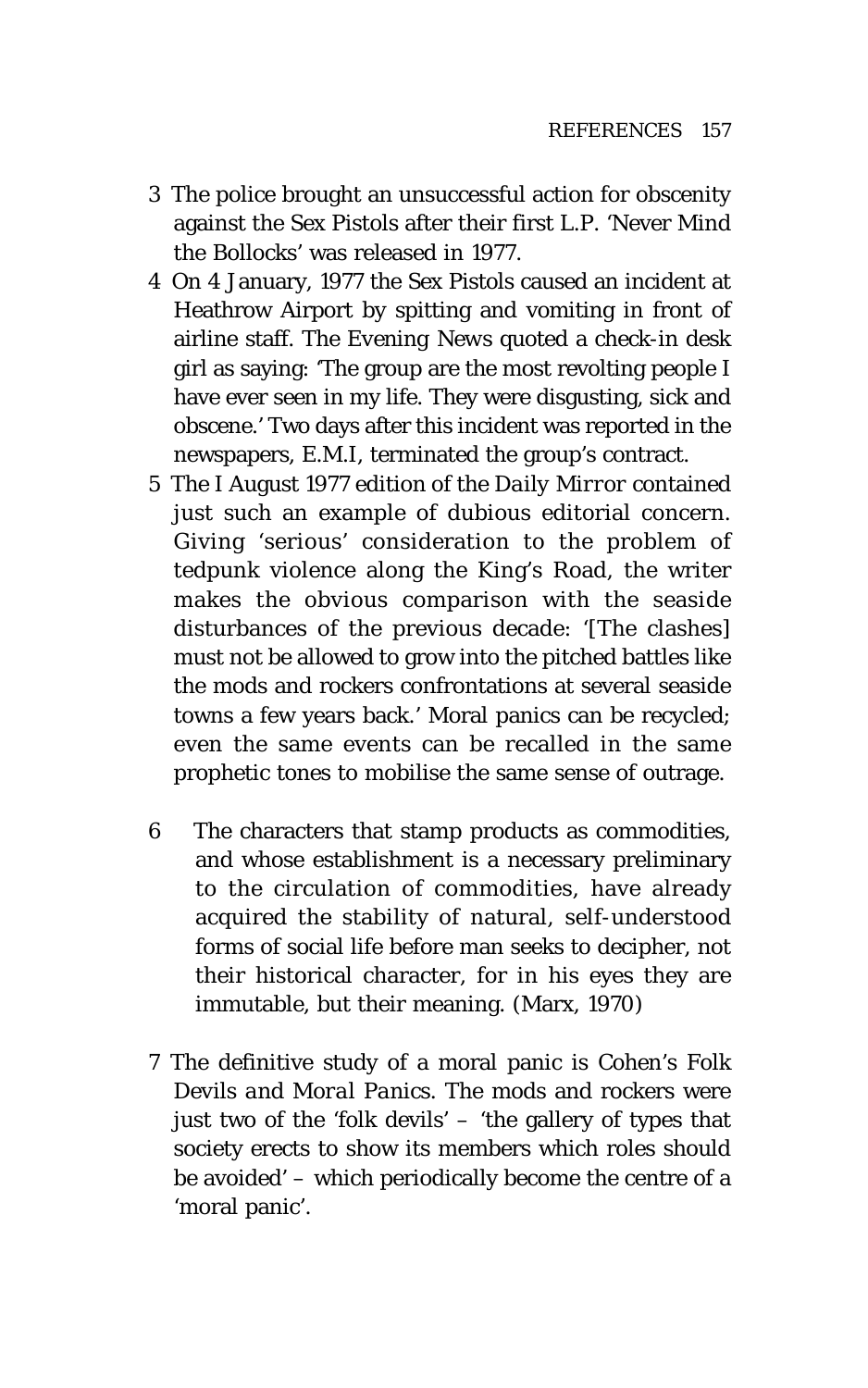3 The police brought an unsuccessful action for obscenity against the Sex Pistols after their first L.P. 'Never Mind the Bollocks' was released in 1977.

4 On 4 January, 1977 the Sex Pistols caused an incident at Heathrow Airport by spitting and vomiting in front of airline staff. The Evening News quoted a check-in desk girl as saying: 'The group are the most revolting people I have ever seen in my life. They were disgusting, sick and obscene.' Two days after this incident was reported in the newspapers, E.M.I, terminated the group's contract.

5 The I August 1977 edition of the *Daily Mirror* contained just such an example of dubious editorial concern. Giving 'serious' consideration to the problem of tedpunk violence along the King's Road, the writer makes the obvious comparison with the seaside disturbances of the previous decade: '[The clashes] must not be allowed to grow into the pitched battles like the mods and rockers confrontations at several seaside towns a few years back.' Moral panics can be recycled; even the same events can be recalled in the same prophetic tones to mobilise the same sense of outrage.

6 The characters that stamp products as commodities, and whose establishment is a necessary preliminary to the circulation of commodities, have already acquired the stability of natural, self-understood forms of social life before man seeks to decipher, not their historical character, for in his eyes they are immutable, but their meaning. (Marx, 1970)

7 The definitive study of a moral panic is Cohen's *Folk Devils and Moral Panics*. The mods and rockers were just two of the 'folk devils' – 'the gallery of types that society erects to show its members which roles should be avoided' – which periodically become the centre of a 'moral panic'.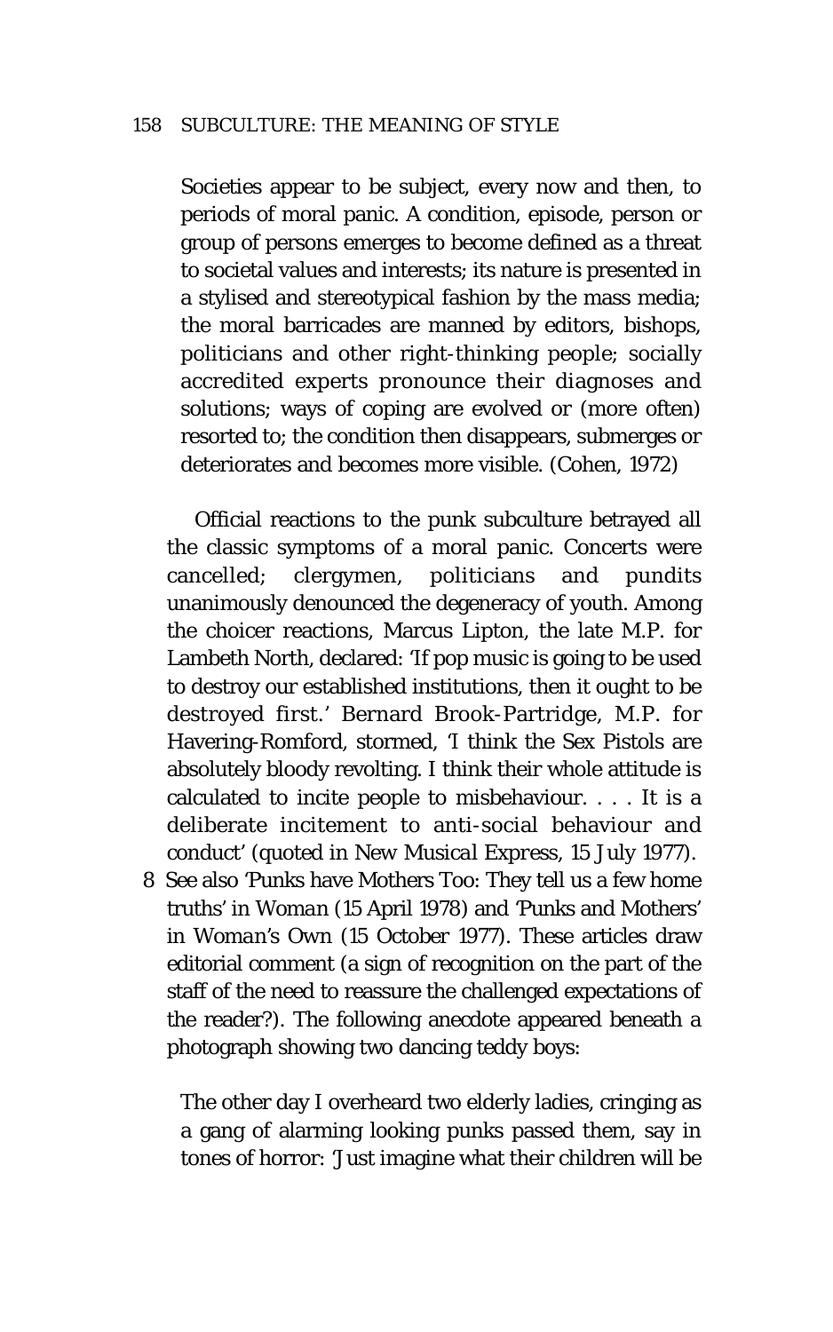> Societies appear to be subject, every now and then, to periods of moral panic. A condition, episode, person or group of persons emerges to become defined as a threat to societal values and interests; its nature is presented in a stylised and stereotypical fashion by the mass media; the moral barricades are manned by editors, bishops, politicians and other right-thinking people; socially accredited experts pronounce their diagnoses and solutions; ways of coping are evolved or (more often) resorted to; the condition then disappears, submerges or deteriorates and becomes more visible. (Cohen, 1972)

Official reactions to the punk subculture betrayed all the classic symptoms of a moral panic. Concerts were cancelled; clergymen, politicians and pundits unanimously denounced the degeneracy of youth. Among the choicer reactions, Marcus Lipton, the late M.P. for Lambeth North, declared: 'If pop music is going to be used to destroy our established institutions, then it ought to be destroyed first.' Bernard Brook-Partridge, M.P. for Havering-Romford, stormed, 'I think the Sex Pistols are absolutely bloody revolting. I think their whole attitude is calculated to incite people to misbehaviour. . . . It is a deliberate incitement to anti-social behaviour and conduct' (quoted in *New Musical Express*, 15 July 1977).

8 See also 'Punks have Mothers Too: They tell us a few home truths' in *Woman* (15 April 1978) and 'Punks and Mothers' in *Woman's Own* (15 October 1977). These articles draw editorial comment (a sign of recognition on the part of the staff of the need to reassure the challenged expectations of the reader?). The following anecdote appeared beneath a photograph showing two dancing teddy boys:

> The other day I overheard two elderly ladies, cringing as a gang of alarming looking punks passed them, say in tones of horror: 'Just imagine what their children will be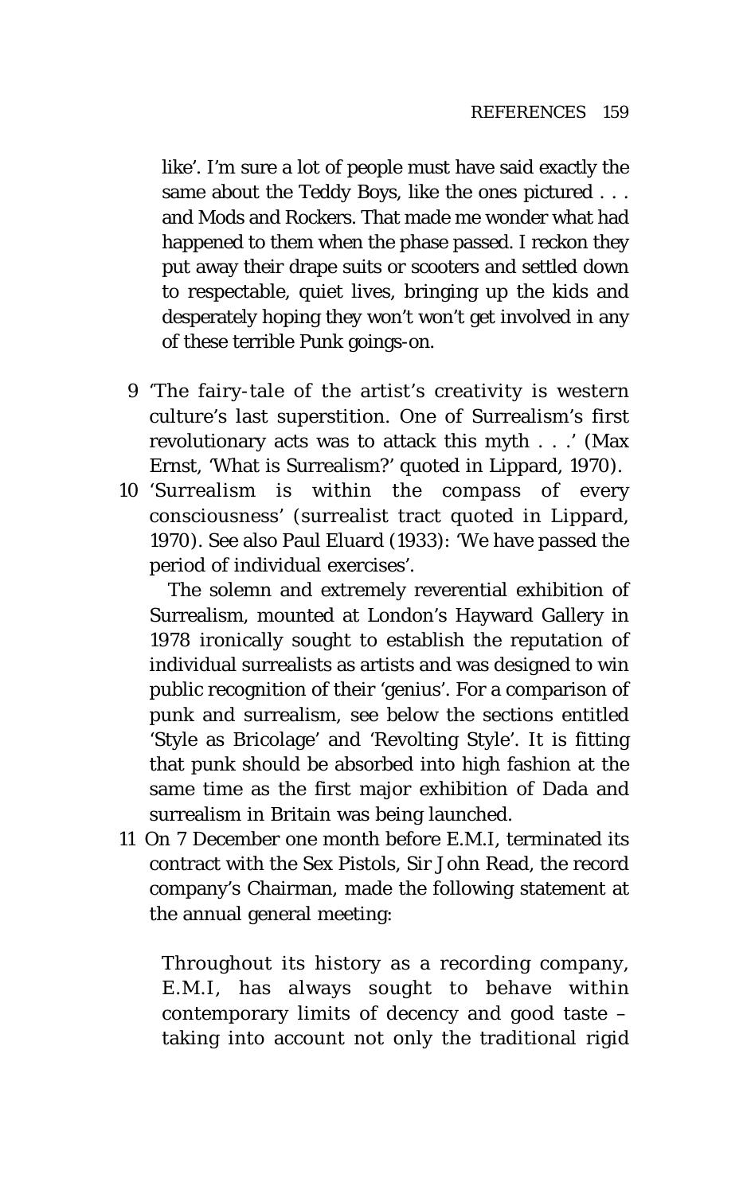like'. I'm sure a lot of people must have said exactly the same about the Teddy Boys, like the ones pictured . . . and Mods and Rockers. That made me wonder what had happened to them when the phase passed. I reckon they put away their drape suits or scooters and settled down to respectable, quiet lives, bringing up the kids and desperately hoping they won't won't get involved in any of these terrible Punk goings-on.

9 'The fairy-tale of the artist's creativity is western culture's last superstition. One of Surrealism's first revolutionary acts was to attack this myth . . .' (Max Ernst, 'What is Surrealism?' quoted in Lippard, 1970).

10 'Surrealism is within the compass of every consciousness' (surrealist tract quoted in Lippard, 1970). See also Paul Eluard (1933): 'We have passed the period of individual exercises'.

The solemn and extremely reverential exhibition of Surrealism, mounted at London's Hayward Gallery in 1978 ironically sought to establish the reputation of individual surrealists as artists and was designed to win public recognition of their 'genius'. For a comparison of punk and surrealism, see below the sections entitled 'Style as Bricolage' and 'Revolting Style'. It is fitting that punk should be absorbed into high fashion at the same time as the first major exhibition of Dada and surrealism in Britain was being launched.

11 On 7 December one month before E.M.I, terminated its contract with the Sex Pistols, Sir John Read, the record company's Chairman, made the following statement at the annual general meeting:

> Throughout its history as a recording company, E.M.I, has always sought to behave within contemporary limits of decency and good taste – taking into account not only the traditional rigid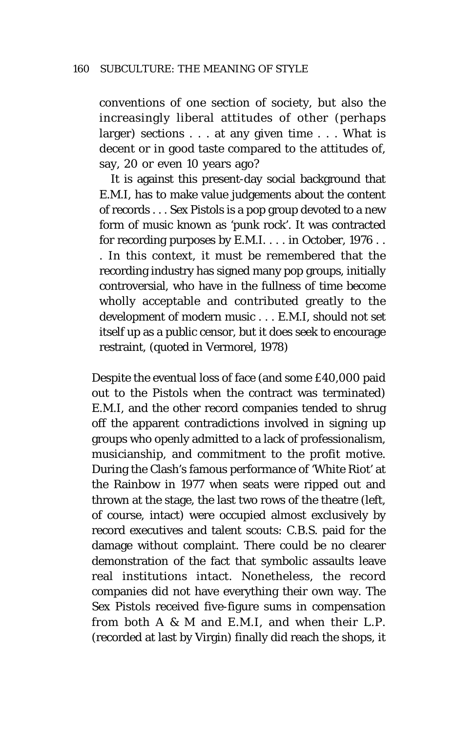> conventions of one section of society, but also the increasingly liberal attitudes of other (perhaps larger) sections . . . at any given time . . . What is decent or in good taste compared to the attitudes of, say, 20 or even 10 years ago?
>
> It is against this present-day social background that E.M.I, has to make value judgements about the content of records . . . Sex Pistols is a pop group devoted to a new form of music known as 'punk rock'. It was contracted for recording purposes by E.M.I. . . . in October, 1976 . . . In this context, it must be remembered that the recording industry has signed many pop groups, initially controversial, who have in the fullness of time become wholly acceptable and contributed greatly to the development of modern music . . . E.M.I, should not set itself up as a public censor, but it does seek to encourage restraint, (quoted in Vermorel, 1978)

Despite the eventual loss of face (and some £40,000 paid out to the Pistols when the contract was terminated) E.M.I, and the other record companies tended to shrug off the apparent contradictions involved in signing up groups who openly admitted to a lack of professionalism, musicianship, and commitment to the profit motive. During the Clash's famous performance of 'White Riot' at the Rainbow in 1977 when seats were ripped out and thrown at the stage, the last two rows of the theatre (left, of course, intact) were occupied almost exclusively by record executives and talent scouts: C.B.S. paid for the damage without complaint. There could be no clearer demonstration of the fact that symbolic assaults leave real institutions intact. Nonetheless, the record companies did not have everything their own way. The Sex Pistols received five-figure sums in compensation from both A & M and E.M.I, and when their L.P. (recorded at last by Virgin) finally did reach the shops, it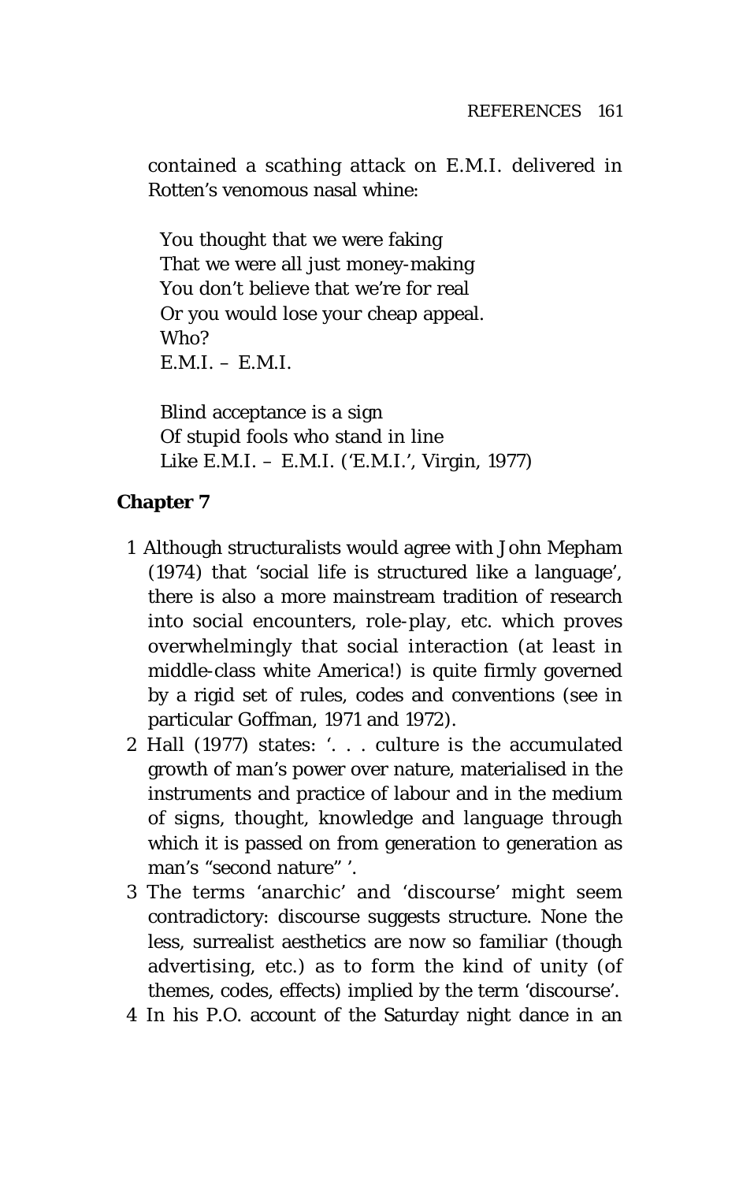contained a scathing attack on E.M.I. delivered in Rotten's venomous nasal whine:

> You thought that we were faking
> That we were all just money-making
> You don't believe that we're for real
> Or you would lose your cheap appeal.
> Who?
> E.M.I. – E.M.I.
>
> Blind acceptance is a sign
> Of stupid fools who stand in line
> Like E.M.I. – E.M.I. ('E.M.I.', Virgin, 1977)

**Chapter 7**

1 Although structuralists would agree with John Mepham (1974) that 'social life is structured like a language', there is also a more mainstream tradition of research into social encounters, role-play, etc. which proves overwhelmingly that social interaction (at least in middle-class white America!) is quite firmly governed by a rigid set of rules, codes and conventions (see in particular Goffman, 1971 and 1972).

2 Hall (1977) states: '. . . culture is the accumulated growth of man's power over nature, materialised in the instruments and practice of labour and in the medium of signs, thought, knowledge and language through which it is passed on from generation to generation as man's "second nature" '.

3 The terms 'anarchic' and 'discourse' might seem contradictory: discourse suggests structure. None the less, surrealist aesthetics are now so familiar (though advertising, etc.) as to form the kind of unity (of themes, codes, effects) implied by the term 'discourse'.

4 In his P.O. account of the Saturday night dance in an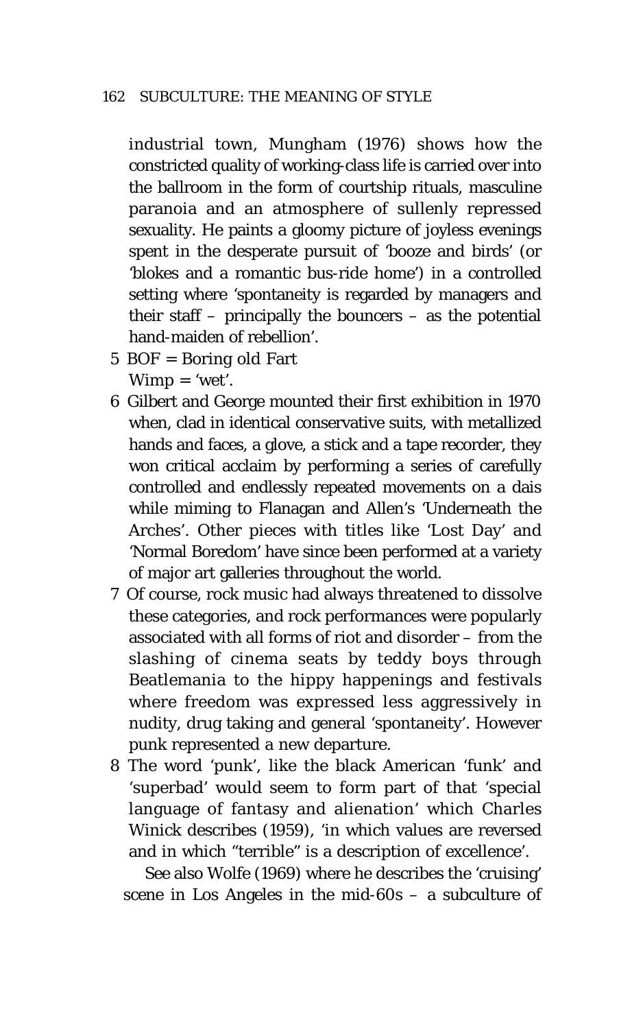industrial town, Mungham (1976) shows how the constricted quality of working-class life is carried over into the ballroom in the form of courtship rituals, masculine paranoia and an atmosphere of sullenly repressed sexuality. He paints a gloomy picture of joyless evenings spent in the desperate pursuit of 'booze and birds' (or 'blokes and a romantic bus-ride home') in a controlled setting where 'spontaneity is regarded by managers and their staff – principally the bouncers – as the potential hand-maiden of rebellion'.

5 BOF = Boring old Fart
Wimp = 'wet'.

6 Gilbert and George mounted their first exhibition in 1970 when, clad in identical conservative suits, with metallized hands and faces, a glove, a stick and a tape recorder, they won critical acclaim by performing a series of carefully controlled and endlessly repeated movements on a dais while miming to Flanagan and Allen's 'Underneath the Arches'. Other pieces with titles like 'Lost Day' and 'Normal Boredom' have since been performed at a variety of major art galleries throughout the world.

7 Of course, rock music had always threatened to dissolve these categories, and rock performances were popularly associated with all forms of riot and disorder – from the slashing of cinema seats by teddy boys through Beatlemania to the hippy happenings and festivals where freedom was expressed less aggressively in nudity, drug taking and general 'spontaneity'. However punk represented a new departure.

8 The word 'punk', like the black American 'funk' and 'superbad' would seem to form part of that 'special language of fantasy and alienation' which Charles Winick describes (1959), 'in which values are reversed and in which "terrible" is a description of excellence'.

See also Wolfe (1969) where he describes the 'cruising' scene in Los Angeles in the mid-60s – a subculture of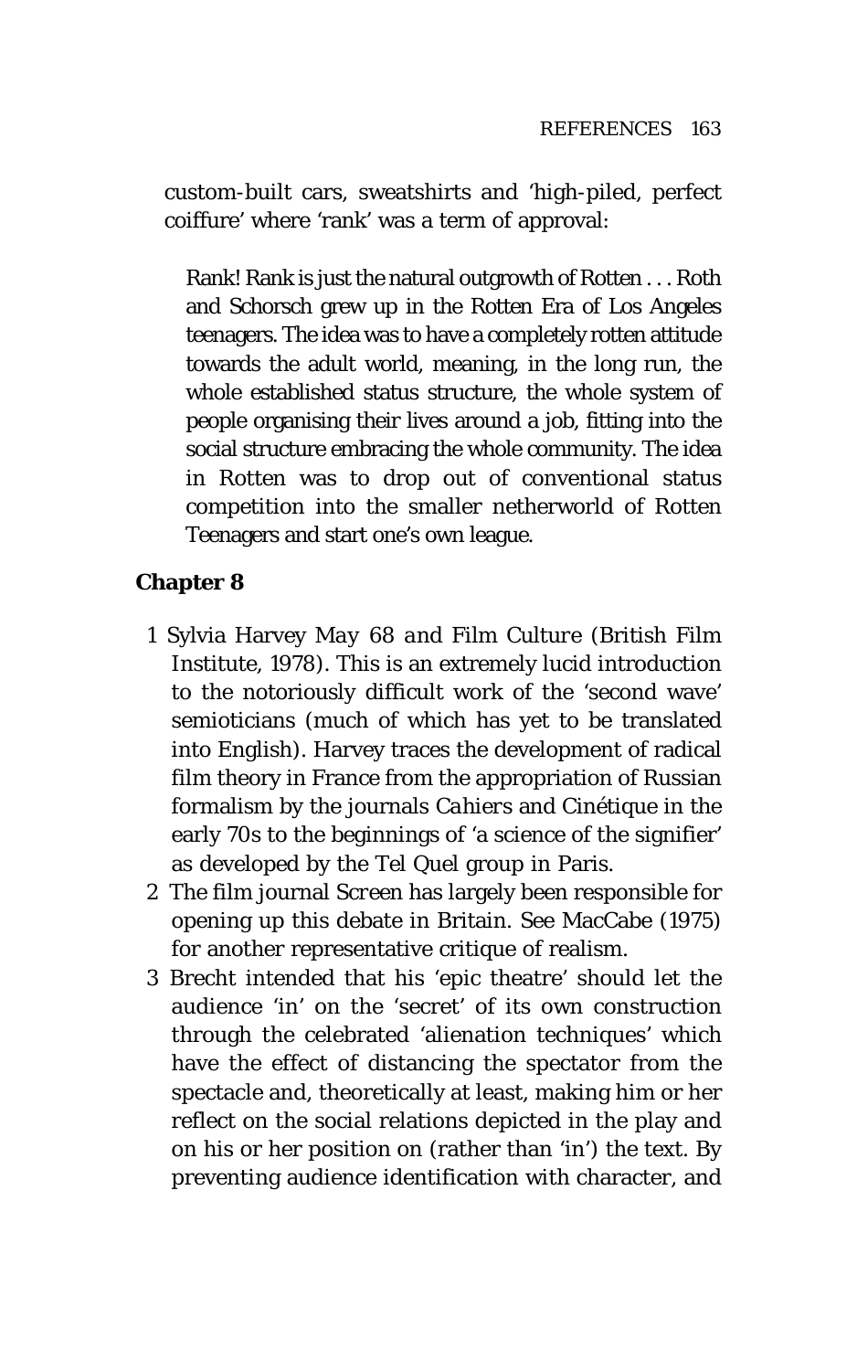custom-built cars, sweatshirts and 'high-piled, perfect coiffure' where 'rank' was a term of approval:

> Rank! Rank is just the natural outgrowth of Rotten . . . Roth and Schorsch grew up in the Rotten Era of Los Angeles teenagers. The idea was to have a completely rotten attitude towards the adult world, meaning, in the long run, the whole established status structure, the whole system of people organising their lives around a job, fitting into the social structure embracing the whole community. The idea in Rotten was to drop out of conventional status competition into the smaller netherworld of Rotten Teenagers and start one's own league.

**Chapter 8**

1 Sylvia Harvey *May 68 and Film Culture* (British Film Institute, 1978). This is an extremely lucid introduction to the notoriously difficult work of the 'second wave' semioticians (much of which has yet to be translated into English). Harvey traces the development of radical film theory in France from the appropriation of Russian formalism by the journals *Cahiers* and *Cinétique* in the early 70s to the beginnings of 'a science of the signifier' as developed by the Tel Quel group in Paris.

2 The film journal *Screen* has largely been responsible for opening up this debate in Britain. See MacCabe (1975) for another representative critique of realism.

3 Brecht intended that his 'epic theatre' should let the audience 'in' on the 'secret' of its own construction through the celebrated 'alienation techniques' which have the effect of distancing the spectator from the spectacle and, theoretically at least, making him or her reflect on the social relations depicted in the play and on his or her position on (rather than 'in') the text. By preventing audience identification with character, and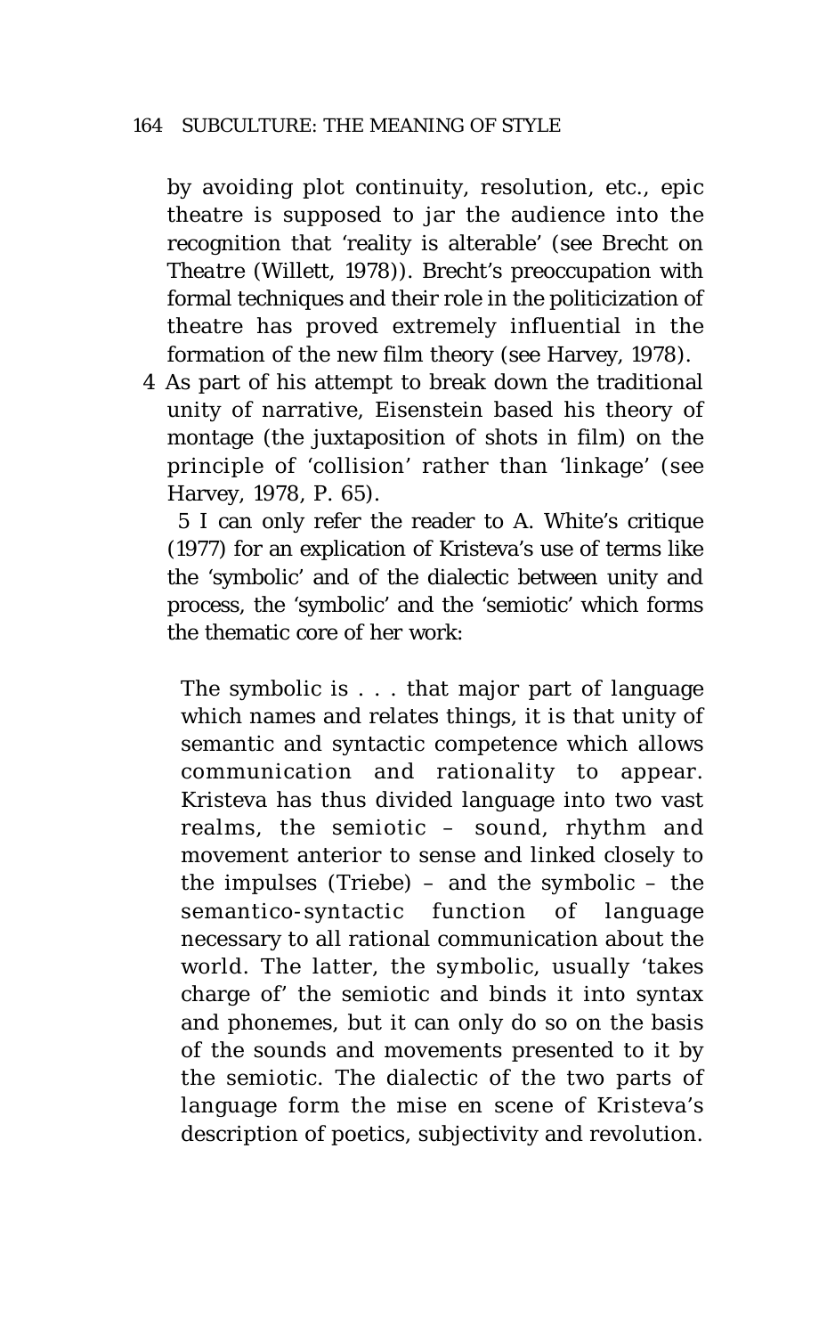by avoiding plot continuity, resolution, etc., epic theatre is supposed to jar the audience into the recognition that 'reality is alterable' (see Brecht on *Theatre* (Willett, 1978)). Brecht's preoccupation with formal techniques and their role in the politicization of theatre has proved extremely influential in the formation of the new film theory (see Harvey, 1978).

4 As part of his attempt to break down the traditional unity of narrative, Eisenstein based his theory of montage (the juxtaposition of shots in film) on the principle of 'collision' rather than 'linkage' (see Harvey, 1978, P. 65).

5 I can only refer the reader to A. White's critique (1977) for an explication of Kristeva's use of terms like the 'symbolic' and of the dialectic between unity and process, the 'symbolic' and the 'semiotic' which forms the thematic core of her work:

> The symbolic is . . . that major part of language which names and relates things, it is that unity of semantic and syntactic competence which allows communication and rationality to appear. Kristeva has thus divided language into two vast realms, the semiotic – sound, rhythm and movement anterior to sense and linked closely to the impulses (Triebe) – and the symbolic – the semantico-syntactic function of language necessary to all rational communication about the world. The latter, the symbolic, usually 'takes charge of' the semiotic and binds it into syntax and phonemes, but it can only do so on the basis of the sounds and movements presented to it by the semiotic. The dialectic of the two parts of language form the mise en scene of Kristeva's description of poetics, subjectivity and revolution.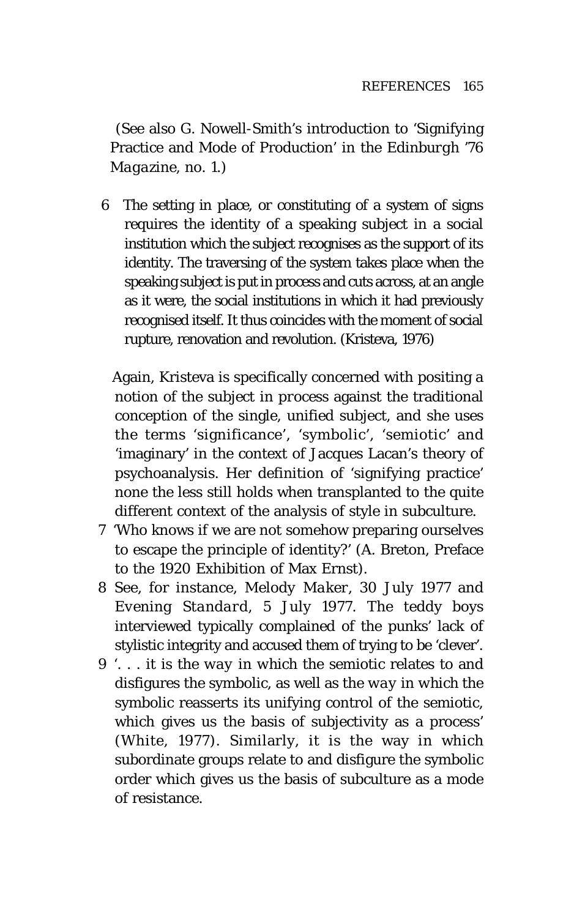(See also G. Nowell-Smith's introduction to 'Signifying Practice and Mode of Production' in the *Edinburgh '76 Magazine*, no. 1.)

6 The setting in place, or constituting of a system of signs requires the identity of a speaking subject in a social institution which the subject recognises as the support of its identity. The traversing of the system takes place when the speaking subject is put in process and cuts across, at an angle as it were, the social institutions in which it had previously recognised itself. It thus coincides with the moment of social rupture, renovation and revolution. (Kristeva, 1976)

   Again, Kristeva is specifically concerned with positing a notion of the subject in process against the traditional conception of the single, unified subject, and she uses the terms 'significance', 'symbolic', 'semiotic' and 'imaginary' in the context of Jacques Lacan's theory of psychoanalysis. Her definition of 'signifying practice' none the less still holds when transplanted to the quite different context of the analysis of style in subculture.

7 'Who knows if we are not somehow preparing ourselves to escape the principle of identity?' (A. Breton, Preface to the 1920 Exhibition of Max Ernst).

8 See, for instance, *Melody Maker*, 30 July 1977 and *Evening Standard*, 5 July 1977. The teddy boys interviewed typically complained of the punks' lack of stylistic integrity and accused them of trying to be 'clever'.

9 '. . . it is the *way* in which the semiotic relates to and disfigures the symbolic, as well as the *way* in which the symbolic reasserts its unifying control of the semiotic, which gives us the basis of subjectivity as a process' (White, 1977). Similarly, it is the way in which subordinate groups relate to and disfigure the symbolic order which gives us the basis of subculture as a mode of resistance.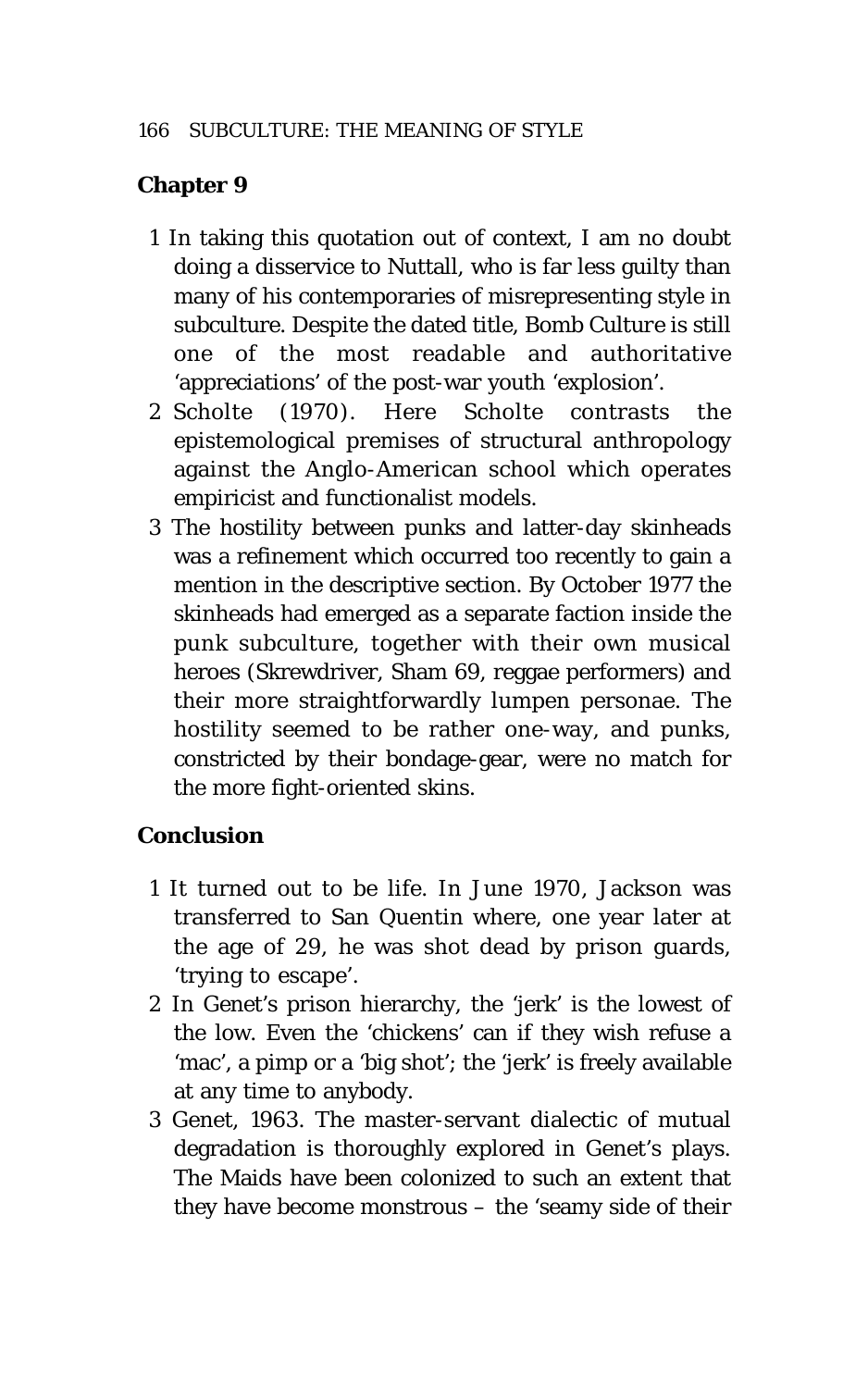## Chapter 9

1. In taking this quotation out of context, I am no doubt doing a disservice to Nuttall, who is far less guilty than many of his contemporaries of misrepresenting style in subculture. Despite the dated title, *Bomb Culture* is still one of the most readable and authoritative 'appreciations' of the post-war youth 'explosion'.
2. Scholte (1970). Here Scholte contrasts the epistemological premises of structural anthropology against the Anglo-American school which operates empiricist and functionalist models.
3. The hostility between punks and latter-day skinheads was a refinement which occurred too recently to gain a mention in the descriptive section. By October 1977 the skinheads had emerged as a separate faction inside the punk subculture, together with their own musical heroes (Skrewdriver, Sham 69, reggae performers) and their more straightforwardly lumpen personae. The hostility seemed to be rather one-way, and punks, constricted by their bondage-gear, were no match for the more fight-oriented skins.

## Conclusion

1. It turned out to be life. In June 1970, Jackson was transferred to San Quentin where, one year later at the age of 29, he was shot dead by prison guards, 'trying to escape'.
2. In Genet's prison hierarchy, the 'jerk' is the lowest of the low. Even the 'chickens' can if they wish refuse a 'mac', a pimp or a 'big shot'; the 'jerk' is freely available at any time to anybody.
3. Genet, 1963. The master-servant dialectic of mutual degradation is thoroughly explored in Genet's plays. The Maids have been colonized to such an extent that they have become monstrous – the 'seamy side of their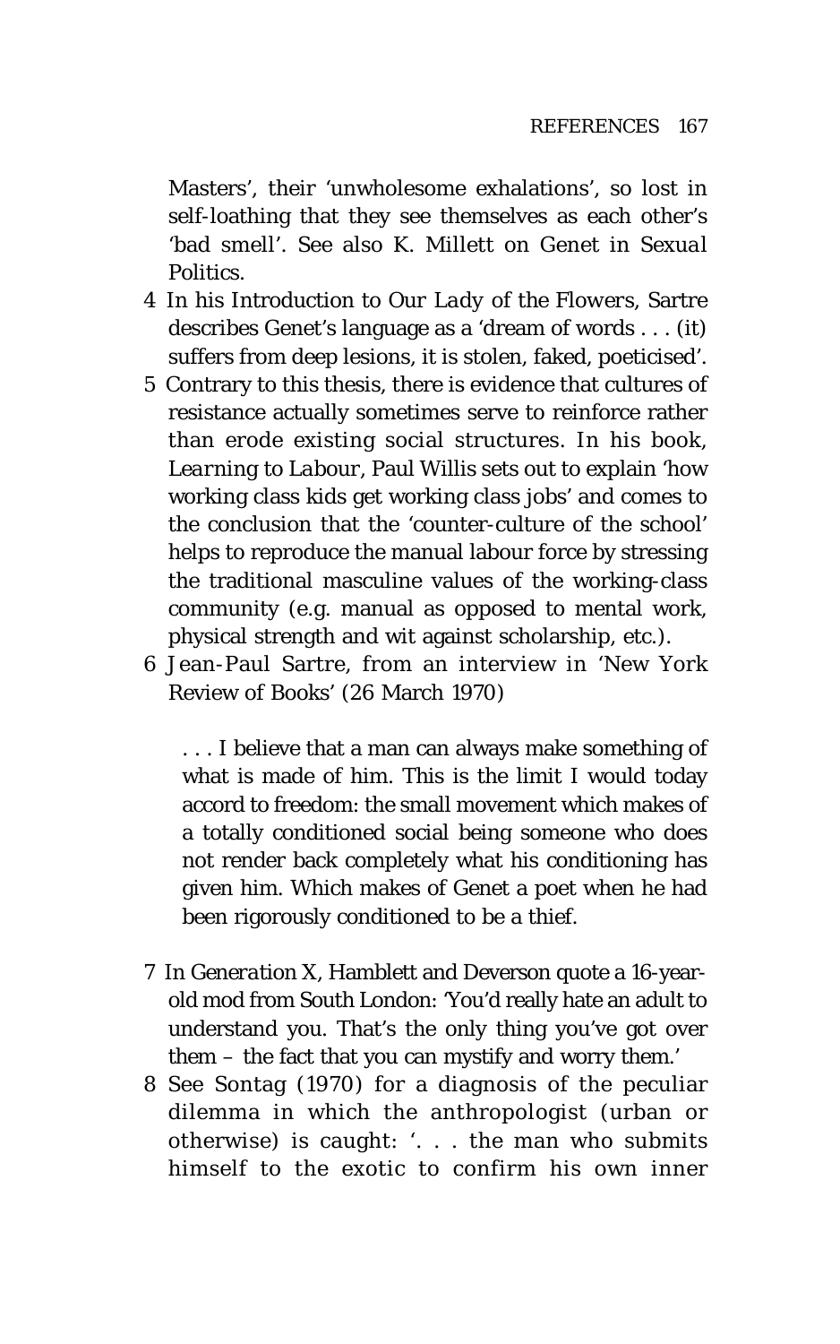Masters', their 'unwholesome exhalations', so lost in self-loathing that they see themselves as each other's 'bad smell'. See also K. Millett on Genet in *Sexual Politics*.

4 In his Introduction to *Our Lady of the Flowers*, Sartre describes Genet's language as a 'dream of words . . . (it) suffers from deep lesions, it is stolen, faked, poeticised'.

5 Contrary to this thesis, there is evidence that cultures of resistance actually sometimes serve to reinforce rather than erode existing social structures. In his book, *Learning to Labour*, Paul Willis sets out to explain 'how working class kids get working class jobs' and comes to the conclusion that the 'counter-culture of the school' helps to reproduce the manual labour force by stressing the traditional masculine values of the working-class community (e.g. manual as opposed to mental work, physical strength and wit against scholarship, etc.).

6 Jean-Paul Sartre, from an interview in 'New York Review of Books' (26 March 1970)

> . . . I believe that a man can always make something of what is made of him. This is the limit I would today accord to freedom: the small movement which makes of a totally conditioned social being someone who does not render back completely what his conditioning has given him. Which makes of Genet a poet when he had been rigorously conditioned to be a thief.

7 In *Generation X*, Hamblett and Deverson quote a 16-year-old mod from South London: 'You'd really hate an adult to understand you. That's the only thing you've got over them – the fact that you can mystify and worry them.'

8 See Sontag (1970) for a diagnosis of the peculiar dilemma in which the anthropologist (urban or otherwise) is caught: '. . . the man who submits himself to the exotic to confirm his own inner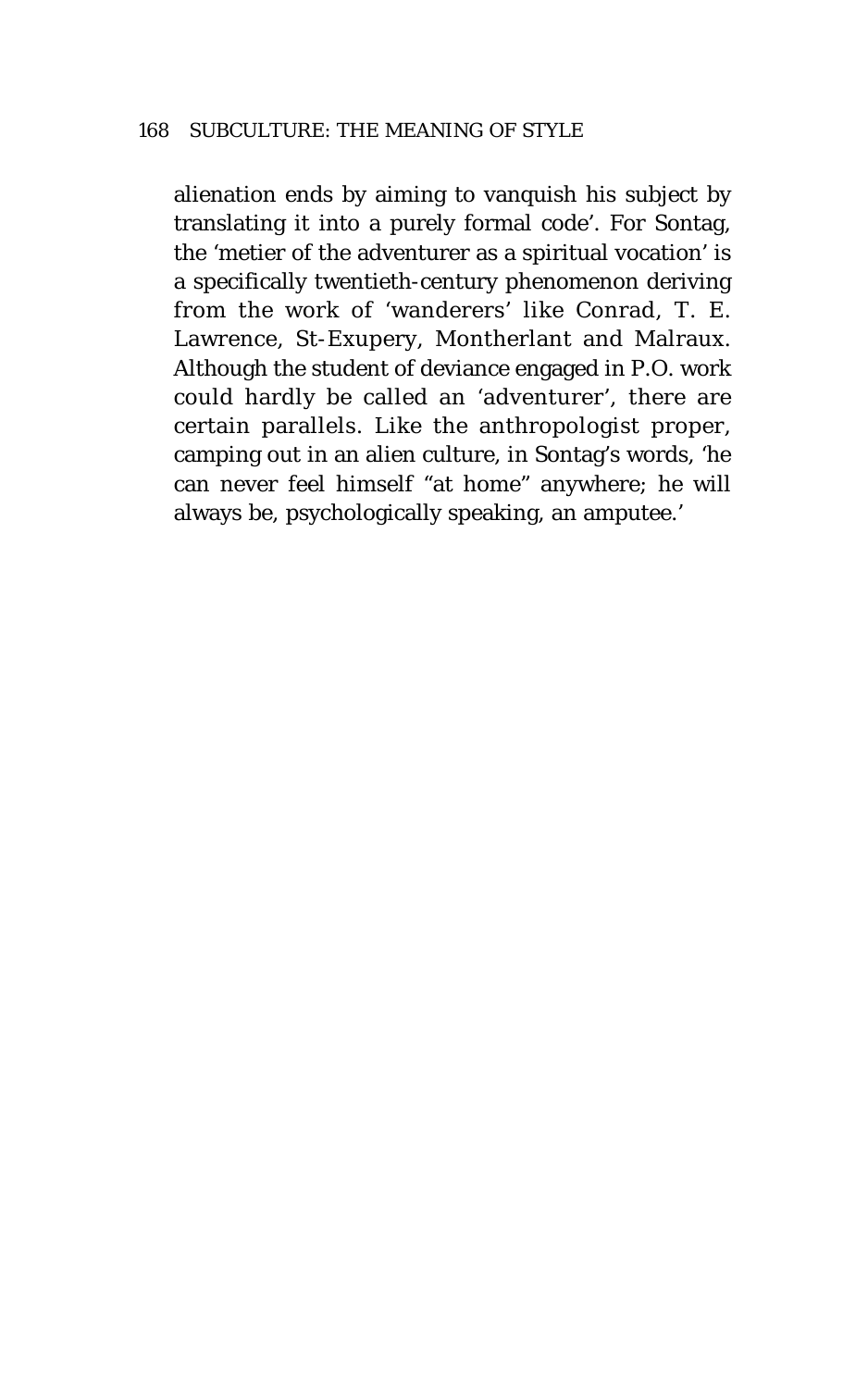alienation ends by aiming to vanquish his subject by translating it into a purely formal code'. For Sontag, the 'metier of the adventurer as a spiritual vocation' is a specifically twentieth-century phenomenon deriving from the work of 'wanderers' like Conrad, T. E. Lawrence, St-Exupery, Montherlant and Malraux. Although the student of deviance engaged in P.O. work could hardly be called an 'adventurer', there are certain parallels. Like the anthropologist proper, camping out in an alien culture, in Sontag's words, 'he can never feel himself "at home" anywhere; he will always be, psychologically speaking, an amputee.'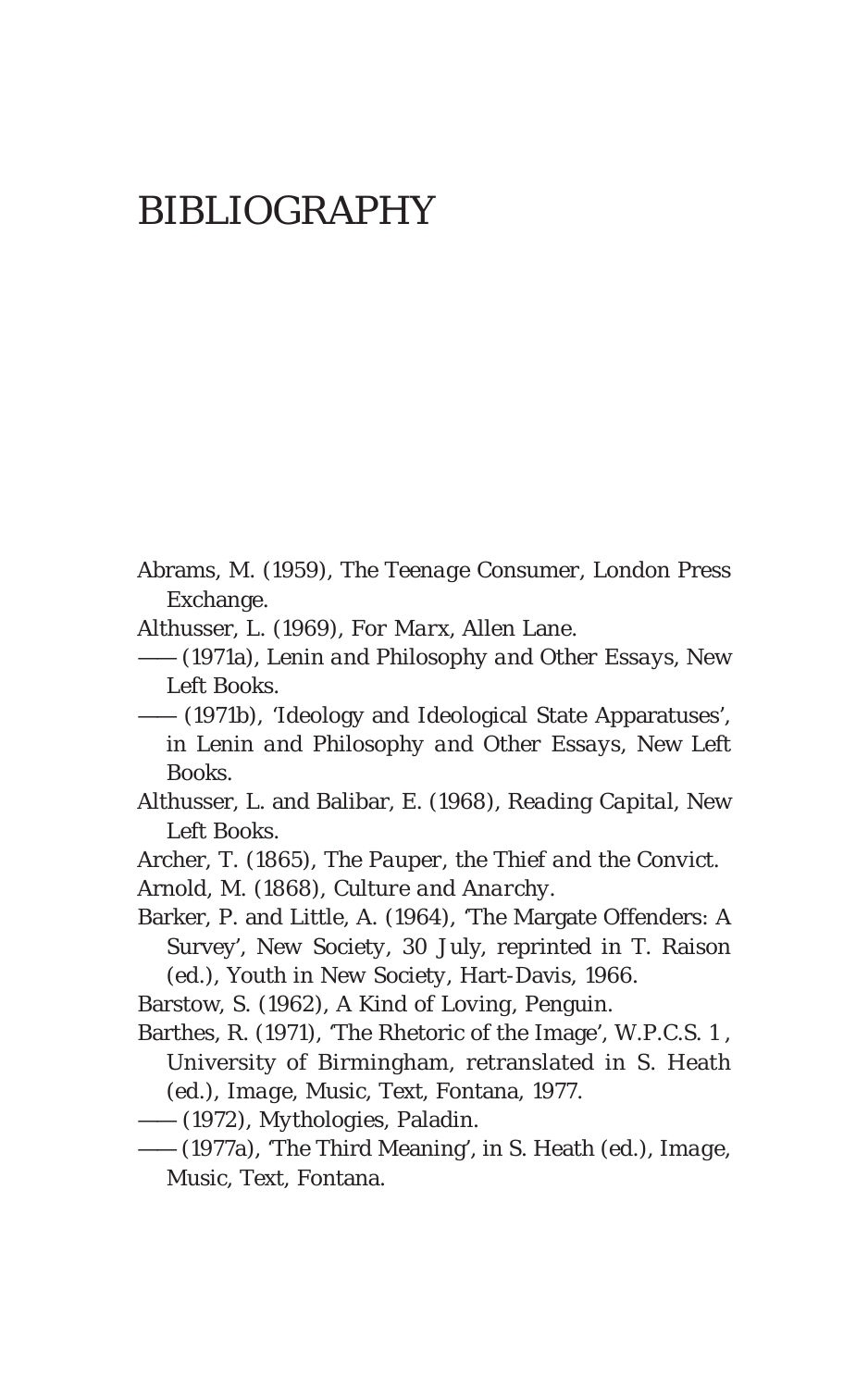# BIBLIOGRAPHY

Abrams, M. (1959), *The Teenage Consumer*, London Press Exchange.

Althusser, L. (1969), *For Marx*, Allen Lane.

—— (1971a), *Lenin and Philosophy and Other Essays*, New Left Books.

—— (1971b), 'Ideology and Ideological State Apparatuses', in *Lenin and Philosophy and Other Essays*, New Left Books.

Althusser, L. and Balibar, E. (1968), *Reading Capital*, New Left Books.

Archer, T. (1865), *The Pauper, the Thief and the Convict*.

Arnold, M. (1868), *Culture and Anarchy*.

Barker, P. and Little, A. (1964), 'The Margate Offenders: A Survey', *New Society*, 30 July, reprinted in T. Raison (ed.), *Youth in New Society*, Hart-Davis, 1966.

Barstow, S. (1962), *A Kind of Loving*, Penguin.

Barthes, R. (1971), 'The Rhetoric of the Image', *W.P.C.S. 1*, University of Birmingham, retranslated in S. Heath (ed.), *Image, Music, Text*, Fontana, 1977.

—— (1972), *Mythologies*, Paladin.

—— (1977a), 'The Third Meaning', in S. Heath (ed.), *Image, Music, Text*, Fontana.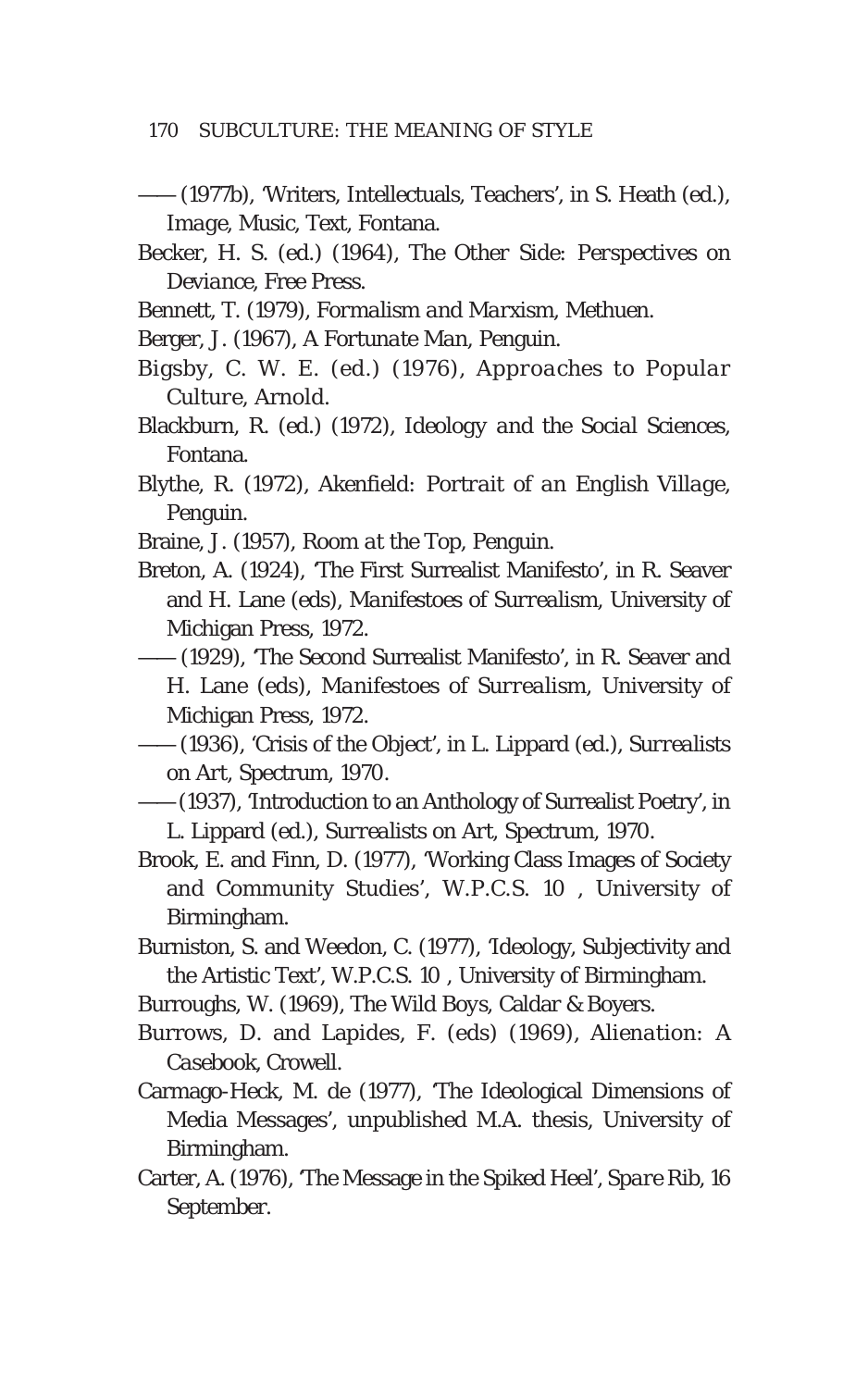—— (1977b), 'Writers, Intellectuals, Teachers', in S. Heath (ed.), *Image, Music, Text*, Fontana.

Becker, H. S. (ed.) (1964), *The Other Side: Perspectives on Deviance*, Free Press.

Bennett, T. (1979), *Formalism and Marxism*, Methuen.

Berger, J. (1967), *A Fortunate Man*, Penguin.

Bigsby, C. W. E. (ed.) (1976), *Approaches to Popular Culture*, Arnold.

Blackburn, R. (ed.) (1972), *Ideology and the Social Sciences*, Fontana.

Blythe, R. (1972), *Akenfield: Portrait of an English Village*, Penguin.

Braine, J. (1957), *Room at the Top*, Penguin.

Breton, A. (1924), 'The First Surrealist Manifesto', in R. Seaver and H. Lane (eds), *Manifestoes of Surrealism*, University of Michigan Press, 1972.

—— (1929), 'The Second Surrealist Manifesto', in R. Seaver and H. Lane (eds), *Manifestoes of Surrealism*, University of Michigan Press, 1972.

—— (1936), 'Crisis of the Object', in L. Lippard (ed.), *Surrealists on Art*, Spectrum, 1970.

—— (1937), 'Introduction to an Anthology of Surrealist Poetry', in L. Lippard (ed.), *Surrealists on Art*, Spectrum, 1970.

Brook, E. and Finn, D. (1977), 'Working Class Images of Society and Community Studies', W.P.C.S. 10 , University of Birmingham.

Burniston, S. and Weedon, C. (1977), 'Ideology, Subjectivity and the Artistic Text', W.P.C.S. 10 , University of Birmingham.

Burroughs, W. (1969), The Wild Boys, Caldar & Boyers.

Burrows, D. and Lapides, F. (eds) (1969), *Alienation: A Casebook*, Crowell.

Carmago-Heck, M. de (1977), 'The Ideological Dimensions of Media Messages', unpublished M.A. thesis, University of Birmingham.

Carter, A. (1976), 'The Message in the Spiked Heel', *Spare Rib*, 16 September.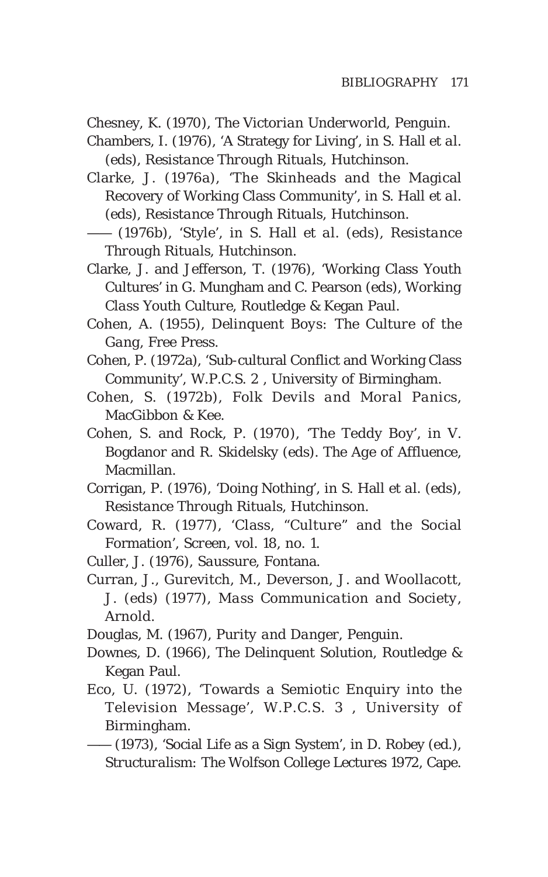Chesney, K. (1970), *The Victorian Underworld*, Penguin.

Chambers, I. (1976), 'A Strategy for Living', in S. Hall et al. (eds), *Resistance Through Rituals*, Hutchinson.

Clarke, J. (1976a), 'The Skinheads and the Magical Recovery of Working Class Community', in S. Hall et al. (eds), *Resistance Through Rituals*, Hutchinson.

—— (1976b), 'Style', in S. Hall et al. (eds), *Resistance Through Rituals*, Hutchinson.

Clarke, J. and Jefferson, T. (1976), 'Working Class Youth Cultures' in G. Mungham and C. Pearson (eds), *Working Class Youth Culture*, Routledge & Kegan Paul.

Cohen, A. (1955), *Delinquent Boys: The Culture of the Gang*, Free Press.

Cohen, P. (1972a), 'Sub-cultural Conflict and Working Class Community', *W.P.C.S. 2* , University of Birmingham.

Cohen, S. (1972b), *Folk Devils and Moral Panics*, MacGibbon & Kee.

Cohen, S. and Rock, P. (1970), 'The Teddy Boy', in V. Bogdanor and R. Skidelsky (eds). *The Age of Affluence*, Macmillan.

Corrigan, P. (1976), 'Doing Nothing', in S. Hall et al. (eds), *Resistance Through Rituals*, Hutchinson.

Coward, R. (1977), 'Class, "Culture" and the Social Formation', *Screen*, vol. 18, no. 1.

Culler, J. (1976), *Saussure*, Fontana.

Curran, J., Gurevitch, M., Deverson, J. and Woollacott, J. (eds) (1977), *Mass Communication and Society*, Arnold.

Douglas, M. (1967), *Purity and Danger*, Penguin.

Downes, D. (1966), *The Delinquent Solution*, Routledge & Kegan Paul.

Eco, U. (1972), 'Towards a Semiotic Enquiry into the Television Message', *W.P.C.S. 3* , University of Birmingham.

—— (1973), 'Social Life as a Sign System', in D. Robey (ed.), *Structuralism: The Wolfson College Lectures 1972*, Cape.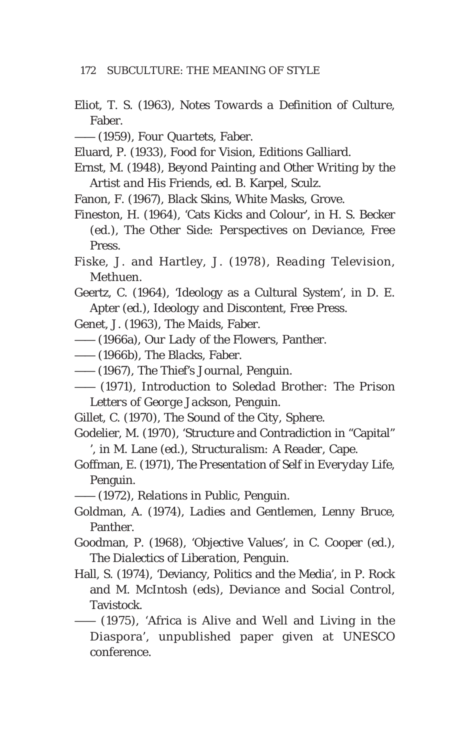Eliot, T. S. (1963), *Notes Towards a Definition of Culture*, Faber.

—— (1959), *Four Quartets*, Faber.

Eluard, P. (1933), Food for Vision, Editions Galliard.

Ernst, M. (1948), *Beyond Painting and Other Writing by the Artist and His Friends*, ed. B. Karpel, Sculz.

Fanon, F. (1967), *Black Skins, White Masks*, Grove.

Fineston, H. (1964), 'Cats Kicks and Colour', in H. S. Becker (ed.), *The Other Side: Perspectives on Deviance*, Free Press.

Fiske, J. and Hartley, J. (1978), *Reading Television*, Methuen.

Geertz, C. (1964), 'Ideology as a Cultural System', in D. E. Apter (ed.), *Ideology and Discontent*, Free Press.

Genet, J. (1963), *The Maids*, Faber.

—— (1966a), *Our Lady of the Flowers*, Panther.

—— (1966b), *The Blacks*, Faber.

—— (1967), *The Thief's Journal*, Penguin.

—— (1971), Introduction to *Soledad Brother: The Prison Letters of George Jackson*, Penguin.

Gillet, C. (1970), *The Sound of the City*, Sphere.

Godelier, M. (1970), 'Structure and Contradiction in "Capital" ', in M. Lane (ed.), *Structuralism: A Reader*, Cape.

Goffman, E. (1971), *The Presentation of Self in Everyday Life*, Penguin.

—— (1972), *Relations in Public*, Penguin.

Goldman, A. (1974), *Ladies and Gentlemen, Lenny Bruce*, Panther.

Goodman, P. (1968), 'Objective Values', in C. Cooper (ed.), *The Dialectics of Liberation*, Penguin.

Hall, S. (1974), 'Deviancy, Politics and the Media', in P. Rock and M. McIntosh (eds), *Deviance and Social Control*, Tavistock.

—— (1975), 'Africa is Alive and Well and Living in the Diaspora', unpublished paper given at UNESCO conference.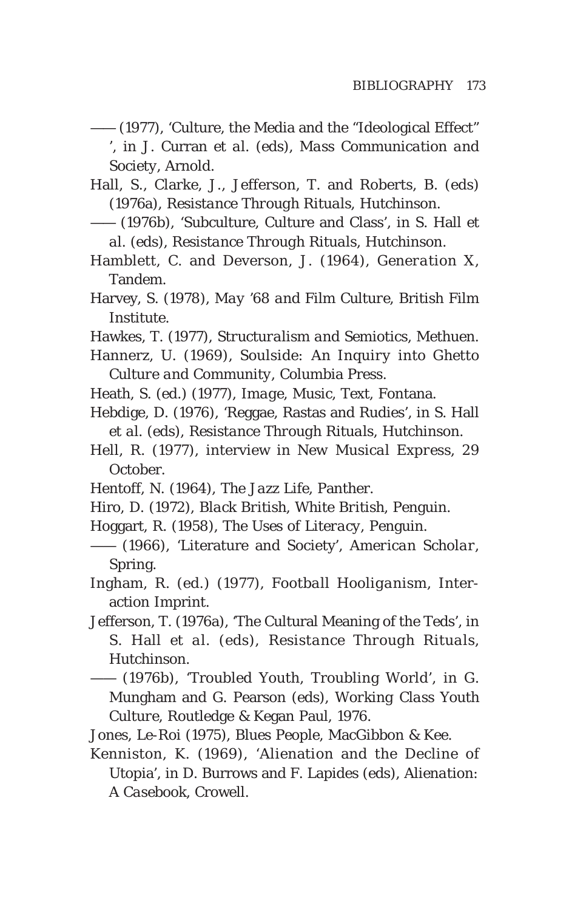—— (1977), 'Culture, the Media and the "Ideological Effect" ', in J. Curran et al. (eds), *Mass Communication and Society*, Arnold.

Hall, S., Clarke, J., Jefferson, T. and Roberts, B. (eds) (1976a), *Resistance Through Rituals*, Hutchinson.

—— (1976b), 'Subculture, Culture and Class', in S. Hall et al. (eds), *Resistance Through Rituals*, Hutchinson.

Hamblett, C. and Deverson, J. (1964), *Generation X*, Tandem.

Harvey, S. (1978), *May '68 and Film Culture*, British Film Institute.

Hawkes, T. (1977), *Structuralism and Semiotics*, Methuen.

Hannerz, U. (1969), *Soulside: An Inquiry into Ghetto Culture and Community*, Columbia Press.

Heath, S. (ed.) (1977), *Image, Music, Text*, Fontana.

Hebdige, D. (1976), 'Reggae, Rastas and Rudies', in S. Hall et al. (eds), *Resistance Through Rituals*, Hutchinson.

Hell, R. (1977), interview in *New Musical Express*, 29 October.

Hentoff, N. (1964), *The Jazz Life*, Panther.

Hiro, D. (1972), *Black British, White British*, Penguin.

Hoggart, R. (1958), *The Uses of Literacy*, Penguin.

—— (1966), 'Literature and Society', *American Scholar*, Spring.

Ingham, R. (ed.) (1977), *Football Hooliganism*, Interaction Imprint.

Jefferson, T. (1976a), 'The Cultural Meaning of the Teds', in S. Hall et al. (eds), *Resistance Through Rituals*, Hutchinson.

—— (1976b), 'Troubled Youth, Troubling World', in G. Mungham and G. Pearson (eds), *Working Class Youth Culture*, Routledge & Kegan Paul, 1976.

Jones, Le-Roi (1975), *Blues People*, MacGibbon & Kee.

Kenniston, K. (1969), 'Alienation and the Decline of Utopia', in D. Burrows and F. Lapides (eds), *Alienation: A Casebook*, Crowell.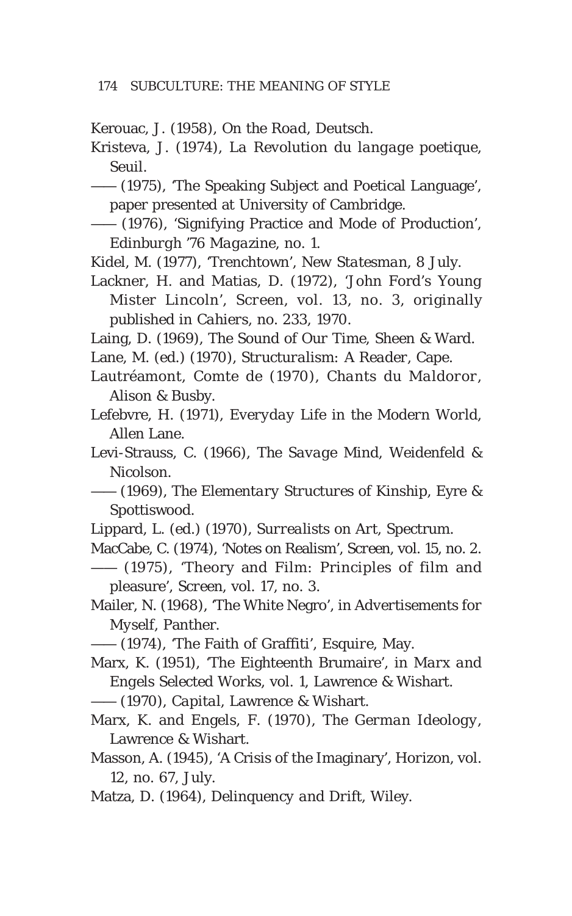Kerouac, J. (1958), *On the Road*, Deutsch.

Kristeva, J. (1974), *La Revolution du langage poetique*, Seuil.

—— (1975), 'The Speaking Subject and Poetical Language', paper presented at University of Cambridge.

—— (1976), 'Signifying Practice and Mode of Production', *Edinburgh '76 Magazine*, no. 1.

Kidel, M. (1977), 'Trenchtown', *New Statesman*, 8 July.

Lackner, H. and Matias, D. (1972), 'John Ford's Young Mister Lincoln', *Screen*, vol. 13, no. 3, originally published in *Cahiers*, no. 233, 1970.

Laing, D. (1969), *The Sound of Our Time*, Sheen & Ward.

Lane, M. (ed.) (1970), *Structuralism: A Reader*, Cape.

Lautréamont, Comte de (1970), *Chants du Maldoror*, Alison & Busby.

Lefebvre, H. (1971), *Everyday Life in the Modern World*, Allen Lane.

Levi-Strauss, C. (1966), *The Savage Mind*, Weidenfeld & Nicolson.

—— (1969), *The Elementary Structures of Kinship*, Eyre & Spottiswood.

Lippard, L. (ed.) (1970), *Surrealists on Art*, Spectrum.

MacCabe, C. (1974), 'Notes on Realism', *Screen*, vol. 15, no. 2.

—— (1975), 'Theory and Film: Principles of film and pleasure', *Screen*, vol. 17, no. 3.

Mailer, N. (1968), 'The White Negro', in *Advertisements for Myself*, Panther.

—— (1974), 'The Faith of Graffiti', *Esquire*, May.

Marx, K. (1951), 'The Eighteenth Brumaire', in *Marx and Engels Selected Works*, vol. 1, Lawrence & Wishart.

—— (1970), *Capital*, Lawrence & Wishart.

Marx, K. and Engels, F. (1970), *The German Ideology*, Lawrence & Wishart.

Masson, A. (1945), 'A Crisis of the Imaginary', *Horizon*, vol. 12, no. 67, July.

Matza, D. (1964), *Delinquency and Drift*, Wiley.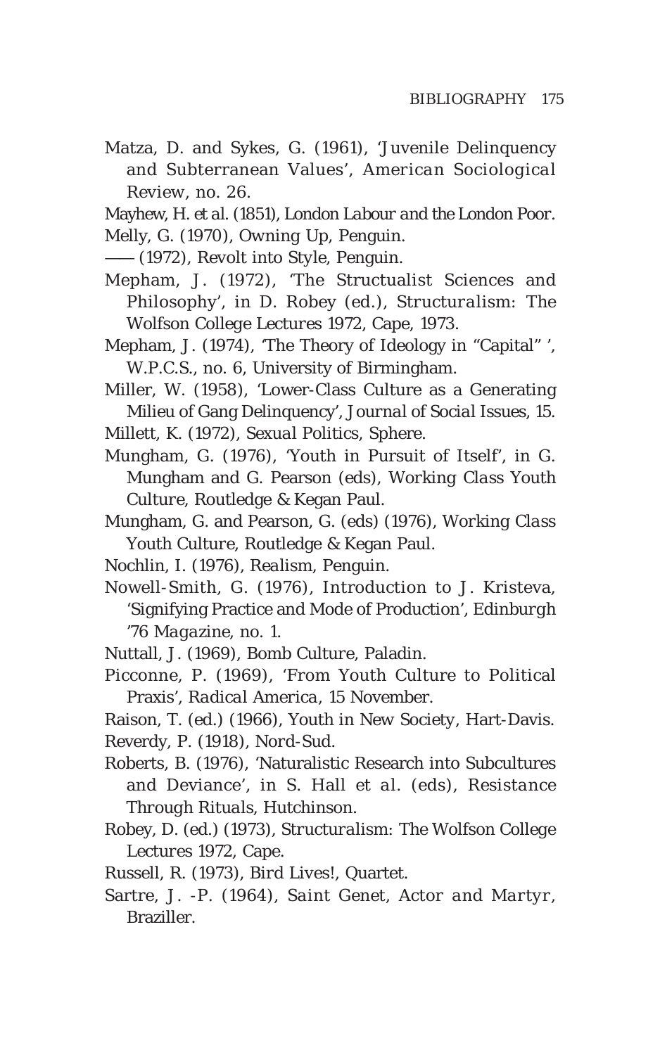Matza, D. and Sykes, G. (1961), 'Juvenile Delinquency and Subterranean Values', *American Sociological Review*, no. 26.

Mayhew, H. *et al*. (1851), *London Labour and the London Poor*.

Melly, G. (1970), *Owning Up*, Penguin.

—— (1972), *Revolt into Style*, Penguin.

Mepham, J. (1972), 'The Structualist Sciences and Philosophy', in D. Robey (ed.), *Structuralism: The Wolfson College Lectures 1972*, Cape, 1973.

Mepham, J. (1974), 'The Theory of Ideology in "Capital" ', *W.P.C.S.*, no. 6, University of Birmingham.

Miller, W. (1958), 'Lower-Class Culture as a Generating Milieu of Gang Delinquency', *Journal of Social Issues*, 15.

Millett, K. (1972), *Sexual Politics*, Sphere.

Mungham, G. (1976), 'Youth in Pursuit of Itself', in G. Mungham and G. Pearson (eds), *Working Class Youth Culture*, Routledge & Kegan Paul.

Mungham, G. and Pearson, G. (eds) (1976), *Working Class Youth Culture*, Routledge & Kegan Paul.

Nochlin, I. (1976), *Realism*, Penguin.

Nowell-Smith, G. (1976), Introduction to J. Kristeva, 'Signifying Practice and Mode of Production', *Edinburgh '76 Magazine*, no. 1.

Nuttall, J. (1969), *Bomb Culture*, Paladin.

Picconne, P. (1969), 'From Youth Culture to Political Praxis', *Radical America*, 15 November.

Raison, T. (ed.) (1966), *Youth in New Society*, Hart-Davis.

Reverdy, P. (1918), *Nord-Sud*.

Roberts, B. (1976), 'Naturalistic Research into Subcultures and Deviance', in S. Hall *et al*. (eds), *Resistance Through Rituals*, Hutchinson.

Robey, D. (ed.) (1973), *Structuralism: The Wolfson College Lectures 1972*, Cape.

Russell, R. (1973), *Bird Lives!*, Quartet.

Sartre, J. -P. (1964), *Saint Genet, Actor and Martyr*, Braziller.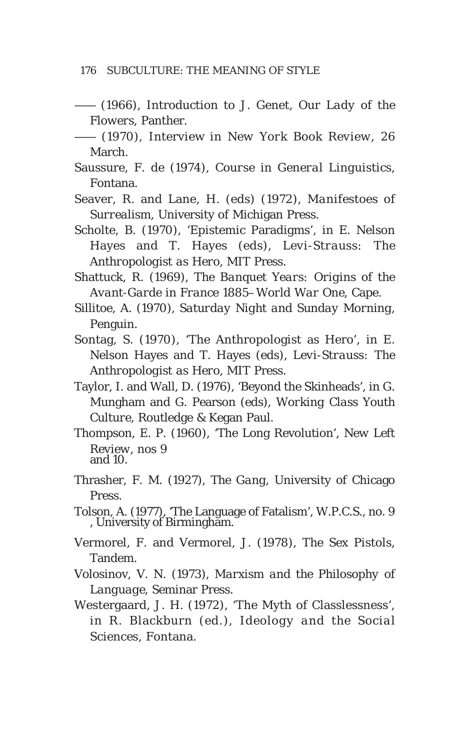—— (1966), Introduction to J. Genet, *Our Lady of the Flowers*, Panther.

—— (1970), Interview in *New York Book Review*, 26 March.

Saussure, F. de (1974), *Course in General Linguistics*, Fontana.

Seaver, R. and Lane, H. (eds) (1972), *Manifestoes of Surrealism*, University of Michigan Press.

Scholte, B. (1970), 'Epistemic Paradigms', in E. Nelson Hayes and T. Hayes (eds), *Levi-Strauss: The Anthropologist as Hero*, MIT Press.

Shattuck, R. (1969), *The Banquet Years: Origins of the Avant-Garde in France 1885–World War One*, Cape.

Sillitoe, A. (1970), *Saturday Night and Sunday Morning*, Penguin.

Sontag, S. (1970), 'The Anthropologist as Hero', in E. Nelson Hayes and T. Hayes (eds), *Levi-Strauss: The Anthropologist as Hero*, MIT Press.

Taylor, I. and Wall, D. (1976), 'Beyond the Skinheads', in G. Mungham and G. Pearson (eds), *Working Class Youth Culture*, Routledge & Kegan Paul.

Thompson, E. P. (1960), 'The Long Revolution', *New Left Review*, nos 9 and 10.

Thrasher, F. M. (1927), *The Gang*, University of Chicago Press.

Tolson, A. (1977), 'The Language of Fatalism', W.P.C.S., no. 9, University of Birmingham.

Vermorel, F. and Vermorel, J. (1978), *The Sex Pistols*, Tandem.

Volosinov, V. N. (1973), *Marxism and the Philosophy of Language*, Seminar Press.

Westergaard, J. H. (1972), 'The Myth of Classlessness', in R. Blackburn (ed.), *Ideology and the Social Sciences*, Fontana.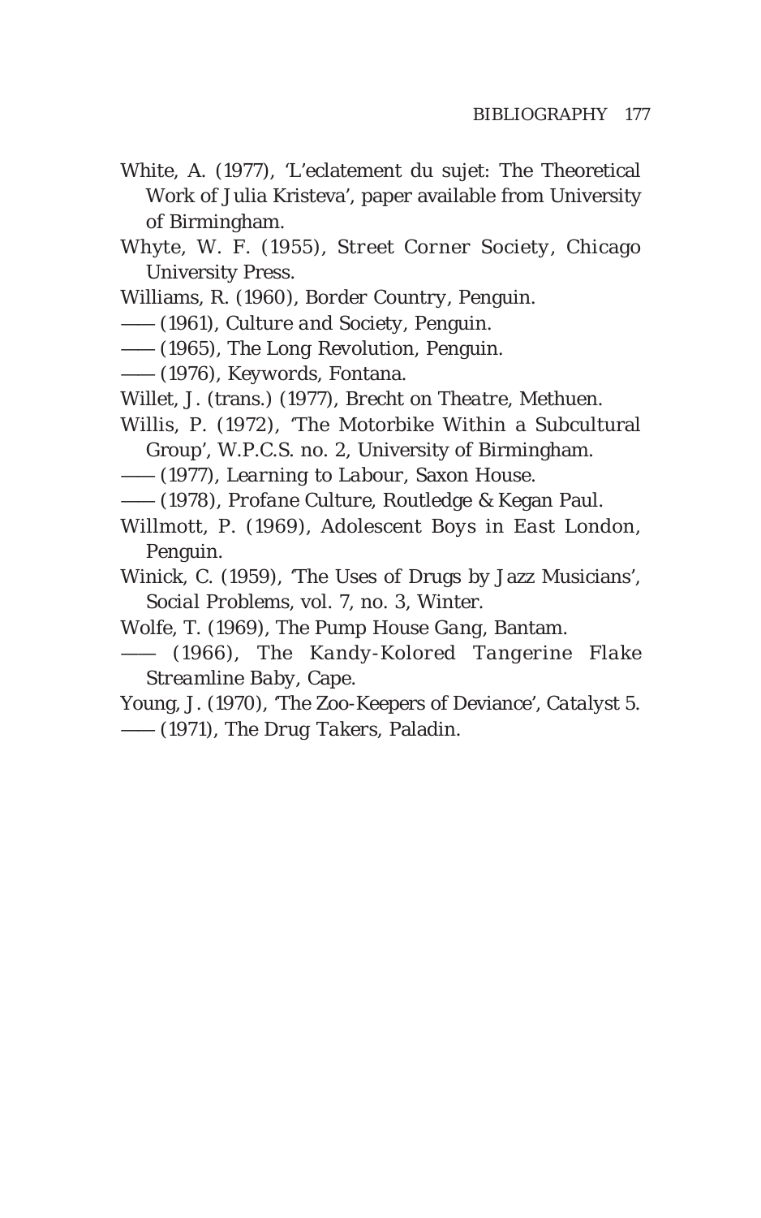White, A. (1977), 'L'eclatement du sujet: The Theoretical Work of Julia Kristeva', paper available from University of Birmingham.

Whyte, W. F. (1955), *Street Corner Society*, Chicago University Press.

Williams, R. (1960), *Border Country*, Penguin.

—— (1961), *Culture and Society*, Penguin.

—— (1965), *The Long Revolution*, Penguin.

—— (1976), *Keywords*, Fontana.

Willet, J. (trans.) (1977), *Brecht on Theatre*, Methuen.

Willis, P. (1972), 'The Motorbike Within a Subcultural Group', *W.P.C.S.* no. 2, University of Birmingham.

—— (1977), *Learning to Labour*, Saxon House.

—— (1978), *Profane Culture*, Routledge & Kegan Paul.

Willmott, P. (1969), *Adolescent Boys in East London*, Penguin.

Winick, C. (1959), 'The Uses of Drugs by Jazz Musicians', *Social Problems*, vol. 7, no. 3, Winter.

Wolfe, T. (1969), *The Pump House Gang*, Bantam.

—— (1966), *The Kandy-Kolored Tangerine Flake Streamline Baby*, Cape.

Young, J. (1970), 'The Zoo-Keepers of Deviance', *Catalyst* 5.

—— (1971), *The Drug Takers*, Paladin.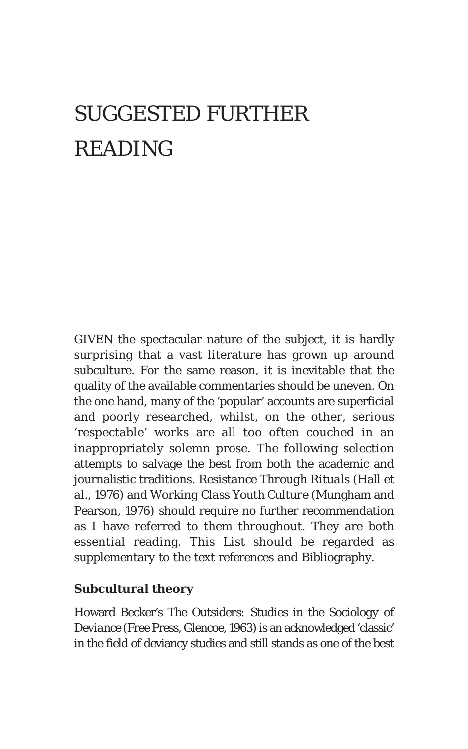# SUGGESTED FURTHER READING

GIVEN the spectacular nature of the subject, it is hardly surprising that a vast literature has grown up around subculture. For the same reason, it is inevitable that the quality of the available commentaries should be uneven. On the one hand, many of the 'popular' accounts are superficial and poorly researched, whilst, on the other, serious 'respectable' works are all too often couched in an inappropriately solemn prose. The following selection attempts to salvage the best from both the academic and journalistic traditions. *Resistance Through Rituals* (Hall et al., 1976) and *Working Class Youth Culture* (Mungham and Pearson, 1976) should require no further recommendation as I have referred to them throughout. They are both essential reading. This List should be regarded as supplementary to the text references and Bibliography.

## Subcultural theory

Howard Becker's *The Outsiders: Studies in the Sociology of Deviance* (Free Press, Glencoe, 1963) is an acknowledged 'classic' in the field of deviancy studies and still stands as one of the best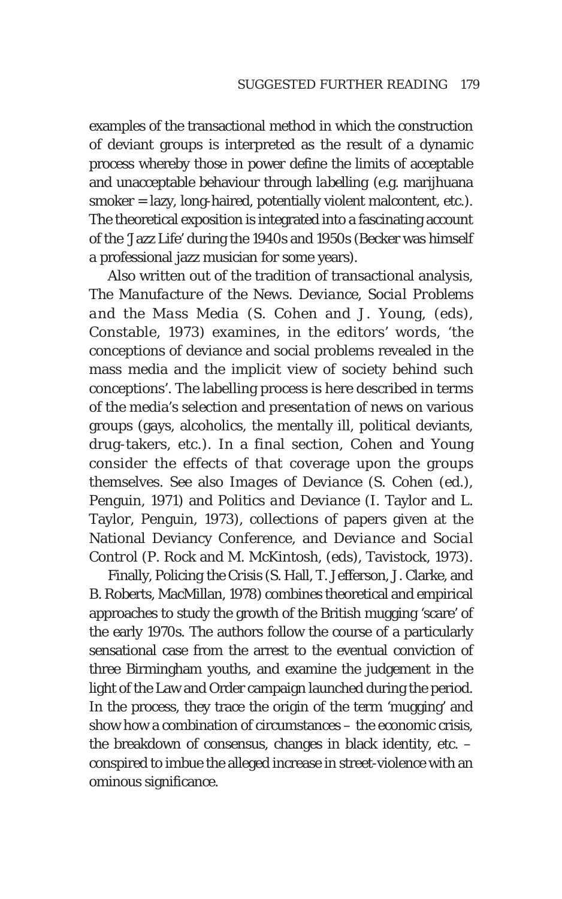examples of the transactional method in which the construction of deviant groups is interpreted as the result of a dynamic process whereby those in power define the limits of acceptable and unacceptable behaviour through labelling (e.g. marijhuana smoker = lazy, long-haired, potentially violent malcontent, etc.). The theoretical exposition is integrated into a fascinating account of the 'Jazz Life' during the 1940s and 1950s (Becker was himself a professional jazz musician for some years).

Also written out of the tradition of transactional analysis, *The Manufacture of the News. Deviance, Social Problems and the Mass Media* (S. Cohen and J. Young, (eds), Constable, 1973) examines, in the editors' words, 'the conceptions of deviance and social problems revealed in the mass media and the implicit view of society behind such conceptions'. The labelling process is here described in terms of the media's selection and *presentation* of news on various groups (gays, alcoholics, the mentally ill, political deviants, drug-takers, etc.). In a final section, Cohen and Young consider the effects of that coverage upon the groups themselves. See also *Images of Deviance* (S. Cohen (ed.), Penguin, 1971) and *Politics and Deviance* (I. Taylor and L. Taylor, Penguin, 1973), collections of papers given at the National Deviancy Conference, and *Deviance and Social Control* (P. Rock and M. McKintosh, (eds), Tavistock, 1973).

Finally, Policing the Crisis (S. Hall, T. Jefferson, J. Clarke, and B. Roberts, MacMillan, 1978) combines theoretical and empirical approaches to study the growth of the British mugging 'scare' of the early 1970s. The authors follow the course of a particularly sensational case from the arrest to the eventual conviction of three Birmingham youths, and examine the judgement in the light of the Law and Order campaign launched during the period. In the process, they trace the origin of the term 'mugging' and show how a combination of circumstances – the economic crisis, the breakdown of consensus, changes in black identity, etc. – conspired to imbue the alleged increase in street-violence with an ominous significance.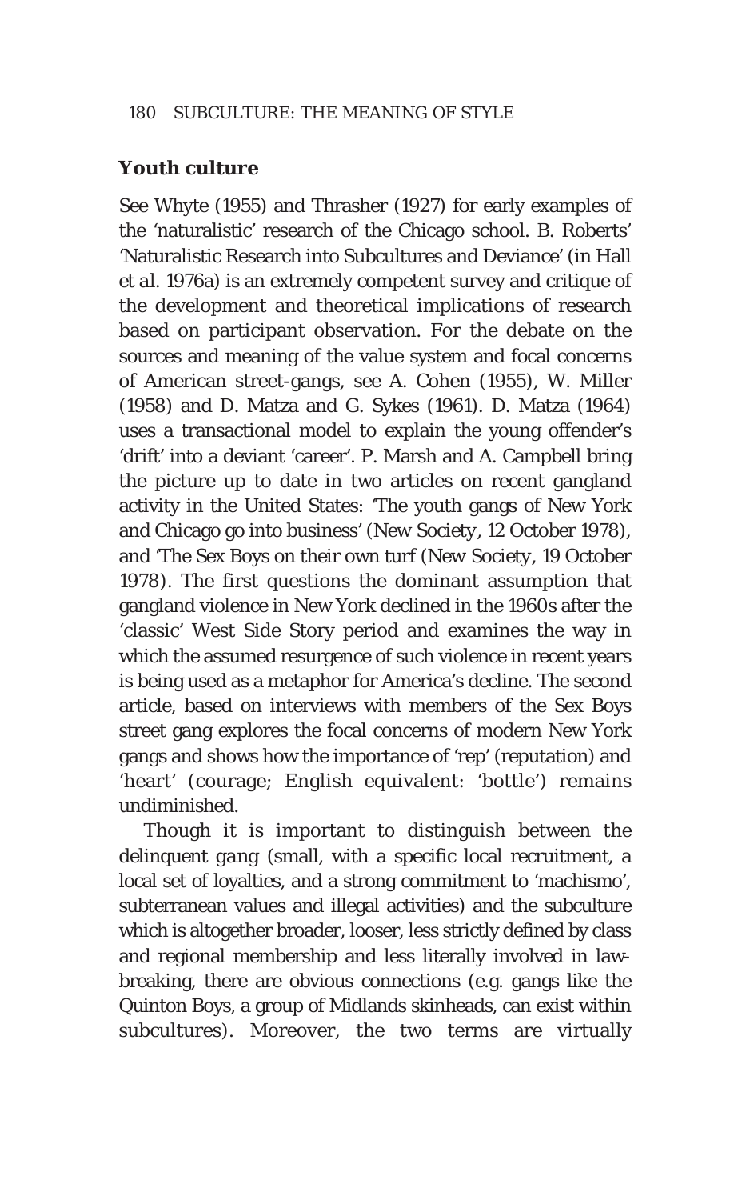### Youth culture

See Whyte (1955) and Thrasher (1927) for early examples of the 'naturalistic' research of the Chicago school. B. Roberts' 'Naturalistic Research into Subcultures and Deviance' (in Hall *et al.* 1976a) is an extremely competent survey and critique of the development and theoretical implications of research based on participant observation. For the debate on the sources and meaning of the value system and focal concerns of American street-gangs, see A. Cohen (1955), W. Miller (1958) and D. Matza and G. Sykes (1961). D. Matza (1964) uses a transactional model to explain the young offender's 'drift' into a deviant 'career'. P. Marsh and A. Campbell bring the picture up to date in two articles on recent gangland activity in the United States: 'The youth gangs of New York and Chicago go into business' (*New Society*, 12 October 1978), and 'The Sex Boys on their own turf (*New Society*, 19 October 1978). The first questions the dominant assumption that gangland violence in New York declined in the 1960s after the 'classic' West Side Story period and examines the way in which the assumed resurgence of such violence in recent years is being used as a metaphor for America's decline. The second article, based on interviews with members of the Sex Boys street gang explores the focal concerns of modern New York gangs and shows how the importance of 'rep' (reputation) and 'heart' (courage; English equivalent: 'bottle') remains undiminished.

Though it is important to distinguish between the delinquent *gang* (small, with a specific local recruitment, a local set of loyalties, and a strong commitment to 'machismo', subterranean values and illegal activities) and the subculture which is altogether broader, looser, less strictly defined by class and regional membership and less literally involved in law-breaking, there are obvious connections (e.g. gangs like the Quinton Boys, a group of Midlands skinheads, can exist within subcultures). Moreover, the two terms are virtually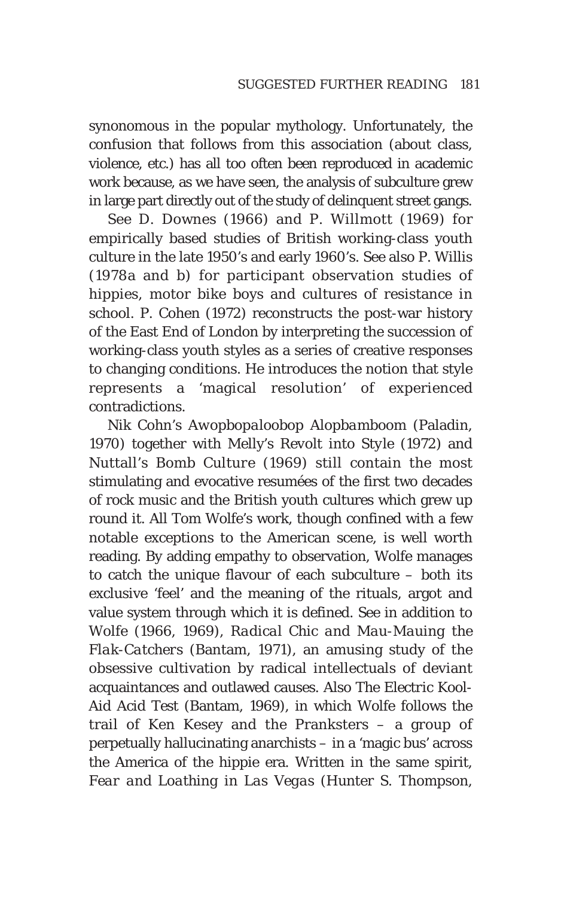synonomous in the popular mythology. Unfortunately, the confusion that follows from this association (about class, violence, etc.) has all too often been reproduced in academic work because, as we have seen, the analysis of subculture grew in large part directly out of the study of delinquent street gangs.

See D. Downes (1966) and P. Willmott (1969) for empirically based studies of British working-class youth culture in the late 1950's and early 1960's. See also P. Willis (1978a and b) for participant observation studies of hippies, motor bike boys and cultures of resistance in school. P. Cohen (1972) reconstructs the post-war history of the East End of London by interpreting the succession of working-class youth styles as a series of creative responses to changing conditions. He introduces the notion that style represents a 'magical resolution' of experienced contradictions.

Nik Cohn's *Awopbopaloobop Alopbamboom* (Paladin, 1970) together with Melly's *Revolt into Style* (1972) and Nuttall's *Bomb Culture* (1969) still contain the most stimulating and evocative resumées of the first two decades of rock music and the British youth cultures which grew up round it. All Tom Wolfe's work, though confined with a few notable exceptions to the American scene, is well worth reading. By adding empathy to observation, Wolfe manages to catch the unique flavour of each subculture – both its exclusive 'feel' and the meaning of the rituals, argot and value system through which it is defined. See in addition to Wolfe (1966, 1969), *Radical Chic and Mau-Mauing the Flak-Catchers* (Bantam, 1971), an amusing study of the obsessive cultivation by radical intellectuals of deviant acquaintances and outlawed causes. Also *The Electric Kool-Aid Acid Test* (Bantam, 1969), in which Wolfe follows the trail of Ken Kesey and the Pranksters – a group of perpetually hallucinating anarchists – in a 'magic bus' across the America of the hippie era. Written in the same spirit, *Fear and Loathing in Las Vegas* (Hunter S. Thompson,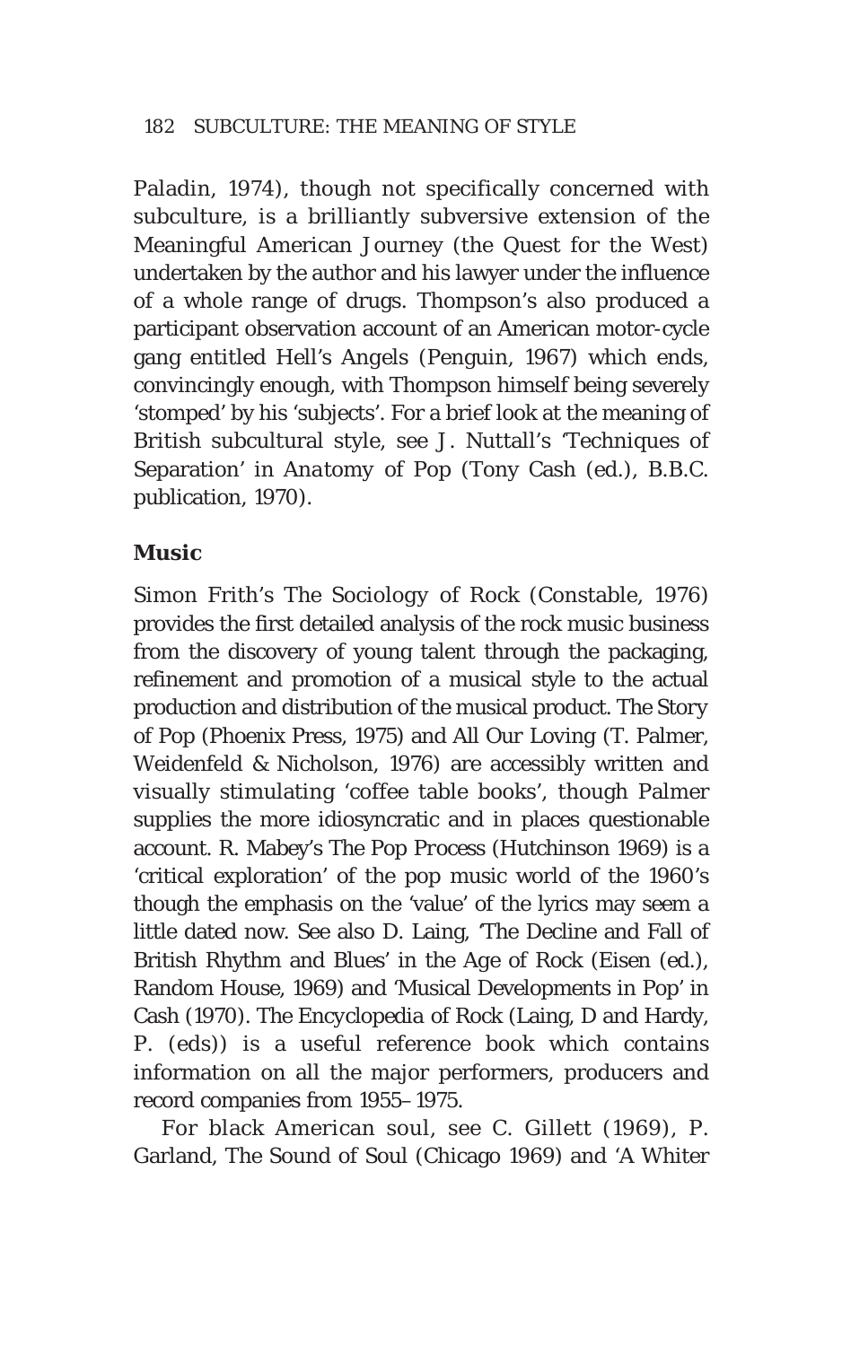Paladin, 1974), though not specifically concerned with subculture, is a brilliantly subversive extension of the Meaningful American Journey (the Quest for the West) undertaken by the author and his lawyer under the influence of a whole range of drugs. Thompson's also produced a participant observation account of an American motor-cycle gang entitled Hell's Angels (Penguin, 1967) which ends, convincingly enough, with Thompson himself being severely 'stomped' by his 'subjects'. For a brief look at the meaning of British subcultural style, see J. Nuttall's 'Techniques of Separation' in *Anatomy of Pop* (Tony Cash (ed.), B.B.C. publication, 1970).

## Music

Simon Frith's The Sociology of Rock (Constable, 1976) provides the first detailed analysis of the rock music business from the discovery of young talent through the packaging, refinement and promotion of a musical style to the actual production and distribution of the musical product. The Story of Pop (Phoenix Press, 1975) and All Our Loving (T. Palmer, Weidenfeld & Nicholson, 1976) are accessibly written and visually stimulating 'coffee table books', though Palmer supplies the more idiosyncratic and in places questionable account. R. Mabey's *The Pop Process* (Hutchinson 1969) is a 'critical exploration' of the pop music world of the 1960's though the emphasis on the 'value' of the lyrics may seem a little dated now. See also D. Laing, 'The Decline and Fall of British Rhythm and Blues' in the Age of Rock (Eisen (ed.), Random House, 1969) and 'Musical Developments in Pop' in Cash (1970). *The Encyclopedia of Rock* (Laing, D and Hardy, P. (eds)) is a useful reference book which contains information on all the major performers, producers and record companies from 1955–1975.

For black American soul, see C. Gillett (1969), P. Garland, The Sound of Soul (Chicago 1969) and 'A Whiter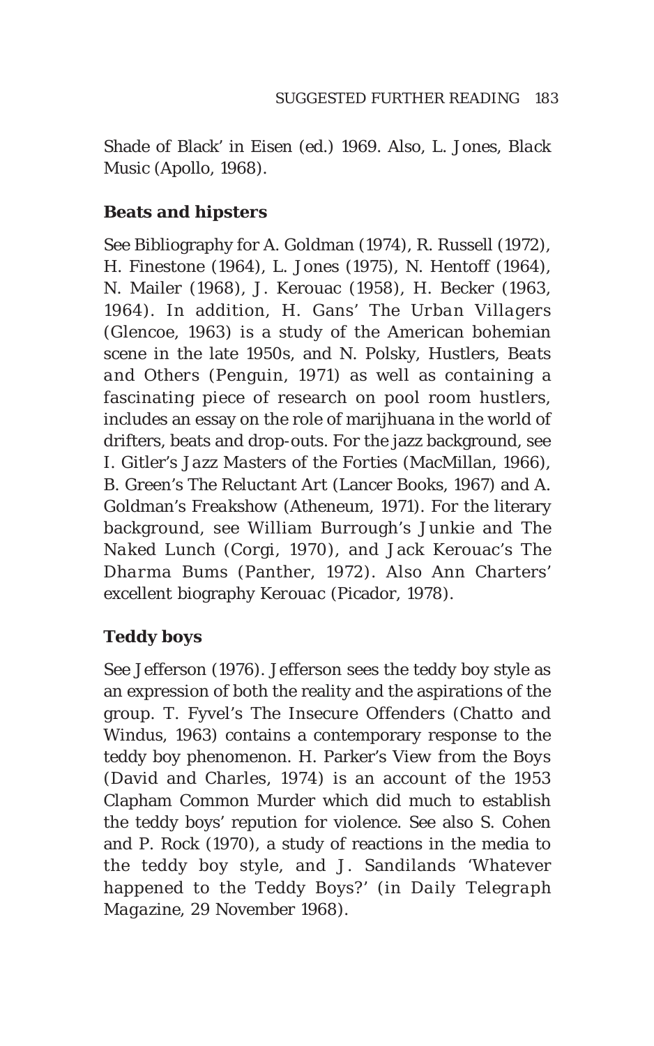Shade of Black' in Eisen (ed.) 1969. Also, L. Jones, *Black Music* (Apollo, 1968).

## Beats and hipsters

See Bibliography for A. Goldman (1974), R. Russell (1972), H. Finestone (1964), L. Jones (1975), N. Hentoff (1964), N. Mailer (1968), J. Kerouac (1958), H. Becker (1963, 1964). In addition, H. Gans' *The Urban Villagers* (Glencoe, 1963) is a study of the American bohemian scene in the late 1950s, and N. Polsky, *Hustlers, Beats and Others* (Penguin, 1971) as well as containing a fascinating piece of research on pool room hustlers, includes an essay on the role of marijhuana in the world of drifters, beats and drop-outs. For the jazz background, see I. Gitler's *Jazz Masters of the Forties* (MacMillan, 1966), B. Green's *The Reluctant Art* (Lancer Books, 1967) and A. Goldman's *Freakshow* (Atheneum, 1971). For the literary background, see William Burrough's *Junkie* and *The Naked Lunch* (Corgi, 1970), and Jack Kerouac's *The Dharma Bums* (Panther, 1972). Also Ann Charters' excellent biography *Kerouac* (Picador, 1978).

## Teddy boys

See Jefferson (1976). Jefferson sees the teddy boy style as an expression of both the reality and the aspirations of the group. T. Fyvel's *The Insecure Offenders* (Chatto and Windus, 1963) contains a contemporary response to the teddy boy phenomenon. H. Parker's *View from the Boys* (David and Charles, 1974) is an account of the 1953 Clapham Common Murder which did much to establish the teddy boys' repution for violence. See also S. Cohen and P. Rock (1970), a study of reactions in the media to the teddy boy style, and J. Sandilands 'Whatever happened to the Teddy Boys?' (in *Daily Telegraph Magazine*, 29 November 1968).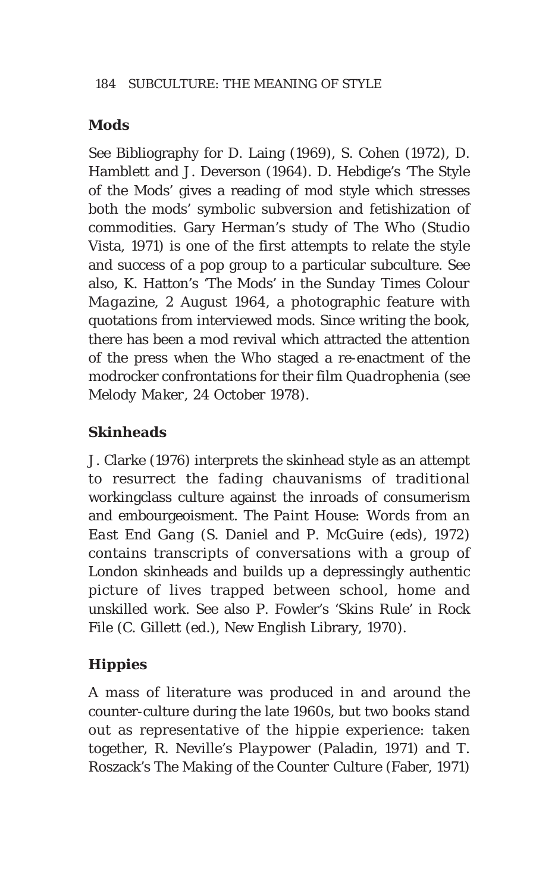## Mods

See Bibliography for D. Laing (1969), S. Cohen (1972), D. Hamblett and J. Deverson (1964). D. Hebdige's 'The Style of the Mods' gives a reading of mod style which stresses both the mods' symbolic subversion and fetishization of commodities. Gary Herman's study of The Who (Studio Vista, 1971) is one of the first attempts to relate the style and success of a pop group to a particular subculture. See also, K. Hatton's 'The Mods' in the *Sunday Times Colour Magazine*, 2 August 1964, a photographic feature with quotations from interviewed mods. Since writing the book, there has been a mod revival which attracted the attention of the press when the Who staged a re-enactment of the modrocker confrontations for their film *Quadrophenia* (see *Melody Maker*, 24 October 1978).

## Skinheads

J. Clarke (1976) interprets the skinhead style as an attempt to resurrect the fading chauvanisms of traditional workingclass culture against the inroads of consumerism and embourgeoisment. *The Paint House: Words from an East End Gang* (S. Daniel and P. McGuire (eds), 1972) contains transcripts of conversations with a group of London skinheads and builds up a depressingly authentic picture of lives trapped between school, home and unskilled work. See also P. Fowler's 'Skins Rule' in *Rock File* (C. Gillett (ed.), New English Library, 1970).

## Hippies

A mass of literature was produced in and around the counter-culture during the late 1960s, but two books stand out as representative of the hippie experience: taken together, R. Neville's *Playpower* (Paladin, 1971) and T. Roszack's *The Making of the Counter Culture* (Faber, 1971)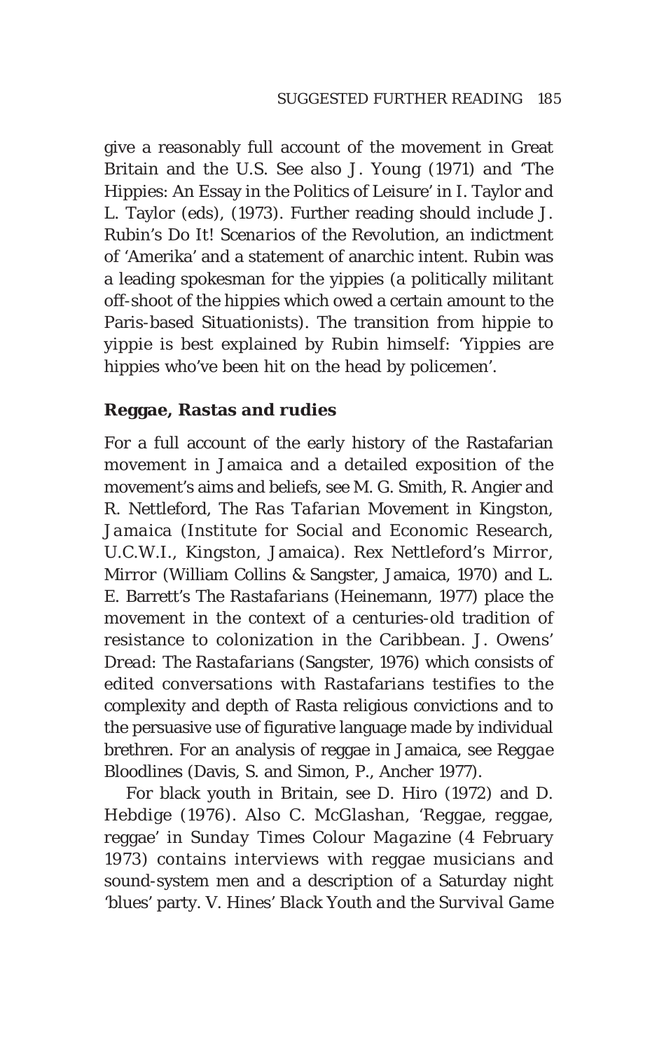give a reasonably full account of the movement in Great Britain and the U.S. See also J. Young (1971) and 'The Hippies: An Essay in the Politics of Leisure' in I. Taylor and L. Taylor (eds), (1973). Further reading should include J. Rubin's *Do It! Scenarios of the Revolution*, an indictment of 'Amerika' and a statement of anarchic intent. Rubin was a leading spokesman for the yippies (a politically militant off-shoot of the hippies which owed a certain amount to the Paris-based Situationists). The transition from hippie to yippie is best explained by Rubin himself: 'Yippies are hippies who've been hit on the head by policemen'.

**Reggae, Rastas and rudies**

For a full account of the early history of the Rastafarian movement in Jamaica and a detailed exposition of the movement's aims and beliefs, see M. G. Smith, R. Angier and R. Nettleford, *The Ras Tafarian Movement in Kingston, Jamaica* (Institute for Social and Economic Research, U.C.W.I., Kingston, Jamaica). Rex Nettleford's *Mirror, Mirror* (William Collins & Sangster, Jamaica, 1970) and L. E. Barrett's *The Rastafarians* (Heinemann, 1977) place the movement in the context of a centuries-old tradition of resistance to colonization in the Caribbean. J. Owens' *Dread: The Rastafarians* (Sangster, 1976) which consists of edited conversations with Rastafarians testifies to the complexity and depth of Rasta religious convictions and to the persuasive use of figurative language made by individual brethren. For an analysis of reggae in Jamaica, see *Reggae Bloodlines* (Davis, S. and Simon, P., Ancher 1977).

For black youth in Britain, see D. Hiro (1972) and D. Hebdige (1976). Also C. McGlashan, 'Reggae, reggae, reggae' in *Sunday Times Colour Magazine* (4 February 1973) contains interviews with reggae musicians and sound-system men and a description of a Saturday night 'blues' party. V. Hines' *Black Youth and the Survival Game*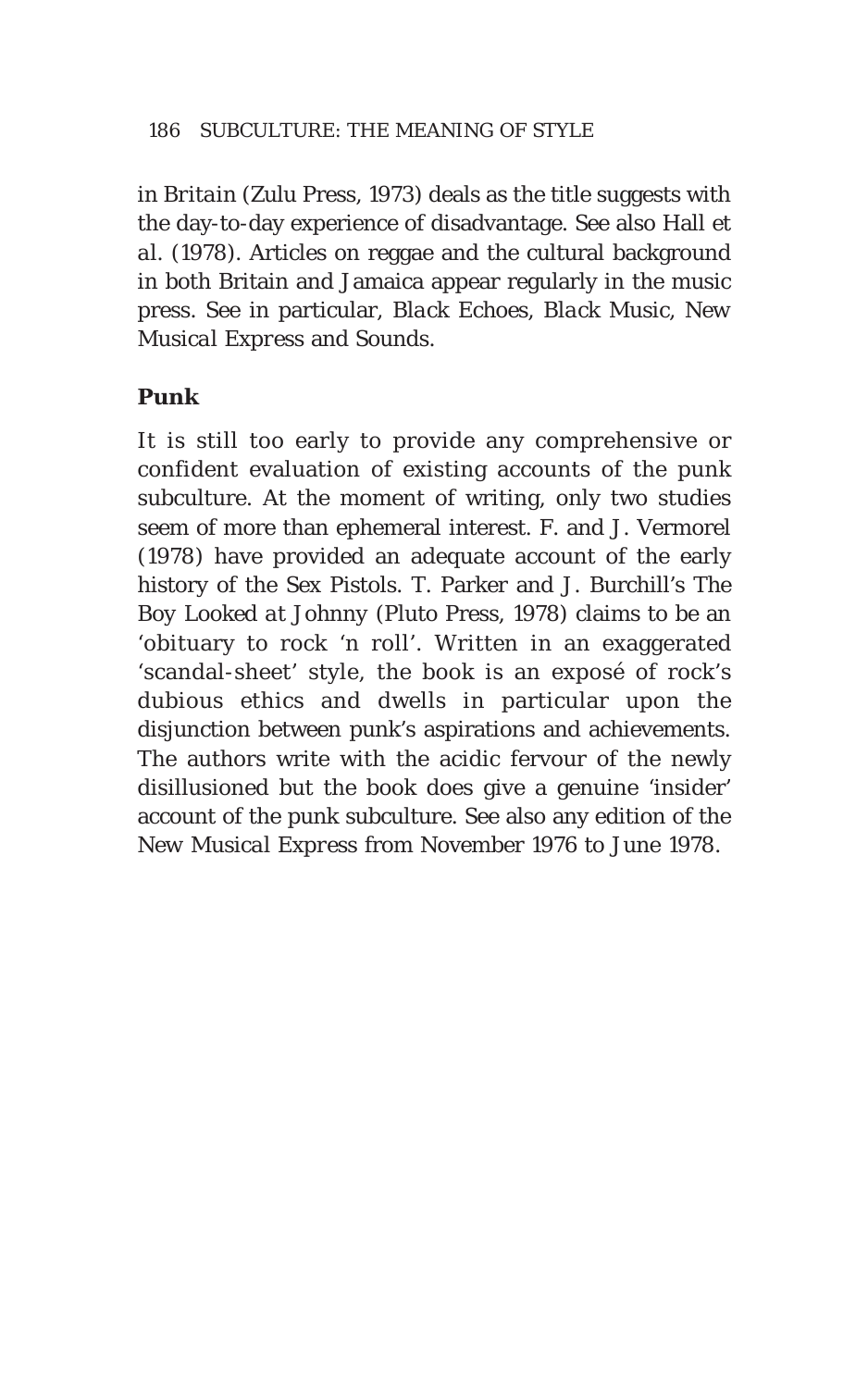in *Britain* (Zulu Press, 1973) deals as the title suggests with the day-to-day experience of disadvantage. See also Hall et al. (1978). Articles on reggae and the cultural background in both Britain and Jamaica appear regularly in the music press. See in particular, *Black Echoes*, *Black Music*, *New Musical Express* and *Sounds*.

**Punk**

It is still too early to provide any comprehensive or confident evaluation of existing accounts of the punk subculture. At the moment of writing, only two studies seem of more than ephemeral interest. F. and J. Vermorel (1978) have provided an adequate account of the early history of the Sex Pistols. T. Parker and J. Burchill's *The Boy Looked at Johnny* (Pluto Press, 1978) claims to be an 'obituary to rock 'n roll'. Written in an exaggerated 'scandal-sheet' style, the book is an exposé of rock's dubious ethics and dwells in particular upon the disjunction between punk's aspirations and achievements. The authors write with the acidic fervour of the newly disillusioned but the book does give a genuine 'insider' account of the punk subculture. See also any edition of the *New Musical Express* from November 1976 to June 1978.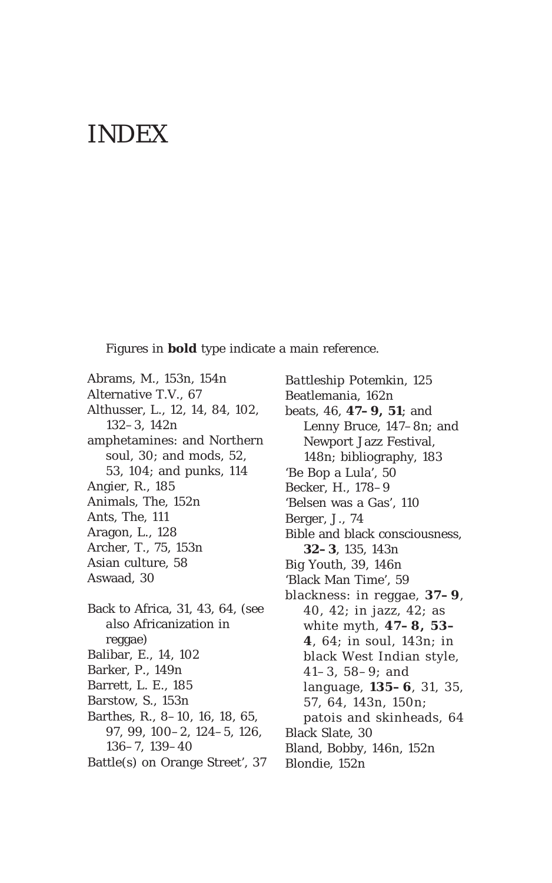# INDEX

Figures in **bold** type indicate a main reference.

Abrams, M., 153n, 154n
Alternative T.V., 67
Althusser, L., 12, 14, 84, 102, 132–3, 142n
amphetamines: and Northern soul, 30; and mods, 52, 53, 104; and punks, 114
Angier, R., 185
Animals, The, 152n
Ants, The, 111
Aragon, L., 128
Archer, T., 75, 153n
Asian culture, 58
Aswaad, 30

Back to Africa, 31, 43, 64, (see also Africanization in reggae)
Balibar, E., 14, 102
Barker, P., 149n
Barrett, L. E., 185
Barstow, S., 153n
Barthes, R., 8–10, 16, 18, 65, 97, 99, 100–2, 124–5, 126, 136–7, 139–40
Battle(s) on Orange Street', 37
*Battleship Potemkin*, 125
Beatlemania, 162n
beats, 46, **47–9, 51**; and Lenny Bruce, 147–8n; and Newport Jazz Festival, 148n; bibliography, 183
'Be Bop a Lula', 50
Becker, H., 178–9
'Belsen was a Gas', 110
Berger, J., 74
Bible and black consciousness, **32–3**, 135, 143n
Big Youth, 39, 146n
'Black Man Time', 59
blackness: in reggae, **37–9**, 40, 42; in jazz, 42; as white myth, **47–8, 53–4**, 64; in soul, 143n; in black West Indian style, 41–3, 58–9; and language, **135–6**, 31, 35, 57, 64, 143n, 150n; patois and skinheads, 64
Black Slate, 30
Bland, Bobby, 146n, 152n
Blondie, 152n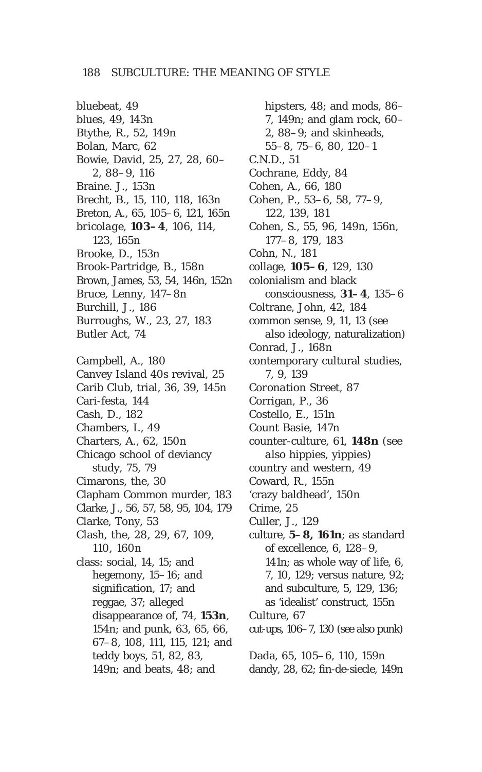bluebeat, 49
blues, 49, 143n
Btythe, R., 52, 149n
Bolan, Marc, 62
Bowie, David, 25, 27, 28, 60–2, 88–9, 116
Braine. J., 153n
Brecht, B., 15, 110, 118, 163n
Breton, A., 65, 105–6, 121, 165n
*bricolage*, **103–4**, 106, 114, 123, 165n
Brooke, D., 153n
Brook-Partridge, B., 158n
Brown, James, 53, 54, 146n, 152n
Bruce, Lenny, 147–8n
Burchill, J., 186
Burroughs, W., 23, 27, 183
Butler Act, 74

Campbell, A., 180
Canvey Island 40s revival, 25
Carib Club, trial, 36, 39, 145n
Cari-festa, 144
Cash, D., 182
Chambers, I., 49
Charters, A., 62, 150n
Chicago school of deviancy study, 75, 79
Cimarons, the, 30
Clapham Common murder, 183
Clarke, J., 56, 57, 58, 95, 104, 179
Clarke, Tony, 53
Clash, the, 28, 29, 67, 109, 110, 160n
class: social, 14, 15; and hegemony, 15–16; and signification, 17; and reggae, 37; alleged disappearance of, 74, **153n**, 154n; and punk, 63, 65, 66, 67–8, 108, 111, 115, 121; and teddy boys, 51, 82, 83, 149n; and beats, 48; and hipsters, 48; and mods, 86–7, 149n; and glam rock, 60–2, 88–9; and skinheads, 55–8, 75–6, 80, 120–1
C.N.D., 51
Cochrane, Eddy, 84
Cohen, A., 66, 180
Cohen, P., 53–6, 58, 77–9, 122, 139, 181
Cohen, S., 55, 96, 149n, 156n, 177–8, 179, 183
Cohn, N., 181
collage, **105–6**, 129, 130
colonialism and black consciousness, **31–4**, 135–6
Coltrane, John, 42, 184
common sense, 9, 11, 13 (see *also* ideology, naturalization)
Conrad, J., 168n
contemporary cultural studies, 7, 9, 139
*Coronation Street*, 87
Corrigan, P., 36
Costello, E., 151n
Count Basie, 147n
counter-culture, 61, **148n** (see *also* hippies, yippies)
country and western, 49
Coward, R., 155n
'crazy baldhead', 150n
Crime, 25
Culler, J., 129
culture, **5–8, 161n**; as standard of excellence, 6, 128–9, 141n; as whole way of life, 6, 7, 10, 129; versus nature, 92; and subculture, 5, 129, 136; as 'idealist' construct, 155n
Culture, 67
cut-ups, 106–7, 130 (see also punk)

Dada, 65, 105–6, 110, 159n
dandy, 28, 62; fin-de-siecle, 149n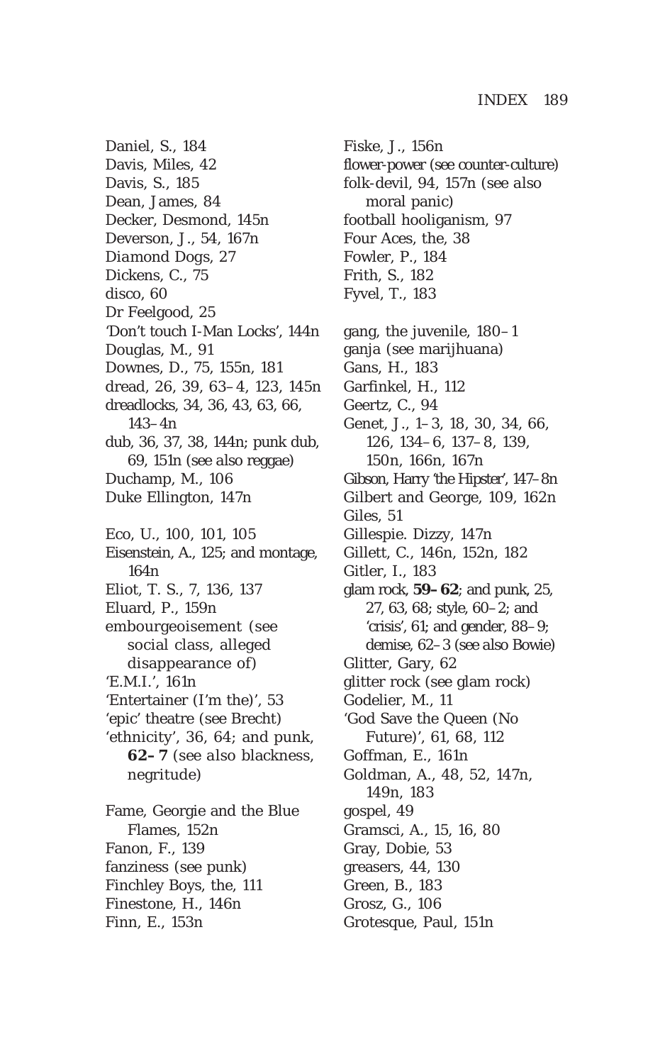Daniel, S., 184
Davis, Miles, 42
Davis, S., 185
Dean, James, 84
Decker, Desmond, 145n
Deverson, J., 54, 167n
*Diamond Dogs*, 27
Dickens, C., 75
disco, 60
Dr Feelgood, 25
'Don't touch I-Man Locks', 144n
Douglas, M., 91
Downes, D., 75, 155n, 181
dread, 26, 39, 63–4, 123, 145n
dreadlocks, 34, 36, 43, 63, 66, 143–4n
dub, 36, 37, 38, 144n; punk dub, 69, 151n (*see also* reggae)
Duchamp, M., 106
Duke Ellington, 147n

Eco, U., 100, 101, 105
Eisenstein, A., 125; and montage, 164n
Eliot, T. S., 7, 136, 137
Eluard, P., 159n
embourgeoisement (*see* social class, alleged disappearance of)
'E.M.I.', 161n
'Entertainer (I'm the)', 53
'epic' theatre (*see* Brecht)
'ethnicity', 36, 64; and punk, **62–7** (*see also* blackness, negritude)

Fame, Georgie and the Blue Flames, 152n
Fanon, F., 139
fanziness (*see* punk)
Finchley Boys, the, 111
Finestone, H., 146n
Finn, E., 153n
Fiske, J., 156n
flower-power (*see* counter-culture)
folk-devil, 94, 157n (*see also* moral panic)
football hooliganism, 97
Four Aces, the, 38
Fowler, P., 184
Frith, S., 182
Fyvel, T., 183

gang, the juvenile, 180–1
ganja (*see* marijhuana)
Gans, H., 183
Garfinkel, H., 112
Geertz, C., 94
Genet, J., 1–3, 18, 30, 34, 66, 126, 134–6, 137–8, 139, 150n, 166n, 167n
Gibson, Harry 'the Hipster', 147–8n
Gilbert and George, 109, 162n
Giles, 51
Gillespie. Dizzy, 147n
Gillett, C., 146n, 152n, 182
Gitler, I., 183
glam rock, **59–62**; and punk, 25, 27, 63, 68; style, 60–2; and 'crisis', 61; and gender, 88–9; demise, 62–3 (*see also* Bowie)
Glitter, Gary, 62
glitter rock (*see* glam rock)
Godelier, M., 11
'God Save the Queen (No Future)', 61, 68, 112
Goffman, E., 161n
Goldman, A., 48, 52, 147n, 149n, 183
gospel, 49
Gramsci, A., 15, 16, 80
Gray, Dobie, 53
greasers, 44, 130
Green, B., 183
Grosz, G., 106
Grotesque, Paul, 151n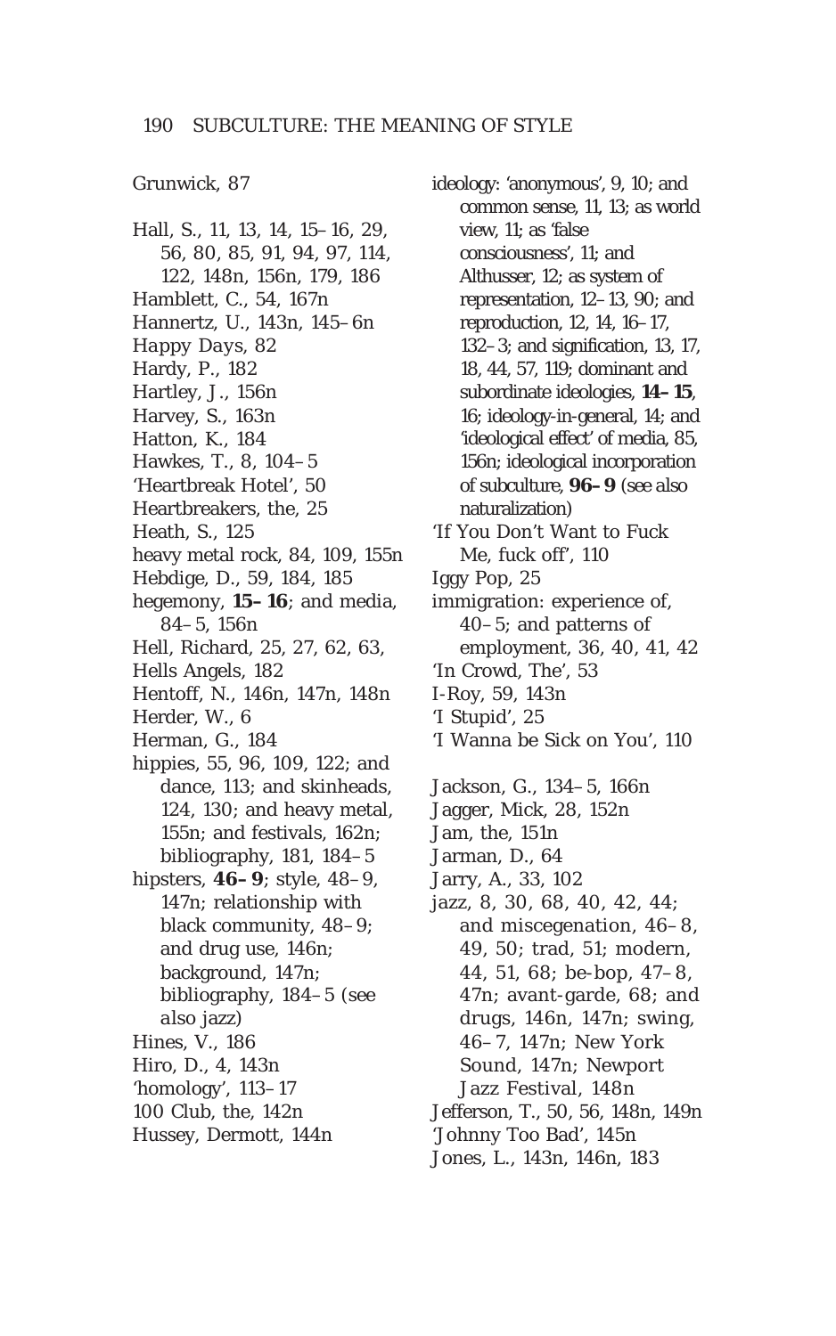Grunwick, 87

Hall, S., 11, 13, 14, 15–16, 29, 56, 80, 85, 91, 94, 97, 114, 122, 148n, 156n, 179, 186
Hamblett, C., 54, 167n
Hannertz, U., 143n, 145–6n
*Happy Days*, 82
Hardy, P., 182
Hartley, J., 156n
Harvey, S., 163n
Hatton, K., 184
Hawkes, T., 8, 104–5
'Heartbreak Hotel', 50
Heartbreakers, the, 25
Heath, S., 125
heavy metal rock, 84, 109, 155n
Hebdige, D., 59, 184, 185
hegemony, **15–16**; and media, 84–5, 156n
Hell, Richard, 25, 27, 62, 63,
Hells Angels, 182
Hentoff, N., 146n, 147n, 148n
Herder, W., 6
Herman, G., 184
hippies, 55, 96, 109, 122; and dance, 113; and skinheads, 124, 130; and heavy metal, 155n; and festivals, 162n; bibliography, 181, 184–5
hipsters, **46–9**; style, 48–9, 147n; relationship with black community, 48–9; and drug use, 146n; background, 147n; bibliography, 184–5 (*see also* jazz)
Hines, V., 186
Hiro, D., 4, 143n
'homology', 113–17
100 Club, the, 142n
Hussey, Dermott, 144n

ideology: 'anonymous', 9, 10; and common sense, 11, 13; as world view, 11; as 'false consciousness', 11; and Althusser, 12; as system of representation, 12–13, 90; and reproduction, 12, 14, 16–17, 132–3; and signification, 13, 17, 18, 44, 57, 119; dominant and subordinate ideologies, **14–15**, 16; ideology-in-general, 14; and 'ideological effect' of media, 85, 156n; ideological incorporation of subculture, **96–9** (*see also* naturalization)
'If You Don't Want to Fuck Me, fuck off', 110
Iggy Pop, 25
immigration: experience of, 40–5; and patterns of employment, 36, 40, 41, 42
'In Crowd, The', 53
I-Roy, 59, 143n
'I Stupid', 25
'I Wanna be Sick on You', 110

Jackson, G., 134–5, 166n
Jagger, Mick, 28, 152n
Jam, the, 151n
Jarman, D., 64
Jarry, A., 33, 102
jazz, 8, 30, 68, 40, 42, 44; and miscegenation, 46–8, 49, 50; trad, 51; modern, 44, 51, 68; be-bop, 47–8, 47n; avant-garde, 68; and drugs, 146n, 147n; swing, 46–7, 147n; New York Sound, 147n; Newport Jazz Festival, 148n
Jefferson, T., 50, 56, 148n, 149n
'Johnny Too Bad', 145n
Jones, L., 143n, 146n, 183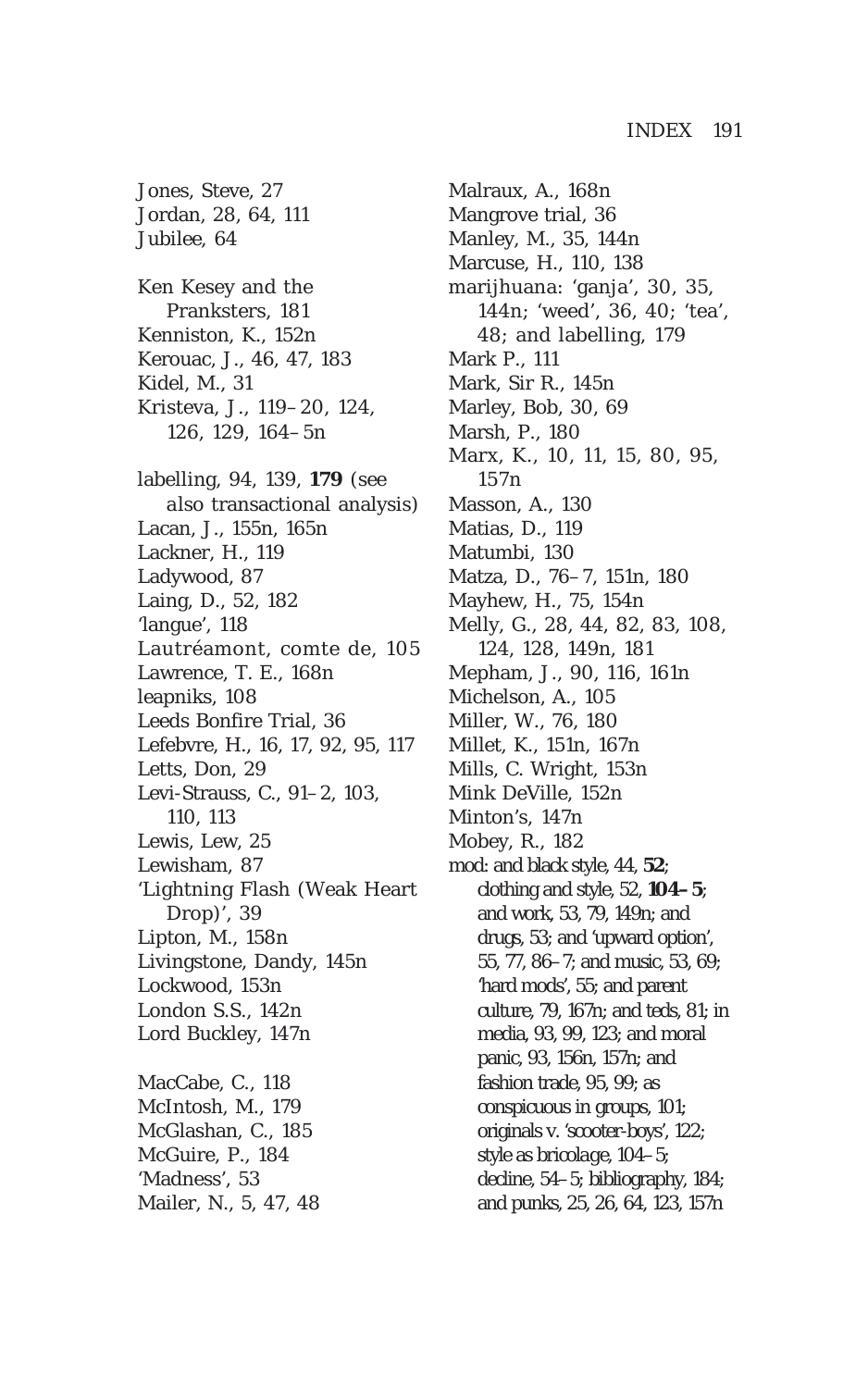Jones, Steve, 27
Jordan, 28, 64, 111
Jubilee, 64

Ken Kesey and the Pranksters, 181
Kenniston, K., 152n
Kerouac, J., 46, 47, 183
Kidel, M., 31
Kristeva, J., 119–20, 124, 126, 129, 164–5n

labelling, 94, 139, **179** (see *also* transactional analysis)
Lacan, J., 155n, 165n
Lackner, H., 119
Ladywood, 87
Laing, D., 52, 182
'langue', 118
Lautréamont, comte de, 105
Lawrence, T. E., 168n
leapniks, 108
Leeds Bonfire Trial, 36
Lefebvre, H., 16, 17, 92, 95, 117
Letts, Don, 29
Levi-Strauss, C., 91–2, 103, 110, 113
Lewis, Lew, 25
Lewisham, 87
'Lightning Flash (Weak Heart Drop)', 39
Lipton, M., 158n
Livingstone, Dandy, 145n
Lockwood, 153n
London S.S., 142n
Lord Buckley, 147n

MacCabe, C., 118
McIntosh, M., 179
McGlashan, C., 185
McGuire, P., 184
'Madness', 53
Mailer, N., 5, 47, 48
Malraux, A., 168n
Mangrove trial, 36
Manley, M., 35, 144n
Marcuse, H., 110, 138
marijhuana: 'ganja', 30, 35, 144n; 'weed', 36, 40; 'tea', 48; and labelling, 179
Mark P., 111
Mark, Sir R., 145n
Marley, Bob, 30, 69
Marsh, P., 180
Marx, K., 10, 11, 15, 80, 95, 157n
Masson, A., 130
Matias, D., 119
Matumbi, 130
Matza, D., 76–7, 151n, 180
Mayhew, H., 75, 154n
Melly, G., 28, 44, 82, 83, 108, 124, 128, 149n, 181
Mepham, J., 90, 116, 161n
Michelson, A., 105
Miller, W., 76, 180
Millet, K., 151n, 167n
Mills, C. Wright, 153n
Mink DeVille, 152n
Minton's, 147n
Mobey, R., 182
mod: and black style, 44, **52**; clothing and style, 52, **104–5**; and work, 53, 79, 149n; and drugs, 53; and 'upward option', 55, 77, 86–7; and music, 53, 69; 'hard mods', 55; and parent culture, 79, 167n; and teds, 81; in media, 93, 99, 123; and moral panic, 93, 156n, 157n; and fashion trade, 95, 99; as conspicuous in groups, 101; originals v. 'scooter-boys', 122; style as bricolage, 104–5; decline, 54–5; bibliography, 184; and punks, 25, 26, 64, 123, 157n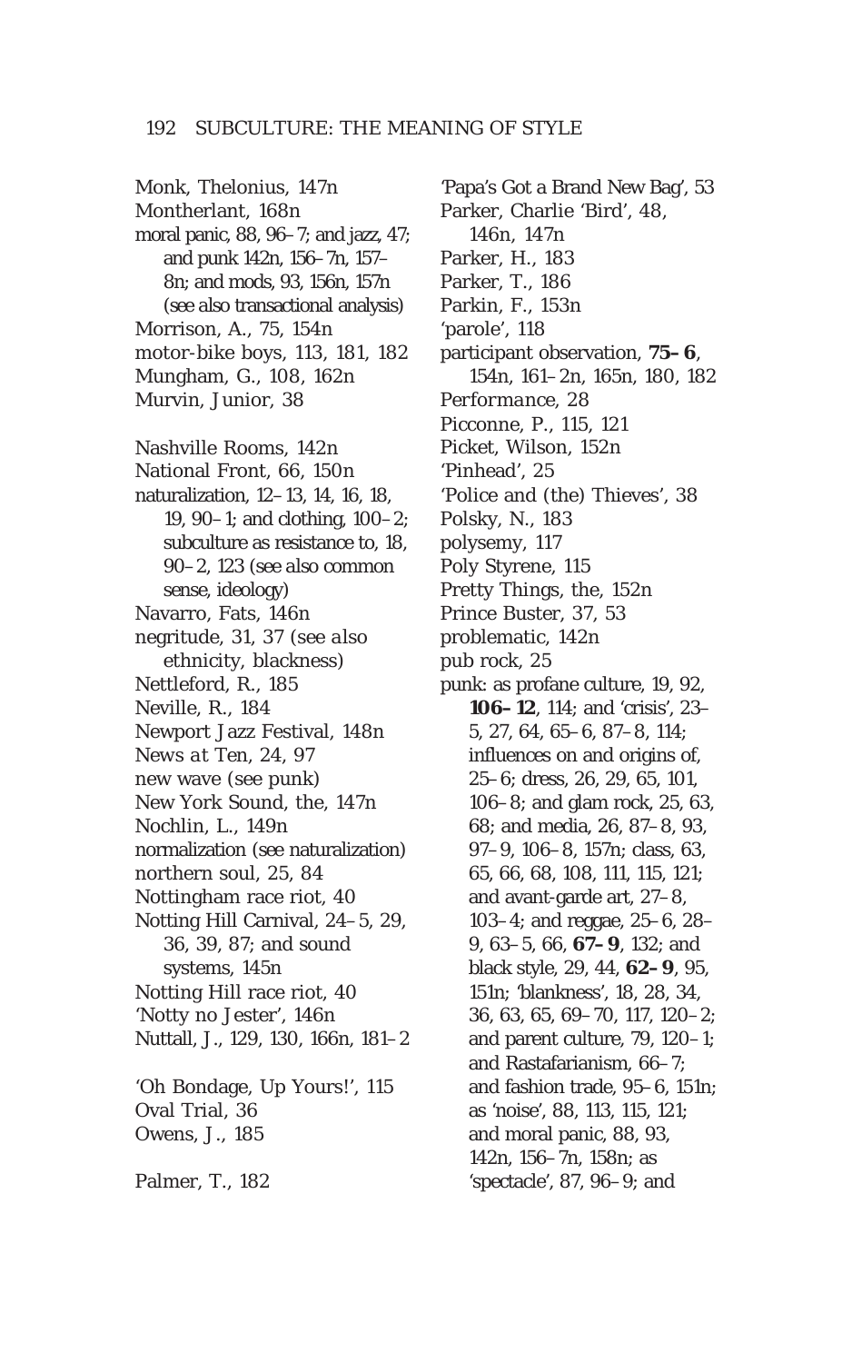Monk, Thelonius, 147n
Montherlant, 168n
moral panic, 88, 96–7; and jazz, 47; and punk 142n, 156–7n, 157–8n; and mods, 93, 156n, 157n (see also transactional analysis)
Morrison, A., 75, 154n
motor-bike boys, 113, 181, 182
Mungham, G., 108, 162n
Murvin, Junior, 38

Nashville Rooms, 142n
National Front, 66, 150n
naturalization, 12–13, 14, 16, 18, 19, 90–1; and clothing, 100–2; subculture as resistance to, 18, 90–2, 123 (see also common sense, ideology)
Navarro, Fats, 146n
negritude, 31, 37 (see *also* ethnicity, blackness)
Nettleford, R., 185
Neville, R., 184
Newport Jazz Festival, 148n
*News at Ten*, 24, 97
new wave (see punk)
New York Sound, the, 147n
Nochlin, L., 149n
normalization (see naturalization)
northern soul, 25, 84
Nottingham race riot, 40
Notting Hill Carnival, 24–5, 29, 36, 39, 87; and sound systems, 145n
Notting Hill race riot, 40
'Notty no Jester', 146n
Nuttall, J., 129, 130, 166n, 181–2

'Oh Bondage, Up Yours!', 115
Oval Trial, 36
Owens, J., 185

Palmer, T., 182
'Papa's Got a Brand New Bag', 53
Parker, Charlie 'Bird', 48, 146n, 147n
Parker, H., 183
Parker, T., 186
Parkin, F., 153n
'parole', 118
participant observation, **75–6**, 154n, 161–2n, 165n, 180, 182
*Performance*, 28
Picconne, P., 115, 121
Picket, Wilson, 152n
'Pinhead', 25
'Police and (the) Thieves', 38
Polsky, N., 183
polysemy, 117
Poly Styrene, 115
Pretty Things, the, 152n
Prince Buster, 37, 53
problematic, 142n
pub rock, 25
punk: as profane culture, 19, 92, **106–12**, 114; and 'crisis', 23–5, 27, 64, 65–6, 87–8, 114; influences on and origins of, 25–6; dress, 26, 29, 65, 101, 106–8; and glam rock, 25, 63, 68; and media, 26, 87–8, 93, 97–9, 106–8, 157n; class, 63, 65, 66, 68, 108, 111, 115, 121; and avant-garde art, 27–8, 103–4; and reggae, 25–6, 28–9, 63–5, 66, **67–9**, 132; and black style, 29, 44, **62–9**, 95, 151n; 'blankness', 18, 28, 34, 36, 63, 65, 69–70, 117, 120–2; and parent culture, 79, 120–1; and Rastafarianism, 66–7; and fashion trade, 95–6, 151n; as 'noise', 88, 113, 115, 121; and moral panic, 88, 93, 142n, 156–7n, 158n; as 'spectacle', 87, 96–9; and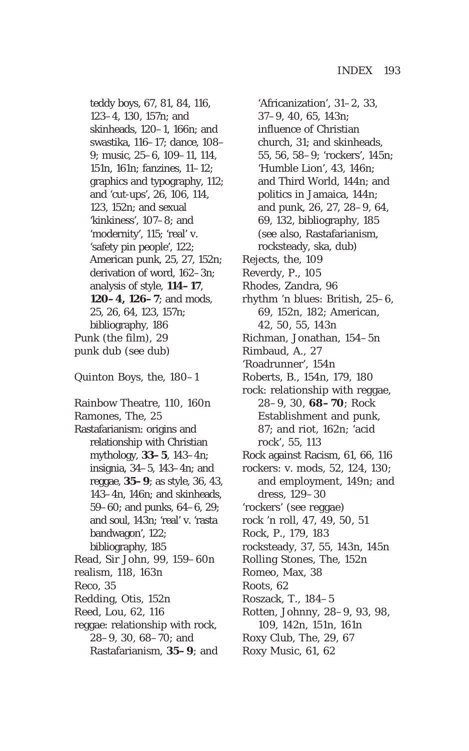teddy boys, 67, 81, 84, 116, 123–4, 130, 157n; and skinheads, 120–1, 166n; and swastika, 116–17; dance, 108–9; music, 25–6, 109–11, 114, 151n, 161n; fanzines, 11–12; graphics and typography, 112; and 'cut-ups', 26, 106, 114, 123, 152n; and sexual 'kinkiness', 107–8; and 'modernity', 115; 'real' v. 'safety pin people', 122; American punk, 25, 27, 152n; derivation of word, 162–3n; analysis of style, **114–17**, **120–4, 126–7**; and mods, 25, 26, 64, 123, 157n; bibliography, 186

Punk (the film), 29

punk dub (see dub)

Quinton Boys, the, 180–1

Rainbow Theatre, 110, 160n

Ramones, The, 25

Rastafarianism: origins and relationship with Christian mythology, **33–5**, 143–4n; insignia, 34–5, 143–4n; and reggae, **35–9**; as style, 36, 43, 143–4n, 146n; and skinheads, 59–60; and punks, 64–6, 29; and soul, 143n; 'real' v. 'rasta bandwagon', 122; bibliography, 185

Read, Sir John, 99, 159–60n

realism, 118, 163n

Reco, 35

Redding, Otis, 152n

Reed, Lou, 62, 116

reggae: relationship with rock, 28–9, 30, 68–70; and Rastafarianism, **35–9**; and 'Africanization', 31–2, 33, 37–9, 40, 65, 143n; influence of Christian church, 31; and skinheads, 55, 56, 58–9; 'rockers', 145n; 'Humble Lion', 43, 146n; and Third World, 144n; and politics in Jamaica, 144n; and punk, 26, 27, 28–9, 64, 69, 132, bibliography, 185 (see also, Rastafarianism, rocksteady, ska, dub)

Rejects, the, 109

Reverdy, P., 105

Rhodes, Zandra, 96

rhythm 'n blues: British, 25–6, 69, 152n, 182; American, 42, 50, 55, 143n

Richman, Jonathan, 154–5n

Rimbaud, A., 27

'Roadrunner', 154n

Roberts, B., 154n, 179, 180

rock: relationship with reggae, 28–9, 30, **68–70**; Rock Establishment and punk, 87; and riot, 162n; 'acid rock', 55, 113

Rock against Racism, 61, 66, 116

rockers: v. mods, 52, 124, 130; and employment, 149n; and dress, 129–30

'rockers' (see reggae)

rock 'n roll, 47, 49, 50, 51

Rock, P., 179, 183

rocksteady, 37, 55, 143n, 145n

Rolling Stones, The, 152n

Romeo, Max, 38

Roots, 62

Roszack, T., 184–5

Rotten, Johnny, 28–9, 93, 98, 109, 142n, 151n, 161n

Roxy Club, The, 29, 67

Roxy Music, 61, 62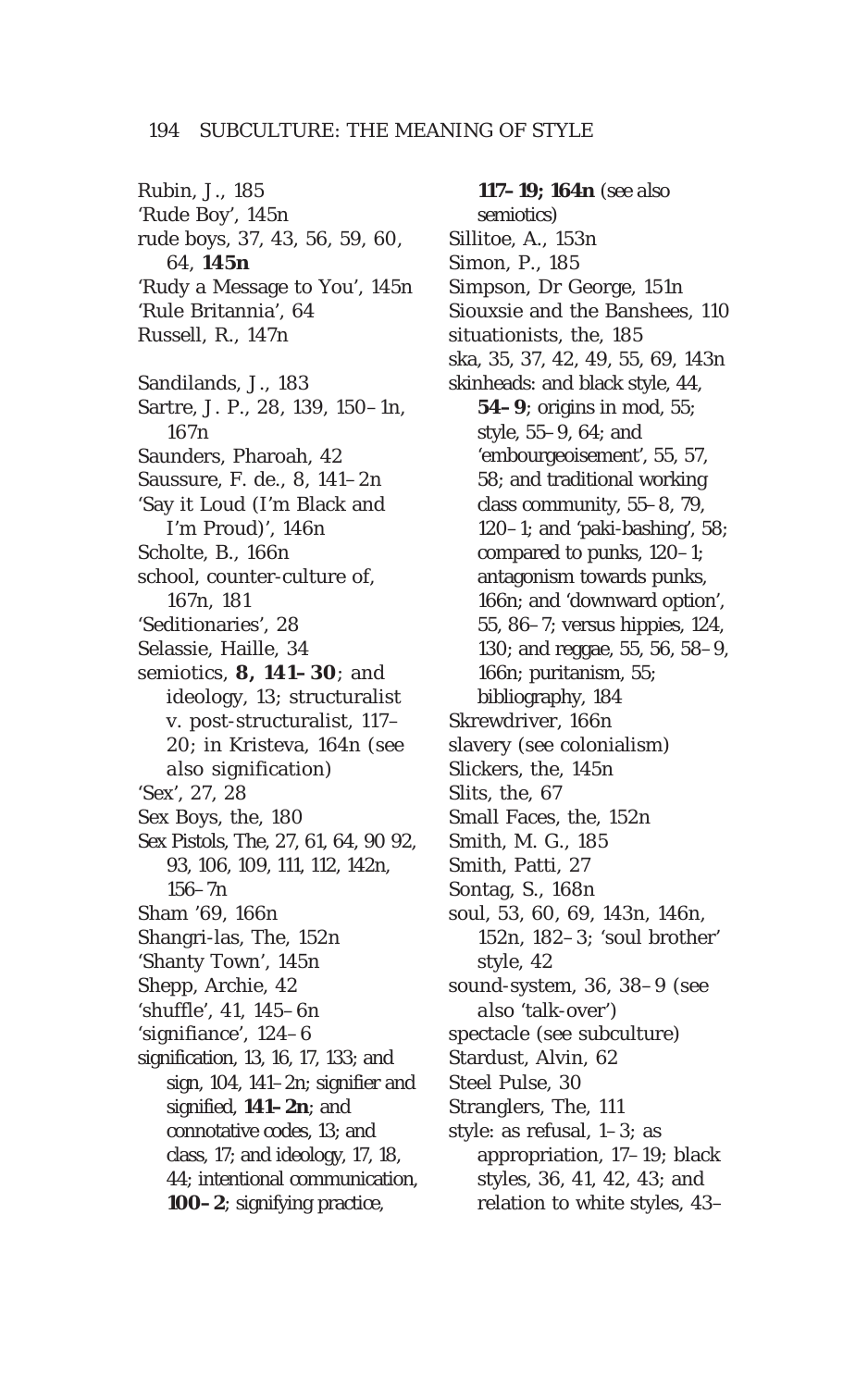Rubin, J., 185
'Rude Boy', 145n
rude boys, 37, 43, 56, 59, 60, 64, **145n**
'Rudy a Message to You', 145n
'Rule Britannia', 64
Russell, R., 147n

Sandilands, J., 183
Sartre, J. P., 28, 139, 150–1n, 167n
Saunders, Pharoah, 42
Saussure, F. de., 8, 141–2n
'Say it Loud (I'm Black and I'm Proud)', 146n
Scholte, B., 166n
school, counter-culture of, 167n, 181
'Seditionaries', 28
Selassie, Haille, 34
semiotics, **8, 141–30**; and ideology, 13; structuralist v. post-structuralist, 117–20; in Kristeva, 164n (see *also* signification)
'Sex', 27, 28
Sex Boys, the, 180
Sex Pistols, The, 27, 61, 64, 90 92, 93, 106, 109, 111, 112, 142n, 156–7n
Sham '69, 166n
Shangri-las, The, 152n
'Shanty Town', 145n
Shepp, Archie, 42
'shuffle', 41, 145–6n
'signifiance', 124–6
signification, 13, 16, 17, 133; and sign, 104, 141–2n; signifier and signified, **141–2n**; and connotative codes, 13; and class, 17; and ideology, 17, 18, 44; intentional communication, **100–2**; signifying practice, **117–19; 164n** (see also semiotics)
Sillitoe, A., 153n
Simon, P., 185
Simpson, Dr George, 151n
Siouxsie and the Banshees, 110
situationists, the, 185
ska, 35, 37, 42, 49, 55, 69, 143n
skinheads: and black style, 44, **54–9**; origins in mod, 55; style, 55–9, 64; and 'embourgeoisement', 55, 57, 58; and traditional working class community, 55–8, 79, 120–1; and 'paki-bashing', 58; compared to punks, 120–1; antagonism towards punks, 166n; and 'downward option', 55, 86–7; versus hippies, 124, 130; and reggae, 55, 56, 58–9, 166n; puritanism, 55; bibliography, 184
Skrewdriver, 166n
slavery (see colonialism)
Slickers, the, 145n
Slits, the, 67
Small Faces, the, 152n
Smith, M. G., 185
Smith, Patti, 27
Sontag, S., 168n
soul, 53, 60, 69, 143n, 146n, 152n, 182–3; 'soul brother' style, 42
sound-system, 36, 38–9 (see *also* 'talk-over')
spectacle (see subculture)
Stardust, Alvin, 62
Steel Pulse, 30
Stranglers, The, 111
style: as refusal, 1–3; as appropriation, 17–19; black styles, 36, 41, 42, 43; and relation to white styles, 43–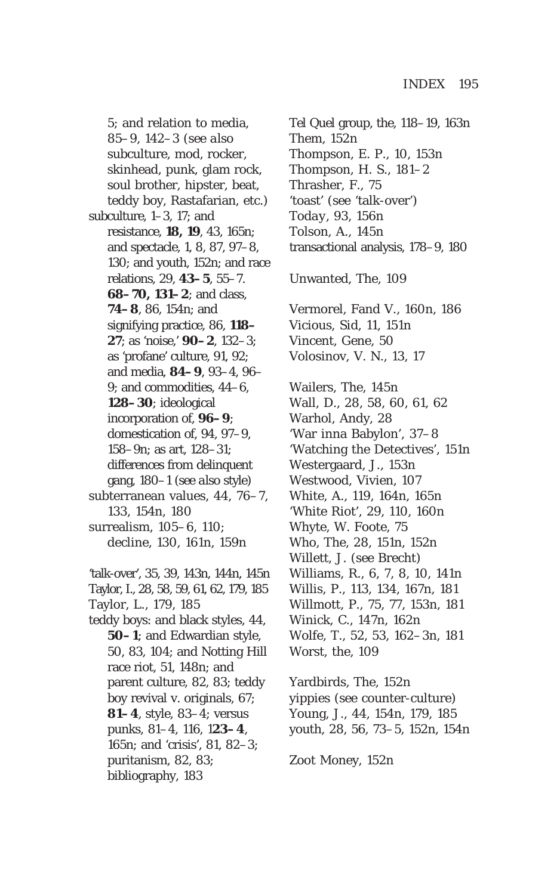5; and relation to media, 85–9, 142–3 (*see also* subculture, mod, rocker, skinhead, punk, glam rock, soul brother, hipster, beat, teddy boy, Rastafarian, etc.)

subculture, 1–3, 17; and resistance, **18, 19**, 43, 165n; and spectacle, 1, 8, 87, 97–8, 130; and youth, 152n; and race relations, 29, **43–5**, 55–7. **68–70, 131–2**; and class, **74–8**, 86, 154n; and signifying practice, 86, **118–27**; as 'noise,' **90–2**, 132–3; as 'profane' culture, 91, 92; and media, **84–9**, 93–4, 96–9; and commodities, 44–6, **128–30**; ideological incorporation of, **96–9**; domestication of, 94, 97–9, 158–9n; as art, 128–31; differences from delinquent gang, 180–1 (*see also* style)

subterranean values, 44, 76–7, 133, 154n, 180

surrealism, 105–6, 110; decline, 130, 161n, 159n

'talk-over', 35, 39, 143n, 144n, 145n

Taylor, I., 28, 58, 59, 61, 62, 179, 185

Taylor, L., 179, 185

teddy boys: and black styles, 44, **50–1**; and Edwardian style, 50, 83, 104; and Notting Hill race riot, 51, 148n; and parent culture, 82, 83; teddy boy revival v. originals, 67; **81–4**, style, 83–4; versus punks, 81–4, 116, 1**23–4**, 165n; and 'crisis', 81, 82–3; puritanism, 82, 83; bibliography, 183

Tel Quel group, the, 118–19, 163n

Them, 152n

Thompson, E. P., 10, 153n

Thompson, H. S., 181–2

Thrasher, F., 75

'toast' (*see* 'talk-over')

*Today*, 93, 156n

Tolson, A., 145n

transactional analysis, 178–9, 180

Unwanted, The, 109

Vermorel, Fand V., 160n, 186

Vicious, Sid, 11, 151n

Vincent, Gene, 50

Volosinov, V. N., 13, 17

Wailers, The, 145n

Wall, D., 28, 58, 60, 61, 62

Warhol, Andy, 28

'War inna Babylon', 37–8

'Watching the Detectives', 151n

Westergaard, J., 153n

Westwood, Vivien, 107

White, A., 119, 164n, 165n

'White Riot', 29, 110, 160n

Whyte, W. Foote, 75

Who, The, 28, 151n, 152n

Willett, J. (*see* Brecht)

Williams, R., 6, 7, 8, 10, 141n

Willis, P., 113, 134, 167n, 181

Willmott, P., 75, 77, 153n, 181

Winick, C., 147n, 162n

Wolfe, T., 52, 53, 162–3n, 181

Worst, the, 109

Yardbirds, The, 152n

yippies (*see* counter-culture)

Young, J., 44, 154n, 179, 185

youth, 28, 56, 73–5, 152n, 154n

Zoot Money, 152n